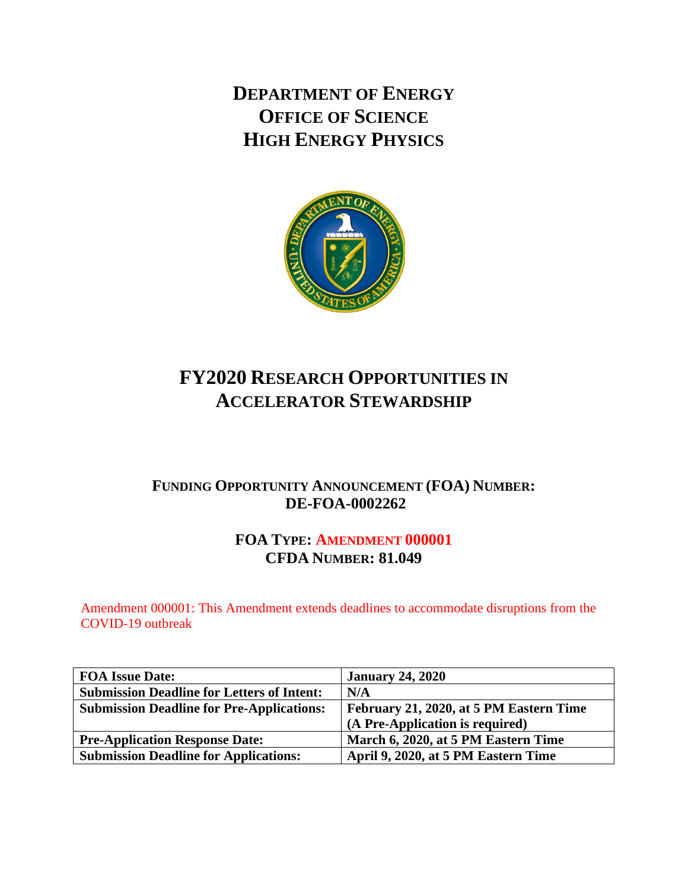# DEPARTMENT OF ENERGY
# OFFICE OF SCIENCE
# HIGH ENERGY PHYSICS

# FY2020 RESEARCH OPPORTUNITIES IN ACCELERATOR STEWARDSHIP

## FUNDING OPPORTUNITY ANNOUNCEMENT (FOA) NUMBER: DE-FOA-0002262

## FOA TYPE: AMENDMENT 000001
## CFDA NUMBER: 81.049

Amendment 000001: This Amendment extends deadlines to accommodate disruptions from the COVID-19 outbreak

| | |
|---|---|
| **FOA Issue Date:** | **January 24, 2020** |
| **Submission Deadline for Letters of Intent:** | **N/A** |
| **Submission Deadline for Pre-Applications:** | **February 21, 2020, at 5 PM Eastern Time (A Pre-Application is required)** |
| **Pre-Application Response Date:** | **March 6, 2020, at 5 PM Eastern Time** |
| **Submission Deadline for Applications:** | **April 9, 2020, at 5 PM Eastern Time** |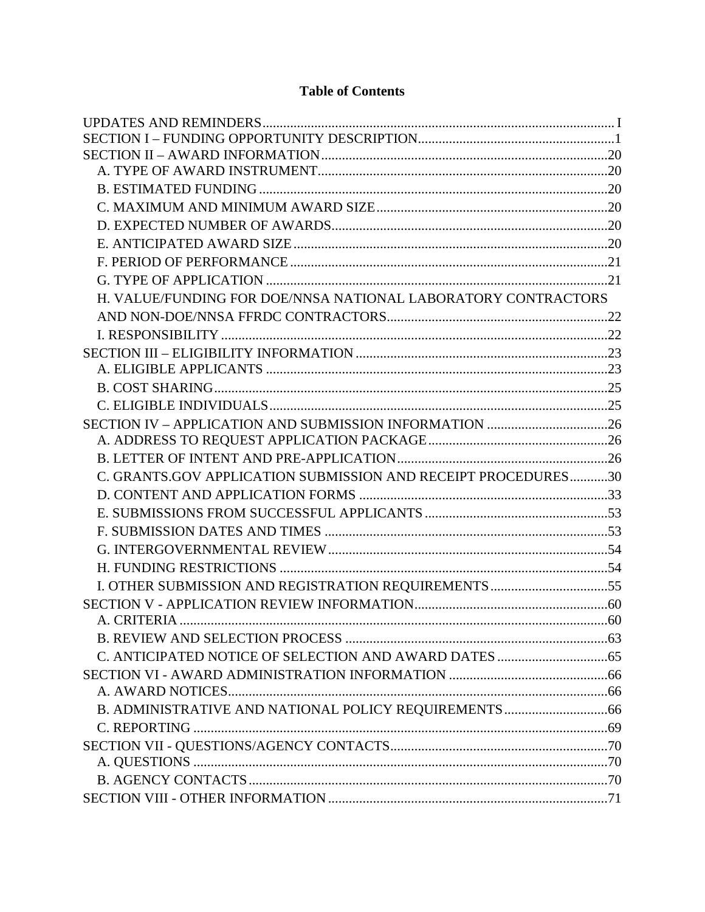# Table of Contents

UPDATES AND REMINDERS ..... I
SECTION I – FUNDING OPPORTUNITY DESCRIPTION ..... 1
SECTION II – AWARD INFORMATION ..... 20
- A. TYPE OF AWARD INSTRUMENT ..... 20
- B. ESTIMATED FUNDING ..... 20
- C. MAXIMUM AND MINIMUM AWARD SIZE ..... 20
- D. EXPECTED NUMBER OF AWARDS ..... 20
- E. ANTICIPATED AWARD SIZE ..... 20
- F. PERIOD OF PERFORMANCE ..... 21
- G. TYPE OF APPLICATION ..... 21
- H. VALUE/FUNDING FOR DOE/NNSA NATIONAL LABORATORY CONTRACTORS AND NON-DOE/NNSA FFRDC CONTRACTORS ..... 22
- I. RESPONSIBILITY ..... 22

SECTION III – ELIGIBILITY INFORMATION ..... 23
- A. ELIGIBLE APPLICANTS ..... 23
- B. COST SHARING ..... 25
- C. ELIGIBLE INDIVIDUALS ..... 25

SECTION IV – APPLICATION AND SUBMISSION INFORMATION ..... 26
- A. ADDRESS TO REQUEST APPLICATION PACKAGE ..... 26
- B. LETTER OF INTENT AND PRE-APPLICATION ..... 26
- C. GRANTS.GOV APPLICATION SUBMISSION AND RECEIPT PROCEDURES ..... 30
- D. CONTENT AND APPLICATION FORMS ..... 33
- E. SUBMISSIONS FROM SUCCESSFUL APPLICANTS ..... 53
- F. SUBMISSION DATES AND TIMES ..... 53
- G. INTERGOVERNMENTAL REVIEW ..... 54
- H. FUNDING RESTRICTIONS ..... 54
- I. OTHER SUBMISSION AND REGISTRATION REQUIREMENTS ..... 55

SECTION V - APPLICATION REVIEW INFORMATION ..... 60
- A. CRITERIA ..... 60
- B. REVIEW AND SELECTION PROCESS ..... 63
- C. ANTICIPATED NOTICE OF SELECTION AND AWARD DATES ..... 65

SECTION VI - AWARD ADMINISTRATION INFORMATION ..... 66
- A. AWARD NOTICES ..... 66
- B. ADMINISTRATIVE AND NATIONAL POLICY REQUIREMENTS ..... 66
- C. REPORTING ..... 69

SECTION VII - QUESTIONS/AGENCY CONTACTS ..... 70
- A. QUESTIONS ..... 70
- B. AGENCY CONTACTS ..... 70

SECTION VIII - OTHER INFORMATION ..... 71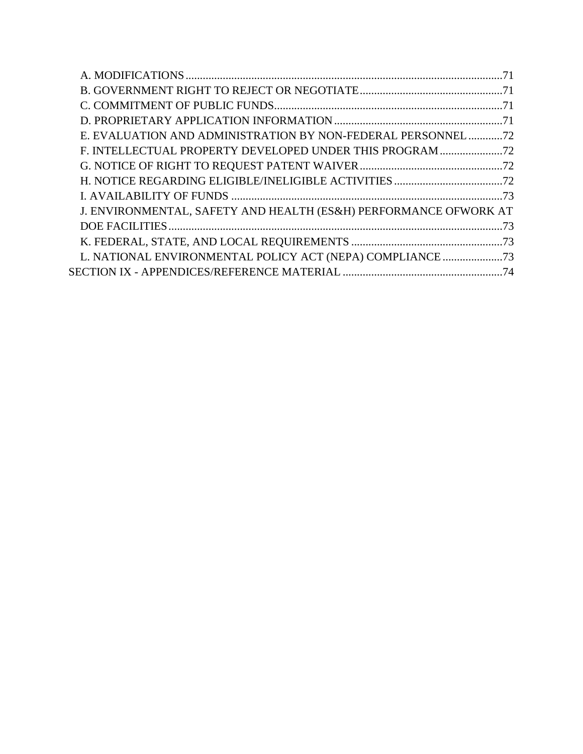A. MODIFICATIONS ..... 71
B. GOVERNMENT RIGHT TO REJECT OR NEGOTIATE ..... 71
C. COMMITMENT OF PUBLIC FUNDS ..... 71
D. PROPRIETARY APPLICATION INFORMATION ..... 71
E. EVALUATION AND ADMINISTRATION BY NON-FEDERAL PERSONNEL ..... 72
F. INTELLECTUAL PROPERTY DEVELOPED UNDER THIS PROGRAM ..... 72
G. NOTICE OF RIGHT TO REQUEST PATENT WAIVER ..... 72
H. NOTICE REGARDING ELIGIBLE/INELIGIBLE ACTIVITIES ..... 72
I. AVAILABILITY OF FUNDS ..... 73
J. ENVIRONMENTAL, SAFETY AND HEALTH (ES&H) PERFORMANCE OFWORK AT DOE FACILITIES ..... 73
K. FEDERAL, STATE, AND LOCAL REQUIREMENTS ..... 73
L. NATIONAL ENVIRONMENTAL POLICY ACT (NEPA) COMPLIANCE ..... 73

SECTION IX - APPENDICES/REFERENCE MATERIAL ..... 74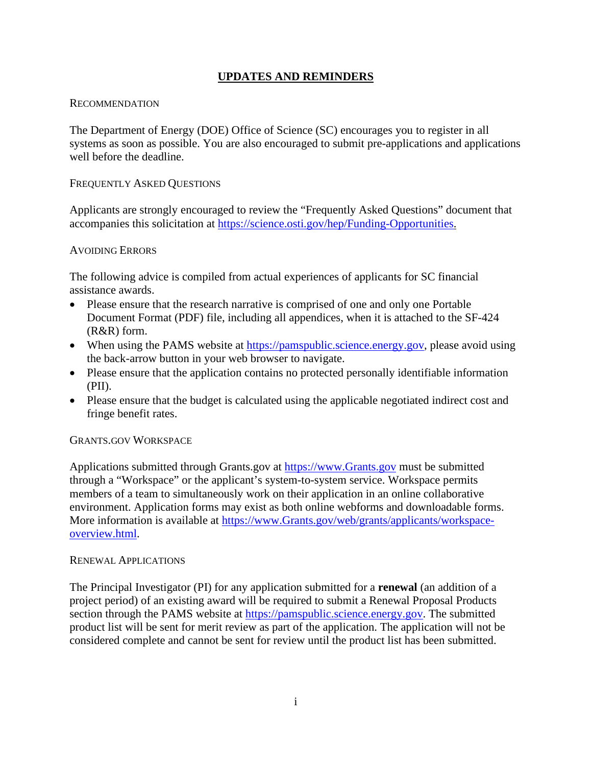# UPDATES AND REMINDERS

## RECOMMENDATION

The Department of Energy (DOE) Office of Science (SC) encourages you to register in all systems as soon as possible. You are also encouraged to submit pre-applications and applications well before the deadline.

## FREQUENTLY ASKED QUESTIONS

Applicants are strongly encouraged to review the "Frequently Asked Questions" document that accompanies this solicitation at https://science.osti.gov/hep/Funding-Opportunities.

## AVOIDING ERRORS

The following advice is compiled from actual experiences of applicants for SC financial assistance awards.

- Please ensure that the research narrative is comprised of one and only one Portable Document Format (PDF) file, including all appendices, when it is attached to the SF-424 (R&R) form.
- When using the PAMS website at https://pamspublic.science.energy.gov, please avoid using the back-arrow button in your web browser to navigate.
- Please ensure that the application contains no protected personally identifiable information (PII).
- Please ensure that the budget is calculated using the applicable negotiated indirect cost and fringe benefit rates.

## GRANTS.GOV WORKSPACE

Applications submitted through Grants.gov at https://www.Grants.gov must be submitted through a "Workspace" or the applicant's system-to-system service. Workspace permits members of a team to simultaneously work on their application in an online collaborative environment. Application forms may exist as both online webforms and downloadable forms. More information is available at https://www.Grants.gov/web/grants/applicants/workspace-overview.html.

## RENEWAL APPLICATIONS

The Principal Investigator (PI) for any application submitted for a **renewal** (an addition of a project period) of an existing award will be required to submit a Renewal Proposal Products section through the PAMS website at https://pamspublic.science.energy.gov. The submitted product list will be sent for merit review as part of the application. The application will not be considered complete and cannot be sent for review until the product list has been submitted.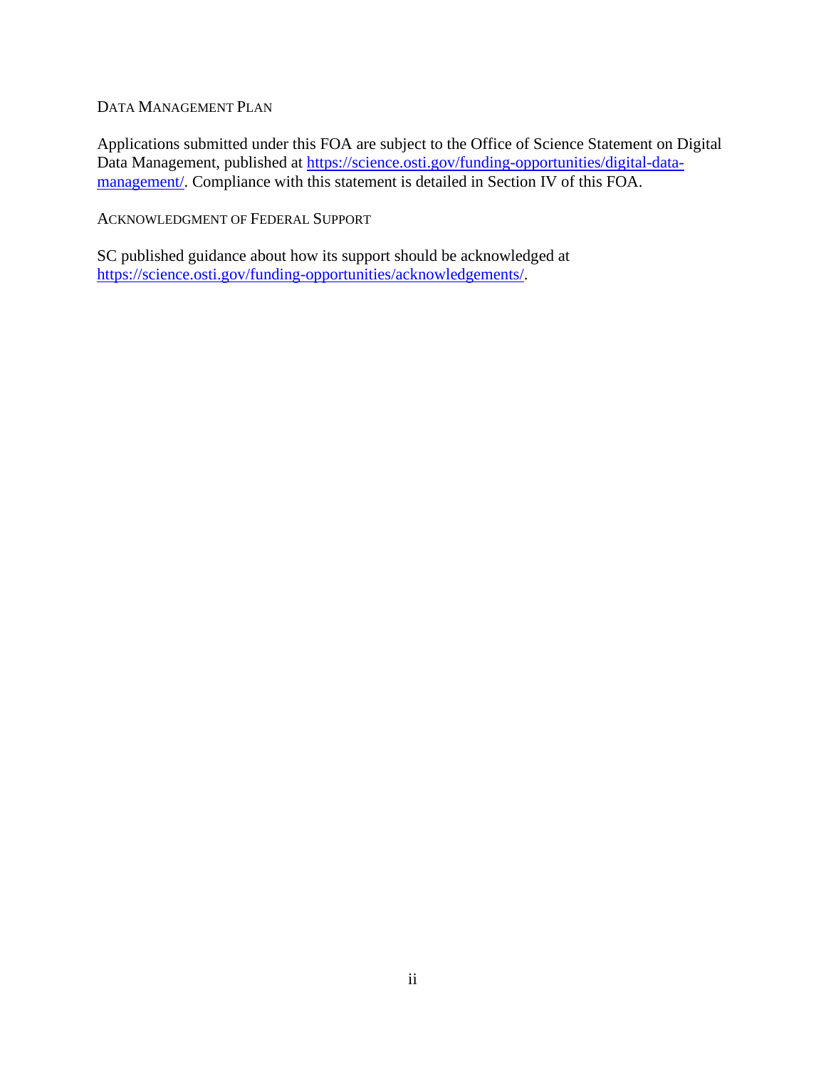## DATA MANAGEMENT PLAN

Applications submitted under this FOA are subject to the Office of Science Statement on Digital Data Management, published at https://science.osti.gov/funding-opportunities/digital-data-management/. Compliance with this statement is detailed in Section IV of this FOA.

## ACKNOWLEDGMENT OF FEDERAL SUPPORT

SC published guidance about how its support should be acknowledged at https://science.osti.gov/funding-opportunities/acknowledgements/.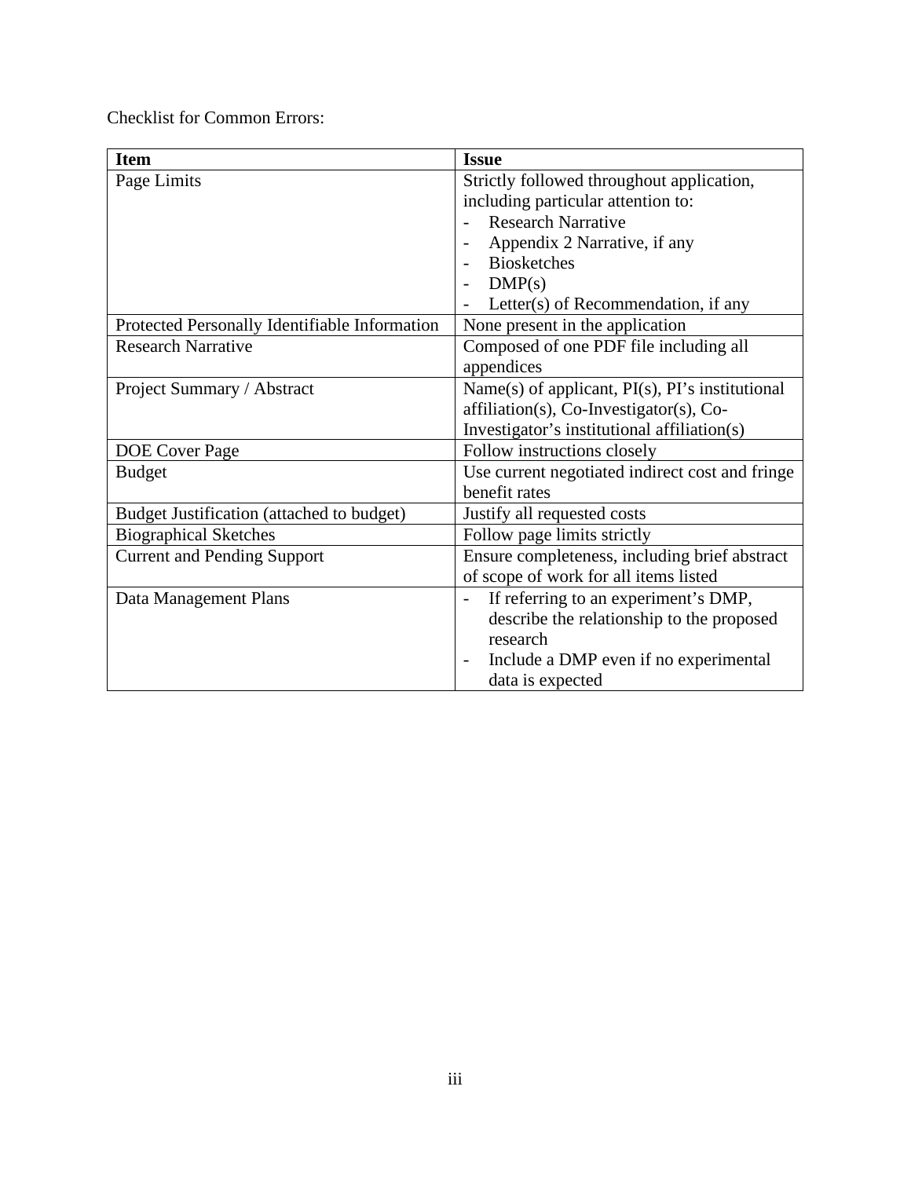Checklist for Common Errors:

| **Item** | **Issue** |
|---|---|
| Page Limits | Strictly followed throughout application, including particular attention to:<br>- Research Narrative<br>- Appendix 2 Narrative, if any<br>- Biosketches<br>- DMP(s)<br>- Letter(s) of Recommendation, if any |
| Protected Personally Identifiable Information | None present in the application |
| Research Narrative | Composed of one PDF file including all appendices |
| Project Summary / Abstract | Name(s) of applicant, PI(s), PI's institutional affiliation(s), Co-Investigator(s), Co-Investigator's institutional affiliation(s) |
| DOE Cover Page | Follow instructions closely |
| Budget | Use current negotiated indirect cost and fringe benefit rates |
| Budget Justification (attached to budget) | Justify all requested costs |
| Biographical Sketches | Follow page limits strictly |
| Current and Pending Support | Ensure completeness, including brief abstract of scope of work for all items listed |
| Data Management Plans | - If referring to an experiment's DMP, describe the relationship to the proposed research<br>- Include a DMP even if no experimental data is expected |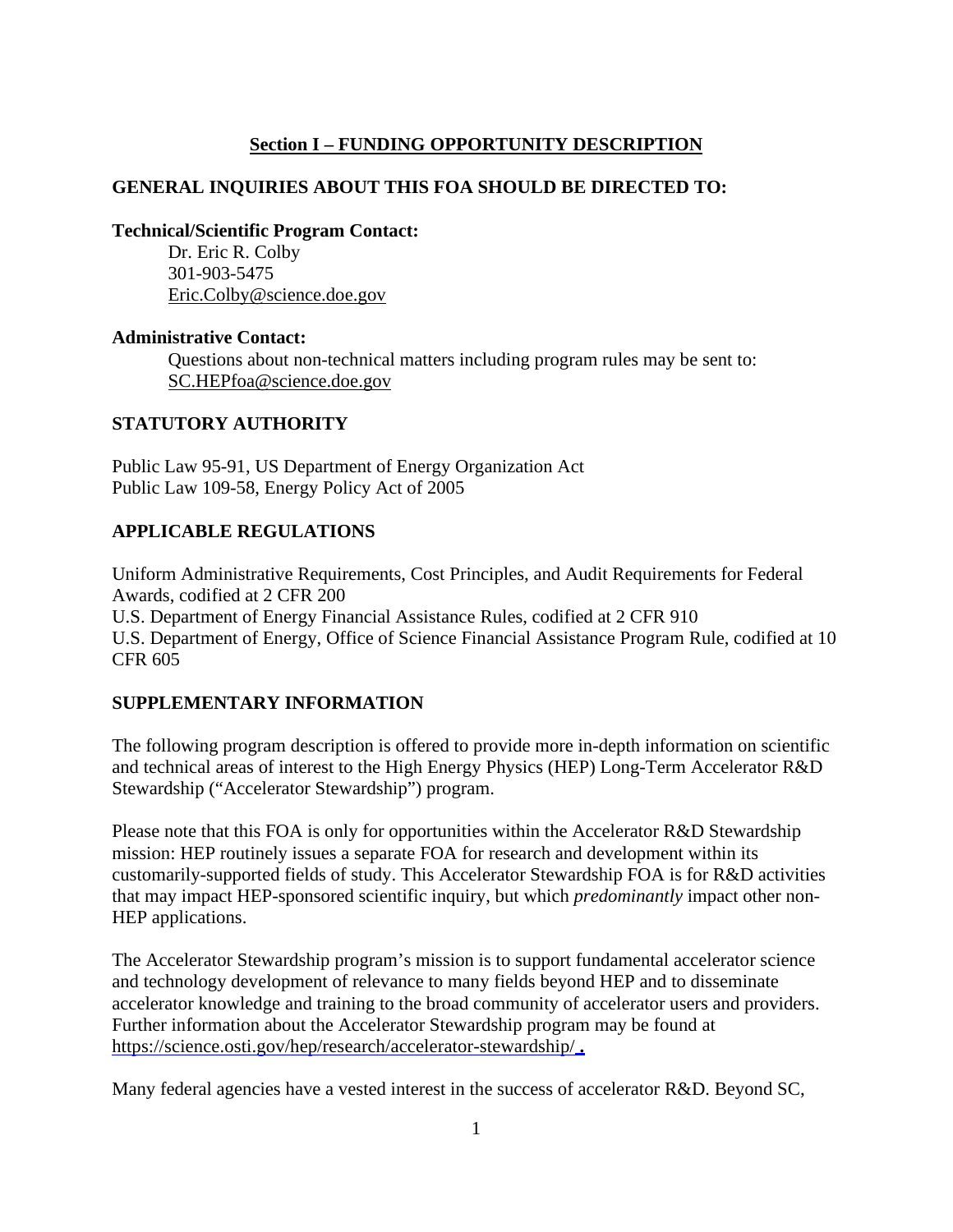## Section I – FUNDING OPPORTUNITY DESCRIPTION

### GENERAL INQUIRIES ABOUT THIS FOA SHOULD BE DIRECTED TO:

**Technical/Scientific Program Contact:**

Dr. Eric R. Colby
301-903-5475
Eric.Colby@science.doe.gov

**Administrative Contact:**

Questions about non-technical matters including program rules may be sent to:
SC.HEPfoa@science.doe.gov

### STATUTORY AUTHORITY

Public Law 95-91, US Department of Energy Organization Act
Public Law 109-58, Energy Policy Act of 2005

### APPLICABLE REGULATIONS

Uniform Administrative Requirements, Cost Principles, and Audit Requirements for Federal Awards, codified at 2 CFR 200
U.S. Department of Energy Financial Assistance Rules, codified at 2 CFR 910
U.S. Department of Energy, Office of Science Financial Assistance Program Rule, codified at 10 CFR 605

### SUPPLEMENTARY INFORMATION

The following program description is offered to provide more in-depth information on scientific and technical areas of interest to the High Energy Physics (HEP) Long-Term Accelerator R&D Stewardship ("Accelerator Stewardship") program.

Please note that this FOA is only for opportunities within the Accelerator R&D Stewardship mission: HEP routinely issues a separate FOA for research and development within its customarily-supported fields of study. This Accelerator Stewardship FOA is for R&D activities that may impact HEP-sponsored scientific inquiry, but which *predominantly* impact other non-HEP applications.

The Accelerator Stewardship program's mission is to support fundamental accelerator science and technology development of relevance to many fields beyond HEP and to disseminate accelerator knowledge and training to the broad community of accelerator users and providers. Further information about the Accelerator Stewardship program may be found at https://science.osti.gov/hep/research/accelerator-stewardship/ .

Many federal agencies have a vested interest in the success of accelerator R&D. Beyond SC,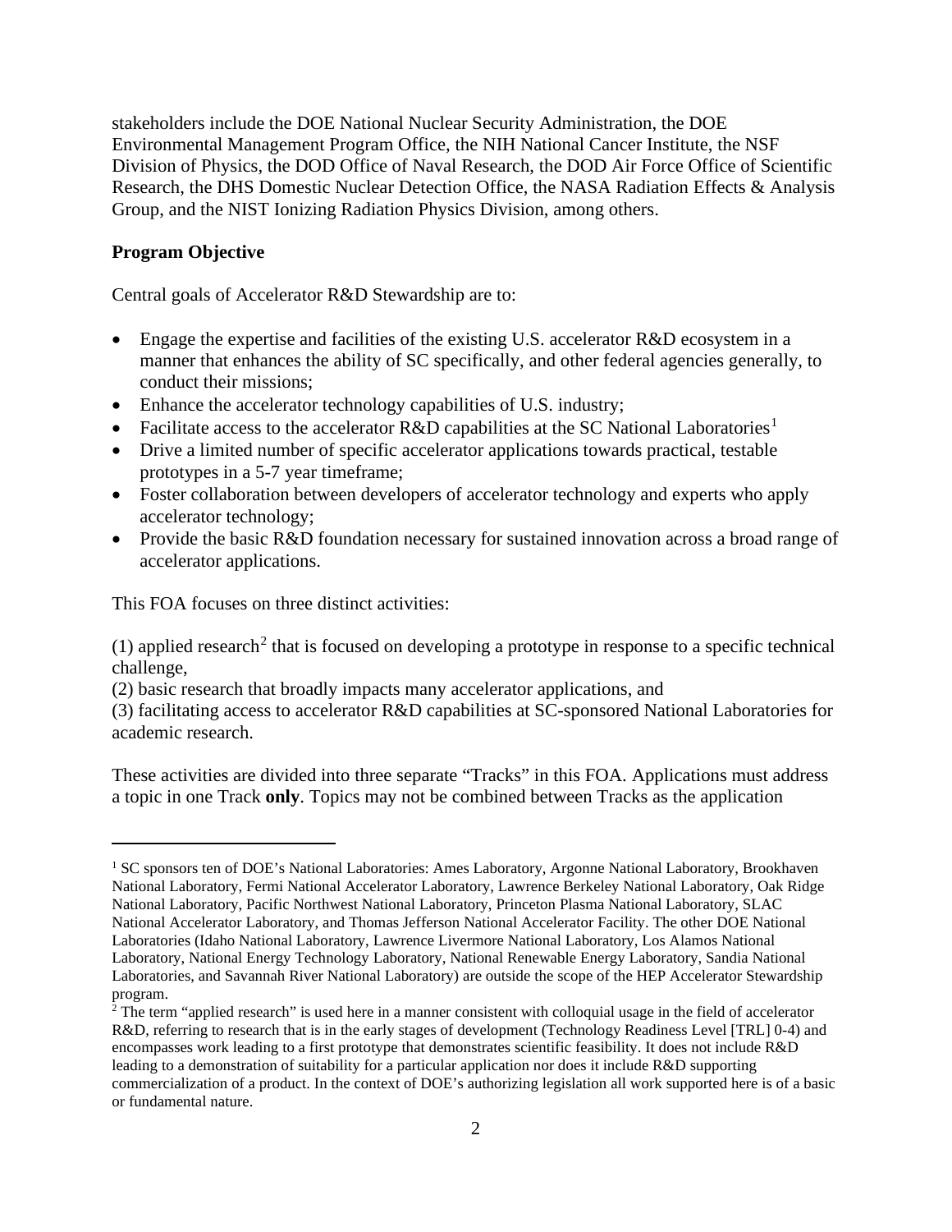stakeholders include the DOE National Nuclear Security Administration, the DOE Environmental Management Program Office, the NIH National Cancer Institute, the NSF Division of Physics, the DOD Office of Naval Research, the DOD Air Force Office of Scientific Research, the DHS Domestic Nuclear Detection Office, the NASA Radiation Effects & Analysis Group, and the NIST Ionizing Radiation Physics Division, among others.

**Program Objective**

Central goals of Accelerator R&D Stewardship are to:

- Engage the expertise and facilities of the existing U.S. accelerator R&D ecosystem in a manner that enhances the ability of SC specifically, and other federal agencies generally, to conduct their missions;
- Enhance the accelerator technology capabilities of U.S. industry;
- Facilitate access to the accelerator R&D capabilities at the SC National Laboratories[1]
- Drive a limited number of specific accelerator applications towards practical, testable prototypes in a 5-7 year timeframe;
- Foster collaboration between developers of accelerator technology and experts who apply accelerator technology;
- Provide the basic R&D foundation necessary for sustained innovation across a broad range of accelerator applications.

This FOA focuses on three distinct activities:

(1) applied research[2] that is focused on developing a prototype in response to a specific technical challenge,
(2) basic research that broadly impacts many accelerator applications, and
(3) facilitating access to accelerator R&D capabilities at SC-sponsored National Laboratories for academic research.

These activities are divided into three separate "Tracks" in this FOA. Applications must address a topic in one Track **only**. Topics may not be combined between Tracks as the application

---

[1] SC sponsors ten of DOE's National Laboratories: Ames Laboratory, Argonne National Laboratory, Brookhaven National Laboratory, Fermi National Accelerator Laboratory, Lawrence Berkeley National Laboratory, Oak Ridge National Laboratory, Pacific Northwest National Laboratory, Princeton Plasma National Laboratory, SLAC National Accelerator Laboratory, and Thomas Jefferson National Accelerator Facility. The other DOE National Laboratories (Idaho National Laboratory, Lawrence Livermore National Laboratory, Los Alamos National Laboratory, National Energy Technology Laboratory, National Renewable Energy Laboratory, Sandia National Laboratories, and Savannah River National Laboratory) are outside the scope of the HEP Accelerator Stewardship program.

[2] The term "applied research" is used here in a manner consistent with colloquial usage in the field of accelerator R&D, referring to research that is in the early stages of development (Technology Readiness Level [TRL] 0-4) and encompasses work leading to a first prototype that demonstrates scientific feasibility. It does not include R&D leading to a demonstration of suitability for a particular application nor does it include R&D supporting commercialization of a product. In the context of DOE's authorizing legislation all work supported here is of a basic or fundamental nature.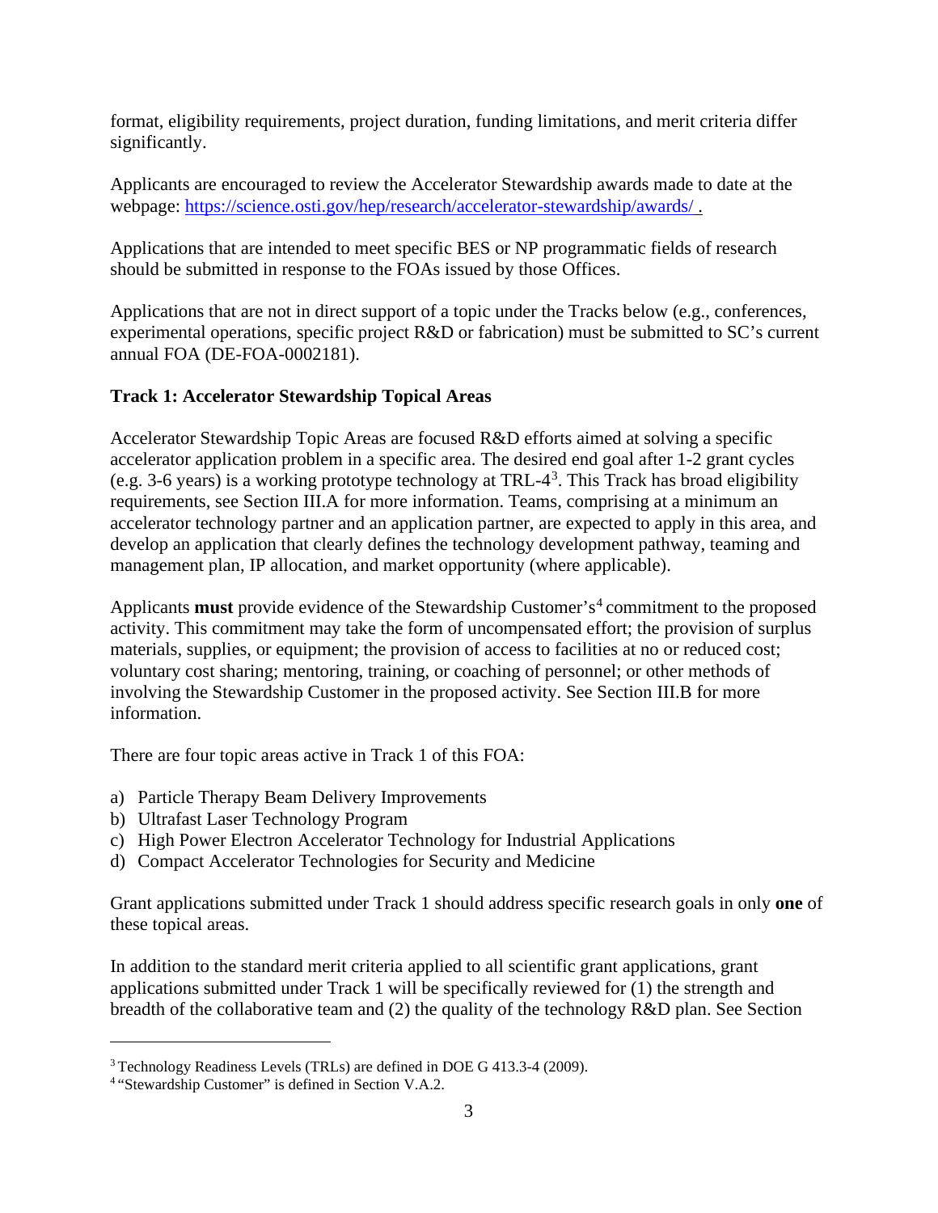format, eligibility requirements, project duration, funding limitations, and merit criteria differ significantly.

Applicants are encouraged to review the Accelerator Stewardship awards made to date at the webpage: [https://science.osti.gov/hep/research/accelerator-stewardship/awards/ .](https://science.osti.gov/hep/research/accelerator-stewardship/awards/)

Applications that are intended to meet specific BES or NP programmatic fields of research should be submitted in response to the FOAs issued by those Offices.

Applications that are not in direct support of a topic under the Tracks below (e.g., conferences, experimental operations, specific project R&D or fabrication) must be submitted to SC's current annual FOA (DE-FOA-0002181).

**Track 1: Accelerator Stewardship Topical Areas**

Accelerator Stewardship Topic Areas are focused R&D efforts aimed at solving a specific accelerator application problem in a specific area. The desired end goal after 1-2 grant cycles (e.g. 3-6 years) is a working prototype technology at TRL-4[3]. This Track has broad eligibility requirements, see Section III.A for more information. Teams, comprising at a minimum an accelerator technology partner and an application partner, are expected to apply in this area, and develop an application that clearly defines the technology development pathway, teaming and management plan, IP allocation, and market opportunity (where applicable).

Applicants **must** provide evidence of the Stewardship Customer's[4] commitment to the proposed activity. This commitment may take the form of uncompensated effort; the provision of surplus materials, supplies, or equipment; the provision of access to facilities at no or reduced cost; voluntary cost sharing; mentoring, training, or coaching of personnel; or other methods of involving the Stewardship Customer in the proposed activity. See Section III.B for more information.

There are four topic areas active in Track 1 of this FOA:

a) Particle Therapy Beam Delivery Improvements
b) Ultrafast Laser Technology Program
c) High Power Electron Accelerator Technology for Industrial Applications
d) Compact Accelerator Technologies for Security and Medicine

Grant applications submitted under Track 1 should address specific research goals in only **one** of these topical areas.

In addition to the standard merit criteria applied to all scientific grant applications, grant applications submitted under Track 1 will be specifically reviewed for (1) the strength and breadth of the collaborative team and (2) the quality of the technology R&D plan. See Section

---

[3] Technology Readiness Levels (TRLs) are defined in DOE G 413.3-4 (2009).

[4] "Stewardship Customer" is defined in Section V.A.2.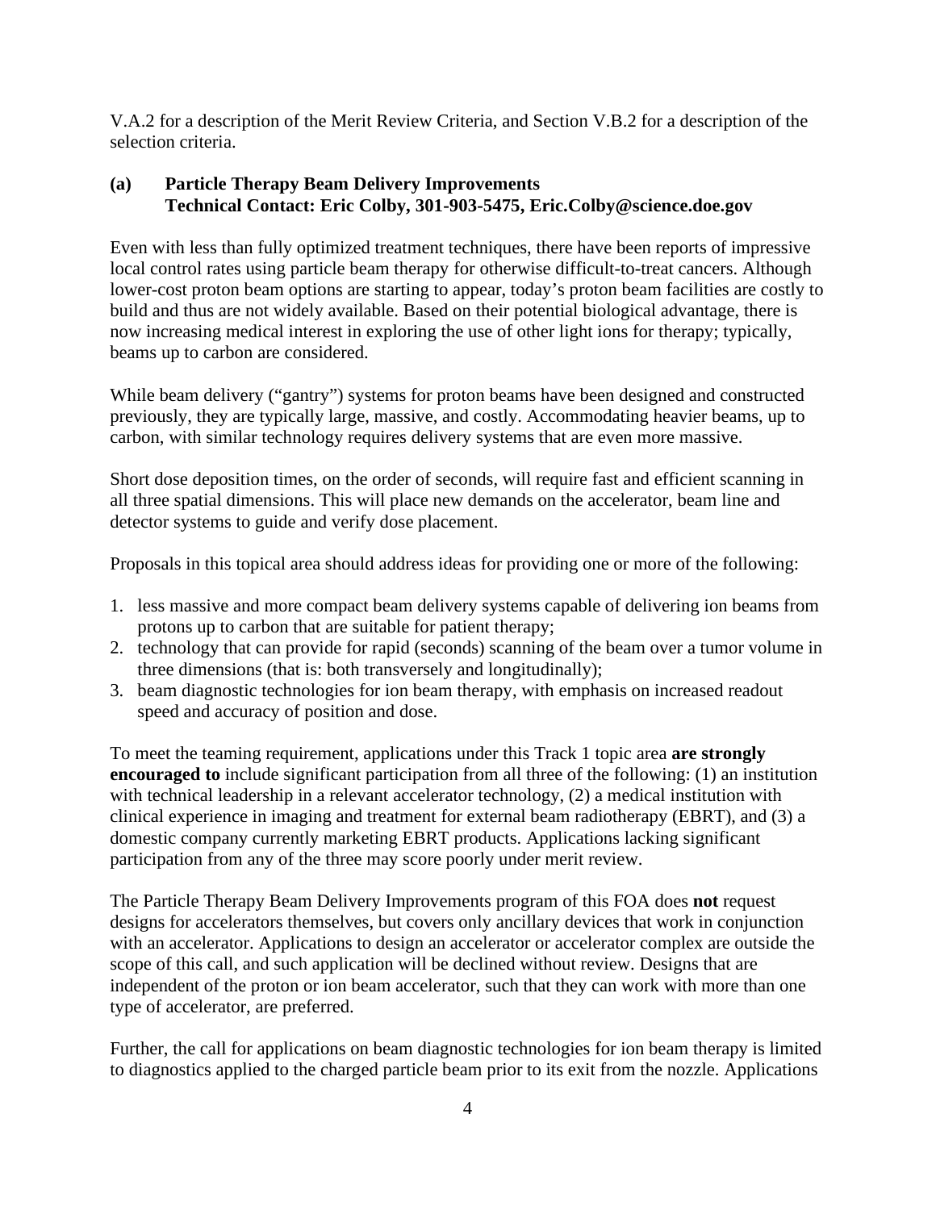V.A.2 for a description of the Merit Review Criteria, and Section V.B.2 for a description of the selection criteria.

### (a) Particle Therapy Beam Delivery Improvements
**Technical Contact: Eric Colby, 301-903-5475, Eric.Colby@science.doe.gov**

Even with less than fully optimized treatment techniques, there have been reports of impressive local control rates using particle beam therapy for otherwise difficult-to-treat cancers. Although lower-cost proton beam options are starting to appear, today's proton beam facilities are costly to build and thus are not widely available. Based on their potential biological advantage, there is now increasing medical interest in exploring the use of other light ions for therapy; typically, beams up to carbon are considered.

While beam delivery ("gantry") systems for proton beams have been designed and constructed previously, they are typically large, massive, and costly. Accommodating heavier beams, up to carbon, with similar technology requires delivery systems that are even more massive.

Short dose deposition times, on the order of seconds, will require fast and efficient scanning in all three spatial dimensions. This will place new demands on the accelerator, beam line and detector systems to guide and verify dose placement.

Proposals in this topical area should address ideas for providing one or more of the following:

1. less massive and more compact beam delivery systems capable of delivering ion beams from protons up to carbon that are suitable for patient therapy;
2. technology that can provide for rapid (seconds) scanning of the beam over a tumor volume in three dimensions (that is: both transversely and longitudinally);
3. beam diagnostic technologies for ion beam therapy, with emphasis on increased readout speed and accuracy of position and dose.

To meet the teaming requirement, applications under this Track 1 topic area **are strongly encouraged to** include significant participation from all three of the following: (1) an institution with technical leadership in a relevant accelerator technology, (2) a medical institution with clinical experience in imaging and treatment for external beam radiotherapy (EBRT), and (3) a domestic company currently marketing EBRT products. Applications lacking significant participation from any of the three may score poorly under merit review.

The Particle Therapy Beam Delivery Improvements program of this FOA does **not** request designs for accelerators themselves, but covers only ancillary devices that work in conjunction with an accelerator. Applications to design an accelerator or accelerator complex are outside the scope of this call, and such application will be declined without review. Designs that are independent of the proton or ion beam accelerator, such that they can work with more than one type of accelerator, are preferred.

Further, the call for applications on beam diagnostic technologies for ion beam therapy is limited to diagnostics applied to the charged particle beam prior to its exit from the nozzle. Applications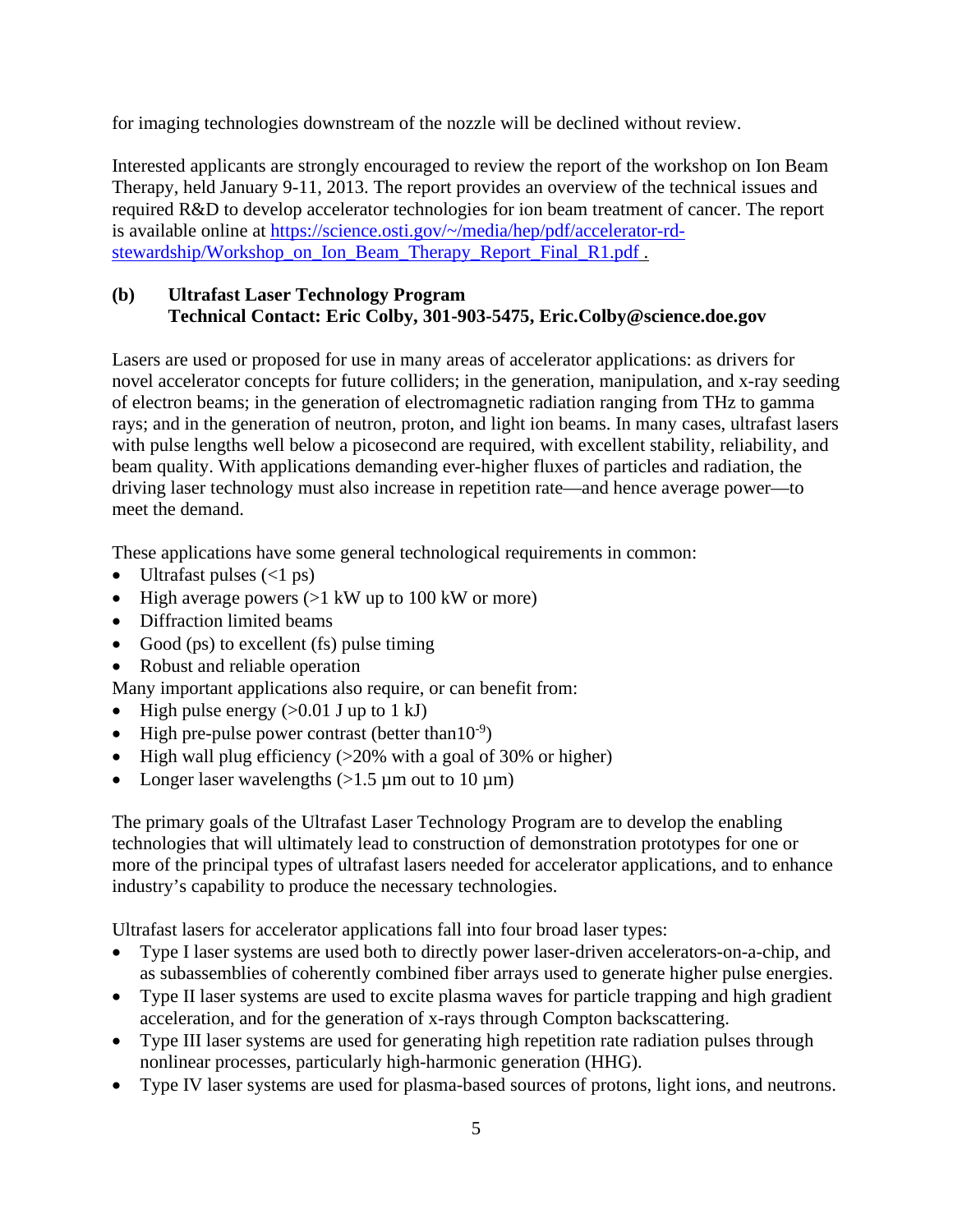for imaging technologies downstream of the nozzle will be declined without review.

Interested applicants are strongly encouraged to review the report of the workshop on Ion Beam Therapy, held January 9-11, 2013. The report provides an overview of the technical issues and required R&D to develop accelerator technologies for ion beam treatment of cancer. The report is available online at [https://science.osti.gov/~/media/hep/pdf/accelerator-rd-stewardship/Workshop_on_Ion_Beam_Therapy_Report_Final_R1.pdf](https://science.osti.gov/~/media/hep/pdf/accelerator-rd-stewardship/Workshop_on_Ion_Beam_Therapy_Report_Final_R1.pdf) .

**(b) Ultrafast Laser Technology Program**
**Technical Contact: Eric Colby, 301-903-5475, Eric.Colby@science.doe.gov**

Lasers are used or proposed for use in many areas of accelerator applications: as drivers for novel accelerator concepts for future colliders; in the generation, manipulation, and x-ray seeding of electron beams; in the generation of electromagnetic radiation ranging from THz to gamma rays; and in the generation of neutron, proton, and light ion beams. In many cases, ultrafast lasers with pulse lengths well below a picosecond are required, with excellent stability, reliability, and beam quality. With applications demanding ever-higher fluxes of particles and radiation, the driving laser technology must also increase in repetition rate—and hence average power—to meet the demand.

These applications have some general technological requirements in common:

- Ultrafast pulses (<1 ps)
- High average powers (>1 kW up to 100 kW or more)
- Diffraction limited beams
- Good (ps) to excellent (fs) pulse timing
- Robust and reliable operation

Many important applications also require, or can benefit from:

- High pulse energy (>0.01 J up to 1 kJ)
- High pre-pulse power contrast (better than$10^{-9}$)
- High wall plug efficiency (>20% with a goal of 30% or higher)
- Longer laser wavelengths (>1.5 µm out to 10 µm)

The primary goals of the Ultrafast Laser Technology Program are to develop the enabling technologies that will ultimately lead to construction of demonstration prototypes for one or more of the principal types of ultrafast lasers needed for accelerator applications, and to enhance industry's capability to produce the necessary technologies.

Ultrafast lasers for accelerator applications fall into four broad laser types:

- Type I laser systems are used both to directly power laser-driven accelerators-on-a-chip, and as subassemblies of coherently combined fiber arrays used to generate higher pulse energies.
- Type II laser systems are used to excite plasma waves for particle trapping and high gradient acceleration, and for the generation of x-rays through Compton backscattering.
- Type III laser systems are used for generating high repetition rate radiation pulses through nonlinear processes, particularly high-harmonic generation (HHG).
- Type IV laser systems are used for plasma-based sources of protons, light ions, and neutrons.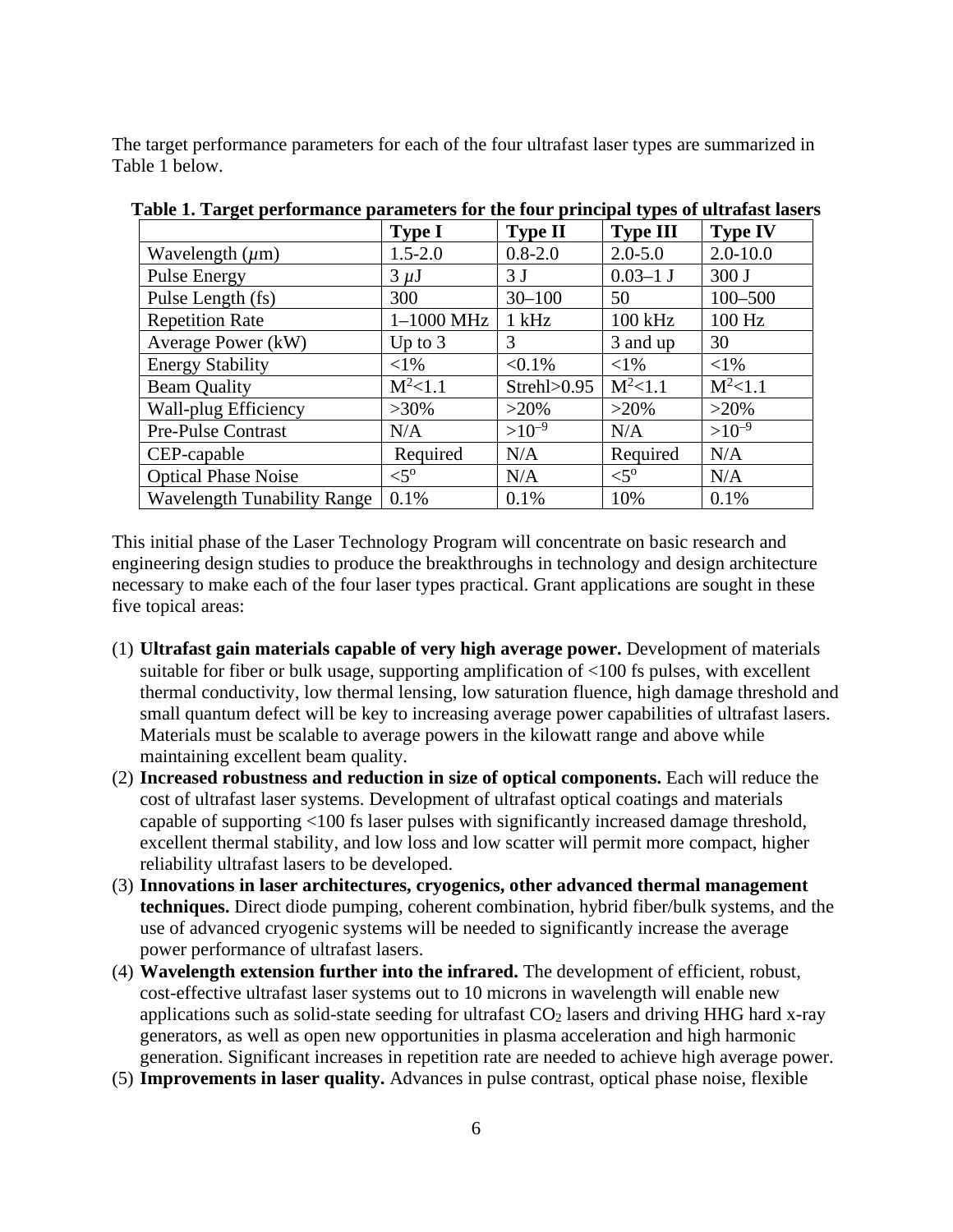The target performance parameters for each of the four ultrafast laser types are summarized in Table 1 below.

**Table 1. Target performance parameters for the four principal types of ultrafast lasers**

| | **Type I** | **Type II** | **Type III** | **Type IV** |
|---|---|---|---|---|
| Wavelength ($\mu$m) | 1.5-2.0 | 0.8-2.0 | 2.0-5.0 | 2.0-10.0 |
| Pulse Energy | 3 $\mu$J | 3 J | 0.03–1 J | 300 J |
| Pulse Length (fs) | 300 | 30–100 | 50 | 100–500 |
| Repetition Rate | 1–1000 MHz | 1 kHz | 100 kHz | 100 Hz |
| Average Power (kW) | Up to 3 | 3 | 3 and up | 30 |
| Energy Stability | <1% | <0.1% | <1% | <1% |
| Beam Quality | $M^2$<1.1 | Strehl>0.95 | $M^2$<1.1 | $M^2$<1.1 |
| Wall-plug Efficiency | >30% | >20% | >20% | >20% |
| Pre-Pulse Contrast | N/A | $>10^{-9}$ | N/A | $>10^{-9}$ |
| CEP-capable | Required | N/A | Required | N/A |
| Optical Phase Noise | <5° | N/A | <5° | N/A |
| Wavelength Tunability Range | 0.1% | 0.1% | 10% | 0.1% |

This initial phase of the Laser Technology Program will concentrate on basic research and engineering design studies to produce the breakthroughs in technology and design architecture necessary to make each of the four laser types practical. Grant applications are sought in these five topical areas:

(1) **Ultrafast gain materials capable of very high average power.** Development of materials suitable for fiber or bulk usage, supporting amplification of <100 fs pulses, with excellent thermal conductivity, low thermal lensing, low saturation fluence, high damage threshold and small quantum defect will be key to increasing average power capabilities of ultrafast lasers. Materials must be scalable to average powers in the kilowatt range and above while maintaining excellent beam quality.

(2) **Increased robustness and reduction in size of optical components.** Each will reduce the cost of ultrafast laser systems. Development of ultrafast optical coatings and materials capable of supporting <100 fs laser pulses with significantly increased damage threshold, excellent thermal stability, and low loss and low scatter will permit more compact, higher reliability ultrafast lasers to be developed.

(3) **Innovations in laser architectures, cryogenics, other advanced thermal management techniques.** Direct diode pumping, coherent combination, hybrid fiber/bulk systems, and the use of advanced cryogenic systems will be needed to significantly increase the average power performance of ultrafast lasers.

(4) **Wavelength extension further into the infrared.** The development of efficient, robust, cost-effective ultrafast laser systems out to 10 microns in wavelength will enable new applications such as solid-state seeding for ultrafast $CO_2$ lasers and driving HHG hard x-ray generators, as well as open new opportunities in plasma acceleration and high harmonic generation. Significant increases in repetition rate are needed to achieve high average power.

(5) **Improvements in laser quality.** Advances in pulse contrast, optical phase noise, flexible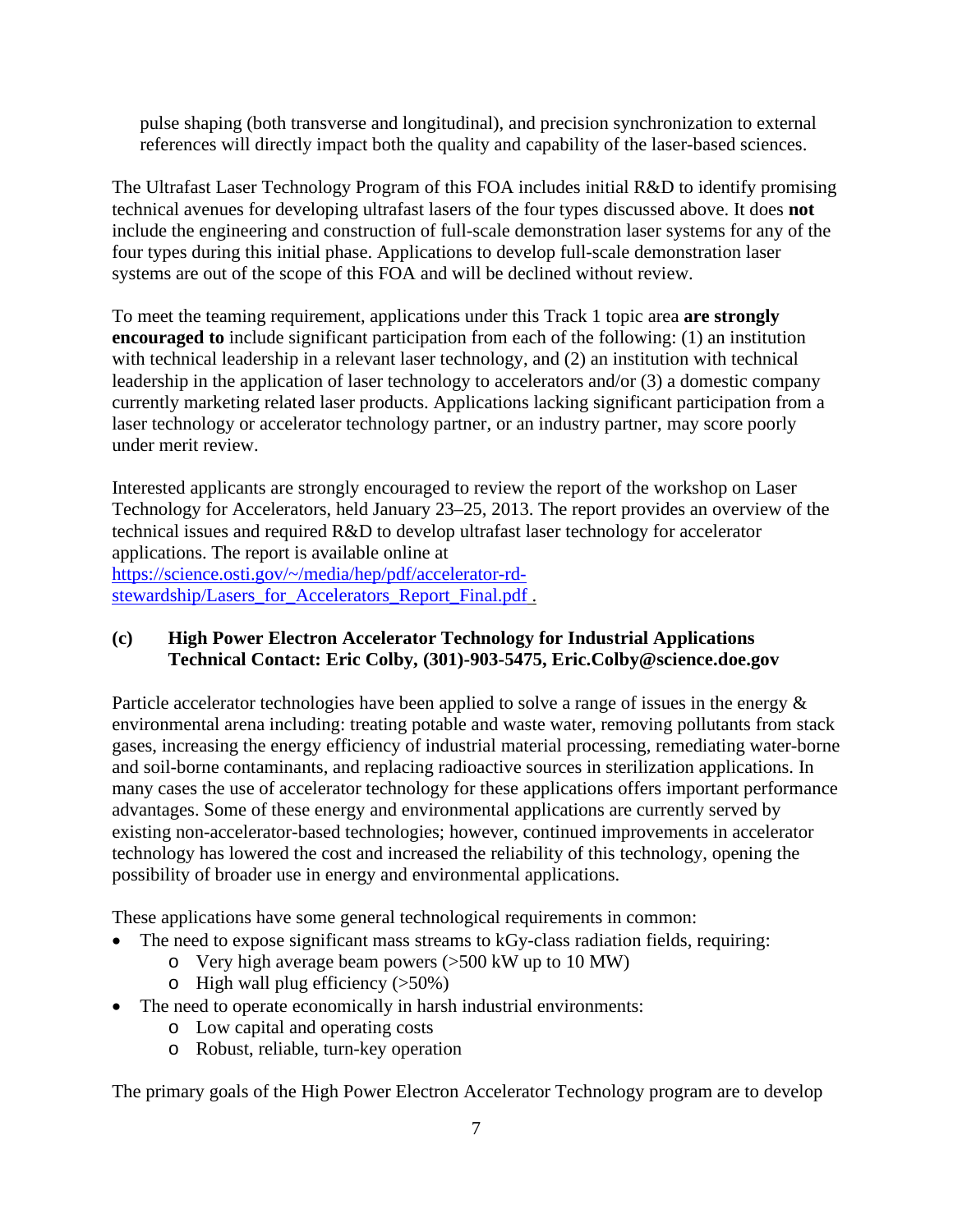pulse shaping (both transverse and longitudinal), and precision synchronization to external references will directly impact both the quality and capability of the laser-based sciences.

The Ultrafast Laser Technology Program of this FOA includes initial R&D to identify promising technical avenues for developing ultrafast lasers of the four types discussed above. It does **not** include the engineering and construction of full-scale demonstration laser systems for any of the four types during this initial phase. Applications to develop full-scale demonstration laser systems are out of the scope of this FOA and will be declined without review.

To meet the teaming requirement, applications under this Track 1 topic area **are strongly encouraged to** include significant participation from each of the following: (1) an institution with technical leadership in a relevant laser technology, and (2) an institution with technical leadership in the application of laser technology to accelerators and/or (3) a domestic company currently marketing related laser products. Applications lacking significant participation from a laser technology or accelerator technology partner, or an industry partner, may score poorly under merit review.

Interested applicants are strongly encouraged to review the report of the workshop on Laser Technology for Accelerators, held January 23–25, 2013. The report provides an overview of the technical issues and required R&D to develop ultrafast laser technology for accelerator applications. The report is available online at [https://science.osti.gov/~/media/hep/pdf/accelerator-rd-stewardship/Lasers_for_Accelerators_Report_Final.pdf](https://science.osti.gov/~/media/hep/pdf/accelerator-rd-stewardship/Lasers_for_Accelerators_Report_Final.pdf) .

### (c) High Power Electron Accelerator Technology for Industrial Applications
**Technical Contact: Eric Colby, (301)-903-5475, Eric.Colby@science.doe.gov**

Particle accelerator technologies have been applied to solve a range of issues in the energy & environmental arena including: treating potable and waste water, removing pollutants from stack gases, increasing the energy efficiency of industrial material processing, remediating water-borne and soil-borne contaminants, and replacing radioactive sources in sterilization applications. In many cases the use of accelerator technology for these applications offers important performance advantages. Some of these energy and environmental applications are currently served by existing non-accelerator-based technologies; however, continued improvements in accelerator technology has lowered the cost and increased the reliability of this technology, opening the possibility of broader use in energy and environmental applications.

These applications have some general technological requirements in common:

- The need to expose significant mass streams to kGy-class radiation fields, requiring:
  - Very high average beam powers (>500 kW up to 10 MW)
  - High wall plug efficiency (>50%)
- The need to operate economically in harsh industrial environments:
  - Low capital and operating costs
  - Robust, reliable, turn-key operation

The primary goals of the High Power Electron Accelerator Technology program are to develop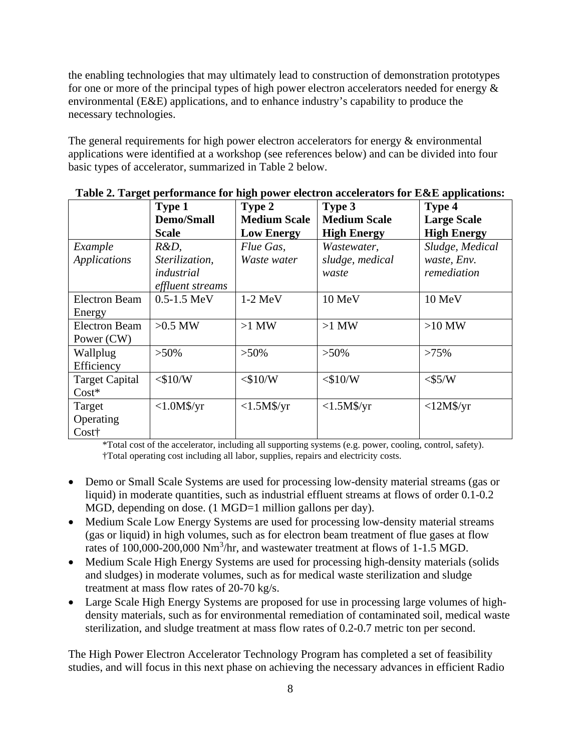the enabling technologies that may ultimately lead to construction of demonstration prototypes for one or more of the principal types of high power electron accelerators needed for energy & environmental (E&E) applications, and to enhance industry's capability to produce the necessary technologies.

The general requirements for high power electron accelerators for energy & environmental applications were identified at a workshop (see references below) and can be divided into four basic types of accelerator, summarized in Table 2 below.

**Table 2. Target performance for high power electron accelerators for E&E applications:**

| | **Type 1 Demo/Small Scale** | **Type 2 Medium Scale Low Energy** | **Type 3 Medium Scale High Energy** | **Type 4 Large Scale High Energy** |
|---|---|---|---|---|
| *Example Applications* | *R&D, Sterilization, industrial effluent streams* | *Flue Gas, Waste water* | *Wastewater, sludge, medical waste* | *Sludge, Medical waste, Env. remediation* |
| Electron Beam Energy | 0.5-1.5 MeV | 1-2 MeV | 10 MeV | 10 MeV |
| Electron Beam Power (CW) | >0.5 MW | >1 MW | >1 MW | >10 MW |
| Wallplug Efficiency | >50% | >50% | >50% | >75% |
| Target Capital Cost* | <$10/W | <$10/W | <$10/W | <$5/W |
| Target Operating Cost† | <1.0M$/yr | <1.5M$/yr | <1.5M$/yr | <12M$/yr |

*Total cost of the accelerator, including all supporting systems (e.g. power, cooling, control, safety).
†Total operating cost including all labor, supplies, repairs and electricity costs.

- Demo or Small Scale Systems are used for processing low-density material streams (gas or liquid) in moderate quantities, such as industrial effluent streams at flows of order 0.1-0.2 MGD, depending on dose. (1 MGD=1 million gallons per day).
- Medium Scale Low Energy Systems are used for processing low-density material streams (gas or liquid) in high volumes, such as for electron beam treatment of flue gases at flow rates of 100,000-200,000 $Nm^3$/hr, and wastewater treatment at flows of 1-1.5 MGD.
- Medium Scale High Energy Systems are used for processing high-density materials (solids and sludges) in moderate volumes, such as for medical waste sterilization and sludge treatment at mass flow rates of 20-70 kg/s.
- Large Scale High Energy Systems are proposed for use in processing large volumes of high-density materials, such as for environmental remediation of contaminated soil, medical waste sterilization, and sludge treatment at mass flow rates of 0.2-0.7 metric ton per second.

The High Power Electron Accelerator Technology Program has completed a set of feasibility studies, and will focus in this next phase on achieving the necessary advances in efficient Radio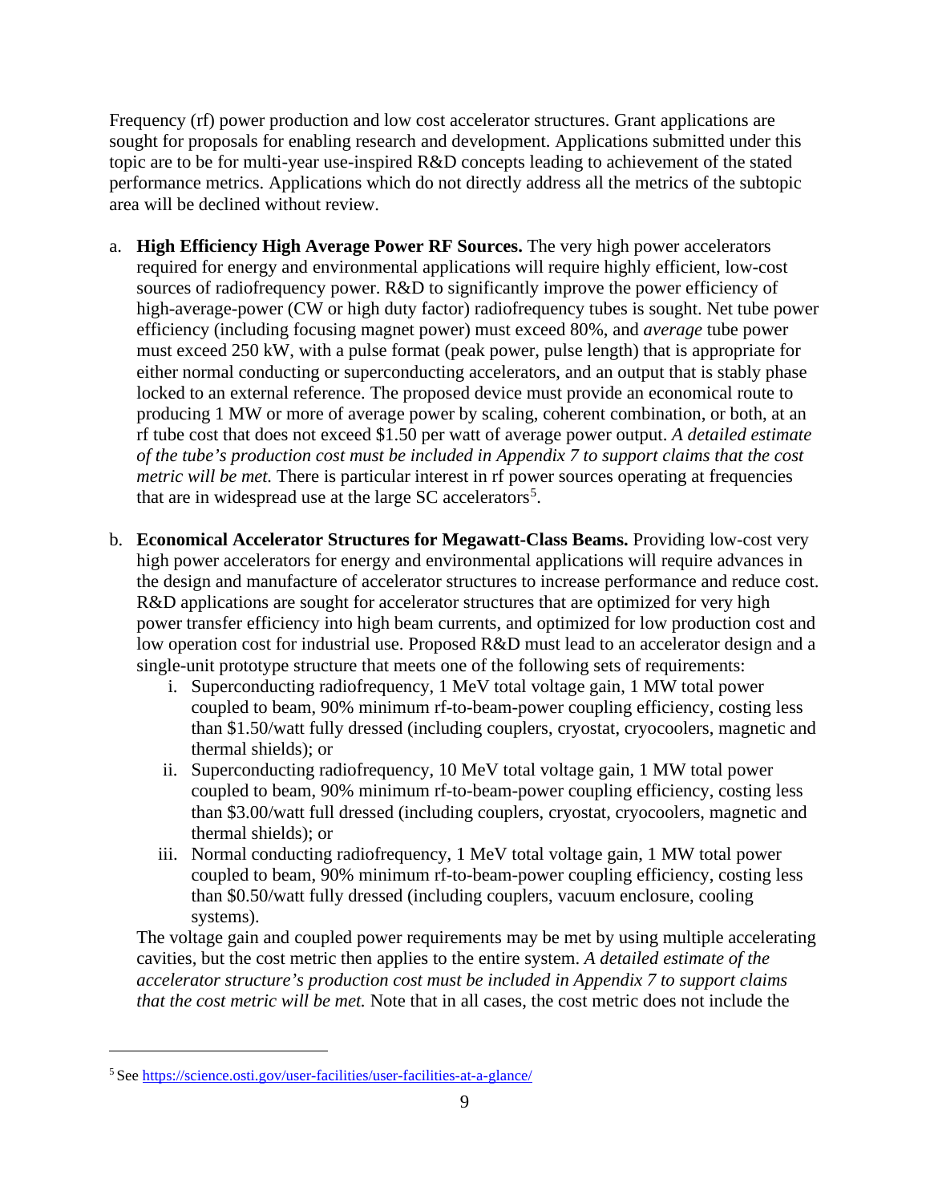Frequency (rf) power production and low cost accelerator structures. Grant applications are sought for proposals for enabling research and development. Applications submitted under this topic are to be for multi-year use-inspired R&D concepts leading to achievement of the stated performance metrics. Applications which do not directly address all the metrics of the subtopic area will be declined without review.

a. **High Efficiency High Average Power RF Sources.** The very high power accelerators required for energy and environmental applications will require highly efficient, low-cost sources of radiofrequency power. R&D to significantly improve the power efficiency of high-average-power (CW or high duty factor) radiofrequency tubes is sought. Net tube power efficiency (including focusing magnet power) must exceed 80%, and *average* tube power must exceed 250 kW, with a pulse format (peak power, pulse length) that is appropriate for either normal conducting or superconducting accelerators, and an output that is stably phase locked to an external reference. The proposed device must provide an economical route to producing 1 MW or more of average power by scaling, coherent combination, or both, at an rf tube cost that does not exceed $1.50 per watt of average power output. *A detailed estimate of the tube's production cost must be included in Appendix 7 to support claims that the cost metric will be met.* There is particular interest in rf power sources operating at frequencies that are in widespread use at the large SC accelerators[5].

b. **Economical Accelerator Structures for Megawatt-Class Beams.** Providing low-cost very high power accelerators for energy and environmental applications will require advances in the design and manufacture of accelerator structures to increase performance and reduce cost. R&D applications are sought for accelerator structures that are optimized for very high power transfer efficiency into high beam currents, and optimized for low production cost and low operation cost for industrial use. Proposed R&D must lead to an accelerator design and a single-unit prototype structure that meets one of the following sets of requirements:
    i. Superconducting radiofrequency, 1 MeV total voltage gain, 1 MW total power coupled to beam, 90% minimum rf-to-beam-power coupling efficiency, costing less than $1.50/watt fully dressed (including couplers, cryostat, cryocoolers, magnetic and thermal shields); or
    ii. Superconducting radiofrequency, 10 MeV total voltage gain, 1 MW total power coupled to beam, 90% minimum rf-to-beam-power coupling efficiency, costing less than $3.00/watt full dressed (including couplers, cryostat, cryocoolers, magnetic and thermal shields); or
    iii. Normal conducting radiofrequency, 1 MeV total voltage gain, 1 MW total power coupled to beam, 90% minimum rf-to-beam-power coupling efficiency, costing less than $0.50/watt fully dressed (including couplers, vacuum enclosure, cooling systems).

    The voltage gain and coupled power requirements may be met by using multiple accelerating cavities, but the cost metric then applies to the entire system. *A detailed estimate of the accelerator structure's production cost must be included in Appendix 7 to support claims that the cost metric will be met.* Note that in all cases, the cost metric does not include the

---

[5] See https://science.osti.gov/user-facilities/user-facilities-at-a-glance/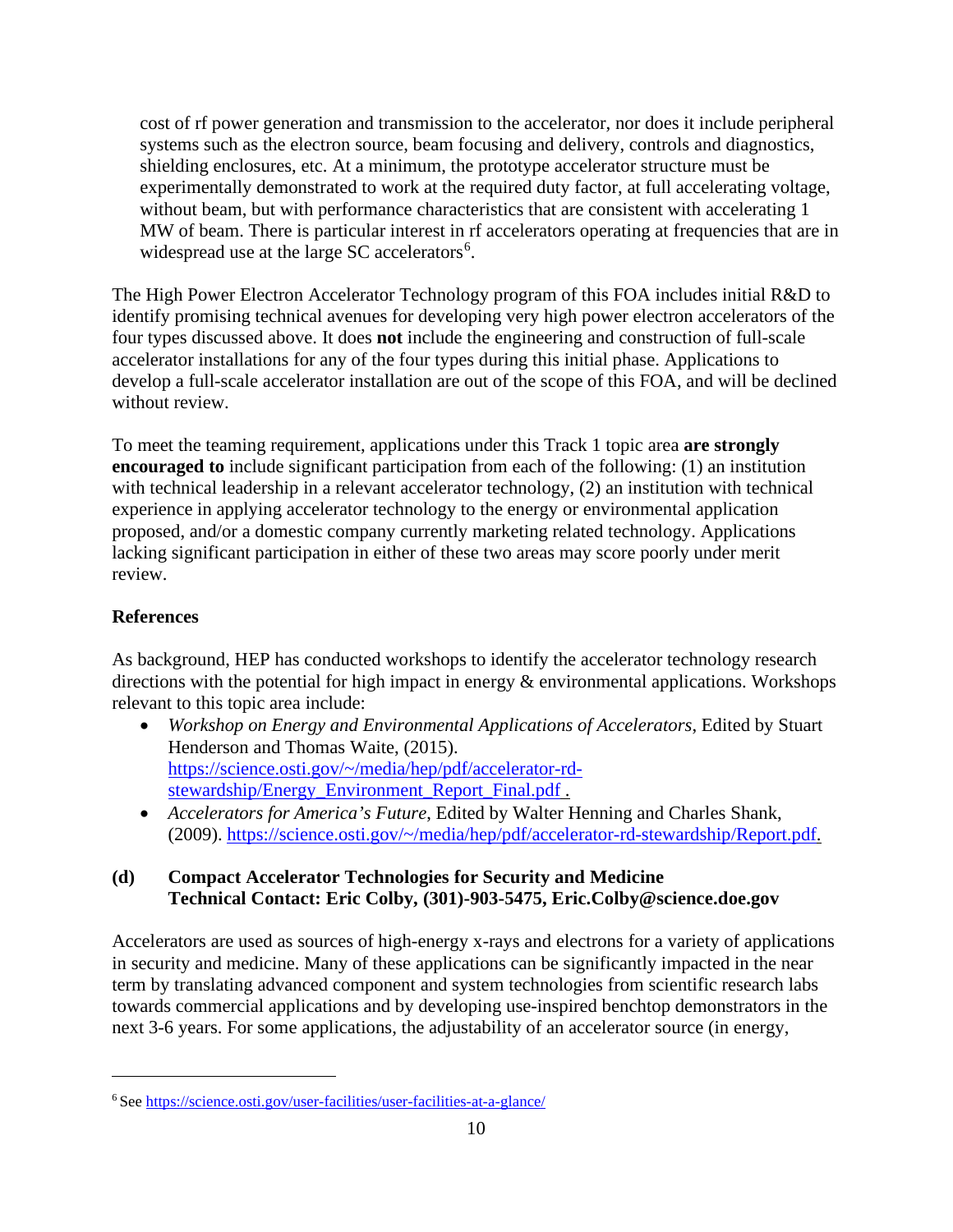cost of rf power generation and transmission to the accelerator, nor does it include peripheral systems such as the electron source, beam focusing and delivery, controls and diagnostics, shielding enclosures, etc. At a minimum, the prototype accelerator structure must be experimentally demonstrated to work at the required duty factor, at full accelerating voltage, without beam, but with performance characteristics that are consistent with accelerating 1 MW of beam. There is particular interest in rf accelerators operating at frequencies that are in widespread use at the large SC accelerators[6].

The High Power Electron Accelerator Technology program of this FOA includes initial R&D to identify promising technical avenues for developing very high power electron accelerators of the four types discussed above. It does **not** include the engineering and construction of full-scale accelerator installations for any of the four types during this initial phase. Applications to develop a full-scale accelerator installation are out of the scope of this FOA, and will be declined without review.

To meet the teaming requirement, applications under this Track 1 topic area **are strongly encouraged to** include significant participation from each of the following: (1) an institution with technical leadership in a relevant accelerator technology, (2) an institution with technical experience in applying accelerator technology to the energy or environmental application proposed, and/or a domestic company currently marketing related technology. Applications lacking significant participation in either of these two areas may score poorly under merit review.

**References**

As background, HEP has conducted workshops to identify the accelerator technology research directions with the potential for high impact in energy & environmental applications. Workshops relevant to this topic area include:

- *Workshop on Energy and Environmental Applications of Accelerators*, Edited by Stuart Henderson and Thomas Waite, (2015). https://science.osti.gov/~/media/hep/pdf/accelerator-rd-stewardship/Energy_Environment_Report_Final.pdf .
- *Accelerators for America's Future*, Edited by Walter Henning and Charles Shank, (2009). https://science.osti.gov/~/media/hep/pdf/accelerator-rd-stewardship/Report.pdf.

**(d) Compact Accelerator Technologies for Security and Medicine**
**Technical Contact: Eric Colby, (301)-903-5475, Eric.Colby@science.doe.gov**

Accelerators are used as sources of high-energy x-rays and electrons for a variety of applications in security and medicine. Many of these applications can be significantly impacted in the near term by translating advanced component and system technologies from scientific research labs towards commercial applications and by developing use-inspired benchtop demonstrators in the next 3-6 years. For some applications, the adjustability of an accelerator source (in energy,

[6] See https://science.osti.gov/user-facilities/user-facilities-at-a-glance/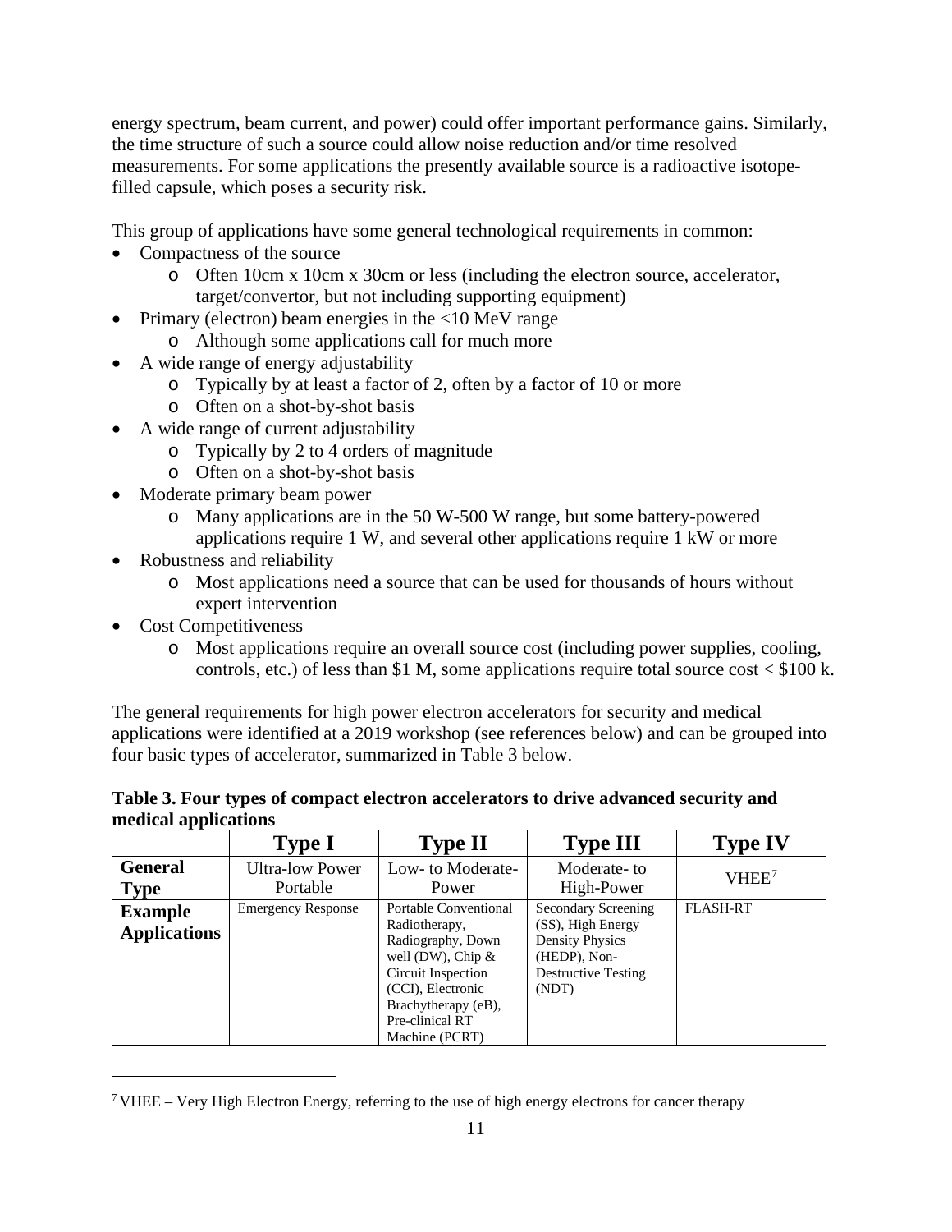energy spectrum, beam current, and power) could offer important performance gains. Similarly, the time structure of such a source could allow noise reduction and/or time resolved measurements. For some applications the presently available source is a radioactive isotope-filled capsule, which poses a security risk.

This group of applications have some general technological requirements in common:

- Compactness of the source
  - Often 10cm x 10cm x 30cm or less (including the electron source, accelerator, target/convertor, but not including supporting equipment)
- Primary (electron) beam energies in the <10 MeV range
  - Although some applications call for much more
- A wide range of energy adjustability
  - Typically by at least a factor of 2, often by a factor of 10 or more
  - Often on a shot-by-shot basis
- A wide range of current adjustability
  - Typically by 2 to 4 orders of magnitude
  - Often on a shot-by-shot basis
- Moderate primary beam power
  - Many applications are in the 50 W-500 W range, but some battery-powered applications require 1 W, and several other applications require 1 kW or more
- Robustness and reliability
  - Most applications need a source that can be used for thousands of hours without expert intervention
- Cost Competitiveness
  - Most applications require an overall source cost (including power supplies, cooling, controls, etc.) of less than $1 M, some applications require total source cost < $100 k.

The general requirements for high power electron accelerators for security and medical applications were identified at a 2019 workshop (see references below) and can be grouped into four basic types of accelerator, summarized in Table 3 below.

**Table 3. Four types of compact electron accelerators to drive advanced security and medical applications**

| | **Type I** | **Type II** | **Type III** | **Type IV** |
|---|---|---|---|---|
| **General Type** | Ultra-low Power Portable | Low- to Moderate-Power | Moderate- to High-Power | VHEE[7] |
| **Example Applications** | Emergency Response | Portable Conventional Radiotherapy, Radiography, Down well (DW), Chip & Circuit Inspection (CCI), Electronic Brachytherapy (eB), Pre-clinical RT Machine (PCRT) | Secondary Screening (SS), High Energy Density Physics (HEDP), Non-Destructive Testing (NDT) | FLASH-RT |

[7] VHEE – Very High Electron Energy, referring to the use of high energy electrons for cancer therapy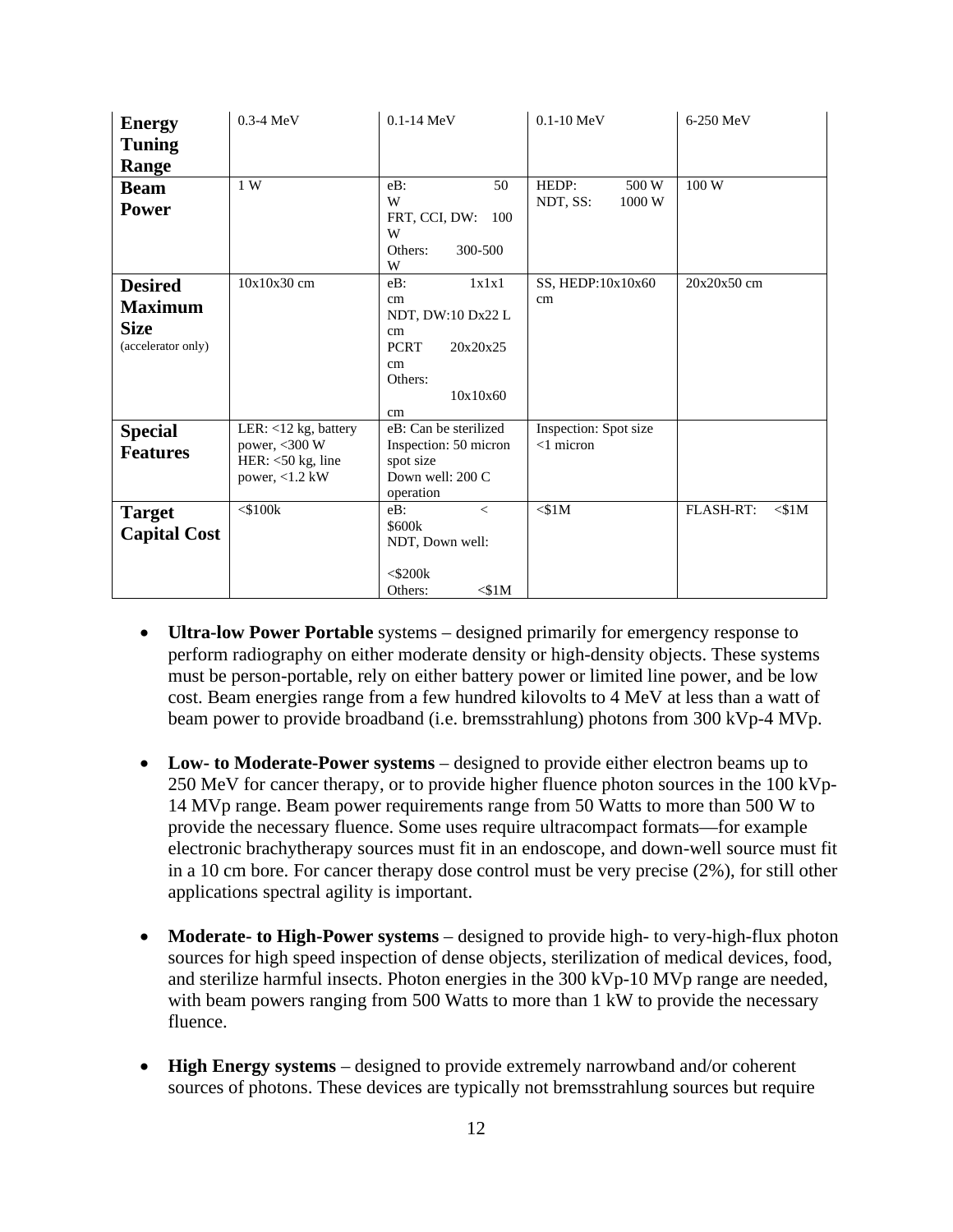| **Energy Tuning Range** | 0.3-4 MeV | 0.1-14 MeV | 0.1-10 MeV | 6-250 MeV |
|---|---|---|---|---|
| **Beam Power** | 1 W | eB: 50 W<br>FRT, CCI, DW: 100 W<br>Others: 300-500 W | HEDP: 500 W<br>NDT, SS: 1000 W | 100 W |
| **Desired Maximum Size** (accelerator only) | 10x10x30 cm | eB: 1x1x1 cm<br>NDT, DW:10 Dx22 L cm<br>PCRT 20x20x25 cm<br>Others: 10x10x60 cm | SS, HEDP:10x10x60 cm | 20x20x50 cm |
| **Special Features** | LER: <12 kg, battery power, <300 W<br>HER: <50 kg, line power, <1.2 kW | eB: Can be sterilized<br>Inspection: 50 micron spot size<br>Down well: 200 C operation | Inspection: Spot size <1 micron | |
| **Target Capital Cost** | <$100k | eB: < $600k<br>NDT, Down well: <$200k<br>Others: <$1M | <$1M | FLASH-RT: <$1M |

- **Ultra-low Power Portable** systems – designed primarily for emergency response to perform radiography on either moderate density or high-density objects. These systems must be person-portable, rely on either battery power or limited line power, and be low cost. Beam energies range from a few hundred kilovolts to 4 MeV at less than a watt of beam power to provide broadband (i.e. bremsstrahlung) photons from 300 kVp-4 MVp.

- **Low- to Moderate-Power systems** – designed to provide either electron beams up to 250 MeV for cancer therapy, or to provide higher fluence photon sources in the 100 kVp-14 MVp range. Beam power requirements range from 50 Watts to more than 500 W to provide the necessary fluence. Some uses require ultracompact formats—for example electronic brachytherapy sources must fit in an endoscope, and down-well source must fit in a 10 cm bore. For cancer therapy dose control must be very precise (2%), for still other applications spectral agility is important.

- **Moderate- to High-Power systems** – designed to provide high- to very-high-flux photon sources for high speed inspection of dense objects, sterilization of medical devices, food, and sterilize harmful insects. Photon energies in the 300 kVp-10 MVp range are needed, with beam powers ranging from 500 Watts to more than 1 kW to provide the necessary fluence.

- **High Energy systems** – designed to provide extremely narrowband and/or coherent sources of photons. These devices are typically not bremsstrahlung sources but require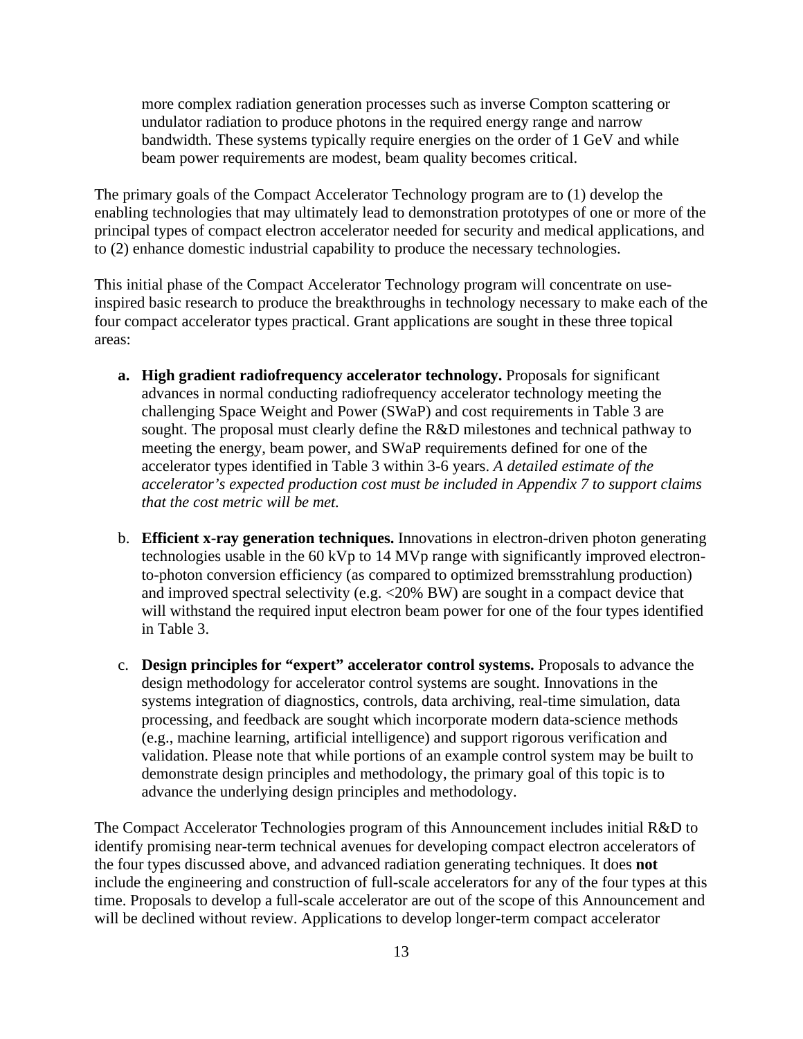more complex radiation generation processes such as inverse Compton scattering or undulator radiation to produce photons in the required energy range and narrow bandwidth. These systems typically require energies on the order of 1 GeV and while beam power requirements are modest, beam quality becomes critical.

The primary goals of the Compact Accelerator Technology program are to (1) develop the enabling technologies that may ultimately lead to demonstration prototypes of one or more of the principal types of compact electron accelerator needed for security and medical applications, and to (2) enhance domestic industrial capability to produce the necessary technologies.

This initial phase of the Compact Accelerator Technology program will concentrate on use-inspired basic research to produce the breakthroughs in technology necessary to make each of the four compact accelerator types practical. Grant applications are sought in these three topical areas:

- **a. High gradient radiofrequency accelerator technology.** Proposals for significant advances in normal conducting radiofrequency accelerator technology meeting the challenging Space Weight and Power (SWaP) and cost requirements in Table 3 are sought. The proposal must clearly define the R&D milestones and technical pathway to meeting the energy, beam power, and SWaP requirements defined for one of the accelerator types identified in Table 3 within 3-6 years. *A detailed estimate of the accelerator's expected production cost must be included in Appendix 7 to support claims that the cost metric will be met.*

- b. **Efficient x-ray generation techniques.** Innovations in electron-driven photon generating technologies usable in the 60 kVp to 14 MVp range with significantly improved electron-to-photon conversion efficiency (as compared to optimized bremsstrahlung production) and improved spectral selectivity (e.g. <20% BW) are sought in a compact device that will withstand the required input electron beam power for one of the four types identified in Table 3.

- c. **Design principles for "expert" accelerator control systems.** Proposals to advance the design methodology for accelerator control systems are sought. Innovations in the systems integration of diagnostics, controls, data archiving, real-time simulation, data processing, and feedback are sought which incorporate modern data-science methods (e.g., machine learning, artificial intelligence) and support rigorous verification and validation. Please note that while portions of an example control system may be built to demonstrate design principles and methodology, the primary goal of this topic is to advance the underlying design principles and methodology.

The Compact Accelerator Technologies program of this Announcement includes initial R&D to identify promising near-term technical avenues for developing compact electron accelerators of the four types discussed above, and advanced radiation generating techniques. It does **not** include the engineering and construction of full-scale accelerators for any of the four types at this time. Proposals to develop a full-scale accelerator are out of the scope of this Announcement and will be declined without review. Applications to develop longer-term compact accelerator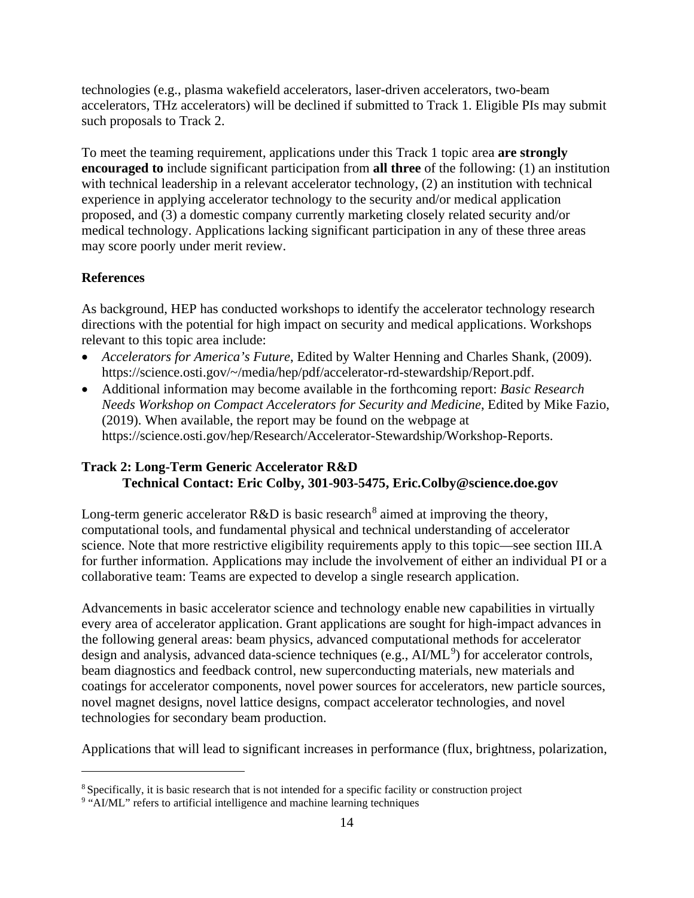technologies (e.g., plasma wakefield accelerators, laser-driven accelerators, two-beam accelerators, THz accelerators) will be declined if submitted to Track 1. Eligible PIs may submit such proposals to Track 2.

To meet the teaming requirement, applications under this Track 1 topic area **are strongly encouraged to** include significant participation from **all three** of the following: (1) an institution with technical leadership in a relevant accelerator technology, (2) an institution with technical experience in applying accelerator technology to the security and/or medical application proposed, and (3) a domestic company currently marketing closely related security and/or medical technology. Applications lacking significant participation in any of these three areas may score poorly under merit review.

**References**

As background, HEP has conducted workshops to identify the accelerator technology research directions with the potential for high impact on security and medical applications. Workshops relevant to this topic area include:

- *Accelerators for America's Future*, Edited by Walter Henning and Charles Shank, (2009). https://science.osti.gov/~/media/hep/pdf/accelerator-rd-stewardship/Report.pdf.
- Additional information may become available in the forthcoming report: *Basic Research Needs Workshop on Compact Accelerators for Security and Medicine*, Edited by Mike Fazio, (2019). When available, the report may be found on the webpage at https://science.osti.gov/hep/Research/Accelerator-Stewardship/Workshop-Reports.

**Track 2: Long-Term Generic Accelerator R&D**
**Technical Contact: Eric Colby, 301-903-5475, Eric.Colby@science.doe.gov**

Long-term generic accelerator R&D is basic research[8] aimed at improving the theory, computational tools, and fundamental physical and technical understanding of accelerator science. Note that more restrictive eligibility requirements apply to this topic—see section III.A for further information. Applications may include the involvement of either an individual PI or a collaborative team: Teams are expected to develop a single research application.

Advancements in basic accelerator science and technology enable new capabilities in virtually every area of accelerator application. Grant applications are sought for high-impact advances in the following general areas: beam physics, advanced computational methods for accelerator design and analysis, advanced data-science techniques (e.g., AI/ML[9]) for accelerator controls, beam diagnostics and feedback control, new superconducting materials, new materials and coatings for accelerator components, novel power sources for accelerators, new particle sources, novel magnet designs, novel lattice designs, compact accelerator technologies, and novel technologies for secondary beam production.

Applications that will lead to significant increases in performance (flux, brightness, polarization,

[8] Specifically, it is basic research that is not intended for a specific facility or construction project

[9] "AI/ML" refers to artificial intelligence and machine learning techniques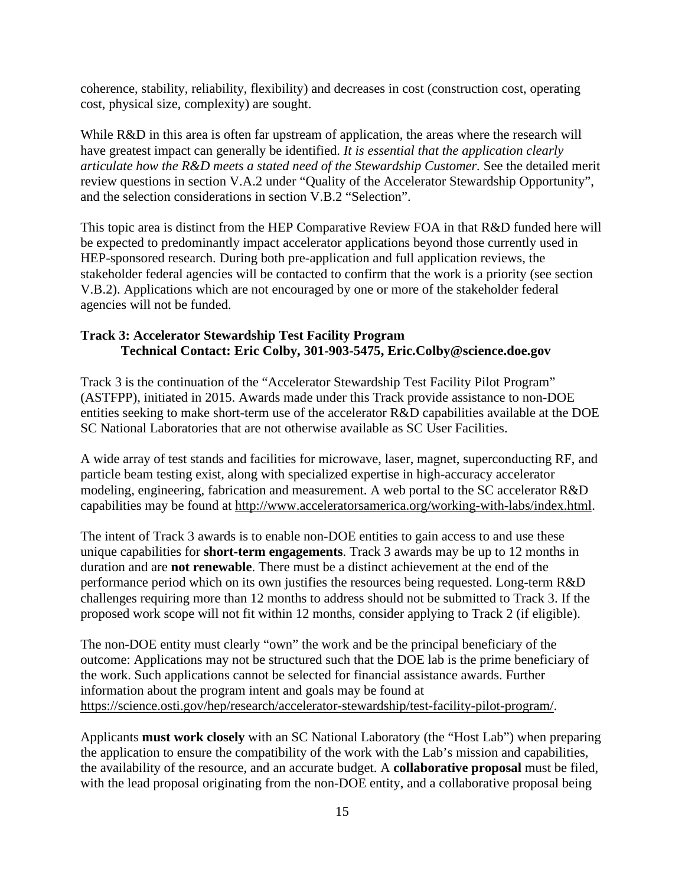coherence, stability, reliability, flexibility) and decreases in cost (construction cost, operating cost, physical size, complexity) are sought.

While R&D in this area is often far upstream of application, the areas where the research will have greatest impact can generally be identified. *It is essential that the application clearly articulate how the R&D meets a stated need of the Stewardship Customer.* See the detailed merit review questions in section V.A.2 under "Quality of the Accelerator Stewardship Opportunity", and the selection considerations in section V.B.2 "Selection".

This topic area is distinct from the HEP Comparative Review FOA in that R&D funded here will be expected to predominantly impact accelerator applications beyond those currently used in HEP-sponsored research. During both pre-application and full application reviews, the stakeholder federal agencies will be contacted to confirm that the work is a priority (see section V.B.2). Applications which are not encouraged by one or more of the stakeholder federal agencies will not be funded.

**Track 3: Accelerator Stewardship Test Facility Program**
**Technical Contact: Eric Colby, 301-903-5475, Eric.Colby@science.doe.gov**

Track 3 is the continuation of the "Accelerator Stewardship Test Facility Pilot Program" (ASTFPP), initiated in 2015. Awards made under this Track provide assistance to non-DOE entities seeking to make short-term use of the accelerator R&D capabilities available at the DOE SC National Laboratories that are not otherwise available as SC User Facilities.

A wide array of test stands and facilities for microwave, laser, magnet, superconducting RF, and particle beam testing exist, along with specialized expertise in high-accuracy accelerator modeling, engineering, fabrication and measurement. A web portal to the SC accelerator R&D capabilities may be found at http://www.acceleratorsamerica.org/working-with-labs/index.html.

The intent of Track 3 awards is to enable non-DOE entities to gain access to and use these unique capabilities for **short-term engagements**. Track 3 awards may be up to 12 months in duration and are **not renewable**. There must be a distinct achievement at the end of the performance period which on its own justifies the resources being requested. Long-term R&D challenges requiring more than 12 months to address should not be submitted to Track 3. If the proposed work scope will not fit within 12 months, consider applying to Track 2 (if eligible).

The non-DOE entity must clearly "own" the work and be the principal beneficiary of the outcome: Applications may not be structured such that the DOE lab is the prime beneficiary of the work. Such applications cannot be selected for financial assistance awards. Further information about the program intent and goals may be found at https://science.osti.gov/hep/research/accelerator-stewardship/test-facility-pilot-program/.

Applicants **must work closely** with an SC National Laboratory (the "Host Lab") when preparing the application to ensure the compatibility of the work with the Lab's mission and capabilities, the availability of the resource, and an accurate budget. A **collaborative proposal** must be filed, with the lead proposal originating from the non-DOE entity, and a collaborative proposal being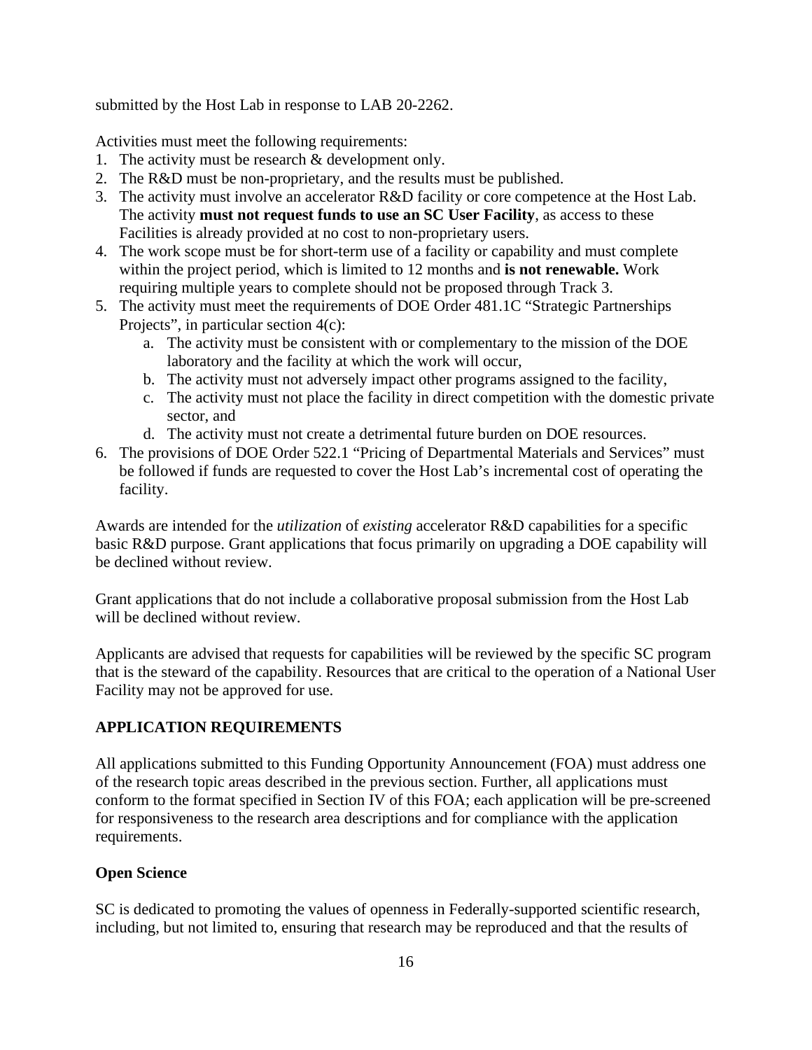submitted by the Host Lab in response to LAB 20-2262.

Activities must meet the following requirements:

1. The activity must be research & development only.
2. The R&D must be non-proprietary, and the results must be published.
3. The activity must involve an accelerator R&D facility or core competence at the Host Lab. The activity **must not request funds to use an SC User Facility**, as access to these Facilities is already provided at no cost to non-proprietary users.
4. The work scope must be for short-term use of a facility or capability and must complete within the project period, which is limited to 12 months and **is not renewable.** Work requiring multiple years to complete should not be proposed through Track 3.
5. The activity must meet the requirements of DOE Order 481.1C "Strategic Partnerships Projects", in particular section 4(c):
   a. The activity must be consistent with or complementary to the mission of the DOE laboratory and the facility at which the work will occur,
   b. The activity must not adversely impact other programs assigned to the facility,
   c. The activity must not place the facility in direct competition with the domestic private sector, and
   d. The activity must not create a detrimental future burden on DOE resources.
6. The provisions of DOE Order 522.1 "Pricing of Departmental Materials and Services" must be followed if funds are requested to cover the Host Lab's incremental cost of operating the facility.

Awards are intended for the *utilization* of *existing* accelerator R&D capabilities for a specific basic R&D purpose. Grant applications that focus primarily on upgrading a DOE capability will be declined without review.

Grant applications that do not include a collaborative proposal submission from the Host Lab will be declined without review.

Applicants are advised that requests for capabilities will be reviewed by the specific SC program that is the steward of the capability. Resources that are critical to the operation of a National User Facility may not be approved for use.

## APPLICATION REQUIREMENTS

All applications submitted to this Funding Opportunity Announcement (FOA) must address one of the research topic areas described in the previous section. Further, all applications must conform to the format specified in Section IV of this FOA; each application will be pre-screened for responsiveness to the research area descriptions and for compliance with the application requirements.

### Open Science

SC is dedicated to promoting the values of openness in Federally-supported scientific research, including, but not limited to, ensuring that research may be reproduced and that the results of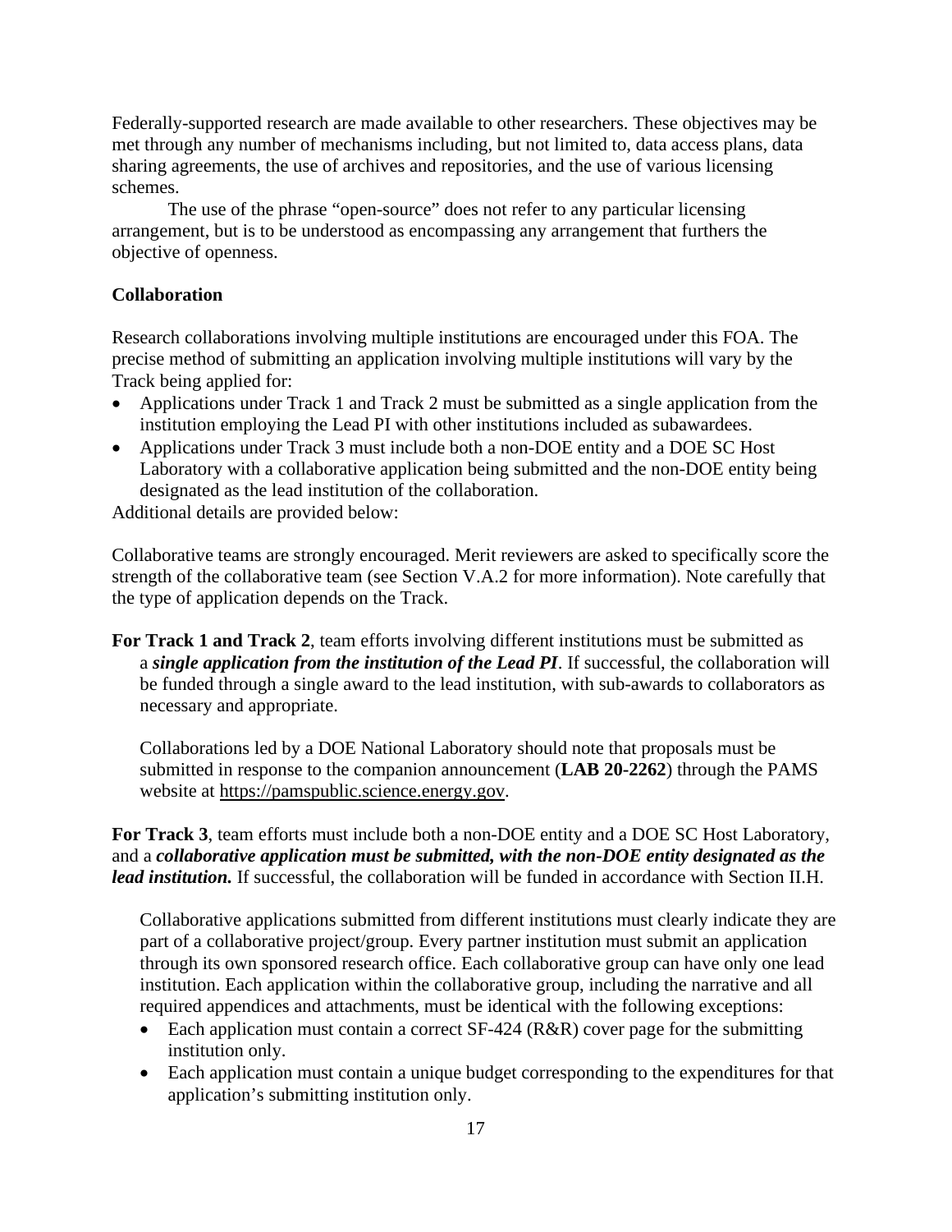Federally-supported research are made available to other researchers. These objectives may be met through any number of mechanisms including, but not limited to, data access plans, data sharing agreements, the use of archives and repositories, and the use of various licensing schemes.

The use of the phrase "open-source" does not refer to any particular licensing arrangement, but is to be understood as encompassing any arrangement that furthers the objective of openness.

**Collaboration**

Research collaborations involving multiple institutions are encouraged under this FOA. The precise method of submitting an application involving multiple institutions will vary by the Track being applied for:

- Applications under Track 1 and Track 2 must be submitted as a single application from the institution employing the Lead PI with other institutions included as subawardees.
- Applications under Track 3 must include both a non-DOE entity and a DOE SC Host Laboratory with a collaborative application being submitted and the non-DOE entity being designated as the lead institution of the collaboration.

Additional details are provided below:

Collaborative teams are strongly encouraged. Merit reviewers are asked to specifically score the strength of the collaborative team (see Section V.A.2 for more information). Note carefully that the type of application depends on the Track.

**For Track 1 and Track 2**, team efforts involving different institutions must be submitted as a ***single application from the institution of the Lead PI***. If successful, the collaboration will be funded through a single award to the lead institution, with sub-awards to collaborators as necessary and appropriate.

Collaborations led by a DOE National Laboratory should note that proposals must be submitted in response to the companion announcement (**LAB 20-2262**) through the PAMS website at https://pamspublic.science.energy.gov.

**For Track 3**, team efforts must include both a non-DOE entity and a DOE SC Host Laboratory, and a ***collaborative application must be submitted, with the non-DOE entity designated as the lead institution.*** If successful, the collaboration will be funded in accordance with Section II.H.

Collaborative applications submitted from different institutions must clearly indicate they are part of a collaborative project/group. Every partner institution must submit an application through its own sponsored research office. Each collaborative group can have only one lead institution. Each application within the collaborative group, including the narrative and all required appendices and attachments, must be identical with the following exceptions:

- Each application must contain a correct SF-424 (R&R) cover page for the submitting institution only.
- Each application must contain a unique budget corresponding to the expenditures for that application's submitting institution only.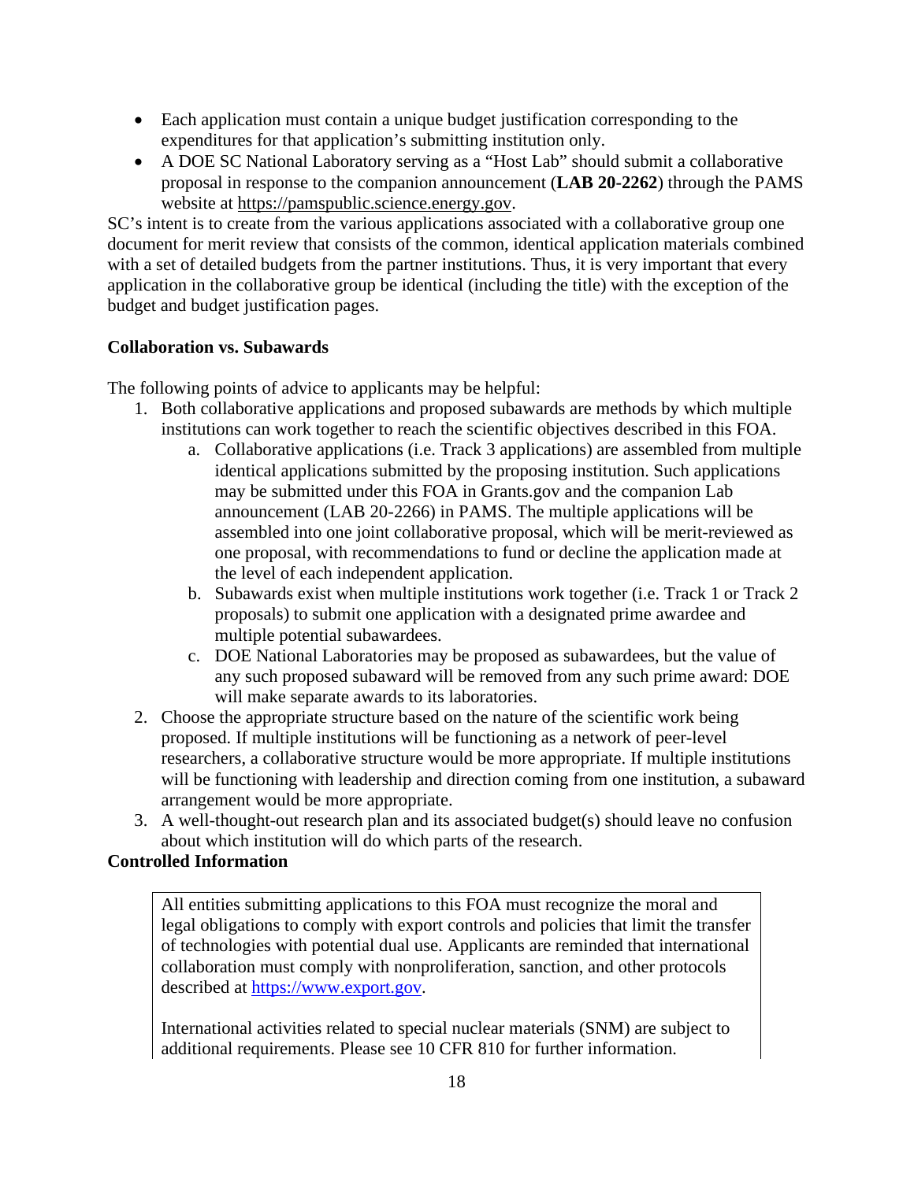- Each application must contain a unique budget justification corresponding to the expenditures for that application's submitting institution only.
- A DOE SC National Laboratory serving as a "Host Lab" should submit a collaborative proposal in response to the companion announcement (**LAB 20-2262**) through the PAMS website at https://pamspublic.science.energy.gov.

SC's intent is to create from the various applications associated with a collaborative group one document for merit review that consists of the common, identical application materials combined with a set of detailed budgets from the partner institutions. Thus, it is very important that every application in the collaborative group be identical (including the title) with the exception of the budget and budget justification pages.

**Collaboration vs. Subawards**

The following points of advice to applicants may be helpful:

1. Both collaborative applications and proposed subawards are methods by which multiple institutions can work together to reach the scientific objectives described in this FOA.
    a. Collaborative applications (i.e. Track 3 applications) are assembled from multiple identical applications submitted by the proposing institution. Such applications may be submitted under this FOA in Grants.gov and the companion Lab announcement (LAB 20-2266) in PAMS. The multiple applications will be assembled into one joint collaborative proposal, which will be merit-reviewed as one proposal, with recommendations to fund or decline the application made at the level of each independent application.
    b. Subawards exist when multiple institutions work together (i.e. Track 1 or Track 2 proposals) to submit one application with a designated prime awardee and multiple potential subawardees.
    c. DOE National Laboratories may be proposed as subawardees, but the value of any such proposed subaward will be removed from any such prime award: DOE will make separate awards to its laboratories.
2. Choose the appropriate structure based on the nature of the scientific work being proposed. If multiple institutions will be functioning as a network of peer-level researchers, a collaborative structure would be more appropriate. If multiple institutions will be functioning with leadership and direction coming from one institution, a subaward arrangement would be more appropriate.
3. A well-thought-out research plan and its associated budget(s) should leave no confusion about which institution will do which parts of the research.

**Controlled Information**

All entities submitting applications to this FOA must recognize the moral and legal obligations to comply with export controls and policies that limit the transfer of technologies with potential dual use. Applicants are reminded that international collaboration must comply with nonproliferation, sanction, and other protocols described at https://www.export.gov.

International activities related to special nuclear materials (SNM) are subject to additional requirements. Please see 10 CFR 810 for further information.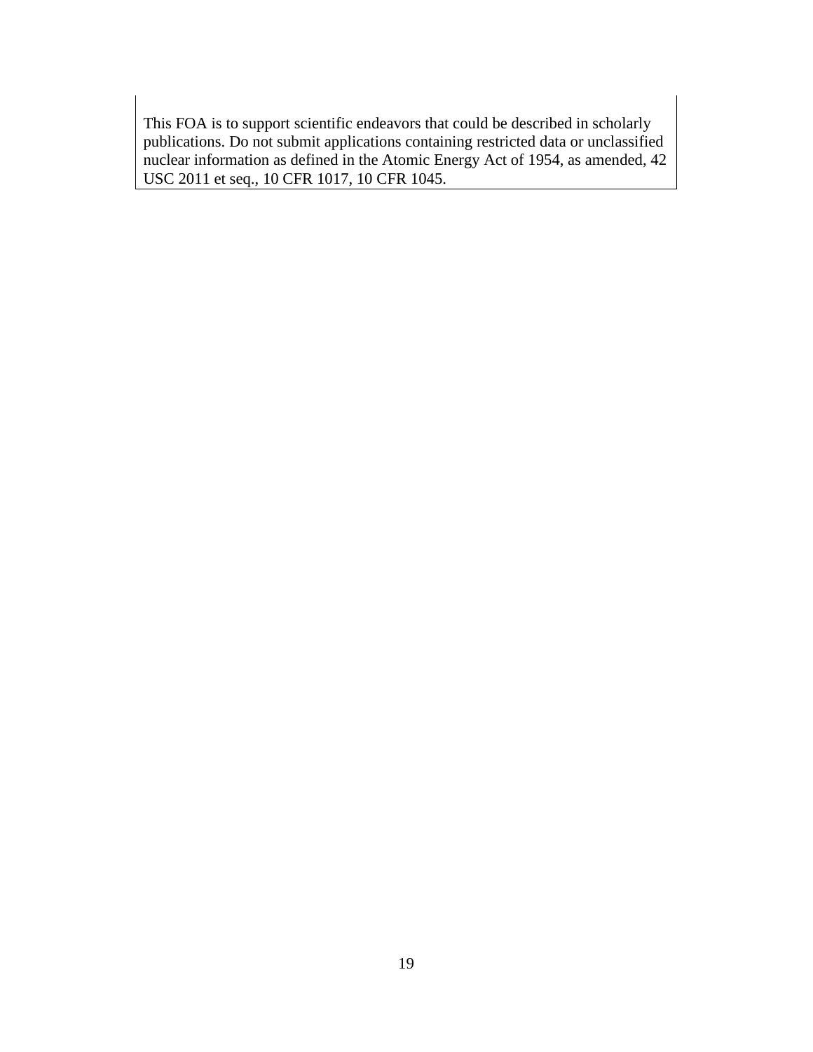This FOA is to support scientific endeavors that could be described in scholarly publications. Do not submit applications containing restricted data or unclassified nuclear information as defined in the Atomic Energy Act of 1954, as amended, 42 USC 2011 et seq., 10 CFR 1017, 10 CFR 1045.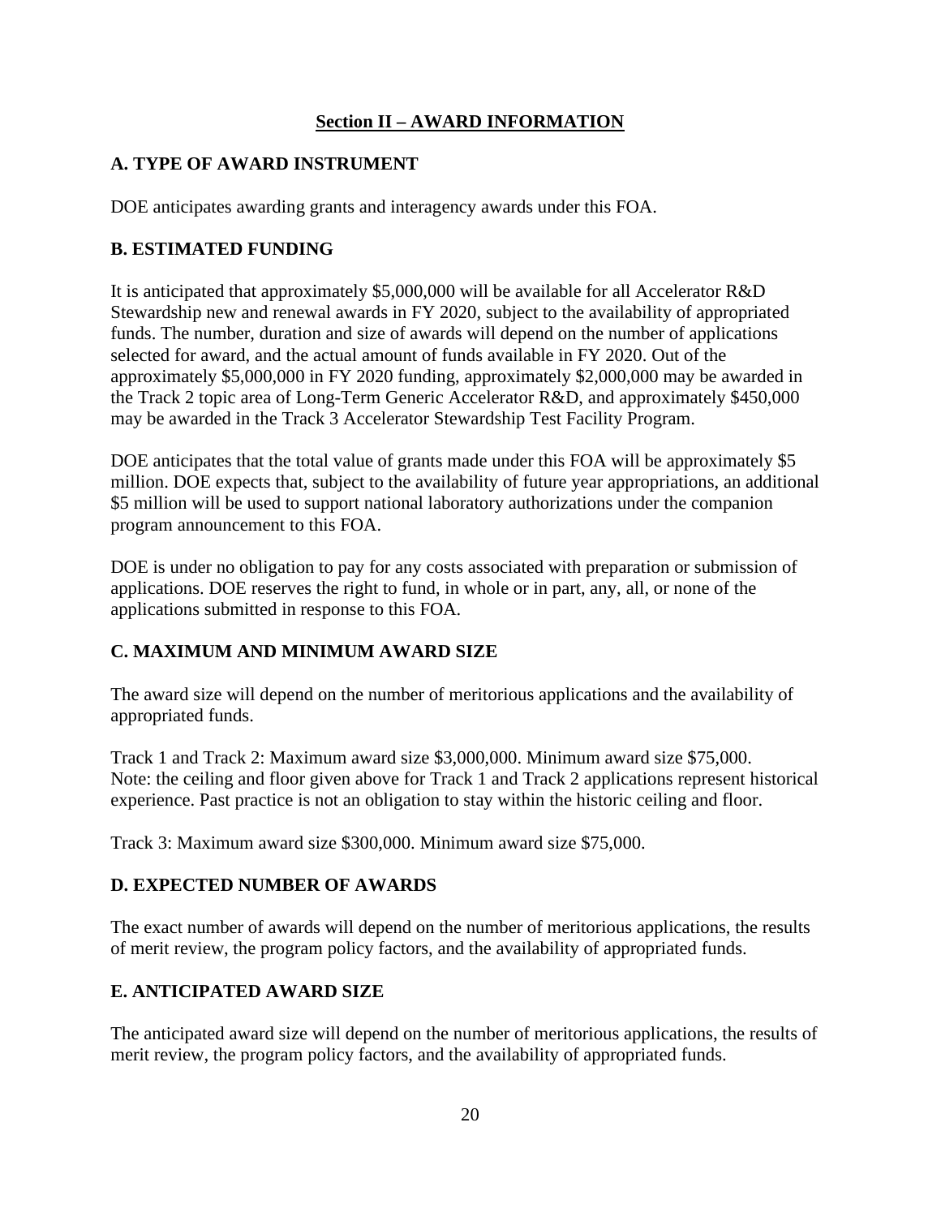## Section II – AWARD INFORMATION

### A. TYPE OF AWARD INSTRUMENT

DOE anticipates awarding grants and interagency awards under this FOA.

### B. ESTIMATED FUNDING

It is anticipated that approximately $5,000,000 will be available for all Accelerator R&D Stewardship new and renewal awards in FY 2020, subject to the availability of appropriated funds. The number, duration and size of awards will depend on the number of applications selected for award, and the actual amount of funds available in FY 2020. Out of the approximately $5,000,000 in FY 2020 funding, approximately $2,000,000 may be awarded in the Track 2 topic area of Long-Term Generic Accelerator R&D, and approximately $450,000 may be awarded in the Track 3 Accelerator Stewardship Test Facility Program.

DOE anticipates that the total value of grants made under this FOA will be approximately $5 million. DOE expects that, subject to the availability of future year appropriations, an additional $5 million will be used to support national laboratory authorizations under the companion program announcement to this FOA.

DOE is under no obligation to pay for any costs associated with preparation or submission of applications. DOE reserves the right to fund, in whole or in part, any, all, or none of the applications submitted in response to this FOA.

### C. MAXIMUM AND MINIMUM AWARD SIZE

The award size will depend on the number of meritorious applications and the availability of appropriated funds.

Track 1 and Track 2: Maximum award size $3,000,000. Minimum award size $75,000.
Note: the ceiling and floor given above for Track 1 and Track 2 applications represent historical experience. Past practice is not an obligation to stay within the historic ceiling and floor.

Track 3: Maximum award size $300,000. Minimum award size $75,000.

### D. EXPECTED NUMBER OF AWARDS

The exact number of awards will depend on the number of meritorious applications, the results of merit review, the program policy factors, and the availability of appropriated funds.

### E. ANTICIPATED AWARD SIZE

The anticipated award size will depend on the number of meritorious applications, the results of merit review, the program policy factors, and the availability of appropriated funds.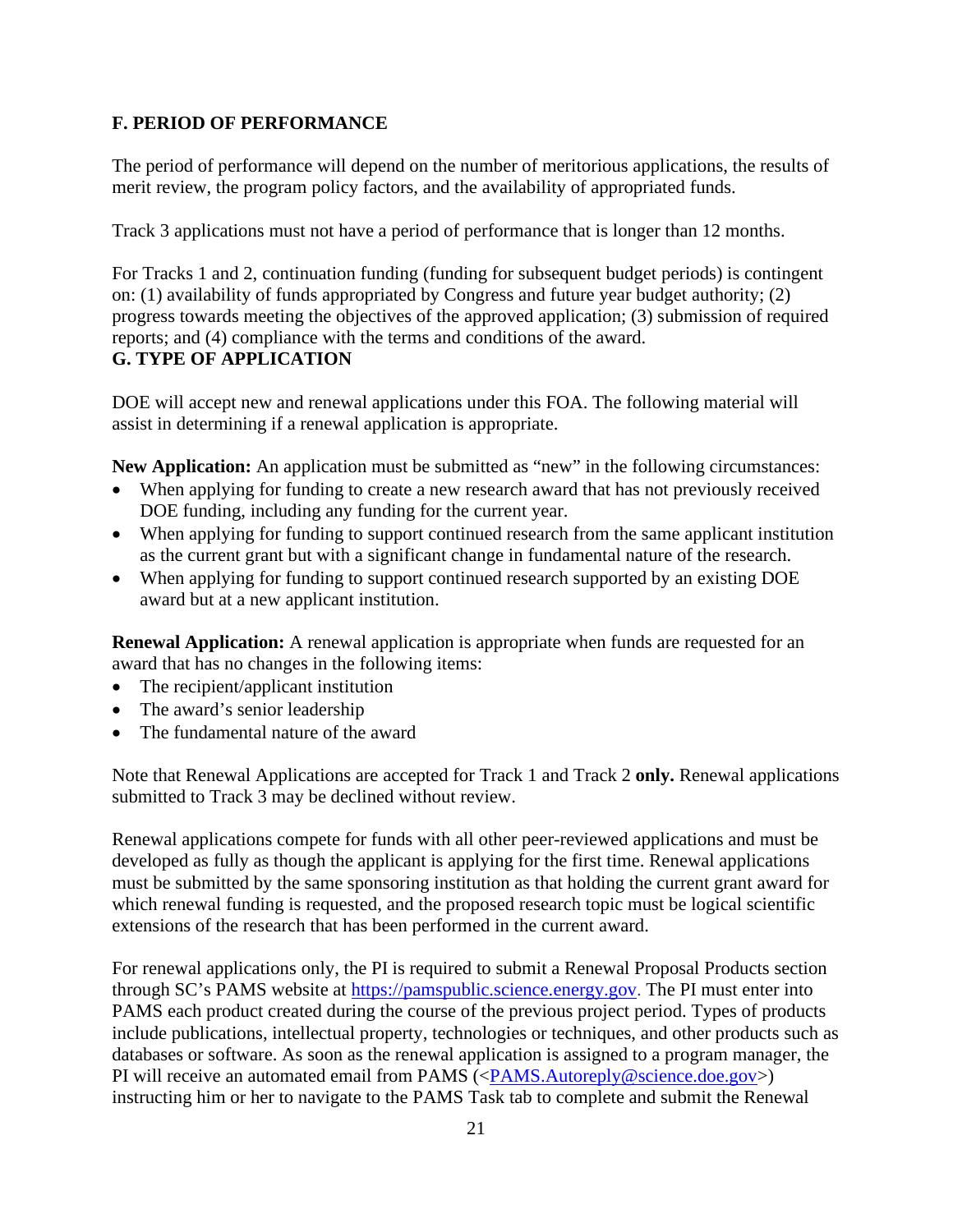## F. PERIOD OF PERFORMANCE

The period of performance will depend on the number of meritorious applications, the results of merit review, the program policy factors, and the availability of appropriated funds.

Track 3 applications must not have a period of performance that is longer than 12 months.

For Tracks 1 and 2, continuation funding (funding for subsequent budget periods) is contingent on: (1) availability of funds appropriated by Congress and future year budget authority; (2) progress towards meeting the objectives of the approved application; (3) submission of required reports; and (4) compliance with the terms and conditions of the award.

## G. TYPE OF APPLICATION

DOE will accept new and renewal applications under this FOA. The following material will assist in determining if a renewal application is appropriate.

**New Application:** An application must be submitted as “new” in the following circumstances:

- When applying for funding to create a new research award that has not previously received DOE funding, including any funding for the current year.
- When applying for funding to support continued research from the same applicant institution as the current grant but with a significant change in fundamental nature of the research.
- When applying for funding to support continued research supported by an existing DOE award but at a new applicant institution.

**Renewal Application:** A renewal application is appropriate when funds are requested for an award that has no changes in the following items:

- The recipient/applicant institution
- The award’s senior leadership
- The fundamental nature of the award

Note that Renewal Applications are accepted for Track 1 and Track 2 **only.** Renewal applications submitted to Track 3 may be declined without review.

Renewal applications compete for funds with all other peer-reviewed applications and must be developed as fully as though the applicant is applying for the first time. Renewal applications must be submitted by the same sponsoring institution as that holding the current grant award for which renewal funding is requested, and the proposed research topic must be logical scientific extensions of the research that has been performed in the current award.

For renewal applications only, the PI is required to submit a Renewal Proposal Products section through SC’s PAMS website at https://pamspublic.science.energy.gov. The PI must enter into PAMS each product created during the course of the previous project period. Types of products include publications, intellectual property, technologies or techniques, and other products such as databases or software. As soon as the renewal application is assigned to a program manager, the PI will receive an automated email from PAMS (<PAMS.Autoreply@science.doe.gov>) instructing him or her to navigate to the PAMS Task tab to complete and submit the Renewal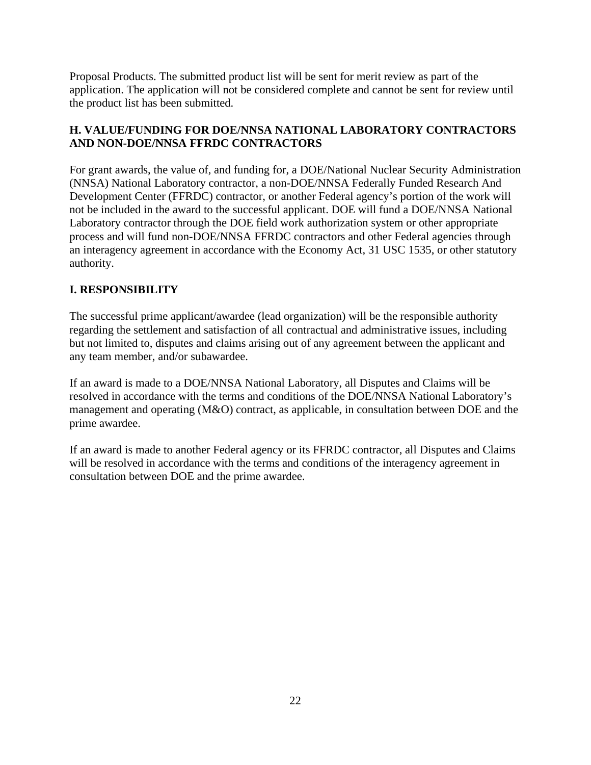Proposal Products. The submitted product list will be sent for merit review as part of the application. The application will not be considered complete and cannot be sent for review until the product list has been submitted.

## H. VALUE/FUNDING FOR DOE/NNSA NATIONAL LABORATORY CONTRACTORS AND NON-DOE/NNSA FFRDC CONTRACTORS

For grant awards, the value of, and funding for, a DOE/National Nuclear Security Administration (NNSA) National Laboratory contractor, a non-DOE/NNSA Federally Funded Research And Development Center (FFRDC) contractor, or another Federal agency's portion of the work will not be included in the award to the successful applicant. DOE will fund a DOE/NNSA National Laboratory contractor through the DOE field work authorization system or other appropriate process and will fund non-DOE/NNSA FFRDC contractors and other Federal agencies through an interagency agreement in accordance with the Economy Act, 31 USC 1535, or other statutory authority.

## I. RESPONSIBILITY

The successful prime applicant/awardee (lead organization) will be the responsible authority regarding the settlement and satisfaction of all contractual and administrative issues, including but not limited to, disputes and claims arising out of any agreement between the applicant and any team member, and/or subawardee.

If an award is made to a DOE/NNSA National Laboratory, all Disputes and Claims will be resolved in accordance with the terms and conditions of the DOE/NNSA National Laboratory's management and operating (M&O) contract, as applicable, in consultation between DOE and the prime awardee.

If an award is made to another Federal agency or its FFRDC contractor, all Disputes and Claims will be resolved in accordance with the terms and conditions of the interagency agreement in consultation between DOE and the prime awardee.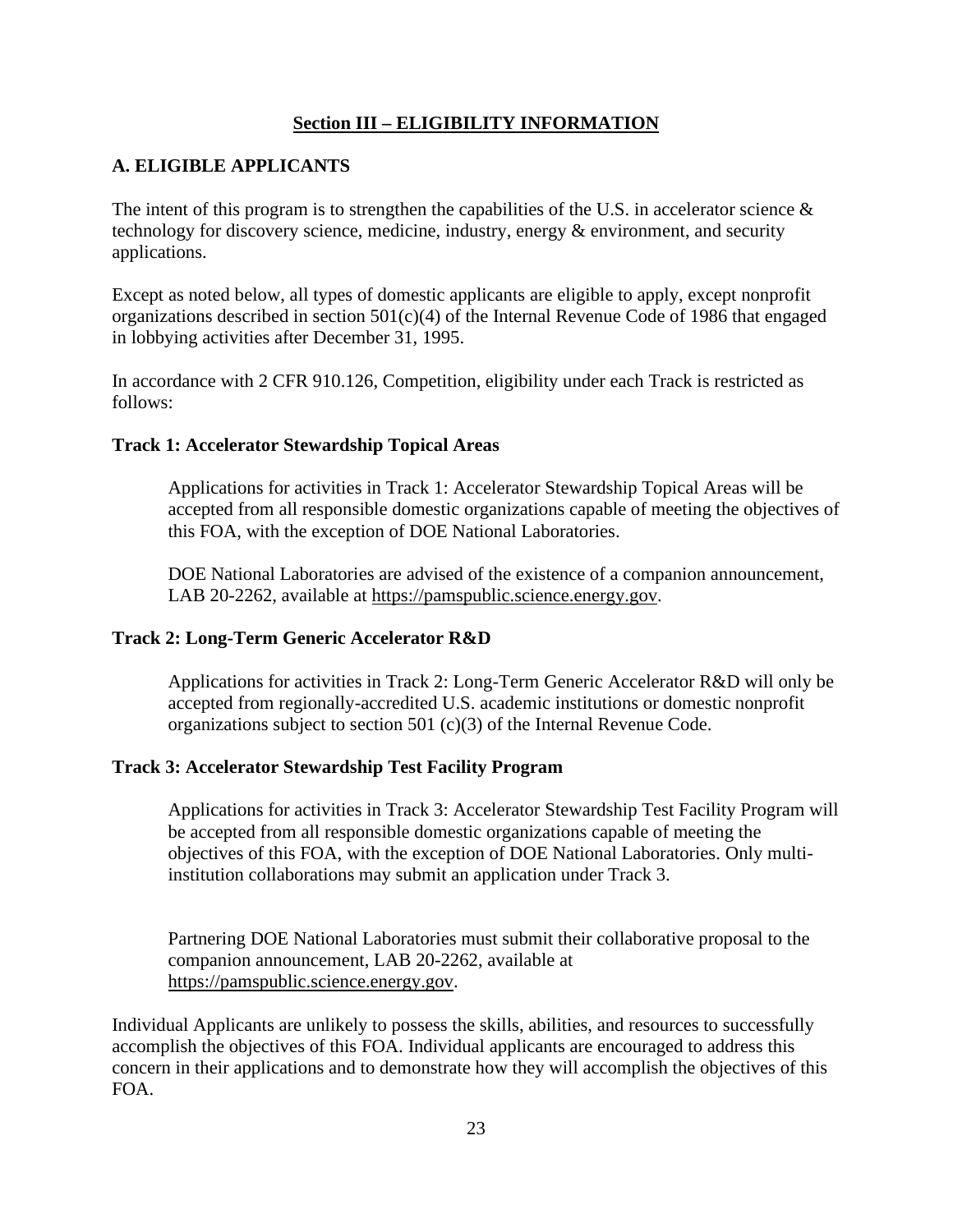## Section III – ELIGIBILITY INFORMATION

### A. ELIGIBLE APPLICANTS

The intent of this program is to strengthen the capabilities of the U.S. in accelerator science & technology for discovery science, medicine, industry, energy & environment, and security applications.

Except as noted below, all types of domestic applicants are eligible to apply, except nonprofit organizations described in section 501(c)(4) of the Internal Revenue Code of 1986 that engaged in lobbying activities after December 31, 1995.

In accordance with 2 CFR 910.126, Competition, eligibility under each Track is restricted as follows:

**Track 1: Accelerator Stewardship Topical Areas**

Applications for activities in Track 1: Accelerator Stewardship Topical Areas will be accepted from all responsible domestic organizations capable of meeting the objectives of this FOA, with the exception of DOE National Laboratories.

DOE National Laboratories are advised of the existence of a companion announcement, LAB 20-2262, available at https://pamspublic.science.energy.gov.

**Track 2: Long-Term Generic Accelerator R&D**

Applications for activities in Track 2: Long-Term Generic Accelerator R&D will only be accepted from regionally-accredited U.S. academic institutions or domestic nonprofit organizations subject to section 501 (c)(3) of the Internal Revenue Code.

**Track 3: Accelerator Stewardship Test Facility Program**

Applications for activities in Track 3: Accelerator Stewardship Test Facility Program will be accepted from all responsible domestic organizations capable of meeting the objectives of this FOA, with the exception of DOE National Laboratories. Only multi-institution collaborations may submit an application under Track 3.

Partnering DOE National Laboratories must submit their collaborative proposal to the companion announcement, LAB 20-2262, available at https://pamspublic.science.energy.gov.

Individual Applicants are unlikely to possess the skills, abilities, and resources to successfully accomplish the objectives of this FOA. Individual applicants are encouraged to address this concern in their applications and to demonstrate how they will accomplish the objectives of this FOA.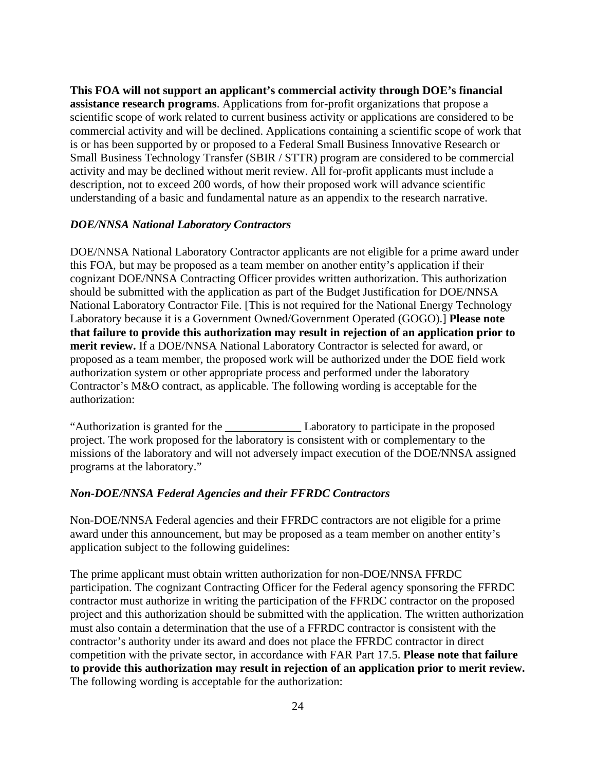**This FOA will not support an applicant's commercial activity through DOE's financial assistance research programs**. Applications from for-profit organizations that propose a scientific scope of work related to current business activity or applications are considered to be commercial activity and will be declined. Applications containing a scientific scope of work that is or has been supported by or proposed to a Federal Small Business Innovative Research or Small Business Technology Transfer (SBIR / STTR) program are considered to be commercial activity and may be declined without merit review. All for-profit applicants must include a description, not to exceed 200 words, of how their proposed work will advance scientific understanding of a basic and fundamental nature as an appendix to the research narrative.

***DOE/NNSA National Laboratory Contractors***

DOE/NNSA National Laboratory Contractor applicants are not eligible for a prime award under this FOA, but may be proposed as a team member on another entity's application if their cognizant DOE/NNSA Contracting Officer provides written authorization. This authorization should be submitted with the application as part of the Budget Justification for DOE/NNSA National Laboratory Contractor File. [This is not required for the National Energy Technology Laboratory because it is a Government Owned/Government Operated (GOGO).] **Please note that failure to provide this authorization may result in rejection of an application prior to merit review.** If a DOE/NNSA National Laboratory Contractor is selected for award, or proposed as a team member, the proposed work will be authorized under the DOE field work authorization system or other appropriate process and performed under the laboratory Contractor's M&O contract, as applicable. The following wording is acceptable for the authorization:

"Authorization is granted for the _____________ Laboratory to participate in the proposed project. The work proposed for the laboratory is consistent with or complementary to the missions of the laboratory and will not adversely impact execution of the DOE/NNSA assigned programs at the laboratory."

***Non-DOE/NNSA Federal Agencies and their FFRDC Contractors***

Non-DOE/NNSA Federal agencies and their FFRDC contractors are not eligible for a prime award under this announcement, but may be proposed as a team member on another entity's application subject to the following guidelines:

The prime applicant must obtain written authorization for non-DOE/NNSA FFRDC participation. The cognizant Contracting Officer for the Federal agency sponsoring the FFRDC contractor must authorize in writing the participation of the FFRDC contractor on the proposed project and this authorization should be submitted with the application. The written authorization must also contain a determination that the use of a FFRDC contractor is consistent with the contractor's authority under its award and does not place the FFRDC contractor in direct competition with the private sector, in accordance with FAR Part 17.5. **Please note that failure to provide this authorization may result in rejection of an application prior to merit review.** The following wording is acceptable for the authorization: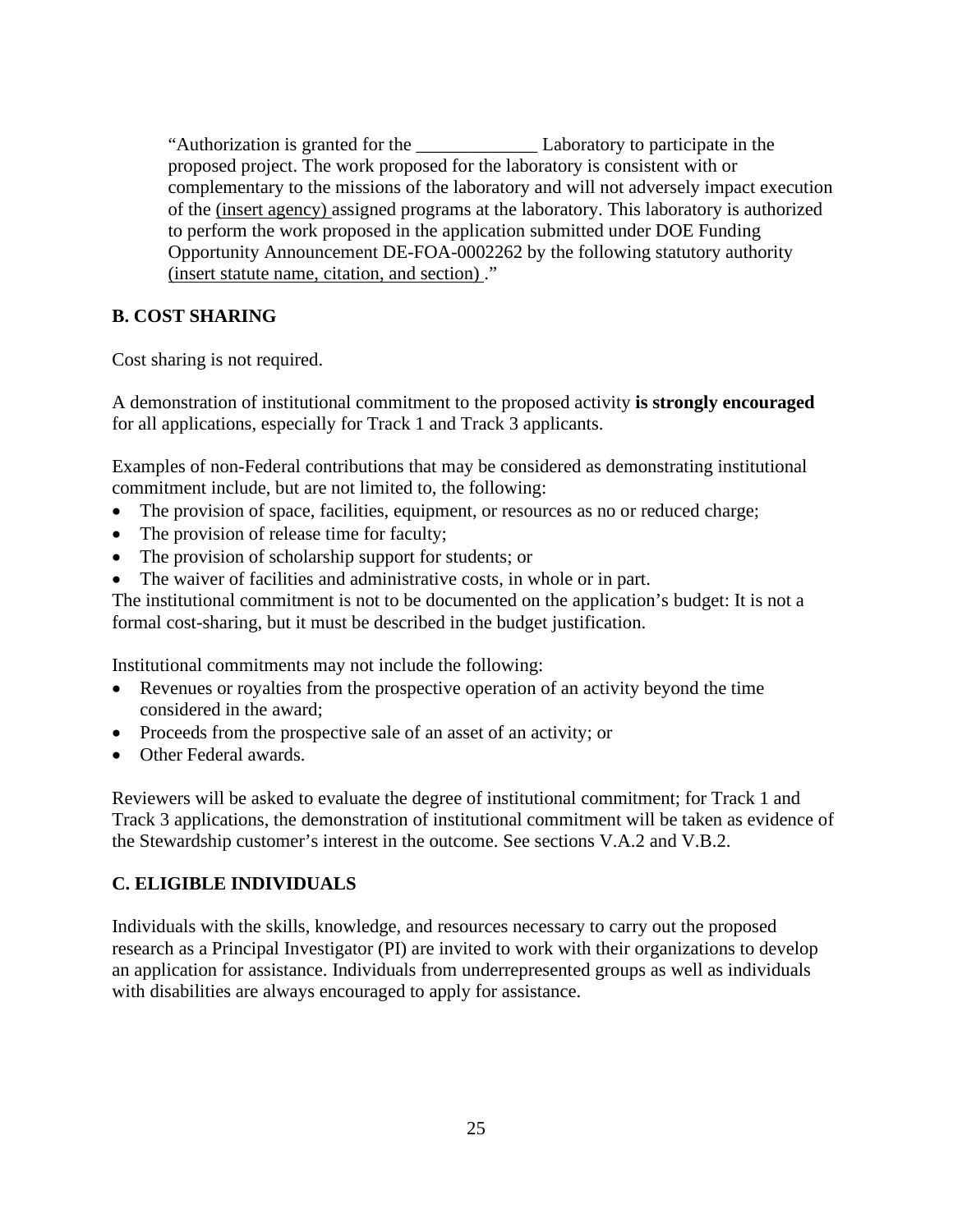"Authorization is granted for the _____________ Laboratory to participate in the proposed project. The work proposed for the laboratory is consistent with or complementary to the missions of the laboratory and will not adversely impact execution of the (insert agency) assigned programs at the laboratory. This laboratory is authorized to perform the work proposed in the application submitted under DOE Funding Opportunity Announcement DE-FOA-0002262 by the following statutory authority (insert statute name, citation, and section) ."

### B. COST SHARING

Cost sharing is not required.

A demonstration of institutional commitment to the proposed activity **is strongly encouraged** for all applications, especially for Track 1 and Track 3 applicants.

Examples of non-Federal contributions that may be considered as demonstrating institutional commitment include, but are not limited to, the following:

- The provision of space, facilities, equipment, or resources as no or reduced charge;
- The provision of release time for faculty;
- The provision of scholarship support for students; or
- The waiver of facilities and administrative costs, in whole or in part.

The institutional commitment is not to be documented on the application's budget: It is not a formal cost-sharing, but it must be described in the budget justification.

Institutional commitments may not include the following:

- Revenues or royalties from the prospective operation of an activity beyond the time considered in the award;
- Proceeds from the prospective sale of an asset of an activity; or
- Other Federal awards.

Reviewers will be asked to evaluate the degree of institutional commitment; for Track 1 and Track 3 applications, the demonstration of institutional commitment will be taken as evidence of the Stewardship customer's interest in the outcome. See sections V.A.2 and V.B.2.

### C. ELIGIBLE INDIVIDUALS

Individuals with the skills, knowledge, and resources necessary to carry out the proposed research as a Principal Investigator (PI) are invited to work with their organizations to develop an application for assistance. Individuals from underrepresented groups as well as individuals with disabilities are always encouraged to apply for assistance.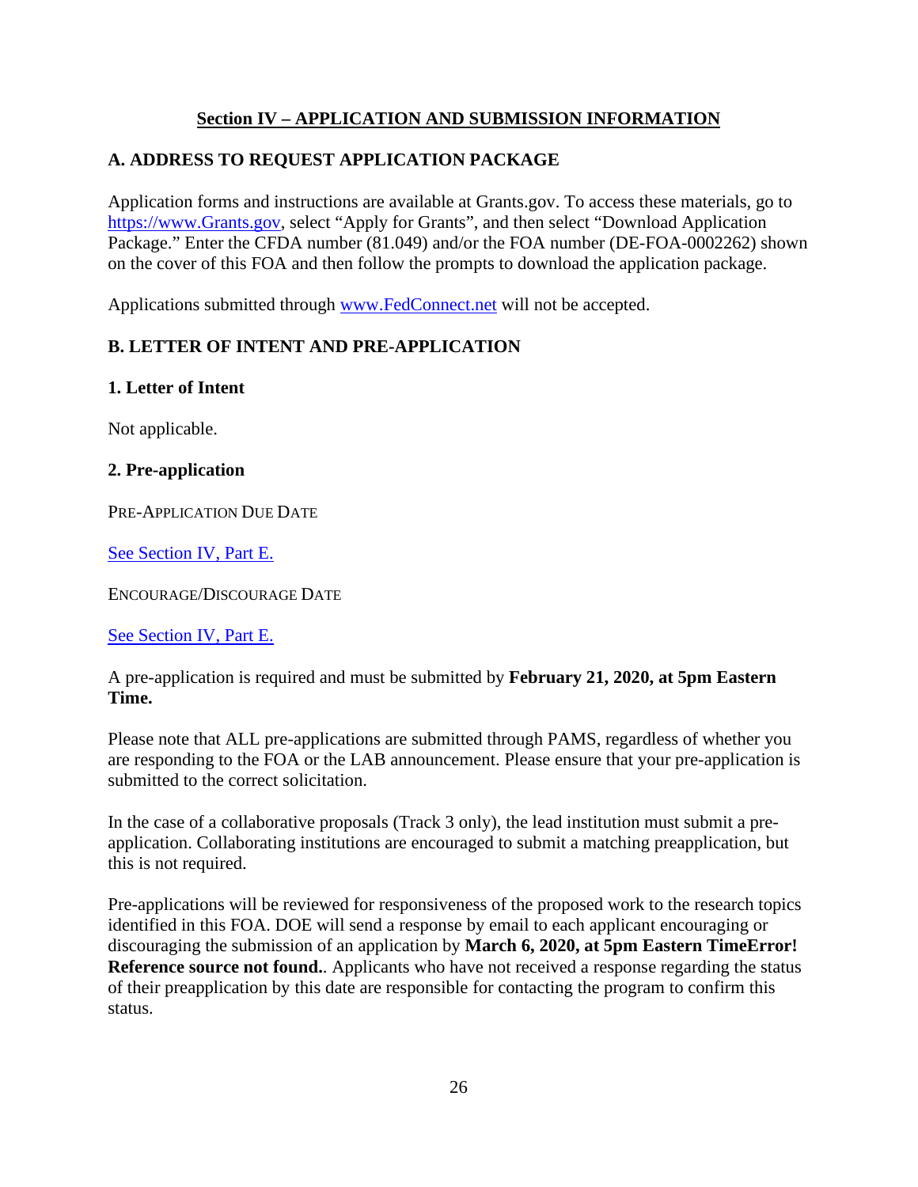## Section IV – APPLICATION AND SUBMISSION INFORMATION

### A. ADDRESS TO REQUEST APPLICATION PACKAGE

Application forms and instructions are available at Grants.gov. To access these materials, go to [https://www.Grants.gov](https://www.Grants.gov), select "Apply for Grants", and then select "Download Application Package." Enter the CFDA number (81.049) and/or the FOA number (DE-FOA-0002262) shown on the cover of this FOA and then follow the prompts to download the application package.

Applications submitted through [www.FedConnect.net](www.FedConnect.net) will not be accepted.

### B. LETTER OF INTENT AND PRE-APPLICATION

#### 1. Letter of Intent

Not applicable.

#### 2. Pre-application

PRE-APPLICATION DUE DATE

See Section IV, Part E.

ENCOURAGE/DISCOURAGE DATE

See Section IV, Part E.

A pre-application is required and must be submitted by **February 21, 2020, at 5pm Eastern Time.**

Please note that ALL pre-applications are submitted through PAMS, regardless of whether you are responding to the FOA or the LAB announcement. Please ensure that your pre-application is submitted to the correct solicitation.

In the case of a collaborative proposals (Track 3 only), the lead institution must submit a pre-application. Collaborating institutions are encouraged to submit a matching preapplication, but this is not required.

Pre-applications will be reviewed for responsiveness of the proposed work to the research topics identified in this FOA. DOE will send a response by email to each applicant encouraging or discouraging the submission of an application by **March 6, 2020, at 5pm Eastern TimeError! Reference source not found.**. Applicants who have not received a response regarding the status of their preapplication by this date are responsible for contacting the program to confirm this status.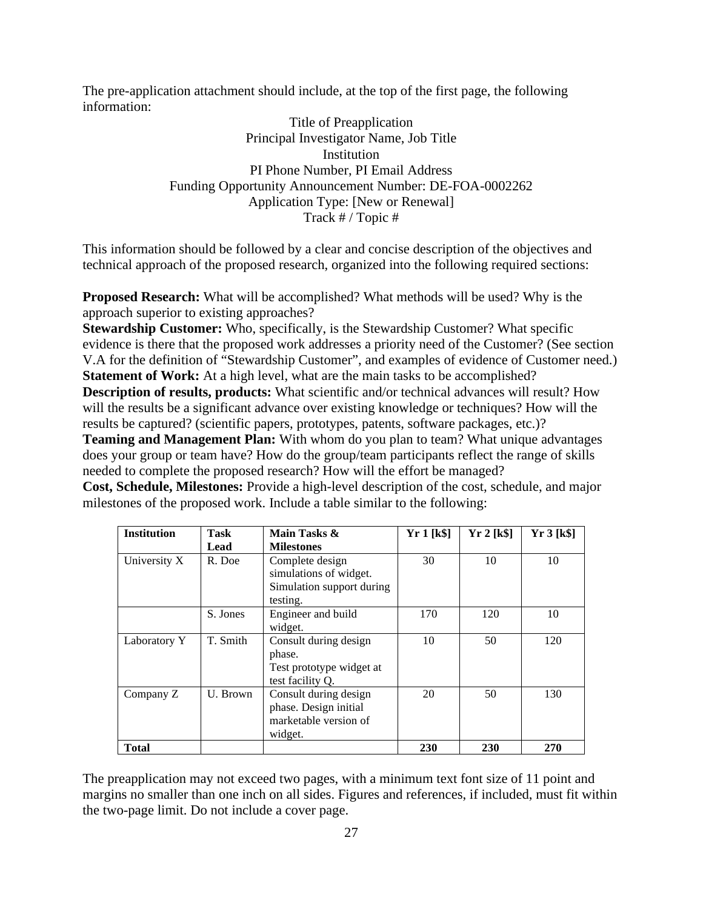The pre-application attachment should include, at the top of the first page, the following information:

Title of Preapplication
Principal Investigator Name, Job Title
Institution
PI Phone Number, PI Email Address
Funding Opportunity Announcement Number: DE-FOA-0002262
Application Type: [New or Renewal]
Track # / Topic #

This information should be followed by a clear and concise description of the objectives and technical approach of the proposed research, organized into the following required sections:

**Proposed Research:** What will be accomplished? What methods will be used? Why is the approach superior to existing approaches?
**Stewardship Customer:** Who, specifically, is the Stewardship Customer? What specific evidence is there that the proposed work addresses a priority need of the Customer? (See section V.A for the definition of "Stewardship Customer", and examples of evidence of Customer need.)
**Statement of Work:** At a high level, what are the main tasks to be accomplished?
**Description of results, products:** What scientific and/or technical advances will result? How will the results be a significant advance over existing knowledge or techniques? How will the results be captured? (scientific papers, prototypes, patents, software packages, etc.)?
**Teaming and Management Plan:** With whom do you plan to team? What unique advantages does your group or team have? How do the group/team participants reflect the range of skills needed to complete the proposed research? How will the effort be managed?
**Cost, Schedule, Milestones:** Provide a high-level description of the cost, schedule, and major milestones of the proposed work. Include a table similar to the following:

| Institution | Task Lead | Main Tasks & Milestones | Yr 1 [k$] | Yr 2 [k$] | Yr 3 [k$] |
|---|---|---|---|---|---|
| University X | R. Doe | Complete design simulations of widget. Simulation support during testing. | 30 | 10 | 10 |
| | S. Jones | Engineer and build widget. | 170 | 120 | 10 |
| Laboratory Y | T. Smith | Consult during design phase. Test prototype widget at test facility Q. | 10 | 50 | 120 |
| Company Z | U. Brown | Consult during design phase. Design initial marketable version of widget. | 20 | 50 | 130 |
| **Total** | | | **230** | **230** | **270** |

The preapplication may not exceed two pages, with a minimum text font size of 11 point and margins no smaller than one inch on all sides. Figures and references, if included, must fit within the two-page limit. Do not include a cover page.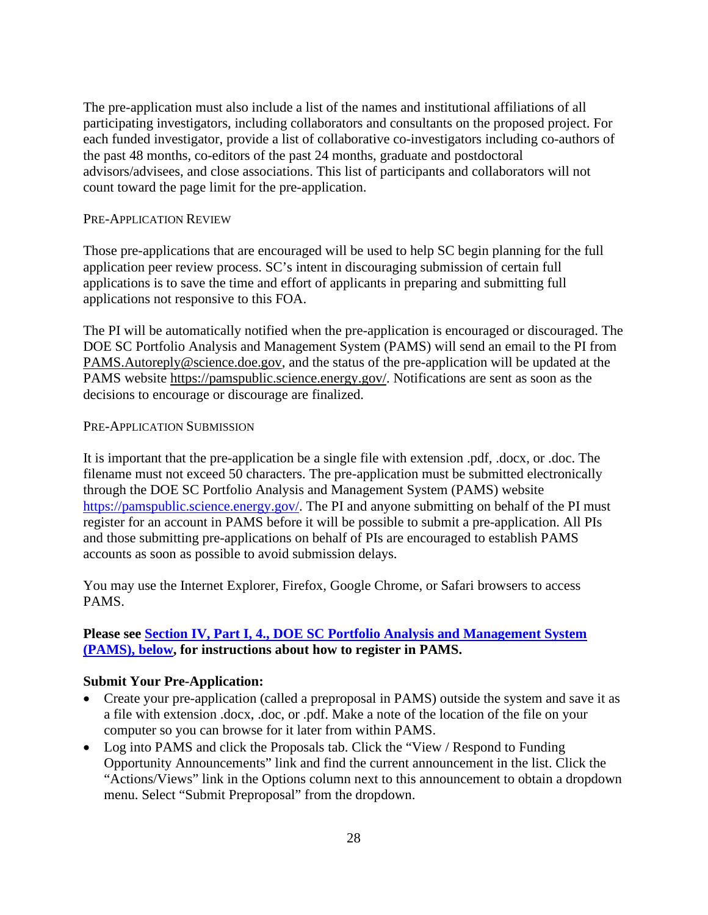The pre-application must also include a list of the names and institutional affiliations of all participating investigators, including collaborators and consultants on the proposed project. For each funded investigator, provide a list of collaborative co-investigators including co-authors of the past 48 months, co-editors of the past 24 months, graduate and postdoctoral advisors/advisees, and close associations. This list of participants and collaborators will not count toward the page limit for the pre-application.

#### Pre-Application Review

Those pre-applications that are encouraged will be used to help SC begin planning for the full application peer review process. SC's intent in discouraging submission of certain full applications is to save the time and effort of applicants in preparing and submitting full applications not responsive to this FOA.

The PI will be automatically notified when the pre-application is encouraged or discouraged. The DOE SC Portfolio Analysis and Management System (PAMS) will send an email to the PI from PAMS.Autoreply@science.doe.gov, and the status of the pre-application will be updated at the PAMS website https://pamspublic.science.energy.gov/. Notifications are sent as soon as the decisions to encourage or discourage are finalized.

#### Pre-Application Submission

It is important that the pre-application be a single file with extension .pdf, .docx, or .doc. The filename must not exceed 50 characters. The pre-application must be submitted electronically through the DOE SC Portfolio Analysis and Management System (PAMS) website https://pamspublic.science.energy.gov/. The PI and anyone submitting on behalf of the PI must register for an account in PAMS before it will be possible to submit a pre-application. All PIs and those submitting pre-applications on behalf of PIs are encouraged to establish PAMS accounts as soon as possible to avoid submission delays.

You may use the Internet Explorer, Firefox, Google Chrome, or Safari browsers to access PAMS.

**Please see Section IV, Part I, 4., DOE SC Portfolio Analysis and Management System (PAMS), below, for instructions about how to register in PAMS.**

**Submit Your Pre-Application:**

- Create your pre-application (called a preproposal in PAMS) outside the system and save it as a file with extension .docx, .doc, or .pdf. Make a note of the location of the file on your computer so you can browse for it later from within PAMS.
- Log into PAMS and click the Proposals tab. Click the "View / Respond to Funding Opportunity Announcements" link and find the current announcement in the list. Click the "Actions/Views" link in the Options column next to this announcement to obtain a dropdown menu. Select "Submit Preproposal" from the dropdown.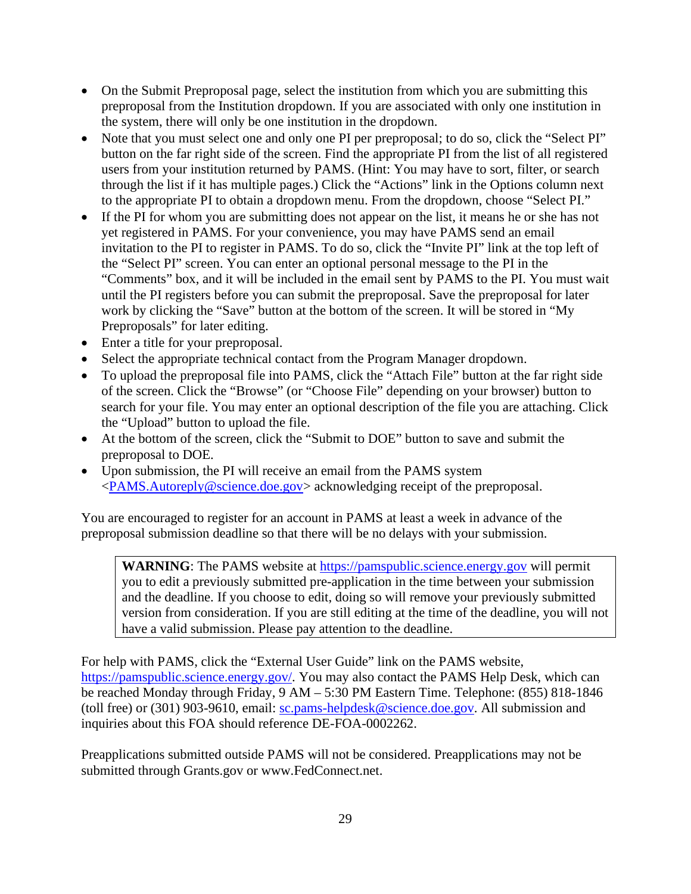- On the Submit Preproposal page, select the institution from which you are submitting this preproposal from the Institution dropdown. If you are associated with only one institution in the system, there will only be one institution in the dropdown.
- Note that you must select one and only one PI per preproposal; to do so, click the "Select PI" button on the far right side of the screen. Find the appropriate PI from the list of all registered users from your institution returned by PAMS. (Hint: You may have to sort, filter, or search through the list if it has multiple pages.) Click the "Actions" link in the Options column next to the appropriate PI to obtain a dropdown menu. From the dropdown, choose "Select PI."
- If the PI for whom you are submitting does not appear on the list, it means he or she has not yet registered in PAMS. For your convenience, you may have PAMS send an email invitation to the PI to register in PAMS. To do so, click the "Invite PI" link at the top left of the "Select PI" screen. You can enter an optional personal message to the PI in the "Comments" box, and it will be included in the email sent by PAMS to the PI. You must wait until the PI registers before you can submit the preproposal. Save the preproposal for later work by clicking the "Save" button at the bottom of the screen. It will be stored in "My Preproposals" for later editing.
- Enter a title for your preproposal.
- Select the appropriate technical contact from the Program Manager dropdown.
- To upload the preproposal file into PAMS, click the "Attach File" button at the far right side of the screen. Click the "Browse" (or "Choose File" depending on your browser) button to search for your file. You may enter an optional description of the file you are attaching. Click the "Upload" button to upload the file.
- At the bottom of the screen, click the "Submit to DOE" button to save and submit the preproposal to DOE.
- Upon submission, the PI will receive an email from the PAMS system <PAMS.Autoreply@science.doe.gov> acknowledging receipt of the preproposal.

You are encouraged to register for an account in PAMS at least a week in advance of the preproposal submission deadline so that there will be no delays with your submission.

> **WARNING**: The PAMS website at https://pamspublic.science.energy.gov will permit you to edit a previously submitted pre-application in the time between your submission and the deadline. If you choose to edit, doing so will remove your previously submitted version from consideration. If you are still editing at the time of the deadline, you will not have a valid submission. Please pay attention to the deadline.

For help with PAMS, click the "External User Guide" link on the PAMS website, https://pamspublic.science.energy.gov/. You may also contact the PAMS Help Desk, which can be reached Monday through Friday, 9 AM – 5:30 PM Eastern Time. Telephone: (855) 818-1846 (toll free) or (301) 903-9610, email: sc.pams-helpdesk@science.doe.gov. All submission and inquiries about this FOA should reference DE-FOA-0002262.

Preapplications submitted outside PAMS will not be considered. Preapplications may not be submitted through Grants.gov or www.FedConnect.net.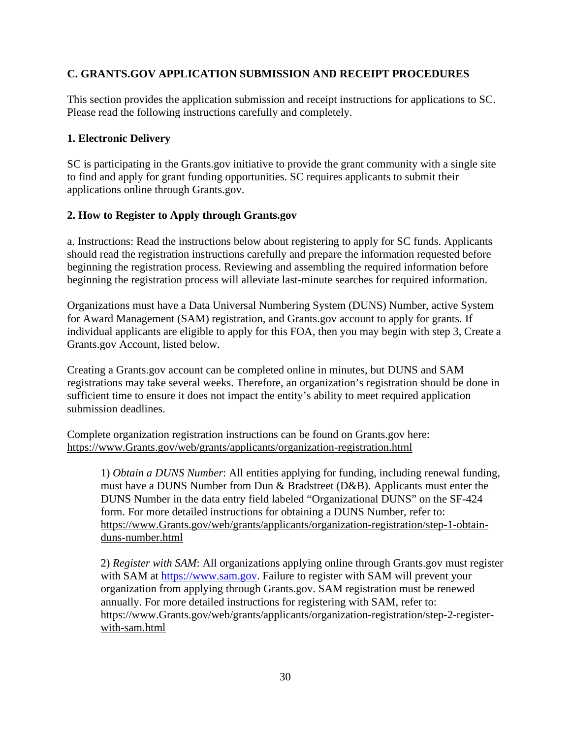### C. GRANTS.GOV APPLICATION SUBMISSION AND RECEIPT PROCEDURES

This section provides the application submission and receipt instructions for applications to SC. Please read the following instructions carefully and completely.

#### 1. Electronic Delivery

SC is participating in the Grants.gov initiative to provide the grant community with a single site to find and apply for grant funding opportunities. SC requires applicants to submit their applications online through Grants.gov.

#### 2. How to Register to Apply through Grants.gov

a. Instructions: Read the instructions below about registering to apply for SC funds. Applicants should read the registration instructions carefully and prepare the information requested before beginning the registration process. Reviewing and assembling the required information before beginning the registration process will alleviate last-minute searches for required information.

Organizations must have a Data Universal Numbering System (DUNS) Number, active System for Award Management (SAM) registration, and Grants.gov account to apply for grants. If individual applicants are eligible to apply for this FOA, then you may begin with step 3, Create a Grants.gov Account, listed below.

Creating a Grants.gov account can be completed online in minutes, but DUNS and SAM registrations may take several weeks. Therefore, an organization's registration should be done in sufficient time to ensure it does not impact the entity's ability to meet required application submission deadlines.

Complete organization registration instructions can be found on Grants.gov here: https://www.Grants.gov/web/grants/applicants/organization-registration.html

> 1) *Obtain a DUNS Number*: All entities applying for funding, including renewal funding, must have a DUNS Number from Dun & Bradstreet (D&B). Applicants must enter the DUNS Number in the data entry field labeled "Organizational DUNS" on the SF-424 form. For more detailed instructions for obtaining a DUNS Number, refer to: https://www.Grants.gov/web/grants/applicants/organization-registration/step-1-obtain-duns-number.html
>
> 2) *Register with SAM*: All organizations applying online through Grants.gov must register with SAM at https://www.sam.gov. Failure to register with SAM will prevent your organization from applying through Grants.gov. SAM registration must be renewed annually. For more detailed instructions for registering with SAM, refer to: https://www.Grants.gov/web/grants/applicants/organization-registration/step-2-register-with-sam.html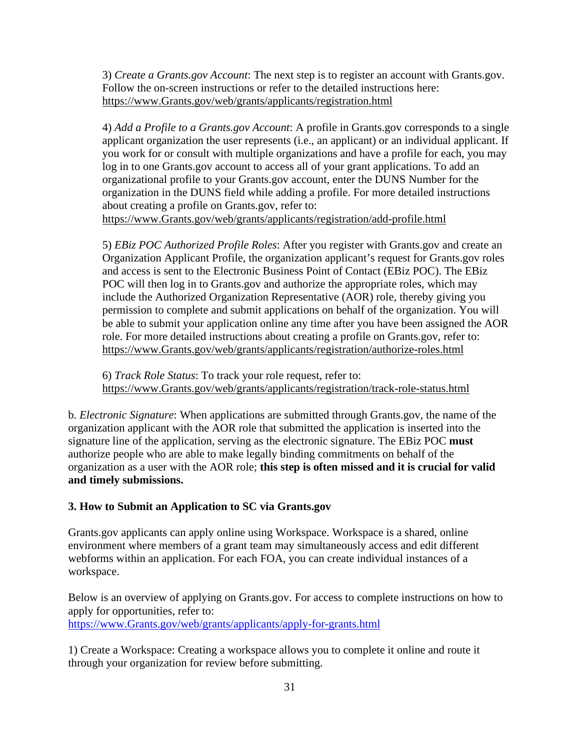3) *Create a Grants.gov Account*: The next step is to register an account with Grants.gov. Follow the on-screen instructions or refer to the detailed instructions here: https://www.Grants.gov/web/grants/applicants/registration.html

4) *Add a Profile to a Grants.gov Account*: A profile in Grants.gov corresponds to a single applicant organization the user represents (i.e., an applicant) or an individual applicant. If you work for or consult with multiple organizations and have a profile for each, you may log in to one Grants.gov account to access all of your grant applications. To add an organizational profile to your Grants.gov account, enter the DUNS Number for the organization in the DUNS field while adding a profile. For more detailed instructions about creating a profile on Grants.gov, refer to: https://www.Grants.gov/web/grants/applicants/registration/add-profile.html

5) *EBiz POC Authorized Profile Roles*: After you register with Grants.gov and create an Organization Applicant Profile, the organization applicant's request for Grants.gov roles and access is sent to the Electronic Business Point of Contact (EBiz POC). The EBiz POC will then log in to Grants.gov and authorize the appropriate roles, which may include the Authorized Organization Representative (AOR) role, thereby giving you permission to complete and submit applications on behalf of the organization. You will be able to submit your application online any time after you have been assigned the AOR role. For more detailed instructions about creating a profile on Grants.gov, refer to: https://www.Grants.gov/web/grants/applicants/registration/authorize-roles.html

6) *Track Role Status*: To track your role request, refer to: https://www.Grants.gov/web/grants/applicants/registration/track-role-status.html

b. *Electronic Signature*: When applications are submitted through Grants.gov, the name of the organization applicant with the AOR role that submitted the application is inserted into the signature line of the application, serving as the electronic signature. The EBiz POC **must** authorize people who are able to make legally binding commitments on behalf of the organization as a user with the AOR role; **this step is often missed and it is crucial for valid and timely submissions.**

### 3. How to Submit an Application to SC via Grants.gov

Grants.gov applicants can apply online using Workspace. Workspace is a shared, online environment where members of a grant team may simultaneously access and edit different webforms within an application. For each FOA, you can create individual instances of a workspace.

Below is an overview of applying on Grants.gov. For access to complete instructions on how to apply for opportunities, refer to: https://www.Grants.gov/web/grants/applicants/apply-for-grants.html

1) Create a Workspace: Creating a workspace allows you to complete it online and route it through your organization for review before submitting.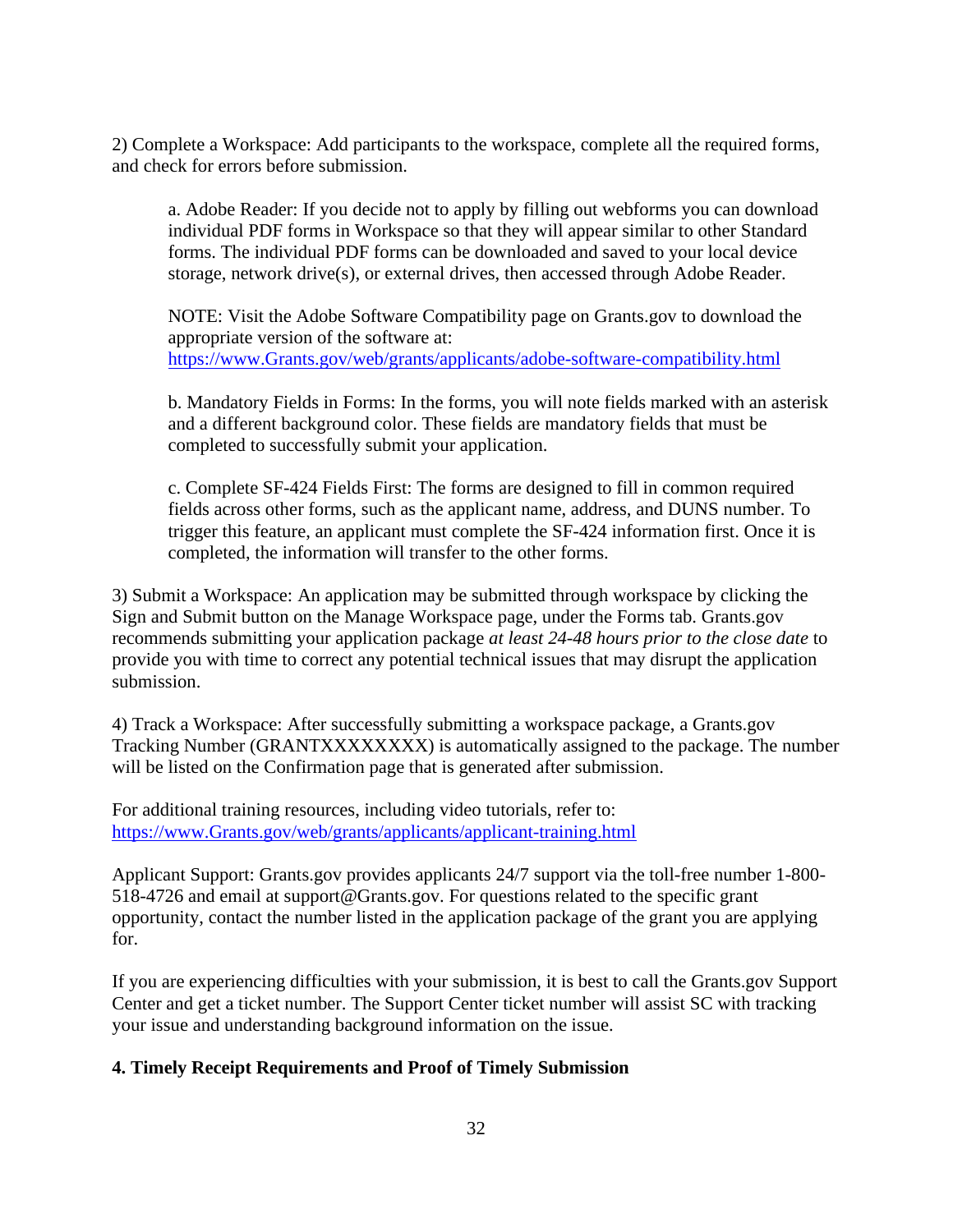2) Complete a Workspace: Add participants to the workspace, complete all the required forms, and check for errors before submission.

> a. Adobe Reader: If you decide not to apply by filling out webforms you can download individual PDF forms in Workspace so that they will appear similar to other Standard forms. The individual PDF forms can be downloaded and saved to your local device storage, network drive(s), or external drives, then accessed through Adobe Reader.
>
> NOTE: Visit the Adobe Software Compatibility page on Grants.gov to download the appropriate version of the software at: [https://www.Grants.gov/web/grants/applicants/adobe-software-compatibility.html](https://www.Grants.gov/web/grants/applicants/adobe-software-compatibility.html)
>
> b. Mandatory Fields in Forms: In the forms, you will note fields marked with an asterisk and a different background color. These fields are mandatory fields that must be completed to successfully submit your application.
>
> c. Complete SF-424 Fields First: The forms are designed to fill in common required fields across other forms, such as the applicant name, address, and DUNS number. To trigger this feature, an applicant must complete the SF-424 information first. Once it is completed, the information will transfer to the other forms.

3) Submit a Workspace: An application may be submitted through workspace by clicking the Sign and Submit button on the Manage Workspace page, under the Forms tab. Grants.gov recommends submitting your application package *at least 24-48 hours prior to the close date* to provide you with time to correct any potential technical issues that may disrupt the application submission.

4) Track a Workspace: After successfully submitting a workspace package, a Grants.gov Tracking Number (GRANTXXXXXXXX) is automatically assigned to the package. The number will be listed on the Confirmation page that is generated after submission.

For additional training resources, including video tutorials, refer to: [https://www.Grants.gov/web/grants/applicants/applicant-training.html](https://www.Grants.gov/web/grants/applicants/applicant-training.html)

Applicant Support: Grants.gov provides applicants 24/7 support via the toll-free number 1-800-518-4726 and email at support@Grants.gov. For questions related to the specific grant opportunity, contact the number listed in the application package of the grant you are applying for.

If you are experiencing difficulties with your submission, it is best to call the Grants.gov Support Center and get a ticket number. The Support Center ticket number will assist SC with tracking your issue and understanding background information on the issue.

**4. Timely Receipt Requirements and Proof of Timely Submission**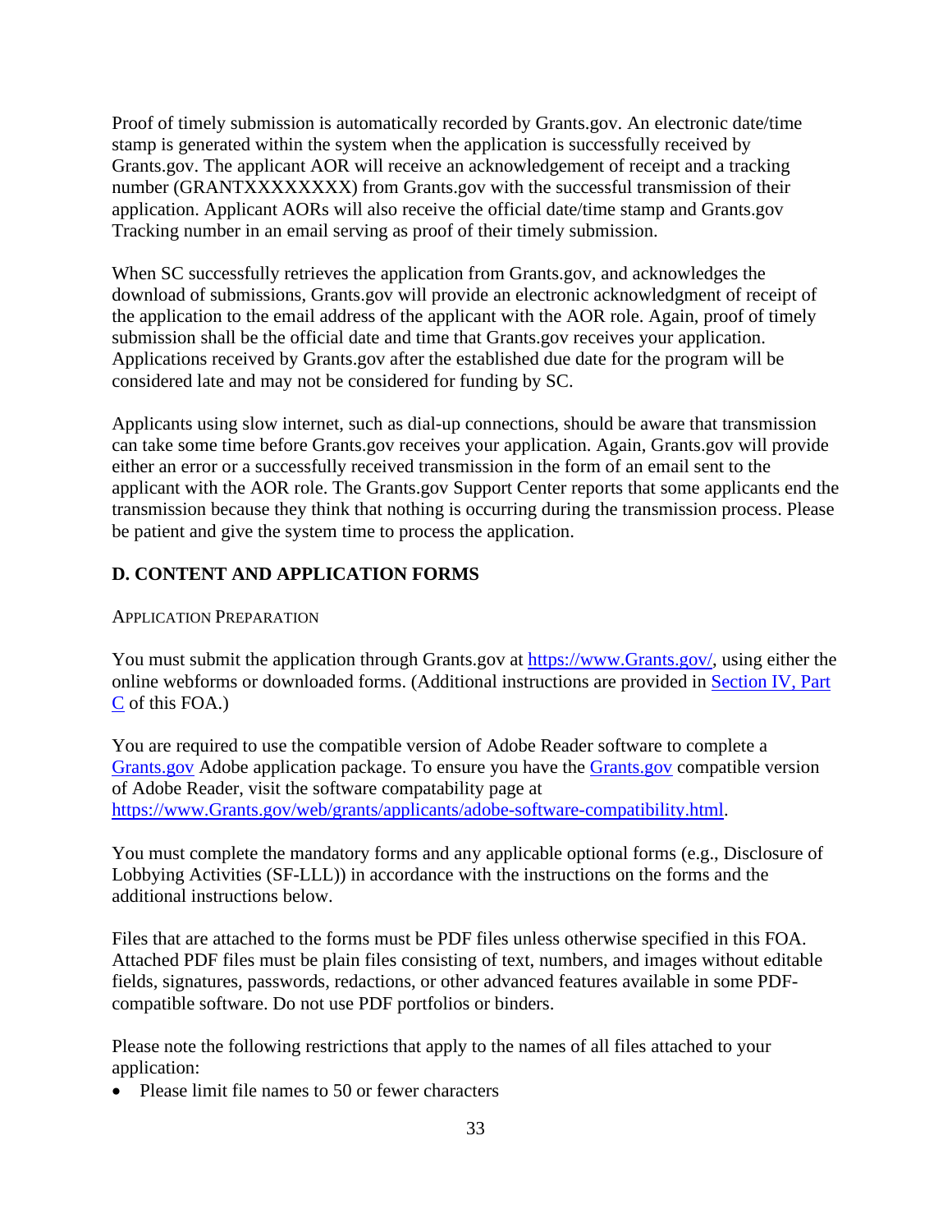Proof of timely submission is automatically recorded by Grants.gov. An electronic date/time stamp is generated within the system when the application is successfully received by Grants.gov. The applicant AOR will receive an acknowledgement of receipt and a tracking number (GRANTXXXXXXXX) from Grants.gov with the successful transmission of their application. Applicant AORs will also receive the official date/time stamp and Grants.gov Tracking number in an email serving as proof of their timely submission.

When SC successfully retrieves the application from Grants.gov, and acknowledges the download of submissions, Grants.gov will provide an electronic acknowledgment of receipt of the application to the email address of the applicant with the AOR role. Again, proof of timely submission shall be the official date and time that Grants.gov receives your application. Applications received by Grants.gov after the established due date for the program will be considered late and may not be considered for funding by SC.

Applicants using slow internet, such as dial-up connections, should be aware that transmission can take some time before Grants.gov receives your application. Again, Grants.gov will provide either an error or a successfully received transmission in the form of an email sent to the applicant with the AOR role. The Grants.gov Support Center reports that some applicants end the transmission because they think that nothing is occurring during the transmission process. Please be patient and give the system time to process the application.

## D. CONTENT AND APPLICATION FORMS

APPLICATION PREPARATION

You must submit the application through Grants.gov at [https://www.Grants.gov/](https://www.Grants.gov/), using either the online webforms or downloaded forms. (Additional instructions are provided in Section IV, Part C of this FOA.)

You are required to use the compatible version of Adobe Reader software to complete a Grants.gov Adobe application package. To ensure you have the Grants.gov compatible version of Adobe Reader, visit the software compatability page at [https://www.Grants.gov/web/grants/applicants/adobe-software-compatibility.html](https://www.Grants.gov/web/grants/applicants/adobe-software-compatibility.html).

You must complete the mandatory forms and any applicable optional forms (e.g., Disclosure of Lobbying Activities (SF-LLL)) in accordance with the instructions on the forms and the additional instructions below.

Files that are attached to the forms must be PDF files unless otherwise specified in this FOA. Attached PDF files must be plain files consisting of text, numbers, and images without editable fields, signatures, passwords, redactions, or other advanced features available in some PDF-compatible software. Do not use PDF portfolios or binders.

Please note the following restrictions that apply to the names of all files attached to your application:

- Please limit file names to 50 or fewer characters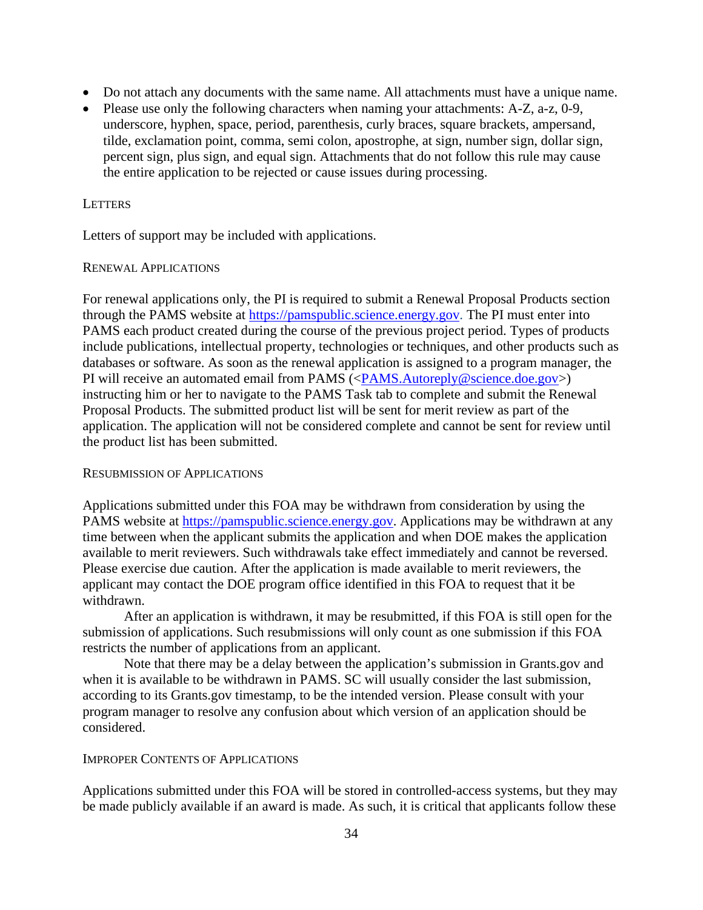- Do not attach any documents with the same name. All attachments must have a unique name.
- Please use only the following characters when naming your attachments: A-Z, a-z, 0-9, underscore, hyphen, space, period, parenthesis, curly braces, square brackets, ampersand, tilde, exclamation point, comma, semi colon, apostrophe, at sign, number sign, dollar sign, percent sign, plus sign, and equal sign. Attachments that do not follow this rule may cause the entire application to be rejected or cause issues during processing.

#### Letters

Letters of support may be included with applications.

#### Renewal Applications

For renewal applications only, the PI is required to submit a Renewal Proposal Products section through the PAMS website at https://pamspublic.science.energy.gov. The PI must enter into PAMS each product created during the course of the previous project period. Types of products include publications, intellectual property, technologies or techniques, and other products such as databases or software. As soon as the renewal application is assigned to a program manager, the PI will receive an automated email from PAMS (<PAMS.Autoreply@science.doe.gov>) instructing him or her to navigate to the PAMS Task tab to complete and submit the Renewal Proposal Products. The submitted product list will be sent for merit review as part of the application. The application will not be considered complete and cannot be sent for review until the product list has been submitted.

#### Resubmission of Applications

Applications submitted under this FOA may be withdrawn from consideration by using the PAMS website at https://pamspublic.science.energy.gov. Applications may be withdrawn at any time between when the applicant submits the application and when DOE makes the application available to merit reviewers. Such withdrawals take effect immediately and cannot be reversed. Please exercise due caution. After the application is made available to merit reviewers, the applicant may contact the DOE program office identified in this FOA to request that it be withdrawn.

After an application is withdrawn, it may be resubmitted, if this FOA is still open for the submission of applications. Such resubmissions will only count as one submission if this FOA restricts the number of applications from an applicant.

Note that there may be a delay between the application's submission in Grants.gov and when it is available to be withdrawn in PAMS. SC will usually consider the last submission, according to its Grants.gov timestamp, to be the intended version. Please consult with your program manager to resolve any confusion about which version of an application should be considered.

#### Improper Contents of Applications

Applications submitted under this FOA will be stored in controlled-access systems, but they may be made publicly available if an award is made. As such, it is critical that applicants follow these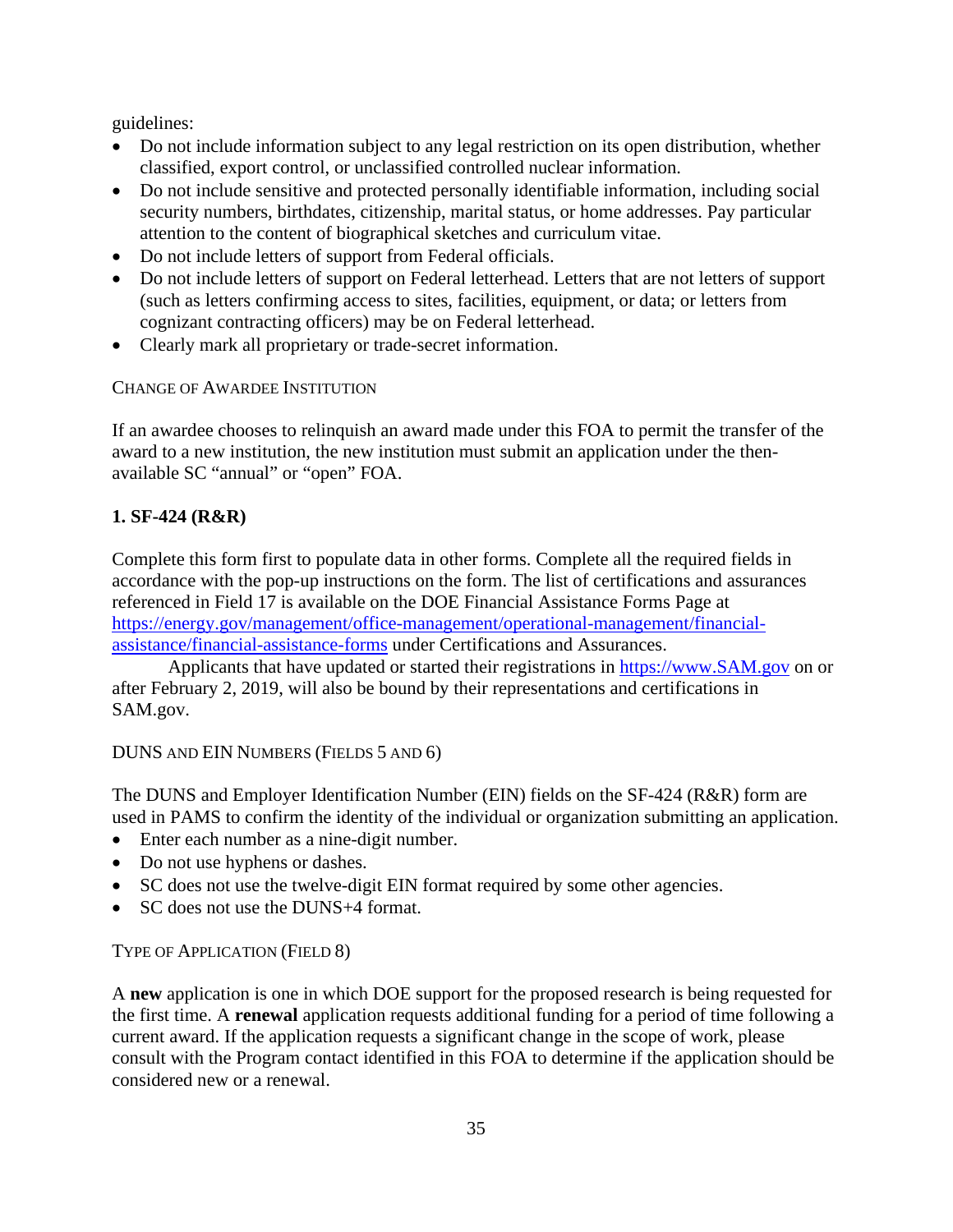guidelines:

- Do not include information subject to any legal restriction on its open distribution, whether classified, export control, or unclassified controlled nuclear information.
- Do not include sensitive and protected personally identifiable information, including social security numbers, birthdates, citizenship, marital status, or home addresses. Pay particular attention to the content of biographical sketches and curriculum vitae.
- Do not include letters of support from Federal officials.
- Do not include letters of support on Federal letterhead. Letters that are not letters of support (such as letters confirming access to sites, facilities, equipment, or data; or letters from cognizant contracting officers) may be on Federal letterhead.
- Clearly mark all proprietary or trade-secret information.

#### CHANGE OF AWARDEE INSTITUTION

If an awardee chooses to relinquish an award made under this FOA to permit the transfer of the award to a new institution, the new institution must submit an application under the then-available SC "annual" or "open" FOA.

### 1. SF-424 (R&R)

Complete this form first to populate data in other forms. Complete all the required fields in accordance with the pop-up instructions on the form. The list of certifications and assurances referenced in Field 17 is available on the DOE Financial Assistance Forms Page at https://energy.gov/management/office-management/operational-management/financial-assistance/financial-assistance-forms under Certifications and Assurances.

Applicants that have updated or started their registrations in https://www.SAM.gov on or after February 2, 2019, will also be bound by their representations and certifications in SAM.gov.

#### DUNS AND EIN NUMBERS (FIELDS 5 AND 6)

The DUNS and Employer Identification Number (EIN) fields on the SF-424 (R&R) form are used in PAMS to confirm the identity of the individual or organization submitting an application.

- Enter each number as a nine-digit number.
- Do not use hyphens or dashes.
- SC does not use the twelve-digit EIN format required by some other agencies.
- SC does not use the DUNS+4 format.

#### TYPE OF APPLICATION (FIELD 8)

A **new** application is one in which DOE support for the proposed research is being requested for the first time. A **renewal** application requests additional funding for a period of time following a current award. If the application requests a significant change in the scope of work, please consult with the Program contact identified in this FOA to determine if the application should be considered new or a renewal.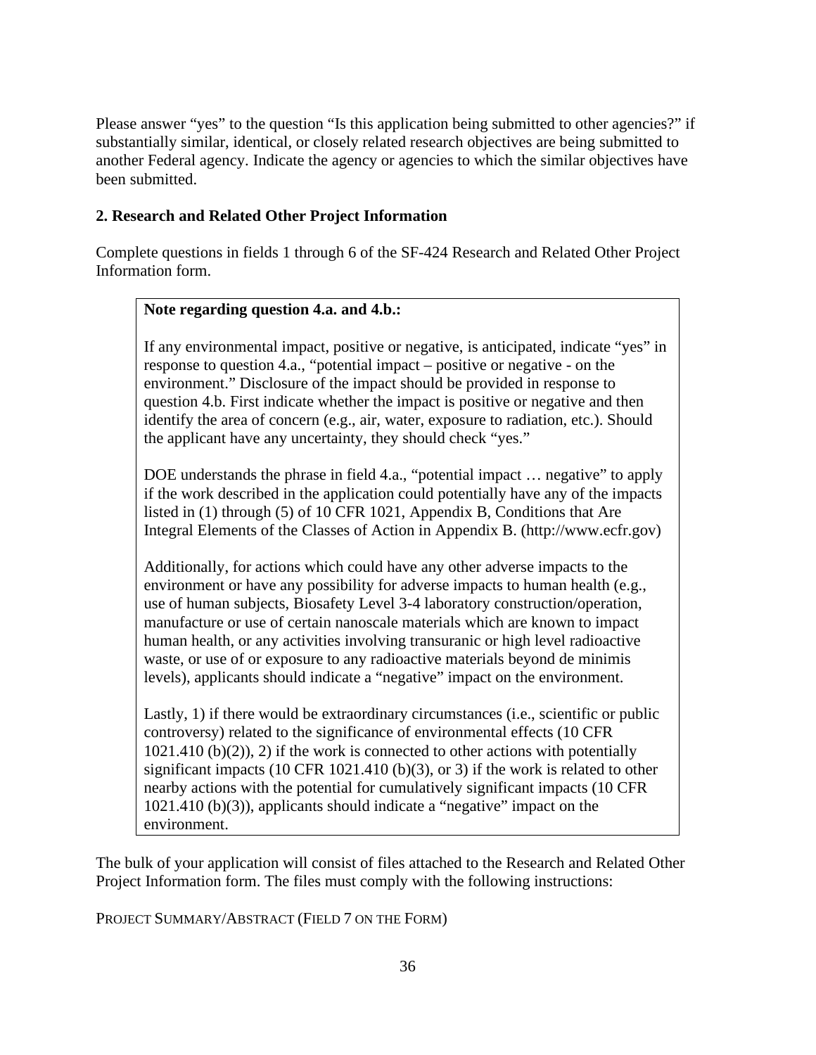Please answer “yes” to the question “Is this application being submitted to other agencies?” if substantially similar, identical, or closely related research objectives are being submitted to another Federal agency. Indicate the agency or agencies to which the similar objectives have been submitted.

**2. Research and Related Other Project Information**

Complete questions in fields 1 through 6 of the SF-424 Research and Related Other Project Information form.

> **Note regarding question 4.a. and 4.b.:**
>
> If any environmental impact, positive or negative, is anticipated, indicate “yes” in response to question 4.a., “potential impact – positive or negative - on the environment.” Disclosure of the impact should be provided in response to question 4.b. First indicate whether the impact is positive or negative and then identify the area of concern (e.g., air, water, exposure to radiation, etc.). Should the applicant have any uncertainty, they should check “yes.”
>
> DOE understands the phrase in field 4.a., “potential impact … negative” to apply if the work described in the application could potentially have any of the impacts listed in (1) through (5) of 10 CFR 1021, Appendix B, Conditions that Are Integral Elements of the Classes of Action in Appendix B. (http://www.ecfr.gov)
>
> Additionally, for actions which could have any other adverse impacts to the environment or have any possibility for adverse impacts to human health (e.g., use of human subjects, Biosafety Level 3-4 laboratory construction/operation, manufacture or use of certain nanoscale materials which are known to impact human health, or any activities involving transuranic or high level radioactive waste, or use of or exposure to any radioactive materials beyond de minimis levels), applicants should indicate a “negative” impact on the environment.
>
> Lastly, 1) if there would be extraordinary circumstances (i.e., scientific or public controversy) related to the significance of environmental effects (10 CFR 1021.410 (b)(2)), 2) if the work is connected to other actions with potentially significant impacts (10 CFR 1021.410 (b)(3), or 3) if the work is related to other nearby actions with the potential for cumulatively significant impacts (10 CFR 1021.410 (b)(3)), applicants should indicate a “negative” impact on the environment.

The bulk of your application will consist of files attached to the Research and Related Other Project Information form. The files must comply with the following instructions:

PROJECT SUMMARY/ABSTRACT (FIELD 7 ON THE FORM)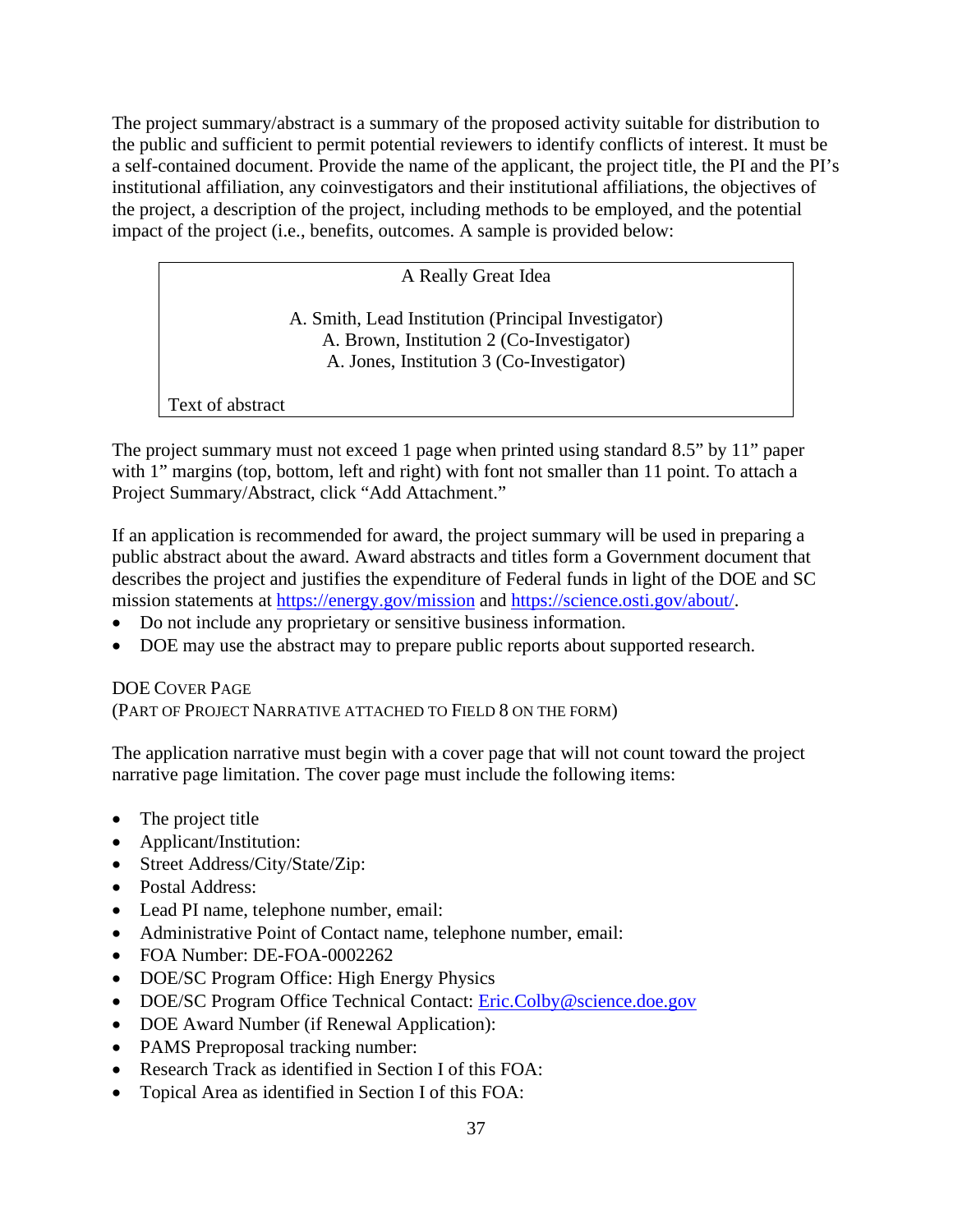The project summary/abstract is a summary of the proposed activity suitable for distribution to the public and sufficient to permit potential reviewers to identify conflicts of interest. It must be a self-contained document. Provide the name of the applicant, the project title, the PI and the PI's institutional affiliation, any coinvestigators and their institutional affiliations, the objectives of the project, a description of the project, including methods to be employed, and the potential impact of the project (i.e., benefits, outcomes. A sample is provided below:

> A Really Great Idea
>
> A. Smith, Lead Institution (Principal Investigator)
> A. Brown, Institution 2 (Co-Investigator)
> A. Jones, Institution 3 (Co-Investigator)
>
> Text of abstract

The project summary must not exceed 1 page when printed using standard 8.5" by 11" paper with 1" margins (top, bottom, left and right) with font not smaller than 11 point. To attach a Project Summary/Abstract, click "Add Attachment."

If an application is recommended for award, the project summary will be used in preparing a public abstract about the award. Award abstracts and titles form a Government document that describes the project and justifies the expenditure of Federal funds in light of the DOE and SC mission statements at https://energy.gov/mission and https://science.osti.gov/about/.

- Do not include any proprietary or sensitive business information.
- DOE may use the abstract may to prepare public reports about supported research.

DOE COVER PAGE
(PART OF PROJECT NARRATIVE ATTACHED TO FIELD 8 ON THE FORM)

The application narrative must begin with a cover page that will not count toward the project narrative page limitation. The cover page must include the following items:

- The project title
- Applicant/Institution:
- Street Address/City/State/Zip:
- Postal Address:
- Lead PI name, telephone number, email:
- Administrative Point of Contact name, telephone number, email:
- FOA Number: DE-FOA-0002262
- DOE/SC Program Office: High Energy Physics
- DOE/SC Program Office Technical Contact: Eric.Colby@science.doe.gov
- DOE Award Number (if Renewal Application):
- PAMS Preproposal tracking number:
- Research Track as identified in Section I of this FOA:
- Topical Area as identified in Section I of this FOA: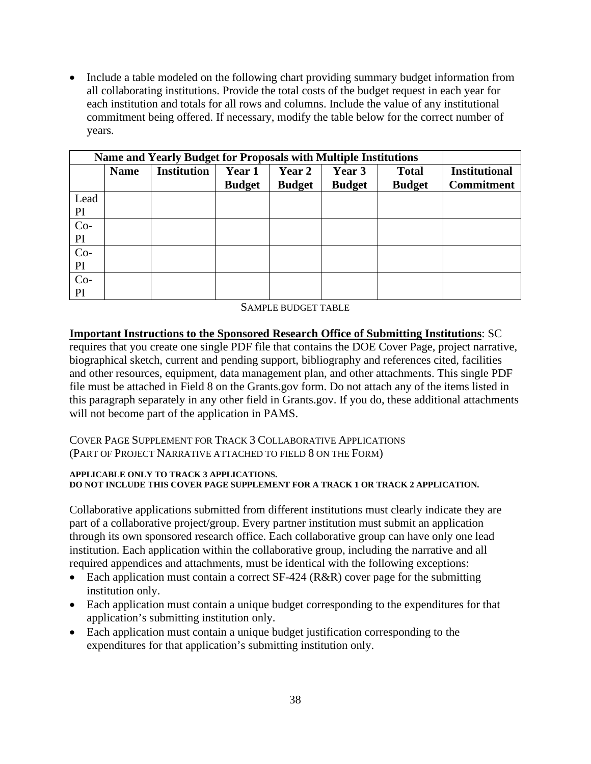- Include a table modeled on the following chart providing summary budget information from all collaborating institutions. Provide the total costs of the budget request in each year for each institution and totals for all rows and columns. Include the value of any institutional commitment being offered. If necessary, modify the table below for the correct number of years.

| Name and Yearly Budget for Proposals with Multiple Institutions | | | | | | | |
|---|---|---|---|---|---|---|---|
| | **Name** | **Institution** | **Year 1 Budget** | **Year 2 Budget** | **Year 3 Budget** | **Total Budget** | **Institutional Commitment** |
| Lead PI | | | | | | | |
| Co-PI | | | | | | | |
| Co-PI | | | | | | | |
| Co-PI | | | | | | | |

SAMPLE BUDGET TABLE

**Important Instructions to the Sponsored Research Office of Submitting Institutions**: SC requires that you create one single PDF file that contains the DOE Cover Page, project narrative, biographical sketch, current and pending support, bibliography and references cited, facilities and other resources, equipment, data management plan, and other attachments. This single PDF file must be attached in Field 8 on the Grants.gov form. Do not attach any of the items listed in this paragraph separately in any other field in Grants.gov. If you do, these additional attachments will not become part of the application in PAMS.

COVER PAGE SUPPLEMENT FOR TRACK 3 COLLABORATIVE APPLICATIONS
(PART OF PROJECT NARRATIVE ATTACHED TO FIELD 8 ON THE FORM)

**APPLICABLE ONLY TO TRACK 3 APPLICATIONS.**
**DO NOT INCLUDE THIS COVER PAGE SUPPLEMENT FOR A TRACK 1 OR TRACK 2 APPLICATION.**

Collaborative applications submitted from different institutions must clearly indicate they are part of a collaborative project/group. Every partner institution must submit an application through its own sponsored research office. Each collaborative group can have only one lead institution. Each application within the collaborative group, including the narrative and all required appendices and attachments, must be identical with the following exceptions:

- Each application must contain a correct SF-424 (R&R) cover page for the submitting institution only.
- Each application must contain a unique budget corresponding to the expenditures for that application's submitting institution only.
- Each application must contain a unique budget justification corresponding to the expenditures for that application's submitting institution only.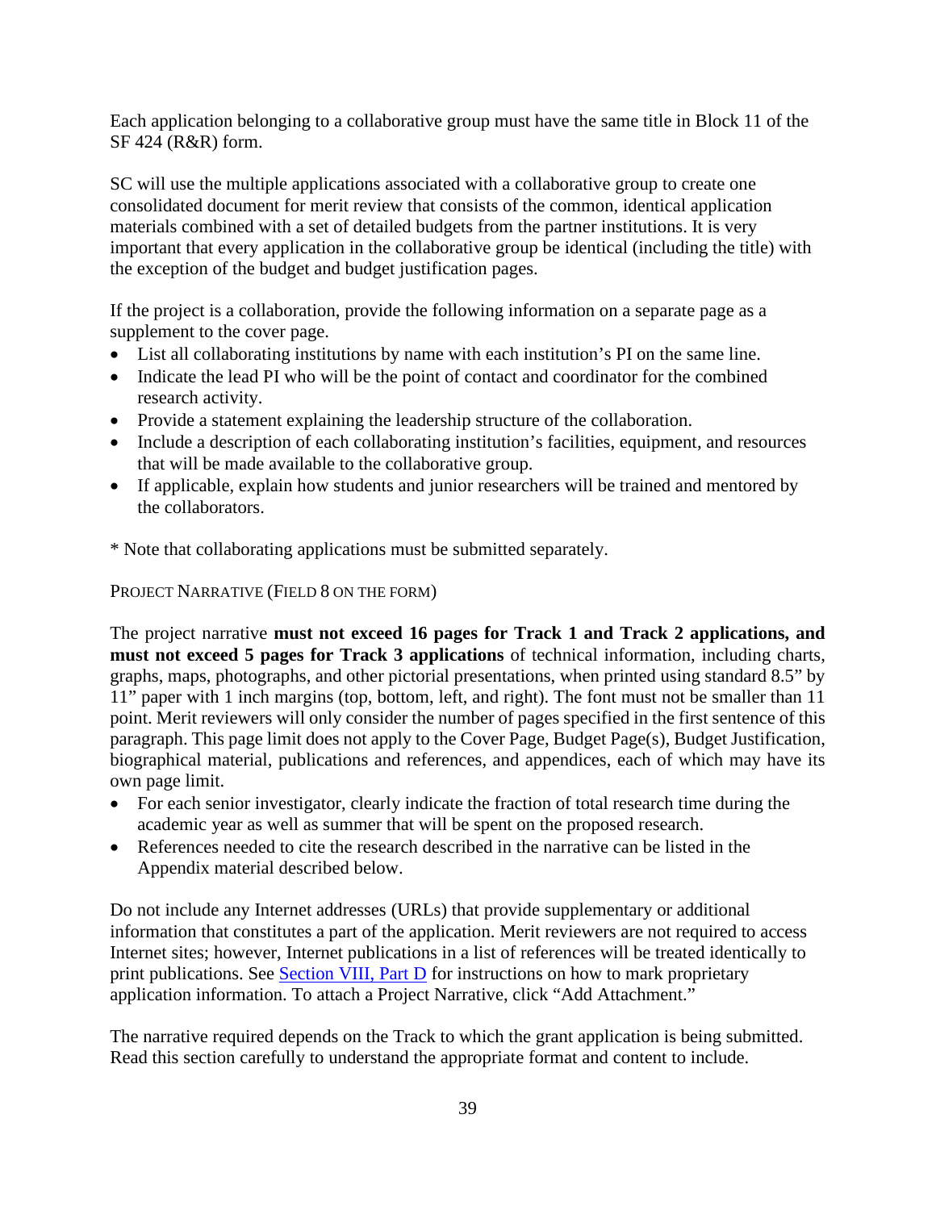Each application belonging to a collaborative group must have the same title in Block 11 of the SF 424 (R&R) form.

SC will use the multiple applications associated with a collaborative group to create one consolidated document for merit review that consists of the common, identical application materials combined with a set of detailed budgets from the partner institutions. It is very important that every application in the collaborative group be identical (including the title) with the exception of the budget and budget justification pages.

If the project is a collaboration, provide the following information on a separate page as a supplement to the cover page.

- List all collaborating institutions by name with each institution's PI on the same line.
- Indicate the lead PI who will be the point of contact and coordinator for the combined research activity.
- Provide a statement explaining the leadership structure of the collaboration.
- Include a description of each collaborating institution's facilities, equipment, and resources that will be made available to the collaborative group.
- If applicable, explain how students and junior researchers will be trained and mentored by the collaborators.

* Note that collaborating applications must be submitted separately.

PROJECT NARRATIVE (FIELD 8 ON THE FORM)

The project narrative **must not exceed 16 pages for Track 1 and Track 2 applications, and must not exceed 5 pages for Track 3 applications** of technical information, including charts, graphs, maps, photographs, and other pictorial presentations, when printed using standard 8.5" by 11" paper with 1 inch margins (top, bottom, left, and right). The font must not be smaller than 11 point. Merit reviewers will only consider the number of pages specified in the first sentence of this paragraph. This page limit does not apply to the Cover Page, Budget Page(s), Budget Justification, biographical material, publications and references, and appendices, each of which may have its own page limit.

- For each senior investigator, clearly indicate the fraction of total research time during the academic year as well as summer that will be spent on the proposed research.
- References needed to cite the research described in the narrative can be listed in the Appendix material described below.

Do not include any Internet addresses (URLs) that provide supplementary or additional information that constitutes a part of the application. Merit reviewers are not required to access Internet sites; however, Internet publications in a list of references will be treated identically to print publications. See Section VIII, Part D for instructions on how to mark proprietary application information. To attach a Project Narrative, click "Add Attachment."

The narrative required depends on the Track to which the grant application is being submitted. Read this section carefully to understand the appropriate format and content to include.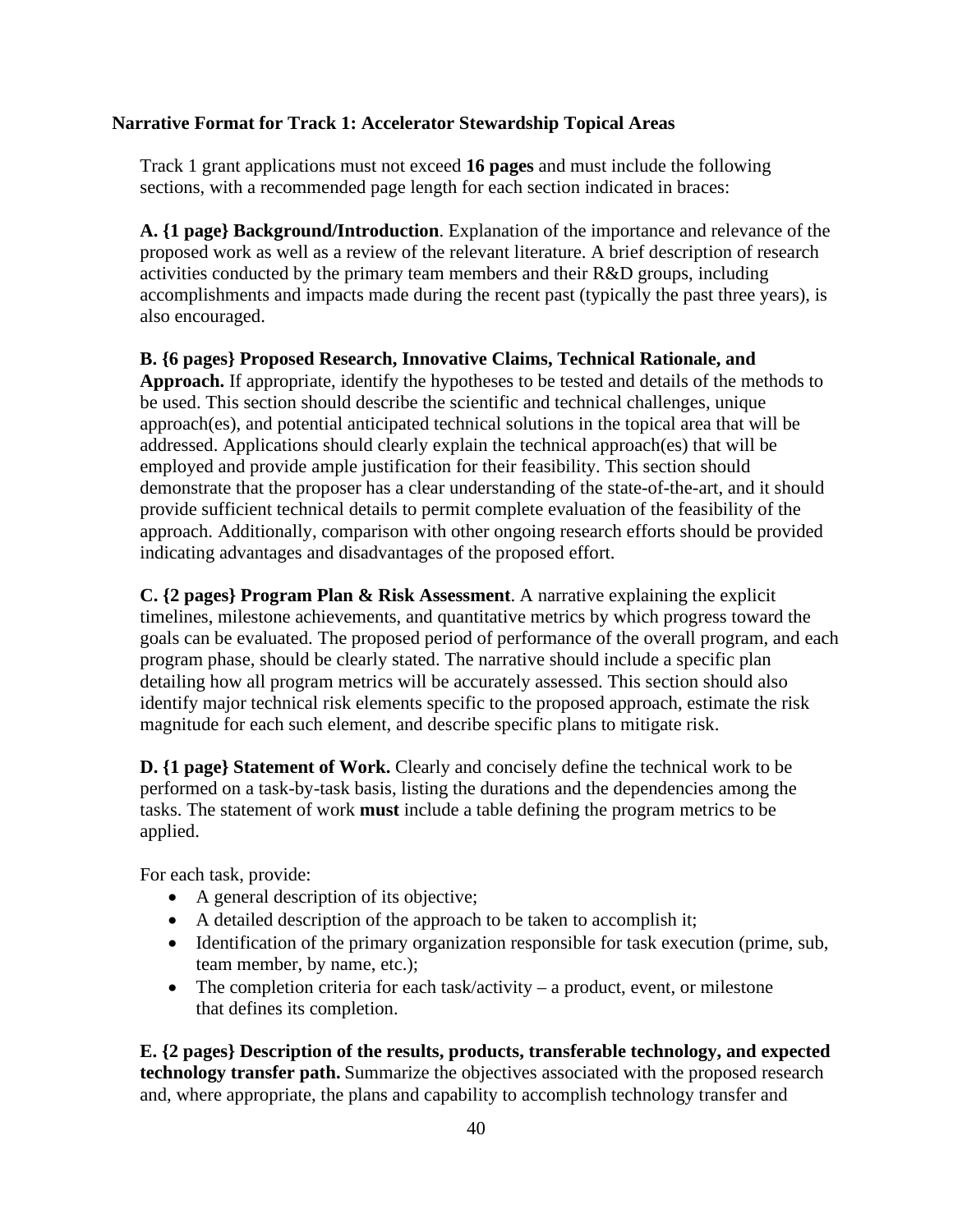**Narrative Format for Track 1: Accelerator Stewardship Topical Areas**

Track 1 grant applications must not exceed **16 pages** and must include the following sections, with a recommended page length for each section indicated in braces:

**A. {1 page} Background/Introduction**. Explanation of the importance and relevance of the proposed work as well as a review of the relevant literature. A brief description of research activities conducted by the primary team members and their R&D groups, including accomplishments and impacts made during the recent past (typically the past three years), is also encouraged.

**B. {6 pages} Proposed Research, Innovative Claims, Technical Rationale, and Approach.** If appropriate, identify the hypotheses to be tested and details of the methods to be used. This section should describe the scientific and technical challenges, unique approach(es), and potential anticipated technical solutions in the topical area that will be addressed. Applications should clearly explain the technical approach(es) that will be employed and provide ample justification for their feasibility. This section should demonstrate that the proposer has a clear understanding of the state-of-the-art, and it should provide sufficient technical details to permit complete evaluation of the feasibility of the approach. Additionally, comparison with other ongoing research efforts should be provided indicating advantages and disadvantages of the proposed effort.

**C. {2 pages} Program Plan & Risk Assessment**. A narrative explaining the explicit timelines, milestone achievements, and quantitative metrics by which progress toward the goals can be evaluated. The proposed period of performance of the overall program, and each program phase, should be clearly stated. The narrative should include a specific plan detailing how all program metrics will be accurately assessed. This section should also identify major technical risk elements specific to the proposed approach, estimate the risk magnitude for each such element, and describe specific plans to mitigate risk.

**D. {1 page} Statement of Work.** Clearly and concisely define the technical work to be performed on a task-by-task basis, listing the durations and the dependencies among the tasks. The statement of work **must** include a table defining the program metrics to be applied.

For each task, provide:

- A general description of its objective;
- A detailed description of the approach to be taken to accomplish it;
- Identification of the primary organization responsible for task execution (prime, sub, team member, by name, etc.);
- The completion criteria for each task/activity – a product, event, or milestone that defines its completion.

**E. {2 pages} Description of the results, products, transferable technology, and expected technology transfer path.** Summarize the objectives associated with the proposed research and, where appropriate, the plans and capability to accomplish technology transfer and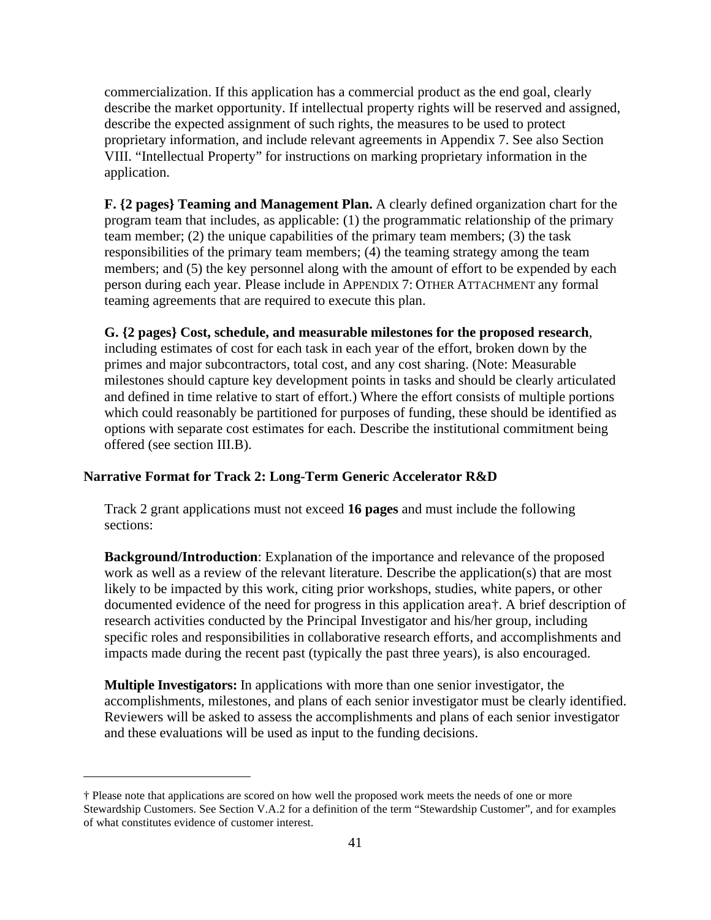commercialization. If this application has a commercial product as the end goal, clearly describe the market opportunity. If intellectual property rights will be reserved and assigned, describe the expected assignment of such rights, the measures to be used to protect proprietary information, and include relevant agreements in Appendix 7. See also Section VIII. "Intellectual Property" for instructions on marking proprietary information in the application.

**F. {2 pages} Teaming and Management Plan.** A clearly defined organization chart for the program team that includes, as applicable: (1) the programmatic relationship of the primary team member; (2) the unique capabilities of the primary team members; (3) the task responsibilities of the primary team members; (4) the teaming strategy among the team members; and (5) the key personnel along with the amount of effort to be expended by each person during each year. Please include in APPENDIX 7: OTHER ATTACHMENT any formal teaming agreements that are required to execute this plan.

**G. {2 pages} Cost, schedule, and measurable milestones for the proposed research**, including estimates of cost for each task in each year of the effort, broken down by the primes and major subcontractors, total cost, and any cost sharing. (Note: Measurable milestones should capture key development points in tasks and should be clearly articulated and defined in time relative to start of effort.) Where the effort consists of multiple portions which could reasonably be partitioned for purposes of funding, these should be identified as options with separate cost estimates for each. Describe the institutional commitment being offered (see section III.B).

**Narrative Format for Track 2: Long-Term Generic Accelerator R&D**

Track 2 grant applications must not exceed **16 pages** and must include the following sections:

**Background/Introduction**: Explanation of the importance and relevance of the proposed work as well as a review of the relevant literature. Describe the application(s) that are most likely to be impacted by this work, citing prior workshops, studies, white papers, or other documented evidence of the need for progress in this application area†. A brief description of research activities conducted by the Principal Investigator and his/her group, including specific roles and responsibilities in collaborative research efforts, and accomplishments and impacts made during the recent past (typically the past three years), is also encouraged.

**Multiple Investigators:** In applications with more than one senior investigator, the accomplishments, milestones, and plans of each senior investigator must be clearly identified. Reviewers will be asked to assess the accomplishments and plans of each senior investigator and these evaluations will be used as input to the funding decisions.

---

† Please note that applications are scored on how well the proposed work meets the needs of one or more Stewardship Customers. See Section V.A.2 for a definition of the term "Stewardship Customer", and for examples of what constitutes evidence of customer interest.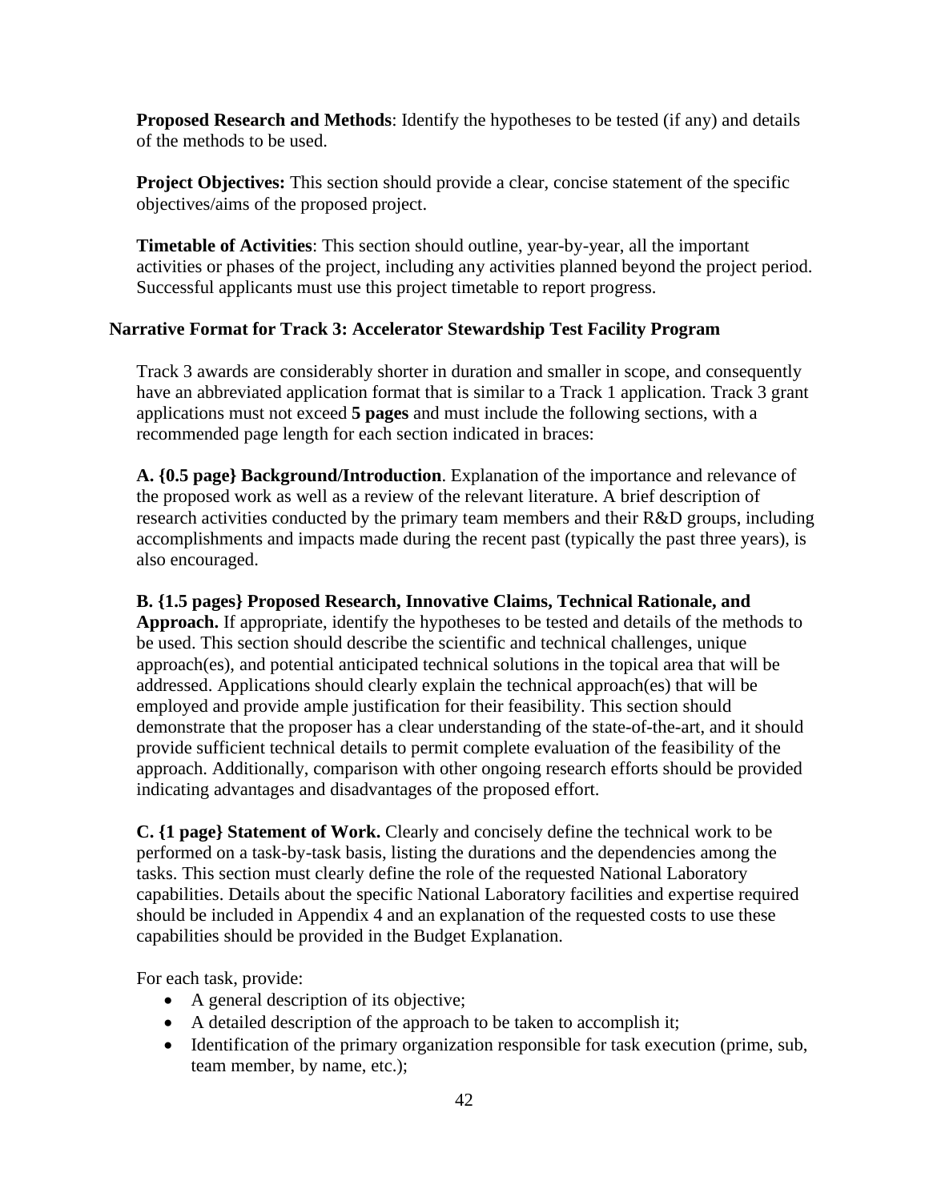**Proposed Research and Methods**: Identify the hypotheses to be tested (if any) and details of the methods to be used.

**Project Objectives:** This section should provide a clear, concise statement of the specific objectives/aims of the proposed project.

**Timetable of Activities**: This section should outline, year-by-year, all the important activities or phases of the project, including any activities planned beyond the project period. Successful applicants must use this project timetable to report progress.

### Narrative Format for Track 3: Accelerator Stewardship Test Facility Program

Track 3 awards are considerably shorter in duration and smaller in scope, and consequently have an abbreviated application format that is similar to a Track 1 application. Track 3 grant applications must not exceed **5 pages** and must include the following sections, with a recommended page length for each section indicated in braces:

**A. {0.5 page} Background/Introduction**. Explanation of the importance and relevance of the proposed work as well as a review of the relevant literature. A brief description of research activities conducted by the primary team members and their R&D groups, including accomplishments and impacts made during the recent past (typically the past three years), is also encouraged.

**B. {1.5 pages} Proposed Research, Innovative Claims, Technical Rationale, and Approach.** If appropriate, identify the hypotheses to be tested and details of the methods to be used. This section should describe the scientific and technical challenges, unique approach(es), and potential anticipated technical solutions in the topical area that will be addressed. Applications should clearly explain the technical approach(es) that will be employed and provide ample justification for their feasibility. This section should demonstrate that the proposer has a clear understanding of the state-of-the-art, and it should provide sufficient technical details to permit complete evaluation of the feasibility of the approach. Additionally, comparison with other ongoing research efforts should be provided indicating advantages and disadvantages of the proposed effort.

**C. {1 page} Statement of Work.** Clearly and concisely define the technical work to be performed on a task-by-task basis, listing the durations and the dependencies among the tasks. This section must clearly define the role of the requested National Laboratory capabilities. Details about the specific National Laboratory facilities and expertise required should be included in Appendix 4 and an explanation of the requested costs to use these capabilities should be provided in the Budget Explanation.

For each task, provide:

- A general description of its objective;
- A detailed description of the approach to be taken to accomplish it;
- Identification of the primary organization responsible for task execution (prime, sub, team member, by name, etc.);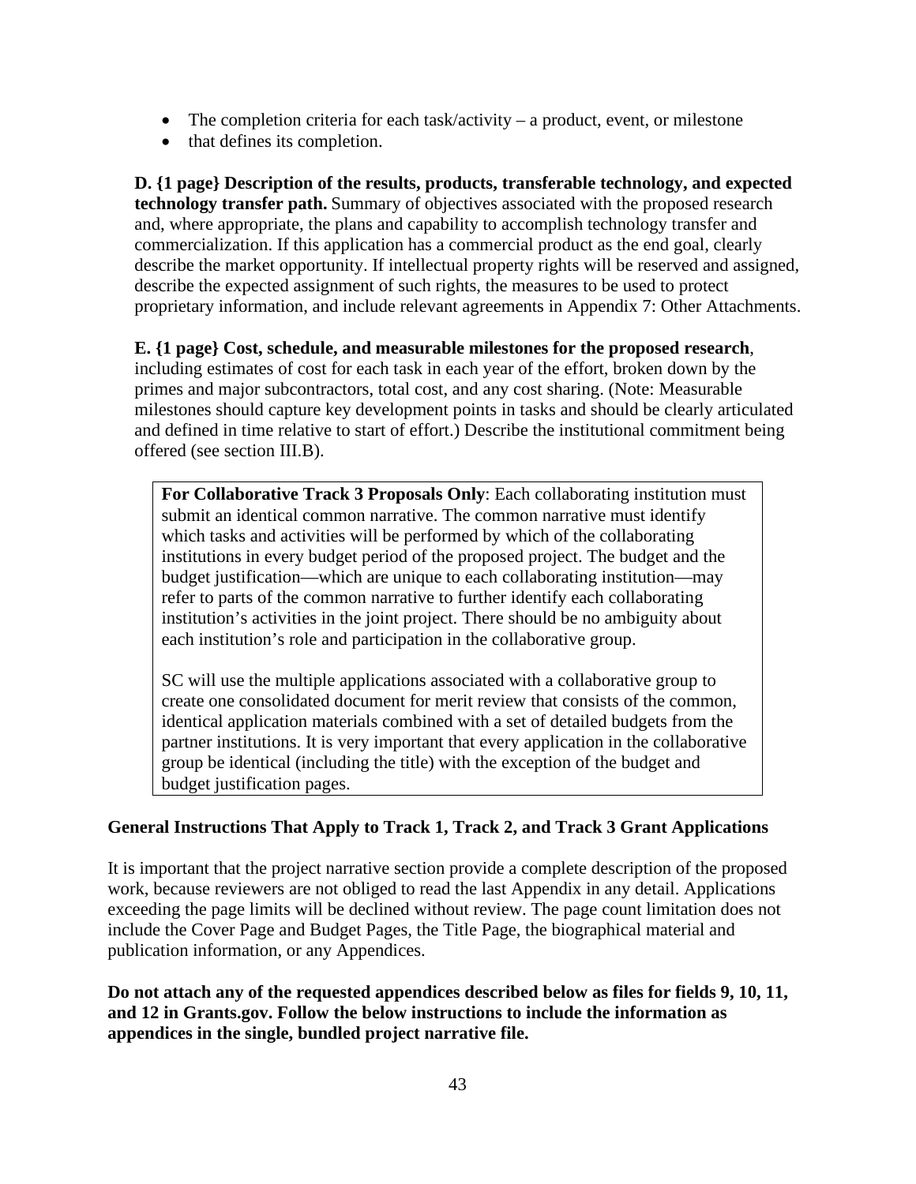- The completion criteria for each task/activity – a product, event, or milestone
- that defines its completion.

**D. {1 page} Description of the results, products, transferable technology, and expected technology transfer path.** Summary of objectives associated with the proposed research and, where appropriate, the plans and capability to accomplish technology transfer and commercialization. If this application has a commercial product as the end goal, clearly describe the market opportunity. If intellectual property rights will be reserved and assigned, describe the expected assignment of such rights, the measures to be used to protect proprietary information, and include relevant agreements in Appendix 7: Other Attachments.

**E. {1 page} Cost, schedule, and measurable milestones for the proposed research**, including estimates of cost for each task in each year of the effort, broken down by the primes and major subcontractors, total cost, and any cost sharing. (Note: Measurable milestones should capture key development points in tasks and should be clearly articulated and defined in time relative to start of effort.) Describe the institutional commitment being offered (see section III.B).

> **For Collaborative Track 3 Proposals Only**: Each collaborating institution must submit an identical common narrative. The common narrative must identify which tasks and activities will be performed by which of the collaborating institutions in every budget period of the proposed project. The budget and the budget justification—which are unique to each collaborating institution—may refer to parts of the common narrative to further identify each collaborating institution's activities in the joint project. There should be no ambiguity about each institution's role and participation in the collaborative group.
>
> SC will use the multiple applications associated with a collaborative group to create one consolidated document for merit review that consists of the common, identical application materials combined with a set of detailed budgets from the partner institutions. It is very important that every application in the collaborative group be identical (including the title) with the exception of the budget and budget justification pages.

**General Instructions That Apply to Track 1, Track 2, and Track 3 Grant Applications**

It is important that the project narrative section provide a complete description of the proposed work, because reviewers are not obliged to read the last Appendix in any detail. Applications exceeding the page limits will be declined without review. The page count limitation does not include the Cover Page and Budget Pages, the Title Page, the biographical material and publication information, or any Appendices.

**Do not attach any of the requested appendices described below as files for fields 9, 10, 11, and 12 in Grants.gov. Follow the below instructions to include the information as appendices in the single, bundled project narrative file.**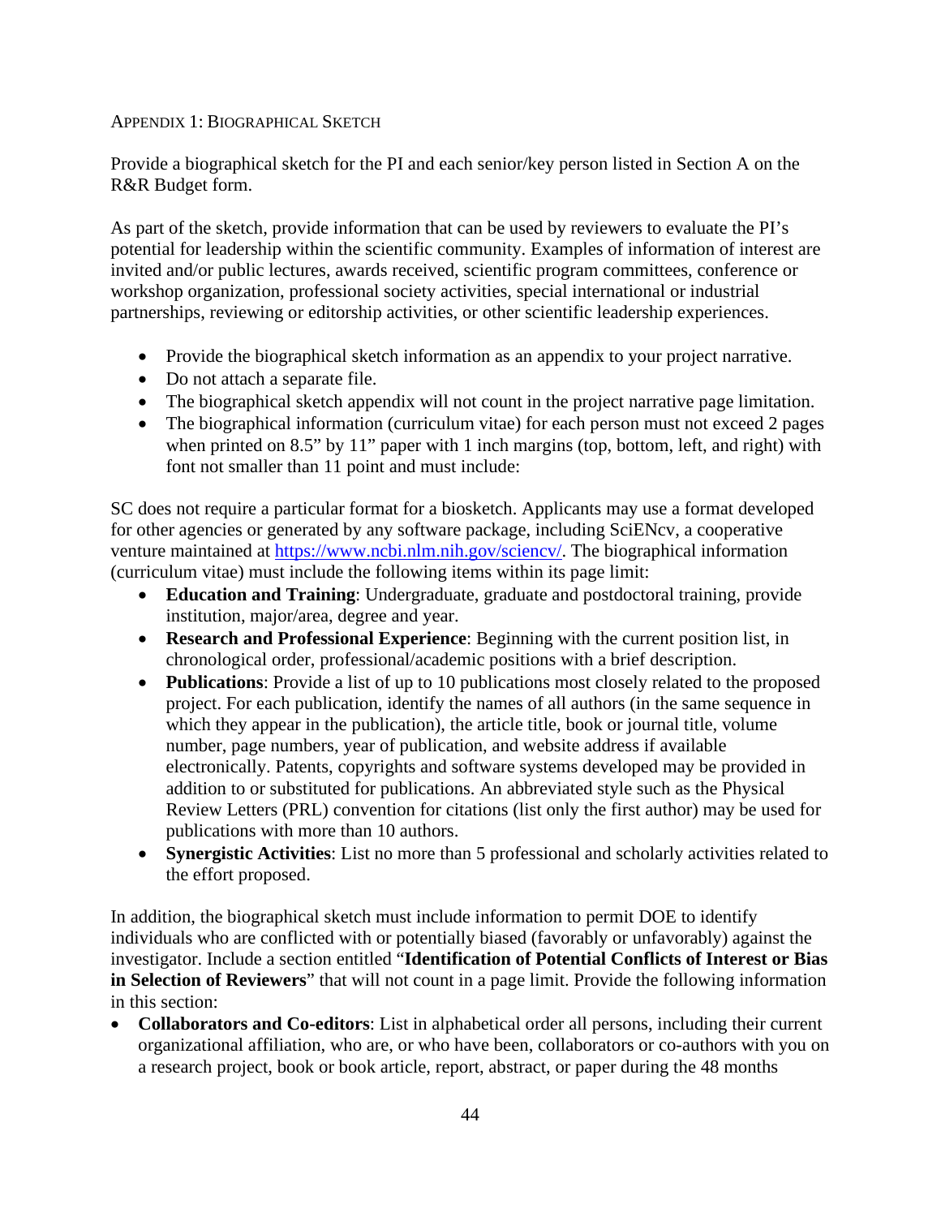Appendix 1: Biographical Sketch

Provide a biographical sketch for the PI and each senior/key person listed in Section A on the R&R Budget form.

As part of the sketch, provide information that can be used by reviewers to evaluate the PI's potential for leadership within the scientific community. Examples of information of interest are invited and/or public lectures, awards received, scientific program committees, conference or workshop organization, professional society activities, special international or industrial partnerships, reviewing or editorship activities, or other scientific leadership experiences.

- Provide the biographical sketch information as an appendix to your project narrative.
- Do not attach a separate file.
- The biographical sketch appendix will not count in the project narrative page limitation.
- The biographical information (curriculum vitae) for each person must not exceed 2 pages when printed on 8.5" by 11" paper with 1 inch margins (top, bottom, left, and right) with font not smaller than 11 point and must include:

SC does not require a particular format for a biosketch. Applicants may use a format developed for other agencies or generated by any software package, including SciENcv, a cooperative venture maintained at https://www.ncbi.nlm.nih.gov/sciencv/. The biographical information (curriculum vitae) must include the following items within its page limit:

- **Education and Training**: Undergraduate, graduate and postdoctoral training, provide institution, major/area, degree and year.
- **Research and Professional Experience**: Beginning with the current position list, in chronological order, professional/academic positions with a brief description.
- **Publications**: Provide a list of up to 10 publications most closely related to the proposed project. For each publication, identify the names of all authors (in the same sequence in which they appear in the publication), the article title, book or journal title, volume number, page numbers, year of publication, and website address if available electronically. Patents, copyrights and software systems developed may be provided in addition to or substituted for publications. An abbreviated style such as the Physical Review Letters (PRL) convention for citations (list only the first author) may be used for publications with more than 10 authors.
- **Synergistic Activities**: List no more than 5 professional and scholarly activities related to the effort proposed.

In addition, the biographical sketch must include information to permit DOE to identify individuals who are conflicted with or potentially biased (favorably or unfavorably) against the investigator. Include a section entitled "**Identification of Potential Conflicts of Interest or Bias in Selection of Reviewers**" that will not count in a page limit. Provide the following information in this section:

- **Collaborators and Co-editors**: List in alphabetical order all persons, including their current organizational affiliation, who are, or who have been, collaborators or co-authors with you on a research project, book or book article, report, abstract, or paper during the 48 months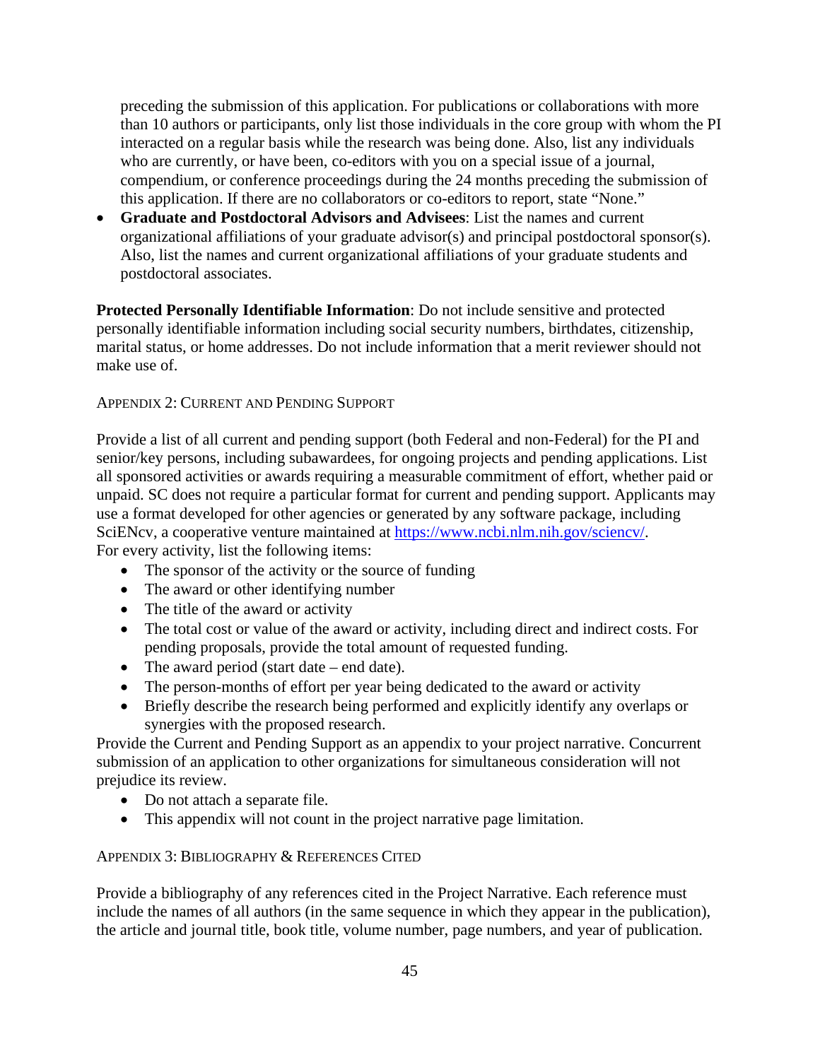preceding the submission of this application. For publications or collaborations with more than 10 authors or participants, only list those individuals in the core group with whom the PI interacted on a regular basis while the research was being done. Also, list any individuals who are currently, or have been, co-editors with you on a special issue of a journal, compendium, or conference proceedings during the 24 months preceding the submission of this application. If there are no collaborators or co-editors to report, state "None."

- **Graduate and Postdoctoral Advisors and Advisees**: List the names and current organizational affiliations of your graduate advisor(s) and principal postdoctoral sponsor(s). Also, list the names and current organizational affiliations of your graduate students and postdoctoral associates.

**Protected Personally Identifiable Information**: Do not include sensitive and protected personally identifiable information including social security numbers, birthdates, citizenship, marital status, or home addresses. Do not include information that a merit reviewer should not make use of.

### Appendix 2: Current and Pending Support

Provide a list of all current and pending support (both Federal and non-Federal) for the PI and senior/key persons, including subawardees, for ongoing projects and pending applications. List all sponsored activities or awards requiring a measurable commitment of effort, whether paid or unpaid. SC does not require a particular format for current and pending support. Applicants may use a format developed for other agencies or generated by any software package, including SciENcv, a cooperative venture maintained at https://www.ncbi.nlm.nih.gov/sciencv/.
For every activity, list the following items:

- The sponsor of the activity or the source of funding
- The award or other identifying number
- The title of the award or activity
- The total cost or value of the award or activity, including direct and indirect costs. For pending proposals, provide the total amount of requested funding.
- The award period (start date – end date).
- The person-months of effort per year being dedicated to the award or activity
- Briefly describe the research being performed and explicitly identify any overlaps or synergies with the proposed research.

Provide the Current and Pending Support as an appendix to your project narrative. Concurrent submission of an application to other organizations for simultaneous consideration will not prejudice its review.

- Do not attach a separate file.
- This appendix will not count in the project narrative page limitation.

### Appendix 3: Bibliography & References Cited

Provide a bibliography of any references cited in the Project Narrative. Each reference must include the names of all authors (in the same sequence in which they appear in the publication), the article and journal title, book title, volume number, page numbers, and year of publication.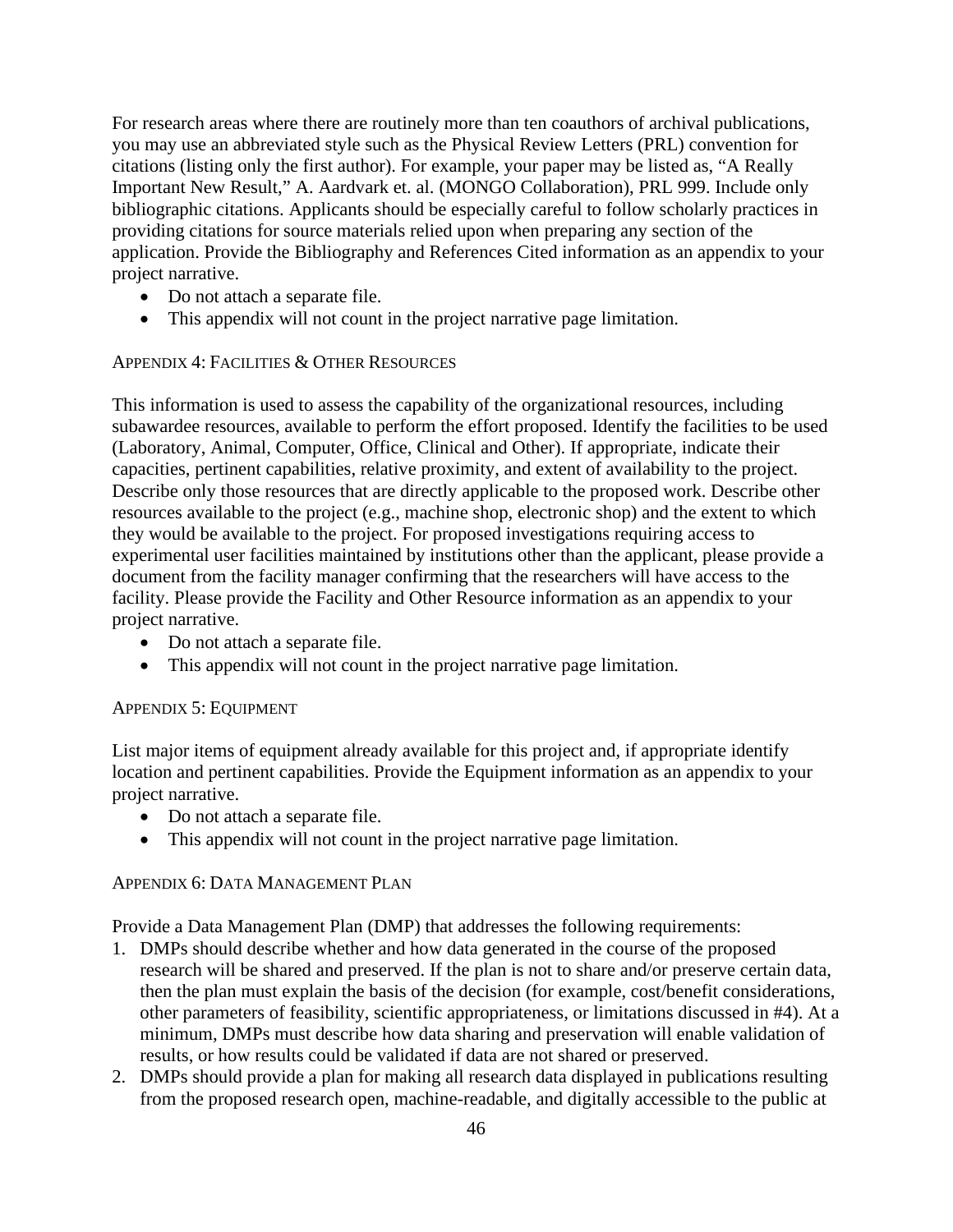For research areas where there are routinely more than ten coauthors of archival publications, you may use an abbreviated style such as the Physical Review Letters (PRL) convention for citations (listing only the first author). For example, your paper may be listed as, "A Really Important New Result," A. Aardvark et. al. (MONGO Collaboration), PRL 999. Include only bibliographic citations. Applicants should be especially careful to follow scholarly practices in providing citations for source materials relied upon when preparing any section of the application. Provide the Bibliography and References Cited information as an appendix to your project narrative.

- Do not attach a separate file.
- This appendix will not count in the project narrative page limitation.

### Appendix 4: Facilities & Other Resources

This information is used to assess the capability of the organizational resources, including subawardee resources, available to perform the effort proposed. Identify the facilities to be used (Laboratory, Animal, Computer, Office, Clinical and Other). If appropriate, indicate their capacities, pertinent capabilities, relative proximity, and extent of availability to the project. Describe only those resources that are directly applicable to the proposed work. Describe other resources available to the project (e.g., machine shop, electronic shop) and the extent to which they would be available to the project. For proposed investigations requiring access to experimental user facilities maintained by institutions other than the applicant, please provide a document from the facility manager confirming that the researchers will have access to the facility. Please provide the Facility and Other Resource information as an appendix to your project narrative.

- Do not attach a separate file.
- This appendix will not count in the project narrative page limitation.

### Appendix 5: Equipment

List major items of equipment already available for this project and, if appropriate identify location and pertinent capabilities. Provide the Equipment information as an appendix to your project narrative.

- Do not attach a separate file.
- This appendix will not count in the project narrative page limitation.

### Appendix 6: Data Management Plan

Provide a Data Management Plan (DMP) that addresses the following requirements:

1. DMPs should describe whether and how data generated in the course of the proposed research will be shared and preserved. If the plan is not to share and/or preserve certain data, then the plan must explain the basis of the decision (for example, cost/benefit considerations, other parameters of feasibility, scientific appropriateness, or limitations discussed in #4). At a minimum, DMPs must describe how data sharing and preservation will enable validation of results, or how results could be validated if data are not shared or preserved.
2. DMPs should provide a plan for making all research data displayed in publications resulting from the proposed research open, machine-readable, and digitally accessible to the public at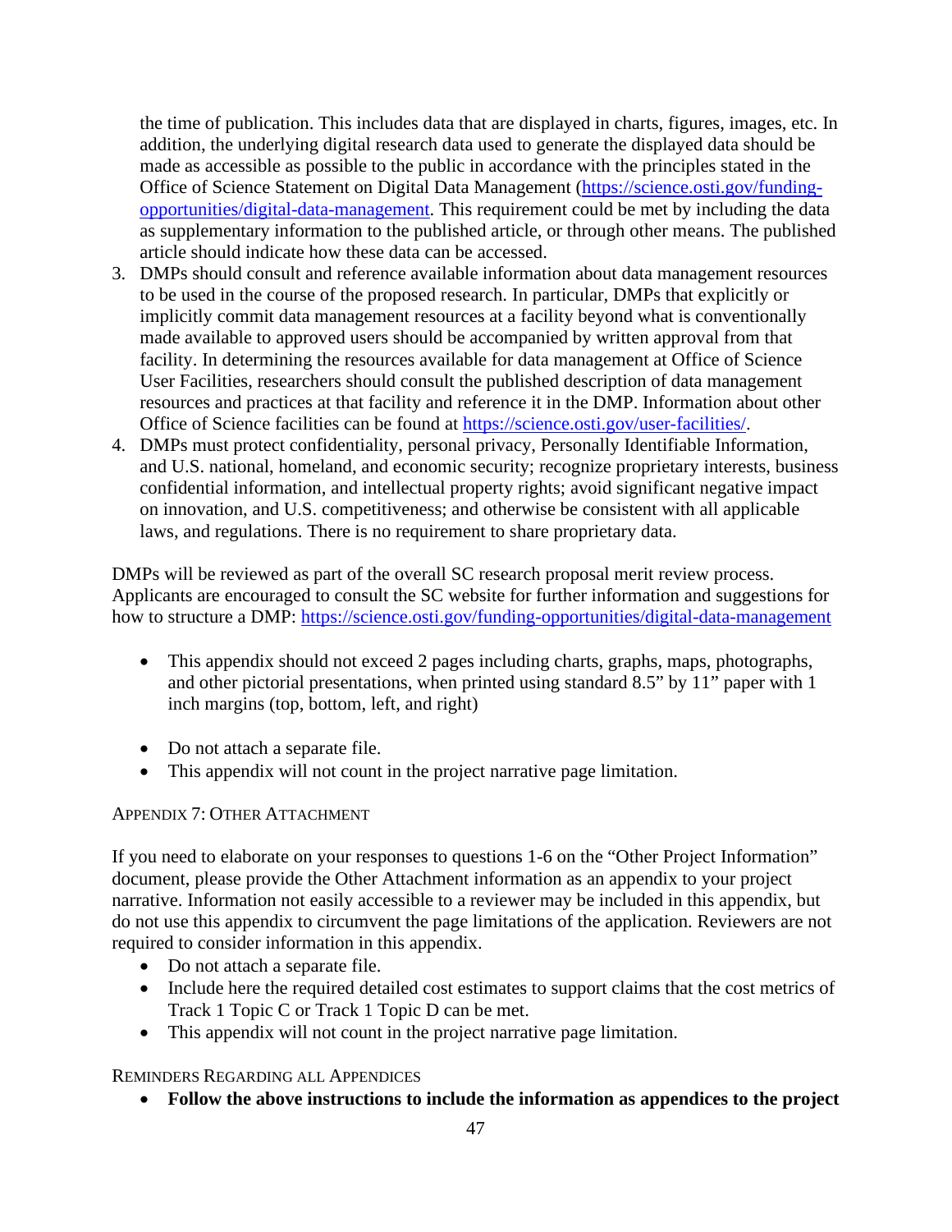the time of publication. This includes data that are displayed in charts, figures, images, etc. In addition, the underlying digital research data used to generate the displayed data should be made as accessible as possible to the public in accordance with the principles stated in the Office of Science Statement on Digital Data Management (https://science.osti.gov/funding-opportunities/digital-data-management. This requirement could be met by including the data as supplementary information to the published article, or through other means. The published article should indicate how these data can be accessed.

3. DMPs should consult and reference available information about data management resources to be used in the course of the proposed research. In particular, DMPs that explicitly or implicitly commit data management resources at a facility beyond what is conventionally made available to approved users should be accompanied by written approval from that facility. In determining the resources available for data management at Office of Science User Facilities, researchers should consult the published description of data management resources and practices at that facility and reference it in the DMP. Information about other Office of Science facilities can be found at https://science.osti.gov/user-facilities/.
4. DMPs must protect confidentiality, personal privacy, Personally Identifiable Information, and U.S. national, homeland, and economic security; recognize proprietary interests, business confidential information, and intellectual property rights; avoid significant negative impact on innovation, and U.S. competitiveness; and otherwise be consistent with all applicable laws, and regulations. There is no requirement to share proprietary data.

DMPs will be reviewed as part of the overall SC research proposal merit review process. Applicants are encouraged to consult the SC website for further information and suggestions for how to structure a DMP: https://science.osti.gov/funding-opportunities/digital-data-management

- This appendix should not exceed 2 pages including charts, graphs, maps, photographs, and other pictorial presentations, when printed using standard 8.5" by 11" paper with 1 inch margins (top, bottom, left, and right)

- Do not attach a separate file.
- This appendix will not count in the project narrative page limitation.

### Appendix 7: Other Attachment

If you need to elaborate on your responses to questions 1-6 on the "Other Project Information" document, please provide the Other Attachment information as an appendix to your project narrative. Information not easily accessible to a reviewer may be included in this appendix, but do not use this appendix to circumvent the page limitations of the application. Reviewers are not required to consider information in this appendix.

- Do not attach a separate file.
- Include here the required detailed cost estimates to support claims that the cost metrics of Track 1 Topic C or Track 1 Topic D can be met.
- This appendix will not count in the project narrative page limitation.

### Reminders Regarding all Appendices

- **Follow the above instructions to include the information as appendices to the project**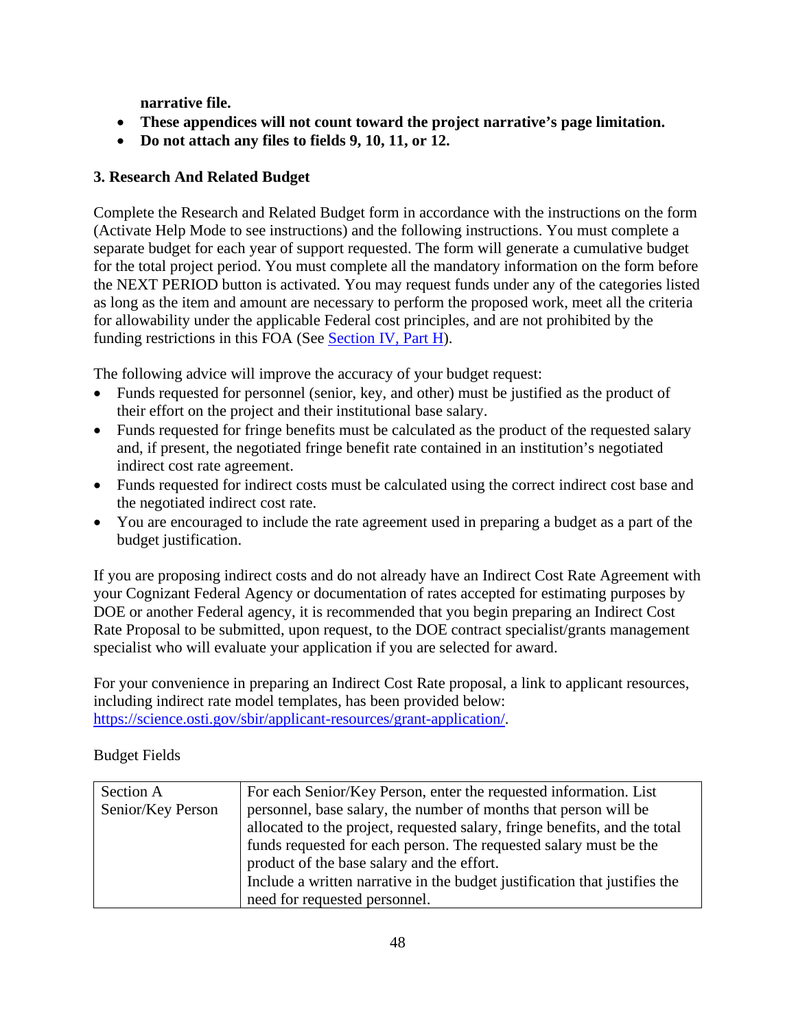**narrative file.**

- **These appendices will not count toward the project narrative's page limitation.**
- **Do not attach any files to fields 9, 10, 11, or 12.**

### 3. Research And Related Budget

Complete the Research and Related Budget form in accordance with the instructions on the form (Activate Help Mode to see instructions) and the following instructions. You must complete a separate budget for each year of support requested. The form will generate a cumulative budget for the total project period. You must complete all the mandatory information on the form before the NEXT PERIOD button is activated. You may request funds under any of the categories listed as long as the item and amount are necessary to perform the proposed work, meet all the criteria for allowability under the applicable Federal cost principles, and are not prohibited by the funding restrictions in this FOA (See Section IV, Part H).

The following advice will improve the accuracy of your budget request:

- Funds requested for personnel (senior, key, and other) must be justified as the product of their effort on the project and their institutional base salary.
- Funds requested for fringe benefits must be calculated as the product of the requested salary and, if present, the negotiated fringe benefit rate contained in an institution's negotiated indirect cost rate agreement.
- Funds requested for indirect costs must be calculated using the correct indirect cost base and the negotiated indirect cost rate.
- You are encouraged to include the rate agreement used in preparing a budget as a part of the budget justification.

If you are proposing indirect costs and do not already have an Indirect Cost Rate Agreement with your Cognizant Federal Agency or documentation of rates accepted for estimating purposes by DOE or another Federal agency, it is recommended that you begin preparing an Indirect Cost Rate Proposal to be submitted, upon request, to the DOE contract specialist/grants management specialist who will evaluate your application if you are selected for award.

For your convenience in preparing an Indirect Cost Rate proposal, a link to applicant resources, including indirect rate model templates, has been provided below: https://science.osti.gov/sbir/applicant-resources/grant-application/.

Budget Fields

| | |
|---|---|
| Section A Senior/Key Person | For each Senior/Key Person, enter the requested information. List personnel, base salary, the number of months that person will be allocated to the project, requested salary, fringe benefits, and the total funds requested for each person. The requested salary must be the product of the base salary and the effort. Include a written narrative in the budget justification that justifies the need for requested personnel. |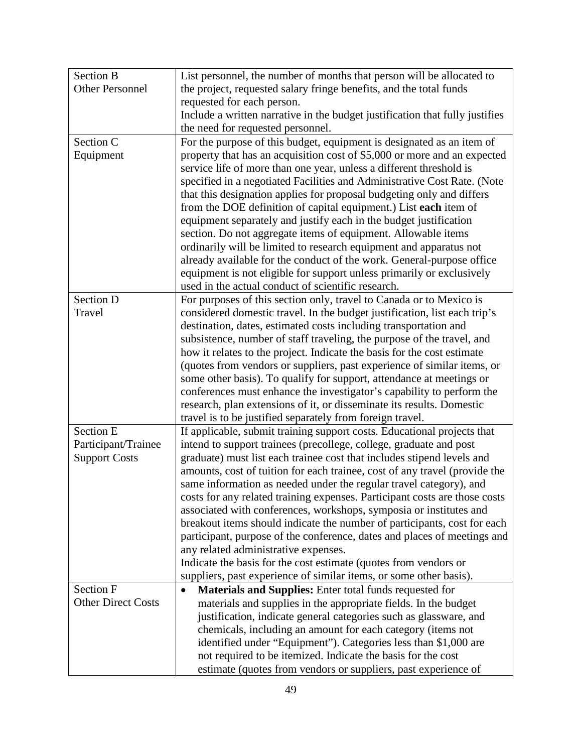| Section | Description |
|---|---|
| Section B<br>Other Personnel | List personnel, the number of months that person will be allocated to the project, requested salary fringe benefits, and the total funds requested for each person.<br>Include a written narrative in the budget justification that fully justifies the need for requested personnel. |
| Section C<br>Equipment | For the purpose of this budget, equipment is designated as an item of property that has an acquisition cost of $5,000 or more and an expected service life of more than one year, unless a different threshold is specified in a negotiated Facilities and Administrative Cost Rate. (Note that this designation applies for proposal budgeting only and differs from the DOE definition of capital equipment.) List **each** item of equipment separately and justify each in the budget justification section. Do not aggregate items of equipment. Allowable items ordinarily will be limited to research equipment and apparatus not already available for the conduct of the work. General-purpose office equipment is not eligible for support unless primarily or exclusively used in the actual conduct of scientific research. |
| Section D<br>Travel | For purposes of this section only, travel to Canada or to Mexico is considered domestic travel. In the budget justification, list each trip's destination, dates, estimated costs including transportation and subsistence, number of staff traveling, the purpose of the travel, and how it relates to the project. Indicate the basis for the cost estimate (quotes from vendors or suppliers, past experience of similar items, or some other basis). To qualify for support, attendance at meetings or conferences must enhance the investigator's capability to perform the research, plan extensions of it, or disseminate its results. Domestic travel is to be justified separately from foreign travel. |
| Section E<br>Participant/Trainee Support Costs | If applicable, submit training support costs. Educational projects that intend to support trainees (precollege, college, graduate and post graduate) must list each trainee cost that includes stipend levels and amounts, cost of tuition for each trainee, cost of any travel (provide the same information as needed under the regular travel category), and costs for any related training expenses. Participant costs are those costs associated with conferences, workshops, symposia or institutes and breakout items should indicate the number of participants, cost for each participant, purpose of the conference, dates and places of meetings and any related administrative expenses.<br>Indicate the basis for the cost estimate (quotes from vendors or suppliers, past experience of similar items, or some other basis). |
| Section F<br>Other Direct Costs | • **Materials and Supplies:** Enter total funds requested for materials and supplies in the appropriate fields. In the budget justification, indicate general categories such as glassware, and chemicals, including an amount for each category (items not identified under "Equipment"). Categories less than $1,000 are not required to be itemized. Indicate the basis for the cost estimate (quotes from vendors or suppliers, past experience of |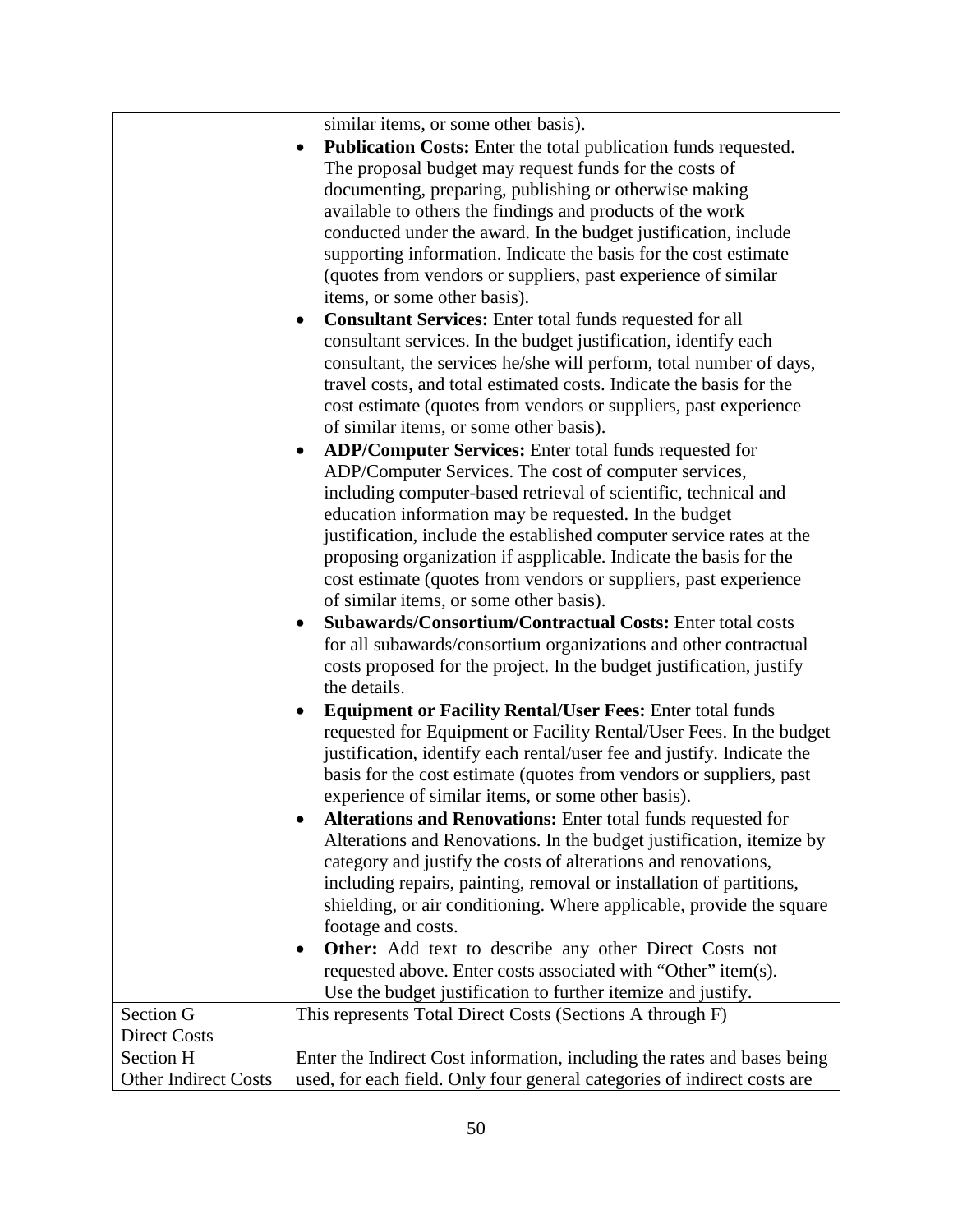| | |
|---|---|
| | similar items, or some other basis).<br>• **Publication Costs:** Enter the total publication funds requested. The proposal budget may request funds for the costs of documenting, preparing, publishing or otherwise making available to others the findings and products of the work conducted under the award. In the budget justification, include supporting information. Indicate the basis for the cost estimate (quotes from vendors or suppliers, past experience of similar items, or some other basis).<br>• **Consultant Services:** Enter total funds requested for all consultant services. In the budget justification, identify each consultant, the services he/she will perform, total number of days, travel costs, and total estimated costs. Indicate the basis for the cost estimate (quotes from vendors or suppliers, past experience of similar items, or some other basis).<br>• **ADP/Computer Services:** Enter total funds requested for ADP/Computer Services. The cost of computer services, including computer-based retrieval of scientific, technical and education information may be requested. In the budget justification, include the established computer service rates at the proposing organization if aspplicable. Indicate the basis for the cost estimate (quotes from vendors or suppliers, past experience of similar items, or some other basis).<br>• **Subawards/Consortium/Contractual Costs:** Enter total costs for all subawards/consortium organizations and other contractual costs proposed for the project. In the budget justification, justify the details.<br>• **Equipment or Facility Rental/User Fees:** Enter total funds requested for Equipment or Facility Rental/User Fees. In the budget justification, identify each rental/user fee and justify. Indicate the basis for the cost estimate (quotes from vendors or suppliers, past experience of similar items, or some other basis).<br>• **Alterations and Renovations:** Enter total funds requested for Alterations and Renovations. In the budget justification, itemize by category and justify the costs of alterations and renovations, including repairs, painting, removal or installation of partitions, shielding, or air conditioning. Where applicable, provide the square footage and costs.<br>• **Other:** Add text to describe any other Direct Costs not requested above. Enter costs associated with "Other" item(s). Use the budget justification to further itemize and justify. |
| Section G<br>Direct Costs | This represents Total Direct Costs (Sections A through F) |
| Section H<br>Other Indirect Costs | Enter the Indirect Cost information, including the rates and bases being used, for each field. Only four general categories of indirect costs are |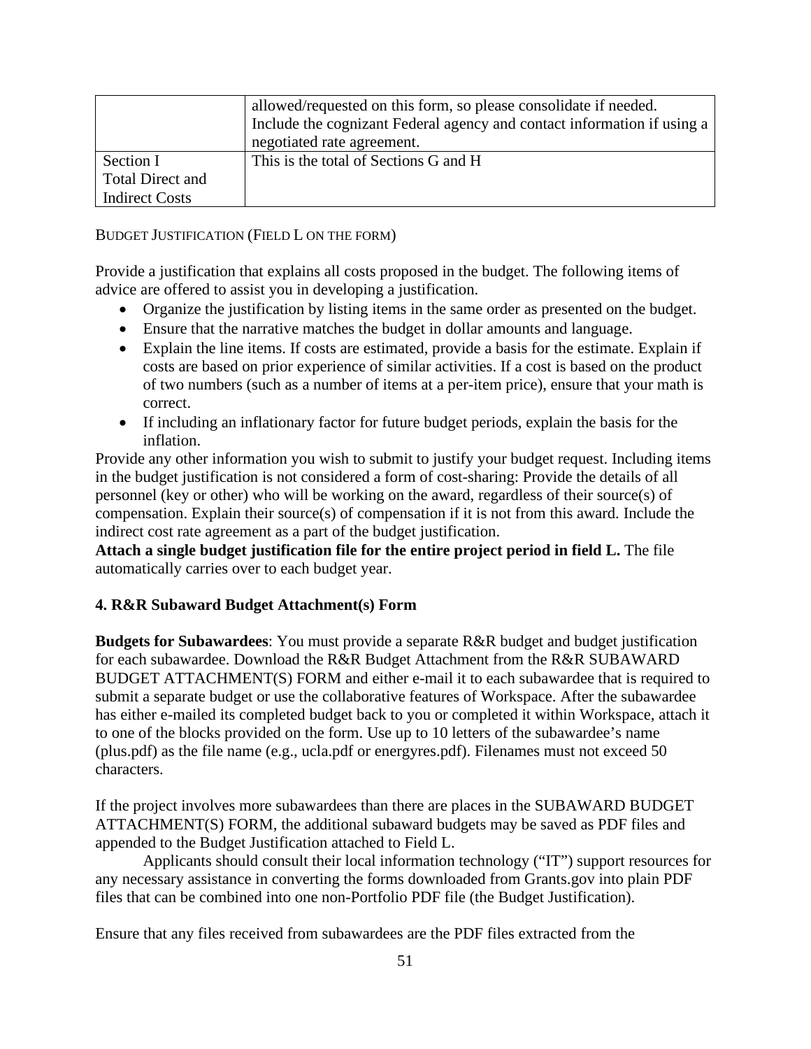| | |
|---|---|
| | allowed/requested on this form, so please consolidate if needed. Include the cognizant Federal agency and contact information if using a negotiated rate agreement. |
| Section I Total Direct and Indirect Costs | This is the total of Sections G and H |

BUDGET JUSTIFICATION (FIELD L ON THE FORM)

Provide a justification that explains all costs proposed in the budget. The following items of advice are offered to assist you in developing a justification.

- Organize the justification by listing items in the same order as presented on the budget.
- Ensure that the narrative matches the budget in dollar amounts and language.
- Explain the line items. If costs are estimated, provide a basis for the estimate. Explain if costs are based on prior experience of similar activities. If a cost is based on the product of two numbers (such as a number of items at a per-item price), ensure that your math is correct.
- If including an inflationary factor for future budget periods, explain the basis for the inflation.

Provide any other information you wish to submit to justify your budget request. Including items in the budget justification is not considered a form of cost-sharing: Provide the details of all personnel (key or other) who will be working on the award, regardless of their source(s) of compensation. Explain their source(s) of compensation if it is not from this award. Include the indirect cost rate agreement as a part of the budget justification.

**Attach a single budget justification file for the entire project period in field L.** The file automatically carries over to each budget year.

**4. R&R Subaward Budget Attachment(s) Form**

**Budgets for Subawardees**: You must provide a separate R&R budget and budget justification for each subawardee. Download the R&R Budget Attachment from the R&R SUBAWARD BUDGET ATTACHMENT(S) FORM and either e-mail it to each subawardee that is required to submit a separate budget or use the collaborative features of Workspace. After the subawardee has either e-mailed its completed budget back to you or completed it within Workspace, attach it to one of the blocks provided on the form. Use up to 10 letters of the subawardee's name (plus.pdf) as the file name (e.g., ucla.pdf or energyres.pdf). Filenames must not exceed 50 characters.

If the project involves more subawardees than there are places in the SUBAWARD BUDGET ATTACHMENT(S) FORM, the additional subaward budgets may be saved as PDF files and appended to the Budget Justification attached to Field L.

Applicants should consult their local information technology ("IT") support resources for any necessary assistance in converting the forms downloaded from Grants.gov into plain PDF files that can be combined into one non-Portfolio PDF file (the Budget Justification).

Ensure that any files received from subawardees are the PDF files extracted from the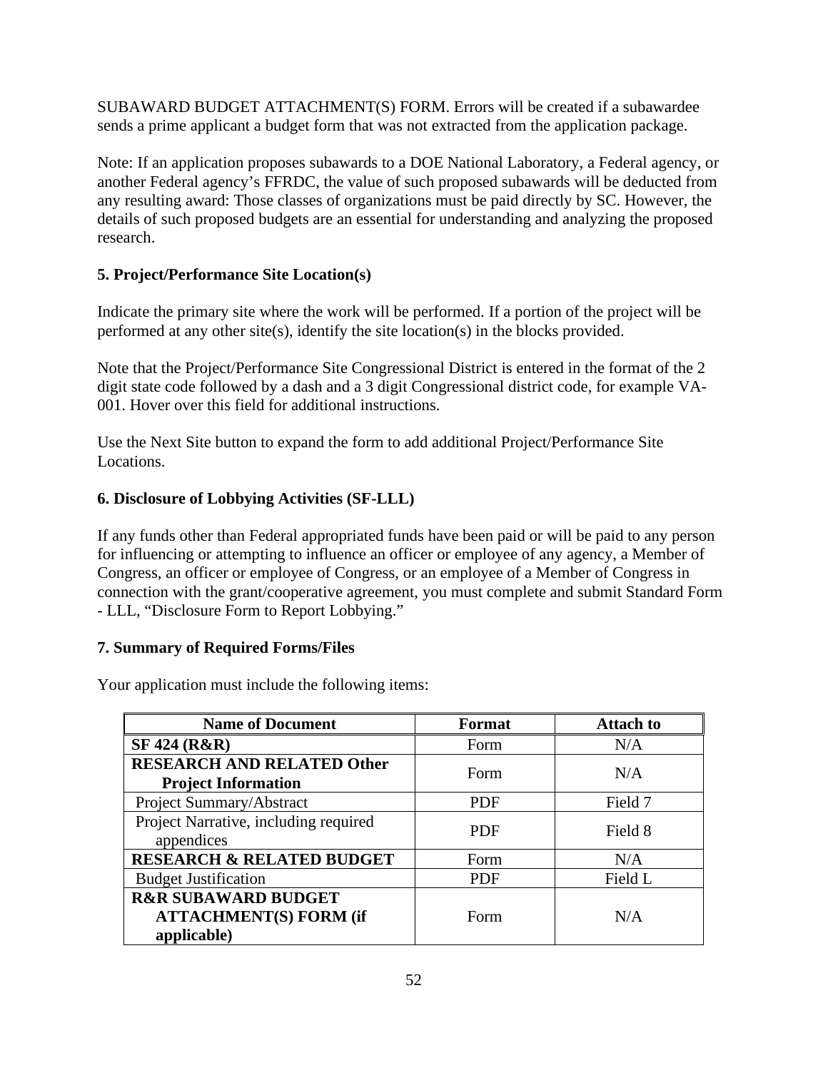SUBAWARD BUDGET ATTACHMENT(S) FORM. Errors will be created if a subawardee sends a prime applicant a budget form that was not extracted from the application package.

Note: If an application proposes subawards to a DOE National Laboratory, a Federal agency, or another Federal agency's FFRDC, the value of such proposed subawards will be deducted from any resulting award: Those classes of organizations must be paid directly by SC. However, the details of such proposed budgets are an essential for understanding and analyzing the proposed research.

### 5. Project/Performance Site Location(s)

Indicate the primary site where the work will be performed. If a portion of the project will be performed at any other site(s), identify the site location(s) in the blocks provided.

Note that the Project/Performance Site Congressional District is entered in the format of the 2 digit state code followed by a dash and a 3 digit Congressional district code, for example VA-001. Hover over this field for additional instructions.

Use the Next Site button to expand the form to add additional Project/Performance Site Locations.

### 6. Disclosure of Lobbying Activities (SF-LLL)

If any funds other than Federal appropriated funds have been paid or will be paid to any person for influencing or attempting to influence an officer or employee of any agency, a Member of Congress, an officer or employee of Congress, or an employee of a Member of Congress in connection with the grant/cooperative agreement, you must complete and submit Standard Form - LLL, "Disclosure Form to Report Lobbying."

### 7. Summary of Required Forms/Files

Your application must include the following items:

| Name of Document | Format | Attach to |
|---|---|---|
| **SF 424 (R&R)** | Form | N/A |
| **RESEARCH AND RELATED Other Project Information** | Form | N/A |
| Project Summary/Abstract | PDF | Field 7 |
| Project Narrative, including required appendices | PDF | Field 8 |
| **RESEARCH & RELATED BUDGET** | Form | N/A |
| Budget Justification | PDF | Field L |
| **R&R SUBAWARD BUDGET ATTACHMENT(S) FORM (if applicable)** | Form | N/A |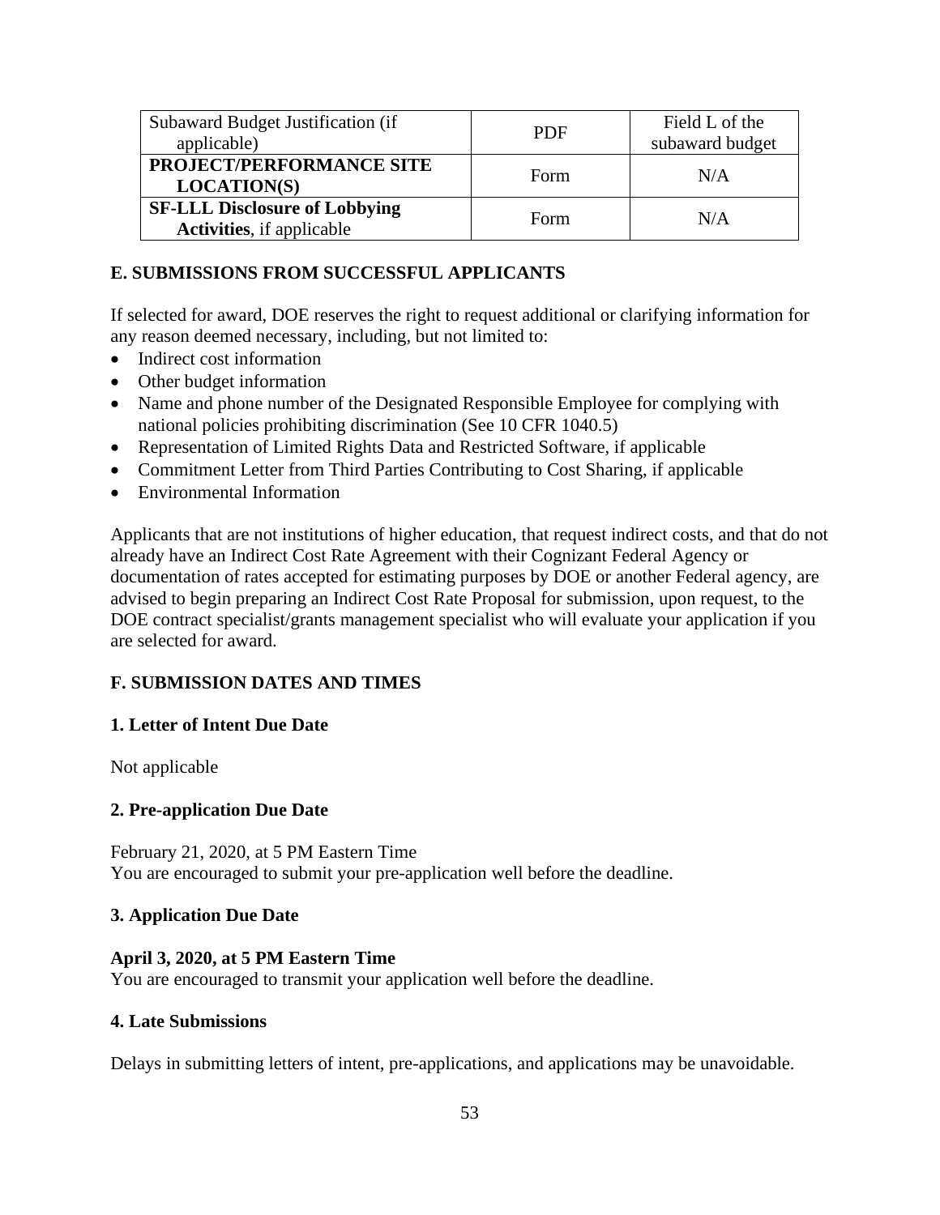| Subaward Budget Justification (if applicable) | PDF | Field L of the subaward budget |
|---|---|---|
| **PROJECT/PERFORMANCE SITE LOCATION(S)** | Form | N/A |
| **SF-LLL Disclosure of Lobbying Activities**, if applicable | Form | N/A |

## E. SUBMISSIONS FROM SUCCESSFUL APPLICANTS

If selected for award, DOE reserves the right to request additional or clarifying information for any reason deemed necessary, including, but not limited to:

- Indirect cost information
- Other budget information
- Name and phone number of the Designated Responsible Employee for complying with national policies prohibiting discrimination (See 10 CFR 1040.5)
- Representation of Limited Rights Data and Restricted Software, if applicable
- Commitment Letter from Third Parties Contributing to Cost Sharing, if applicable
- Environmental Information

Applicants that are not institutions of higher education, that request indirect costs, and that do not already have an Indirect Cost Rate Agreement with their Cognizant Federal Agency or documentation of rates accepted for estimating purposes by DOE or another Federal agency, are advised to begin preparing an Indirect Cost Rate Proposal for submission, upon request, to the DOE contract specialist/grants management specialist who will evaluate your application if you are selected for award.

## F. SUBMISSION DATES AND TIMES

### 1. Letter of Intent Due Date

Not applicable

### 2. Pre-application Due Date

February 21, 2020, at 5 PM Eastern Time
You are encouraged to submit your pre-application well before the deadline.

### 3. Application Due Date

**April 3, 2020, at 5 PM Eastern Time**
You are encouraged to transmit your application well before the deadline.

### 4. Late Submissions

Delays in submitting letters of intent, pre-applications, and applications may be unavoidable.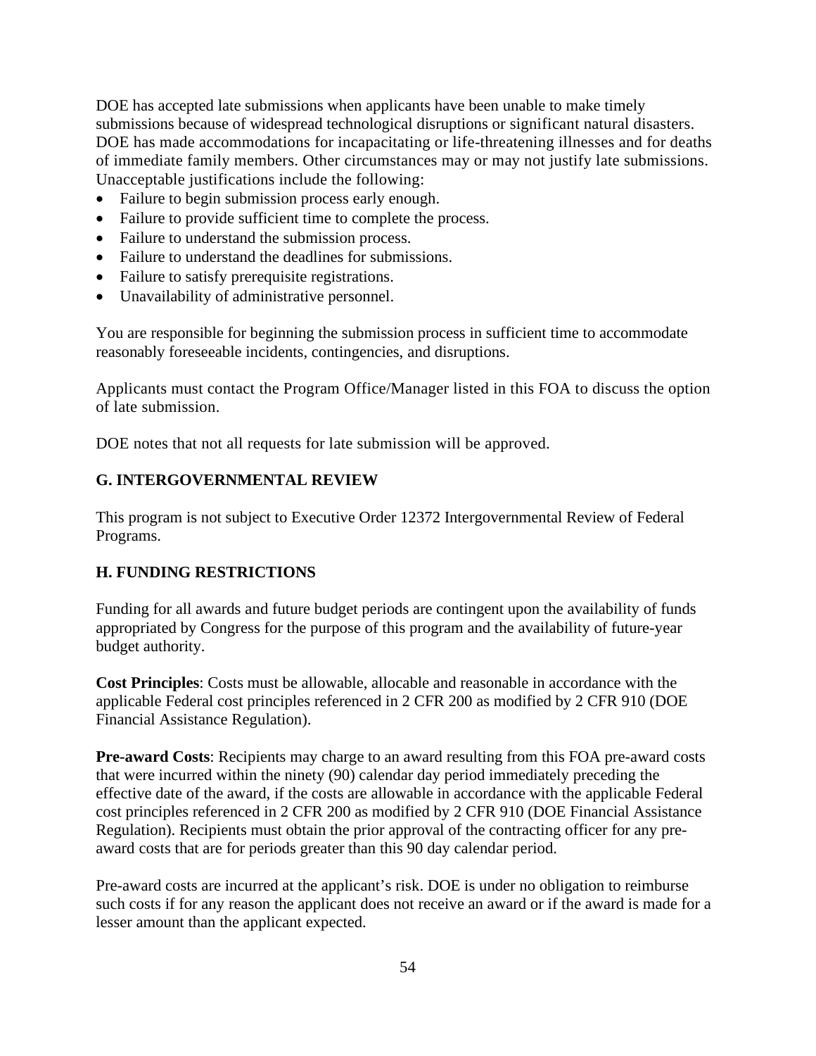DOE has accepted late submissions when applicants have been unable to make timely submissions because of widespread technological disruptions or significant natural disasters. DOE has made accommodations for incapacitating or life-threatening illnesses and for deaths of immediate family members. Other circumstances may or may not justify late submissions. Unacceptable justifications include the following:

- Failure to begin submission process early enough.
- Failure to provide sufficient time to complete the process.
- Failure to understand the submission process.
- Failure to understand the deadlines for submissions.
- Failure to satisfy prerequisite registrations.
- Unavailability of administrative personnel.

You are responsible for beginning the submission process in sufficient time to accommodate reasonably foreseeable incidents, contingencies, and disruptions.

Applicants must contact the Program Office/Manager listed in this FOA to discuss the option of late submission.

DOE notes that not all requests for late submission will be approved.

## G. INTERGOVERNMENTAL REVIEW

This program is not subject to Executive Order 12372 Intergovernmental Review of Federal Programs.

## H. FUNDING RESTRICTIONS

Funding for all awards and future budget periods are contingent upon the availability of funds appropriated by Congress for the purpose of this program and the availability of future-year budget authority.

**Cost Principles**: Costs must be allowable, allocable and reasonable in accordance with the applicable Federal cost principles referenced in 2 CFR 200 as modified by 2 CFR 910 (DOE Financial Assistance Regulation).

**Pre-award Costs**: Recipients may charge to an award resulting from this FOA pre-award costs that were incurred within the ninety (90) calendar day period immediately preceding the effective date of the award, if the costs are allowable in accordance with the applicable Federal cost principles referenced in 2 CFR 200 as modified by 2 CFR 910 (DOE Financial Assistance Regulation). Recipients must obtain the prior approval of the contracting officer for any pre-award costs that are for periods greater than this 90 day calendar period.

Pre-award costs are incurred at the applicant's risk. DOE is under no obligation to reimburse such costs if for any reason the applicant does not receive an award or if the award is made for a lesser amount than the applicant expected.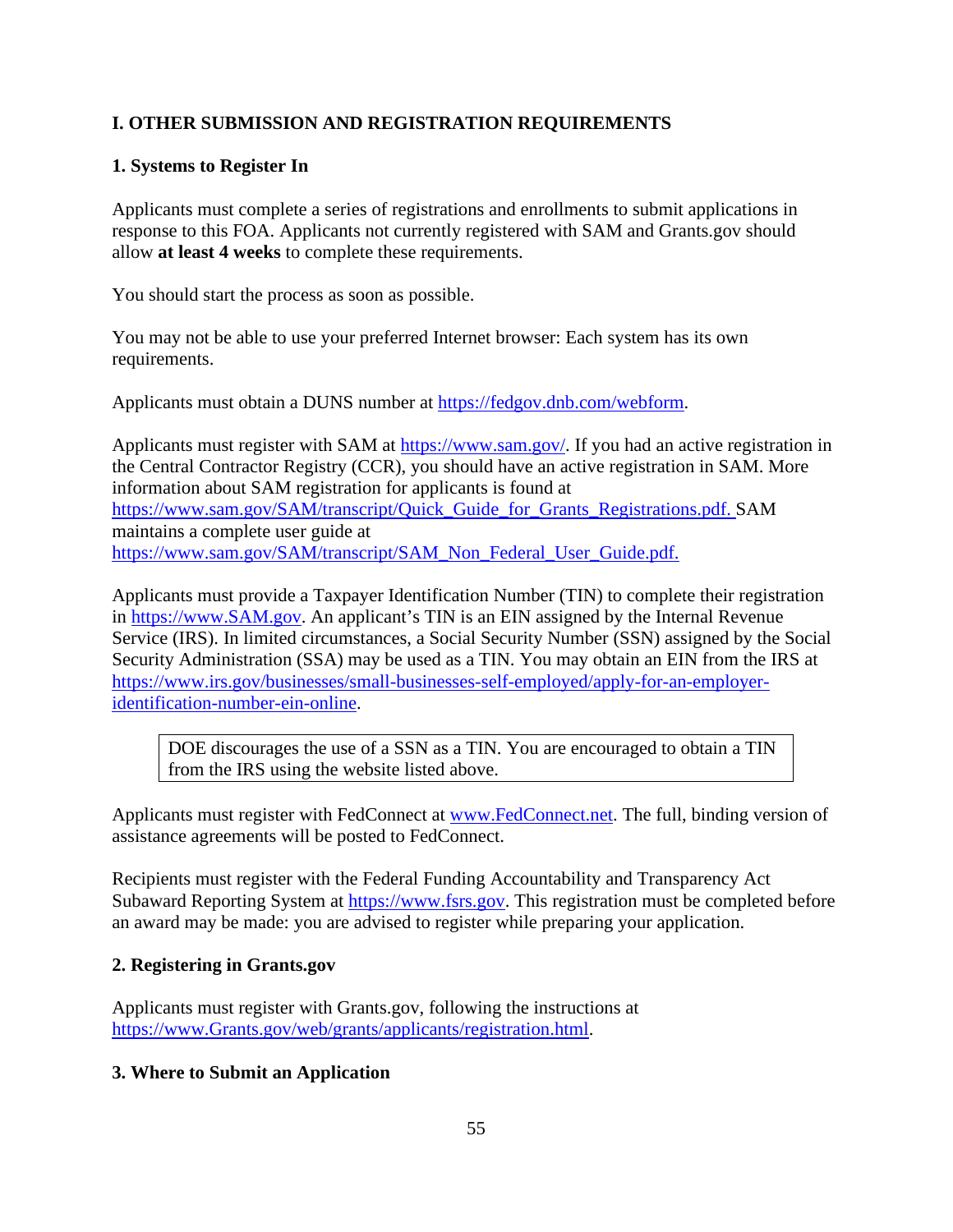## I. OTHER SUBMISSION AND REGISTRATION REQUIREMENTS

### 1. Systems to Register In

Applicants must complete a series of registrations and enrollments to submit applications in response to this FOA. Applicants not currently registered with SAM and Grants.gov should allow **at least 4 weeks** to complete these requirements.

You should start the process as soon as possible.

You may not be able to use your preferred Internet browser: Each system has its own requirements.

Applicants must obtain a DUNS number at https://fedgov.dnb.com/webform.

Applicants must register with SAM at https://www.sam.gov/. If you had an active registration in the Central Contractor Registry (CCR), you should have an active registration in SAM. More information about SAM registration for applicants is found at https://www.sam.gov/SAM/transcript/Quick_Guide_for_Grants_Registrations.pdf. SAM maintains a complete user guide at https://www.sam.gov/SAM/transcript/SAM_Non_Federal_User_Guide.pdf.

Applicants must provide a Taxpayer Identification Number (TIN) to complete their registration in https://www.SAM.gov. An applicant's TIN is an EIN assigned by the Internal Revenue Service (IRS). In limited circumstances, a Social Security Number (SSN) assigned by the Social Security Administration (SSA) may be used as a TIN. You may obtain an EIN from the IRS at https://www.irs.gov/businesses/small-businesses-self-employed/apply-for-an-employer-identification-number-ein-online.

| DOE discourages the use of a SSN as a TIN. You are encouraged to obtain a TIN from the IRS using the website listed above. |
|---|

Applicants must register with FedConnect at www.FedConnect.net. The full, binding version of assistance agreements will be posted to FedConnect.

Recipients must register with the Federal Funding Accountability and Transparency Act Subaward Reporting System at https://www.fsrs.gov. This registration must be completed before an award may be made: you are advised to register while preparing your application.

### 2. Registering in Grants.gov

Applicants must register with Grants.gov, following the instructions at https://www.Grants.gov/web/grants/applicants/registration.html.

### 3. Where to Submit an Application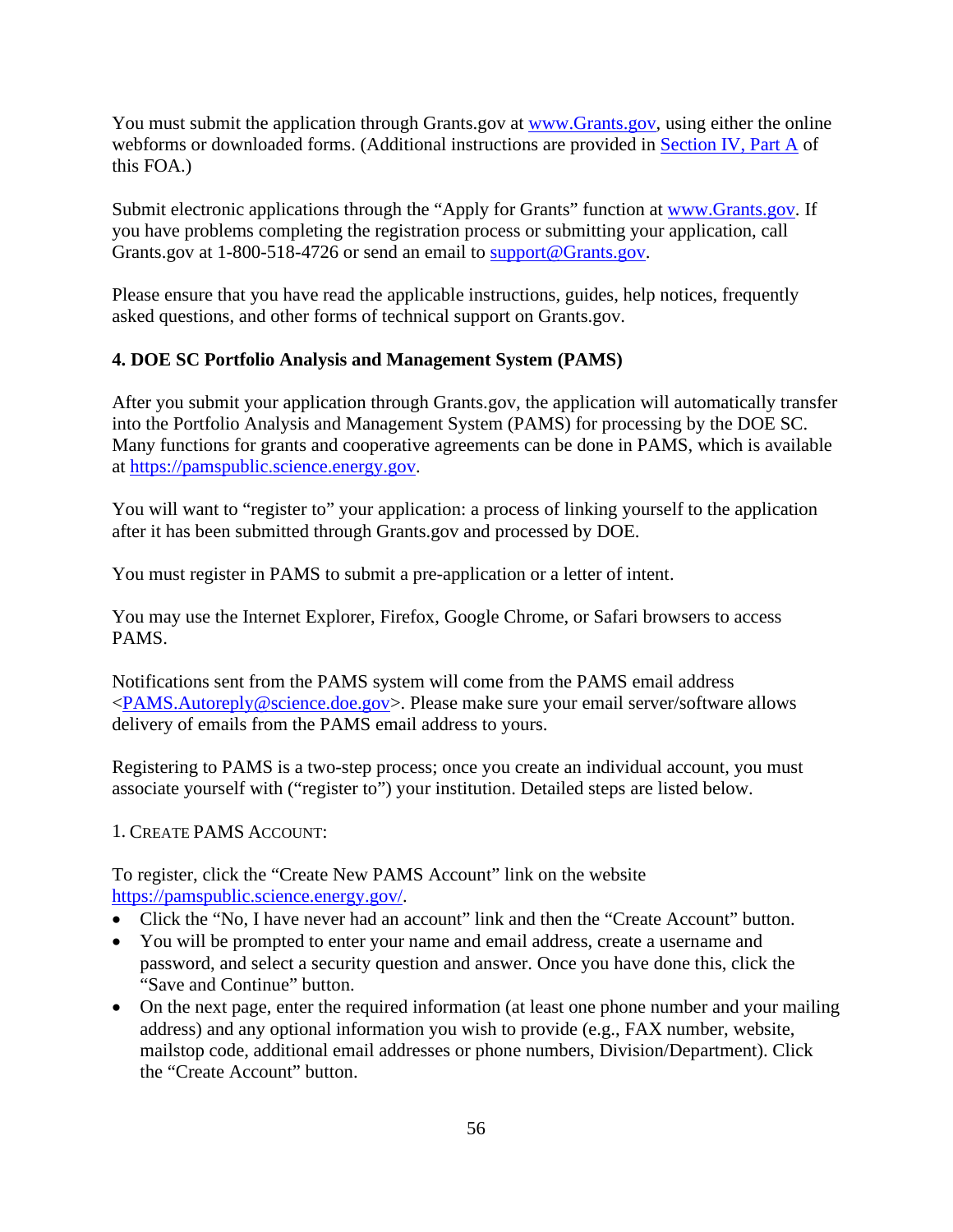You must submit the application through Grants.gov at [www.Grants.gov](www.Grants.gov), using either the online webforms or downloaded forms. (Additional instructions are provided in [Section IV, Part A](#) of this FOA.)

Submit electronic applications through the "Apply for Grants" function at [www.Grants.gov](www.Grants.gov). If you have problems completing the registration process or submitting your application, call Grants.gov at 1-800-518-4726 or send an email to [support@Grants.gov](mailto:support@Grants.gov).

Please ensure that you have read the applicable instructions, guides, help notices, frequently asked questions, and other forms of technical support on Grants.gov.

**4. DOE SC Portfolio Analysis and Management System (PAMS)**

After you submit your application through Grants.gov, the application will automatically transfer into the Portfolio Analysis and Management System (PAMS) for processing by the DOE SC. Many functions for grants and cooperative agreements can be done in PAMS, which is available at [https://pamspublic.science.energy.gov](https://pamspublic.science.energy.gov).

You will want to "register to" your application: a process of linking yourself to the application after it has been submitted through Grants.gov and processed by DOE.

You must register in PAMS to submit a pre-application or a letter of intent.

You may use the Internet Explorer, Firefox, Google Chrome, or Safari browsers to access PAMS.

Notifications sent from the PAMS system will come from the PAMS email address <[PAMS.Autoreply@science.doe.gov](mailto:PAMS.Autoreply@science.doe.gov)>. Please make sure your email server/software allows delivery of emails from the PAMS email address to yours.

Registering to PAMS is a two-step process; once you create an individual account, you must associate yourself with ("register to") your institution. Detailed steps are listed below.

1. CREATE PAMS ACCOUNT:

To register, click the "Create New PAMS Account" link on the website [https://pamspublic.science.energy.gov/](https://pamspublic.science.energy.gov/).

- Click the "No, I have never had an account" link and then the "Create Account" button.
- You will be prompted to enter your name and email address, create a username and password, and select a security question and answer. Once you have done this, click the "Save and Continue" button.
- On the next page, enter the required information (at least one phone number and your mailing address) and any optional information you wish to provide (e.g., FAX number, website, mailstop code, additional email addresses or phone numbers, Division/Department). Click the "Create Account" button.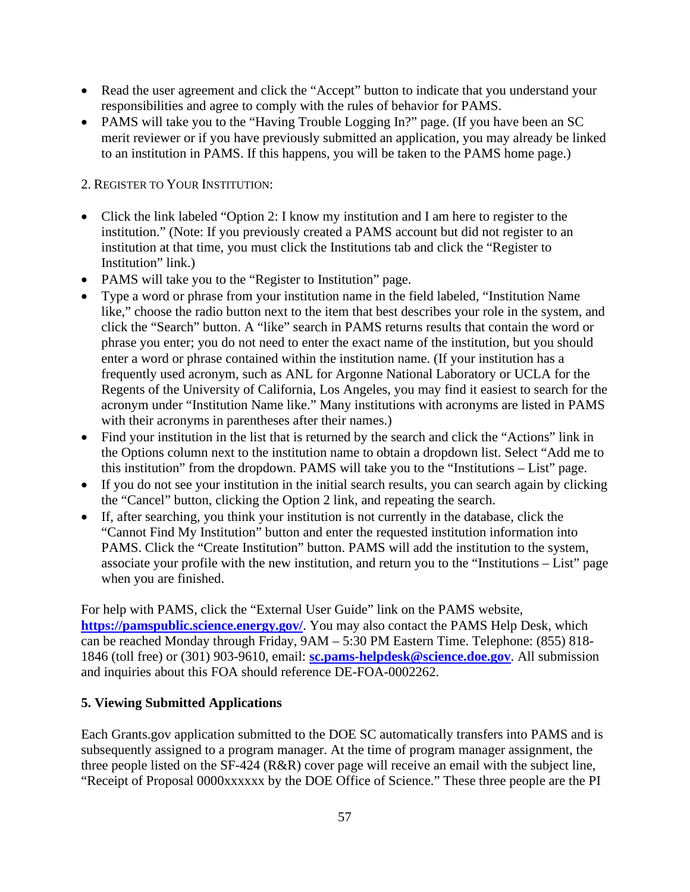- Read the user agreement and click the “Accept” button to indicate that you understand your responsibilities and agree to comply with the rules of behavior for PAMS.
- PAMS will take you to the “Having Trouble Logging In?” page. (If you have been an SC merit reviewer or if you have previously submitted an application, you may already be linked to an institution in PAMS. If this happens, you will be taken to the PAMS home page.)

2. REGISTER TO YOUR INSTITUTION:

- Click the link labeled “Option 2: I know my institution and I am here to register to the institution.” (Note: If you previously created a PAMS account but did not register to an institution at that time, you must click the Institutions tab and click the “Register to Institution” link.)
- PAMS will take you to the “Register to Institution” page.
- Type a word or phrase from your institution name in the field labeled, “Institution Name like,” choose the radio button next to the item that best describes your role in the system, and click the “Search” button. A “like” search in PAMS returns results that contain the word or phrase you enter; you do not need to enter the exact name of the institution, but you should enter a word or phrase contained within the institution name. (If your institution has a frequently used acronym, such as ANL for Argonne National Laboratory or UCLA for the Regents of the University of California, Los Angeles, you may find it easiest to search for the acronym under “Institution Name like.” Many institutions with acronyms are listed in PAMS with their acronyms in parentheses after their names.)
- Find your institution in the list that is returned by the search and click the “Actions” link in the Options column next to the institution name to obtain a dropdown list. Select “Add me to this institution” from the dropdown. PAMS will take you to the “Institutions – List” page.
- If you do not see your institution in the initial search results, you can search again by clicking the “Cancel” button, clicking the Option 2 link, and repeating the search.
- If, after searching, you think your institution is not currently in the database, click the “Cannot Find My Institution” button and enter the requested institution information into PAMS. Click the “Create Institution” button. PAMS will add the institution to the system, associate your profile with the new institution, and return you to the “Institutions – List” page when you are finished.

For help with PAMS, click the “External User Guide” link on the PAMS website, **https://pamspublic.science.energy.gov/**. You may also contact the PAMS Help Desk, which can be reached Monday through Friday, 9AM – 5:30 PM Eastern Time. Telephone: (855) 818-1846 (toll free) or (301) 903-9610, email: **sc.pams-helpdesk@science.doe.gov**. All submission and inquiries about this FOA should reference DE-FOA-0002262.

### 5. Viewing Submitted Applications

Each Grants.gov application submitted to the DOE SC automatically transfers into PAMS and is subsequently assigned to a program manager. At the time of program manager assignment, the three people listed on the SF-424 (R&R) cover page will receive an email with the subject line, “Receipt of Proposal 0000xxxxxx by the DOE Office of Science.” These three people are the PI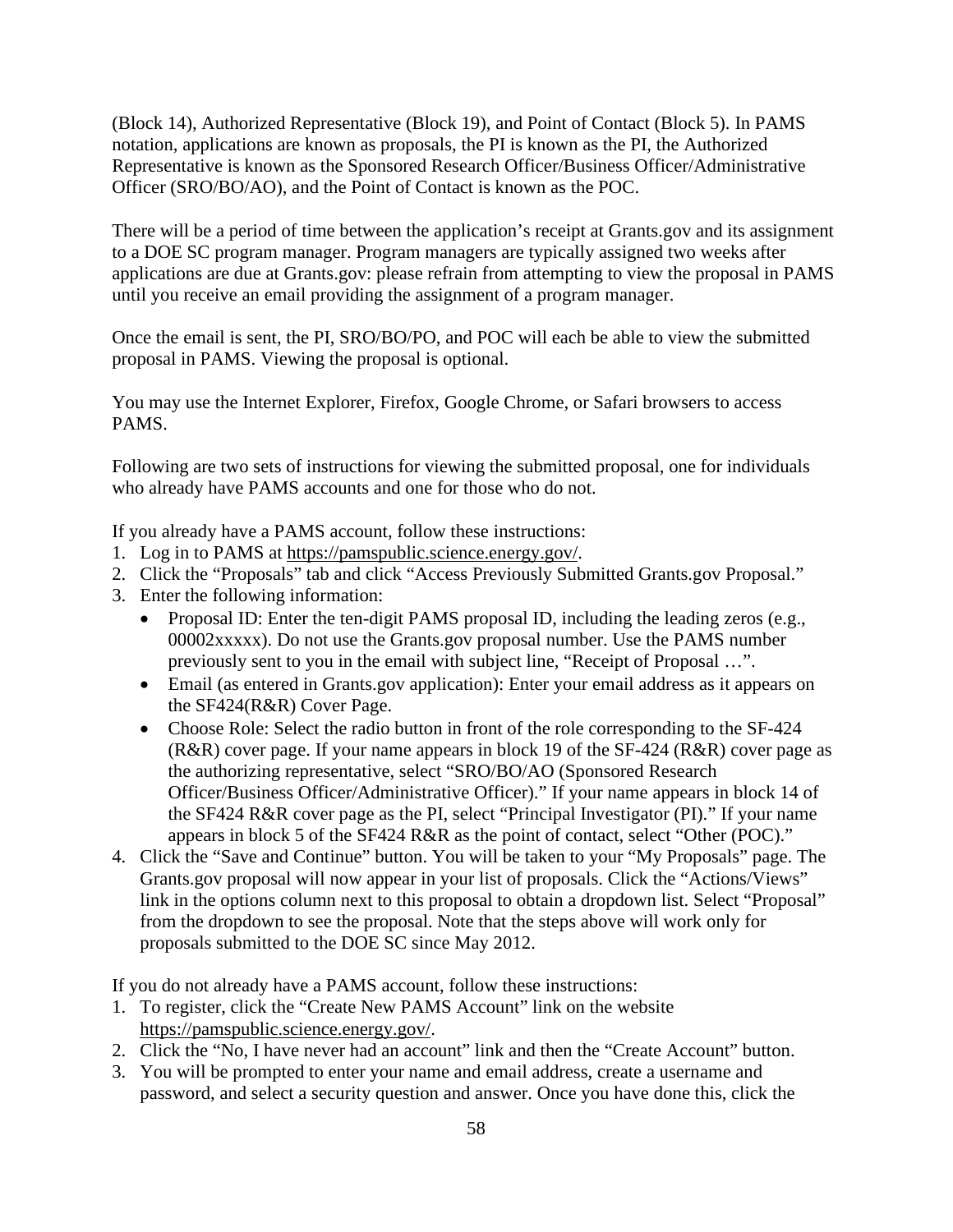(Block 14), Authorized Representative (Block 19), and Point of Contact (Block 5). In PAMS notation, applications are known as proposals, the PI is known as the PI, the Authorized Representative is known as the Sponsored Research Officer/Business Officer/Administrative Officer (SRO/BO/AO), and the Point of Contact is known as the POC.

There will be a period of time between the application's receipt at Grants.gov and its assignment to a DOE SC program manager. Program managers are typically assigned two weeks after applications are due at Grants.gov: please refrain from attempting to view the proposal in PAMS until you receive an email providing the assignment of a program manager.

Once the email is sent, the PI, SRO/BO/PO, and POC will each be able to view the submitted proposal in PAMS. Viewing the proposal is optional.

You may use the Internet Explorer, Firefox, Google Chrome, or Safari browsers to access PAMS.

Following are two sets of instructions for viewing the submitted proposal, one for individuals who already have PAMS accounts and one for those who do not.

If you already have a PAMS account, follow these instructions:

1. Log in to PAMS at https://pamspublic.science.energy.gov/.
2. Click the "Proposals" tab and click "Access Previously Submitted Grants.gov Proposal."
3. Enter the following information:
   - Proposal ID: Enter the ten-digit PAMS proposal ID, including the leading zeros (e.g., 00002xxxxx). Do not use the Grants.gov proposal number. Use the PAMS number previously sent to you in the email with subject line, "Receipt of Proposal …".
   - Email (as entered in Grants.gov application): Enter your email address as it appears on the SF424(R&R) Cover Page.
   - Choose Role: Select the radio button in front of the role corresponding to the SF-424 (R&R) cover page. If your name appears in block 19 of the SF-424 (R&R) cover page as the authorizing representative, select "SRO/BO/AO (Sponsored Research Officer/Business Officer/Administrative Officer)." If your name appears in block 14 of the SF424 R&R cover page as the PI, select "Principal Investigator (PI)." If your name appears in block 5 of the SF424 R&R as the point of contact, select "Other (POC)."
4. Click the "Save and Continue" button. You will be taken to your "My Proposals" page. The Grants.gov proposal will now appear in your list of proposals. Click the "Actions/Views" link in the options column next to this proposal to obtain a dropdown list. Select "Proposal" from the dropdown to see the proposal. Note that the steps above will work only for proposals submitted to the DOE SC since May 2012.

If you do not already have a PAMS account, follow these instructions:

1. To register, click the "Create New PAMS Account" link on the website https://pamspublic.science.energy.gov/.
2. Click the "No, I have never had an account" link and then the "Create Account" button.
3. You will be prompted to enter your name and email address, create a username and password, and select a security question and answer. Once you have done this, click the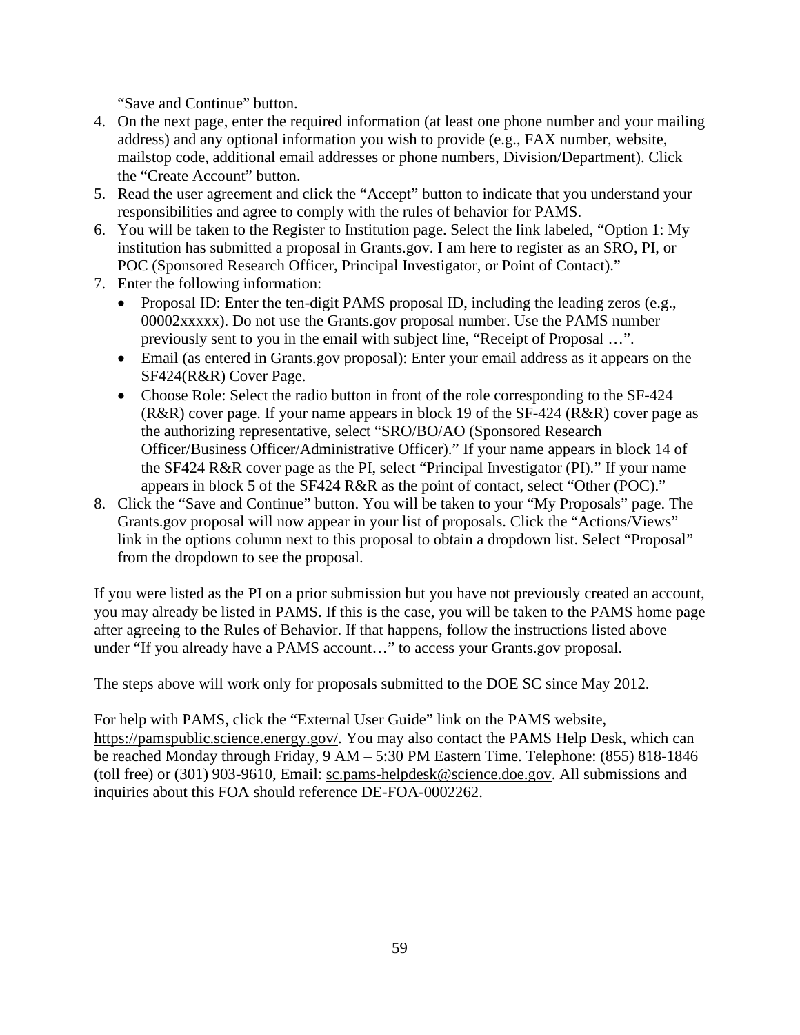"Save and Continue" button.

4. On the next page, enter the required information (at least one phone number and your mailing address) and any optional information you wish to provide (e.g., FAX number, website, mailstop code, additional email addresses or phone numbers, Division/Department). Click the "Create Account" button.
5. Read the user agreement and click the "Accept" button to indicate that you understand your responsibilities and agree to comply with the rules of behavior for PAMS.
6. You will be taken to the Register to Institution page. Select the link labeled, "Option 1: My institution has submitted a proposal in Grants.gov. I am here to register as an SRO, PI, or POC (Sponsored Research Officer, Principal Investigator, or Point of Contact)."
7. Enter the following information:
   - Proposal ID: Enter the ten-digit PAMS proposal ID, including the leading zeros (e.g., 00002xxxxx). Do not use the Grants.gov proposal number. Use the PAMS number previously sent to you in the email with subject line, "Receipt of Proposal …".
   - Email (as entered in Grants.gov proposal): Enter your email address as it appears on the SF424(R&R) Cover Page.
   - Choose Role: Select the radio button in front of the role corresponding to the SF-424 (R&R) cover page. If your name appears in block 19 of the SF-424 (R&R) cover page as the authorizing representative, select "SRO/BO/AO (Sponsored Research Officer/Business Officer/Administrative Officer)." If your name appears in block 14 of the SF424 R&R cover page as the PI, select "Principal Investigator (PI)." If your name appears in block 5 of the SF424 R&R as the point of contact, select "Other (POC)."
8. Click the "Save and Continue" button. You will be taken to your "My Proposals" page. The Grants.gov proposal will now appear in your list of proposals. Click the "Actions/Views" link in the options column next to this proposal to obtain a dropdown list. Select "Proposal" from the dropdown to see the proposal.

If you were listed as the PI on a prior submission but you have not previously created an account, you may already be listed in PAMS. If this is the case, you will be taken to the PAMS home page after agreeing to the Rules of Behavior. If that happens, follow the instructions listed above under "If you already have a PAMS account…" to access your Grants.gov proposal.

The steps above will work only for proposals submitted to the DOE SC since May 2012.

For help with PAMS, click the "External User Guide" link on the PAMS website, https://pamspublic.science.energy.gov/. You may also contact the PAMS Help Desk, which can be reached Monday through Friday, 9 AM – 5:30 PM Eastern Time. Telephone: (855) 818-1846 (toll free) or (301) 903-9610, Email: sc.pams-helpdesk@science.doe.gov. All submissions and inquiries about this FOA should reference DE-FOA-0002262.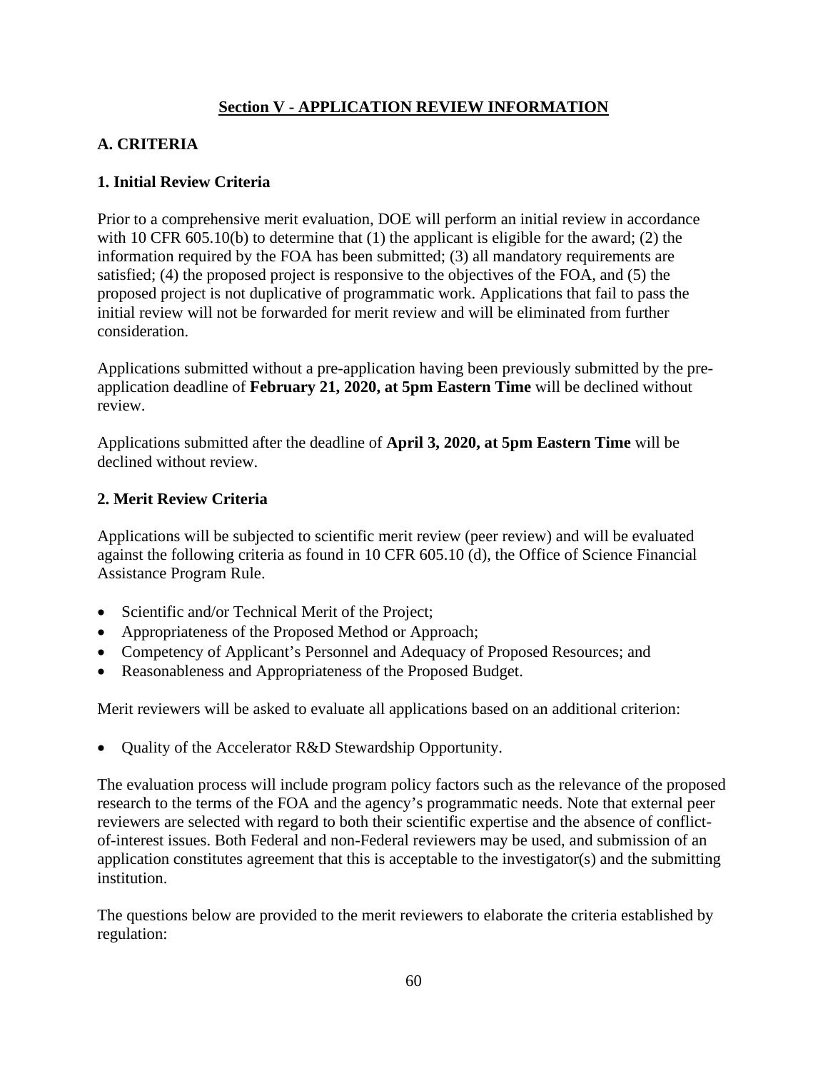## Section V - APPLICATION REVIEW INFORMATION

### A. CRITERIA

#### 1. Initial Review Criteria

Prior to a comprehensive merit evaluation, DOE will perform an initial review in accordance with 10 CFR 605.10(b) to determine that (1) the applicant is eligible for the award; (2) the information required by the FOA has been submitted; (3) all mandatory requirements are satisfied; (4) the proposed project is responsive to the objectives of the FOA, and (5) the proposed project is not duplicative of programmatic work. Applications that fail to pass the initial review will not be forwarded for merit review and will be eliminated from further consideration.

Applications submitted without a pre-application having been previously submitted by the pre-application deadline of **February 21, 2020, at 5pm Eastern Time** will be declined without review.

Applications submitted after the deadline of **April 3, 2020, at 5pm Eastern Time** will be declined without review.

#### 2. Merit Review Criteria

Applications will be subjected to scientific merit review (peer review) and will be evaluated against the following criteria as found in 10 CFR 605.10 (d), the Office of Science Financial Assistance Program Rule.

- Scientific and/or Technical Merit of the Project;
- Appropriateness of the Proposed Method or Approach;
- Competency of Applicant's Personnel and Adequacy of Proposed Resources; and
- Reasonableness and Appropriateness of the Proposed Budget.

Merit reviewers will be asked to evaluate all applications based on an additional criterion:

- Quality of the Accelerator R&D Stewardship Opportunity.

The evaluation process will include program policy factors such as the relevance of the proposed research to the terms of the FOA and the agency's programmatic needs. Note that external peer reviewers are selected with regard to both their scientific expertise and the absence of conflict-of-interest issues. Both Federal and non-Federal reviewers may be used, and submission of an application constitutes agreement that this is acceptable to the investigator(s) and the submitting institution.

The questions below are provided to the merit reviewers to elaborate the criteria established by regulation: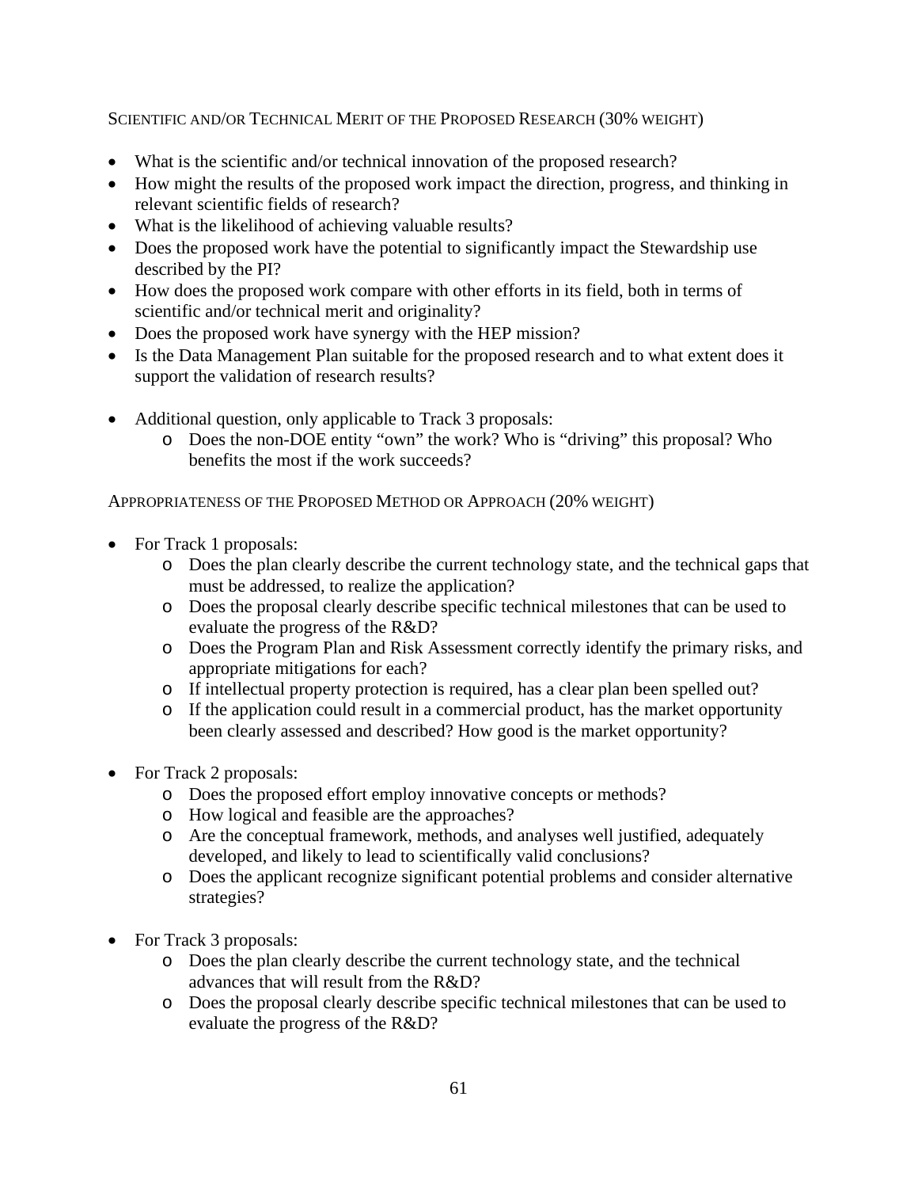Scientific and/or Technical Merit of the Proposed Research (30% weight)

- What is the scientific and/or technical innovation of the proposed research?
- How might the results of the proposed work impact the direction, progress, and thinking in relevant scientific fields of research?
- What is the likelihood of achieving valuable results?
- Does the proposed work have the potential to significantly impact the Stewardship use described by the PI?
- How does the proposed work compare with other efforts in its field, both in terms of scientific and/or technical merit and originality?
- Does the proposed work have synergy with the HEP mission?
- Is the Data Management Plan suitable for the proposed research and to what extent does it support the validation of research results?

- Additional question, only applicable to Track 3 proposals:
  - Does the non-DOE entity "own" the work? Who is "driving" this proposal? Who benefits the most if the work succeeds?

Appropriateness of the Proposed Method or Approach (20% weight)

- For Track 1 proposals:
  - Does the plan clearly describe the current technology state, and the technical gaps that must be addressed, to realize the application?
  - Does the proposal clearly describe specific technical milestones that can be used to evaluate the progress of the R&D?
  - Does the Program Plan and Risk Assessment correctly identify the primary risks, and appropriate mitigations for each?
  - If intellectual property protection is required, has a clear plan been spelled out?
  - If the application could result in a commercial product, has the market opportunity been clearly assessed and described? How good is the market opportunity?

- For Track 2 proposals:
  - Does the proposed effort employ innovative concepts or methods?
  - How logical and feasible are the approaches?
  - Are the conceptual framework, methods, and analyses well justified, adequately developed, and likely to lead to scientifically valid conclusions?
  - Does the applicant recognize significant potential problems and consider alternative strategies?

- For Track 3 proposals:
  - Does the plan clearly describe the current technology state, and the technical advances that will result from the R&D?
  - Does the proposal clearly describe specific technical milestones that can be used to evaluate the progress of the R&D?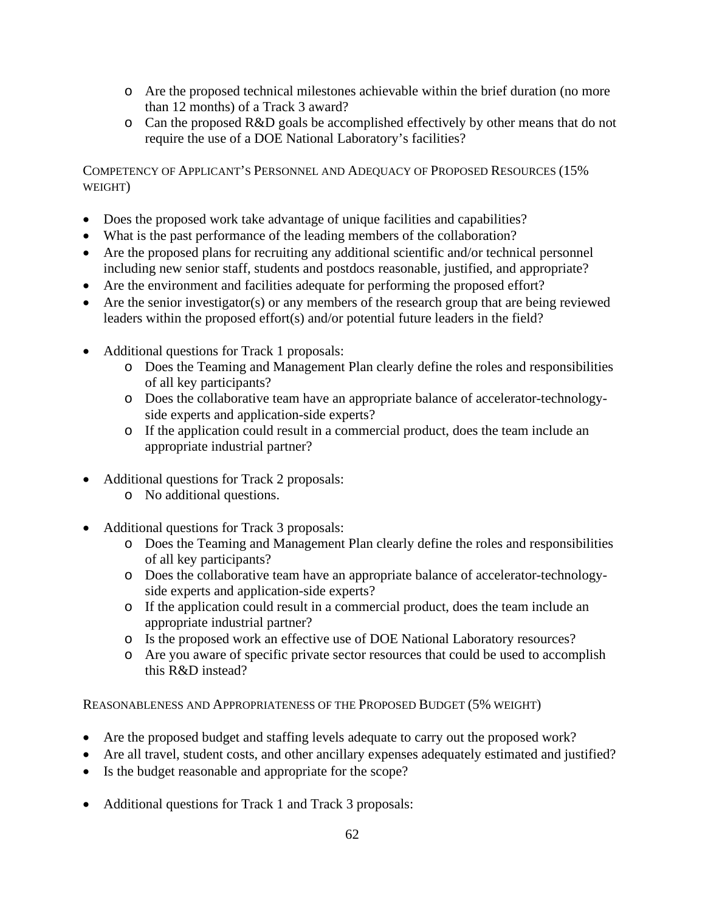- Are the proposed technical milestones achievable within the brief duration (no more than 12 months) of a Track 3 award?
  - Can the proposed R&D goals be accomplished effectively by other means that do not require the use of a DOE National Laboratory's facilities?

COMPETENCY OF APPLICANT'S PERSONNEL AND ADEQUACY OF PROPOSED RESOURCES (15% WEIGHT)

- Does the proposed work take advantage of unique facilities and capabilities?
- What is the past performance of the leading members of the collaboration?
- Are the proposed plans for recruiting any additional scientific and/or technical personnel including new senior staff, students and postdocs reasonable, justified, and appropriate?
- Are the environment and facilities adequate for performing the proposed effort?
- Are the senior investigator(s) or any members of the research group that are being reviewed leaders within the proposed effort(s) and/or potential future leaders in the field?

- Additional questions for Track 1 proposals:
  - Does the Teaming and Management Plan clearly define the roles and responsibilities of all key participants?
  - Does the collaborative team have an appropriate balance of accelerator-technology-side experts and application-side experts?
  - If the application could result in a commercial product, does the team include an appropriate industrial partner?

- Additional questions for Track 2 proposals:
  - No additional questions.

- Additional questions for Track 3 proposals:
  - Does the Teaming and Management Plan clearly define the roles and responsibilities of all key participants?
  - Does the collaborative team have an appropriate balance of accelerator-technology-side experts and application-side experts?
  - If the application could result in a commercial product, does the team include an appropriate industrial partner?
  - Is the proposed work an effective use of DOE National Laboratory resources?
  - Are you aware of specific private sector resources that could be used to accomplish this R&D instead?

REASONABLENESS AND APPROPRIATENESS OF THE PROPOSED BUDGET (5% WEIGHT)

- Are the proposed budget and staffing levels adequate to carry out the proposed work?
- Are all travel, student costs, and other ancillary expenses adequately estimated and justified?
- Is the budget reasonable and appropriate for the scope?

- Additional questions for Track 1 and Track 3 proposals: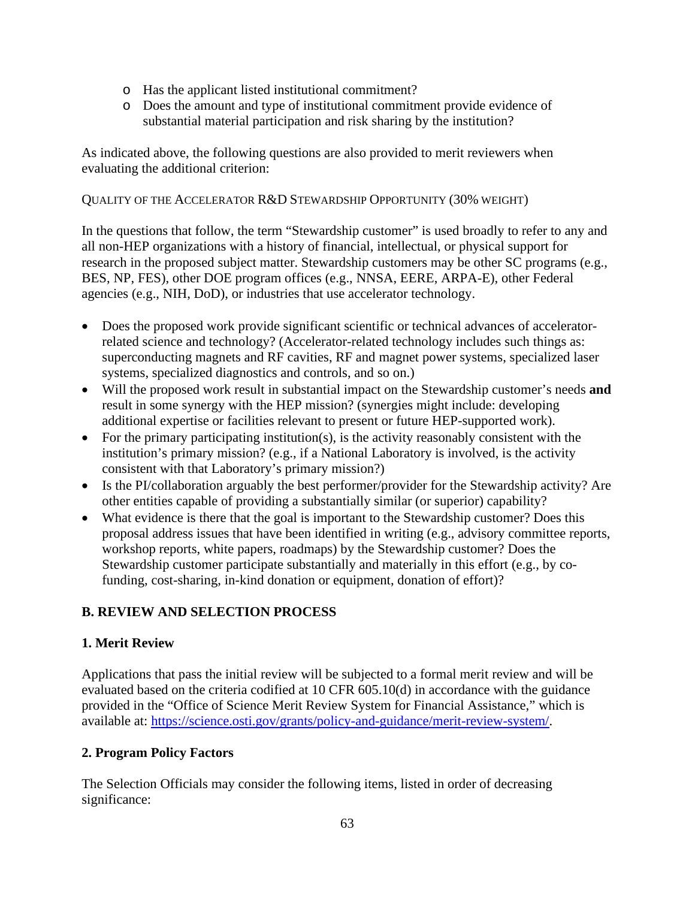- Has the applicant listed institutional commitment?
- Does the amount and type of institutional commitment provide evidence of substantial material participation and risk sharing by the institution?

As indicated above, the following questions are also provided to merit reviewers when evaluating the additional criterion:

QUALITY OF THE ACCELERATOR R&D STEWARDSHIP OPPORTUNITY (30% WEIGHT)

In the questions that follow, the term "Stewardship customer" is used broadly to refer to any and all non-HEP organizations with a history of financial, intellectual, or physical support for research in the proposed subject matter. Stewardship customers may be other SC programs (e.g., BES, NP, FES), other DOE program offices (e.g., NNSA, EERE, ARPA-E), other Federal agencies (e.g., NIH, DoD), or industries that use accelerator technology.

- Does the proposed work provide significant scientific or technical advances of accelerator-related science and technology? (Accelerator-related technology includes such things as: superconducting magnets and RF cavities, RF and magnet power systems, specialized laser systems, specialized diagnostics and controls, and so on.)
- Will the proposed work result in substantial impact on the Stewardship customer's needs **and** result in some synergy with the HEP mission? (synergies might include: developing additional expertise or facilities relevant to present or future HEP-supported work).
- For the primary participating institution(s), is the activity reasonably consistent with the institution's primary mission? (e.g., if a National Laboratory is involved, is the activity consistent with that Laboratory's primary mission?)
- Is the PI/collaboration arguably the best performer/provider for the Stewardship activity? Are other entities capable of providing a substantially similar (or superior) capability?
- What evidence is there that the goal is important to the Stewardship customer? Does this proposal address issues that have been identified in writing (e.g., advisory committee reports, workshop reports, white papers, roadmaps) by the Stewardship customer? Does the Stewardship customer participate substantially and materially in this effort (e.g., by co-funding, cost-sharing, in-kind donation or equipment, donation of effort)?

## B. REVIEW AND SELECTION PROCESS

### 1. Merit Review

Applications that pass the initial review will be subjected to a formal merit review and will be evaluated based on the criteria codified at 10 CFR 605.10(d) in accordance with the guidance provided in the "Office of Science Merit Review System for Financial Assistance," which is available at: https://science.osti.gov/grants/policy-and-guidance/merit-review-system/.

### 2. Program Policy Factors

The Selection Officials may consider the following items, listed in order of decreasing significance: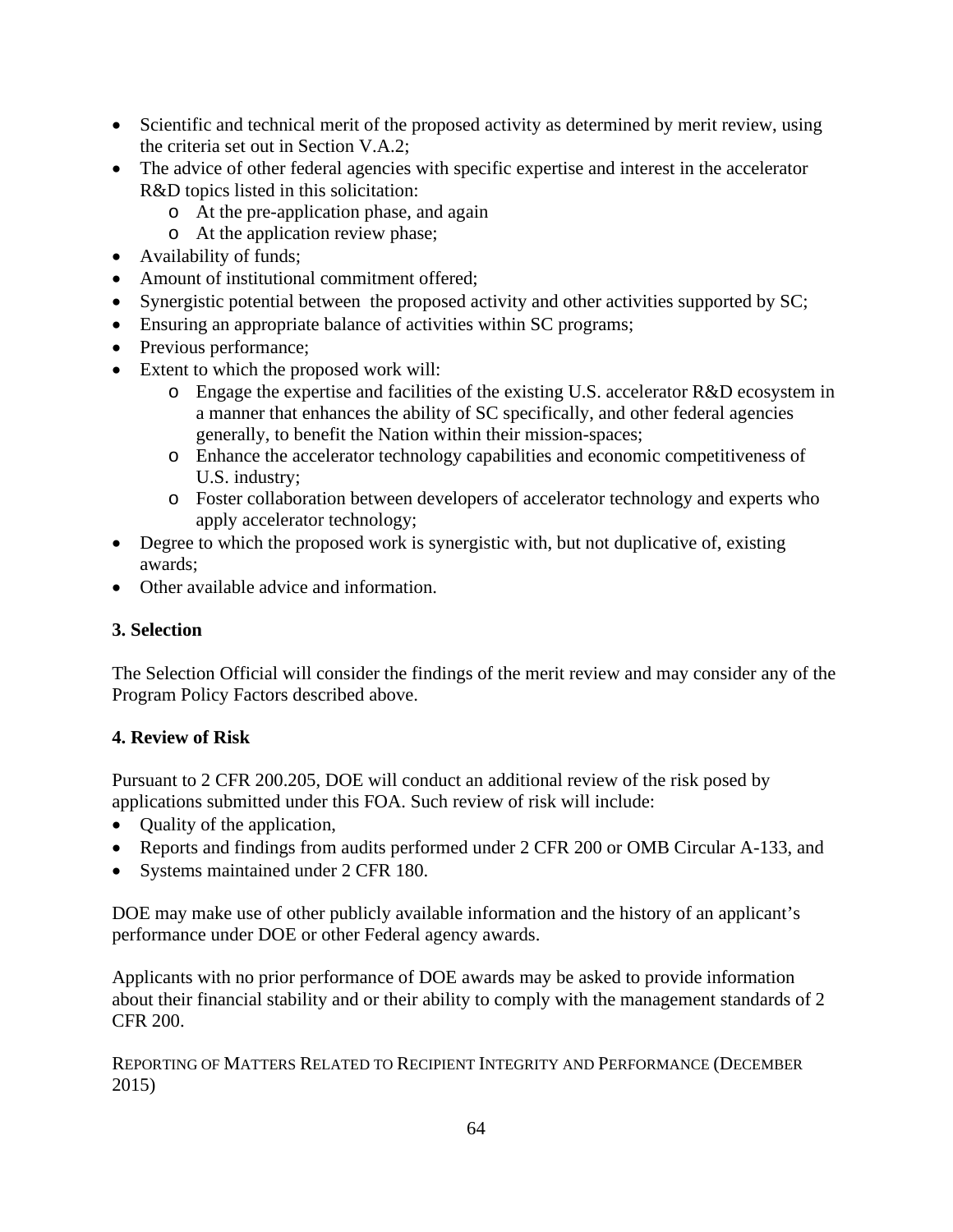- Scientific and technical merit of the proposed activity as determined by merit review, using the criteria set out in Section V.A.2;
- The advice of other federal agencies with specific expertise and interest in the accelerator R&D topics listed in this solicitation:
  - At the pre-application phase, and again
  - At the application review phase;
- Availability of funds;
- Amount of institutional commitment offered;
- Synergistic potential between the proposed activity and other activities supported by SC;
- Ensuring an appropriate balance of activities within SC programs;
- Previous performance;
- Extent to which the proposed work will:
  - Engage the expertise and facilities of the existing U.S. accelerator R&D ecosystem in a manner that enhances the ability of SC specifically, and other federal agencies generally, to benefit the Nation within their mission-spaces;
  - Enhance the accelerator technology capabilities and economic competitiveness of U.S. industry;
  - Foster collaboration between developers of accelerator technology and experts who apply accelerator technology;
- Degree to which the proposed work is synergistic with, but not duplicative of, existing awards;
- Other available advice and information.

**3. Selection**

The Selection Official will consider the findings of the merit review and may consider any of the Program Policy Factors described above.

**4. Review of Risk**

Pursuant to 2 CFR 200.205, DOE will conduct an additional review of the risk posed by applications submitted under this FOA. Such review of risk will include:

- Quality of the application,
- Reports and findings from audits performed under 2 CFR 200 or OMB Circular A-133, and
- Systems maintained under 2 CFR 180.

DOE may make use of other publicly available information and the history of an applicant's performance under DOE or other Federal agency awards.

Applicants with no prior performance of DOE awards may be asked to provide information about their financial stability and or their ability to comply with the management standards of 2 CFR 200.

REPORTING OF MATTERS RELATED TO RECIPIENT INTEGRITY AND PERFORMANCE (DECEMBER 2015)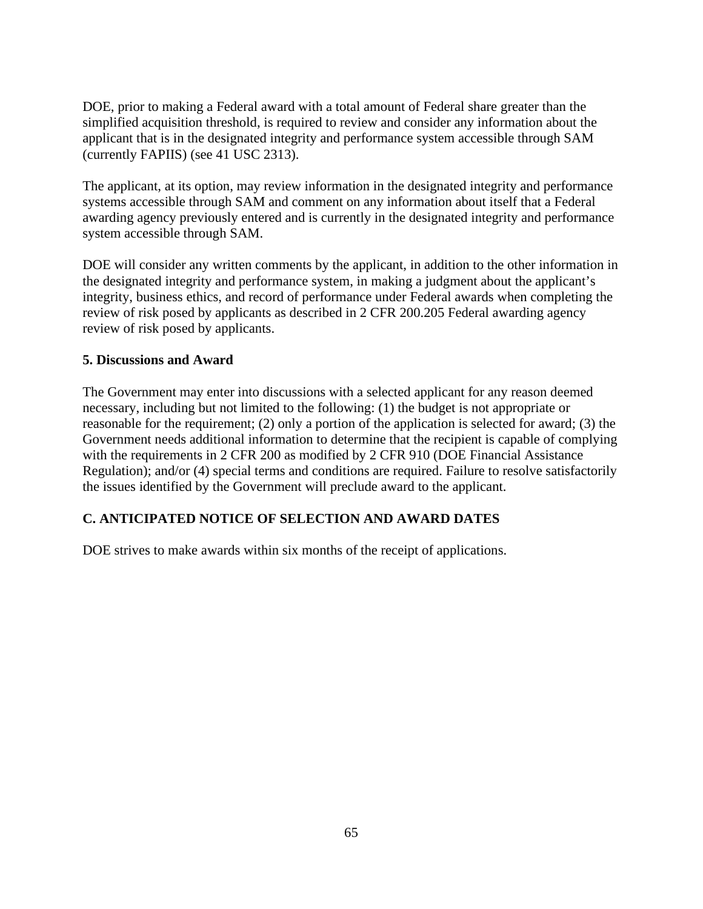DOE, prior to making a Federal award with a total amount of Federal share greater than the simplified acquisition threshold, is required to review and consider any information about the applicant that is in the designated integrity and performance system accessible through SAM (currently FAPIIS) (see 41 USC 2313).

The applicant, at its option, may review information in the designated integrity and performance systems accessible through SAM and comment on any information about itself that a Federal awarding agency previously entered and is currently in the designated integrity and performance system accessible through SAM.

DOE will consider any written comments by the applicant, in addition to the other information in the designated integrity and performance system, in making a judgment about the applicant's integrity, business ethics, and record of performance under Federal awards when completing the review of risk posed by applicants as described in 2 CFR 200.205 Federal awarding agency review of risk posed by applicants.

#### 5. Discussions and Award

The Government may enter into discussions with a selected applicant for any reason deemed necessary, including but not limited to the following: (1) the budget is not appropriate or reasonable for the requirement; (2) only a portion of the application is selected for award; (3) the Government needs additional information to determine that the recipient is capable of complying with the requirements in 2 CFR 200 as modified by 2 CFR 910 (DOE Financial Assistance Regulation); and/or (4) special terms and conditions are required. Failure to resolve satisfactorily the issues identified by the Government will preclude award to the applicant.

### C. ANTICIPATED NOTICE OF SELECTION AND AWARD DATES

DOE strives to make awards within six months of the receipt of applications.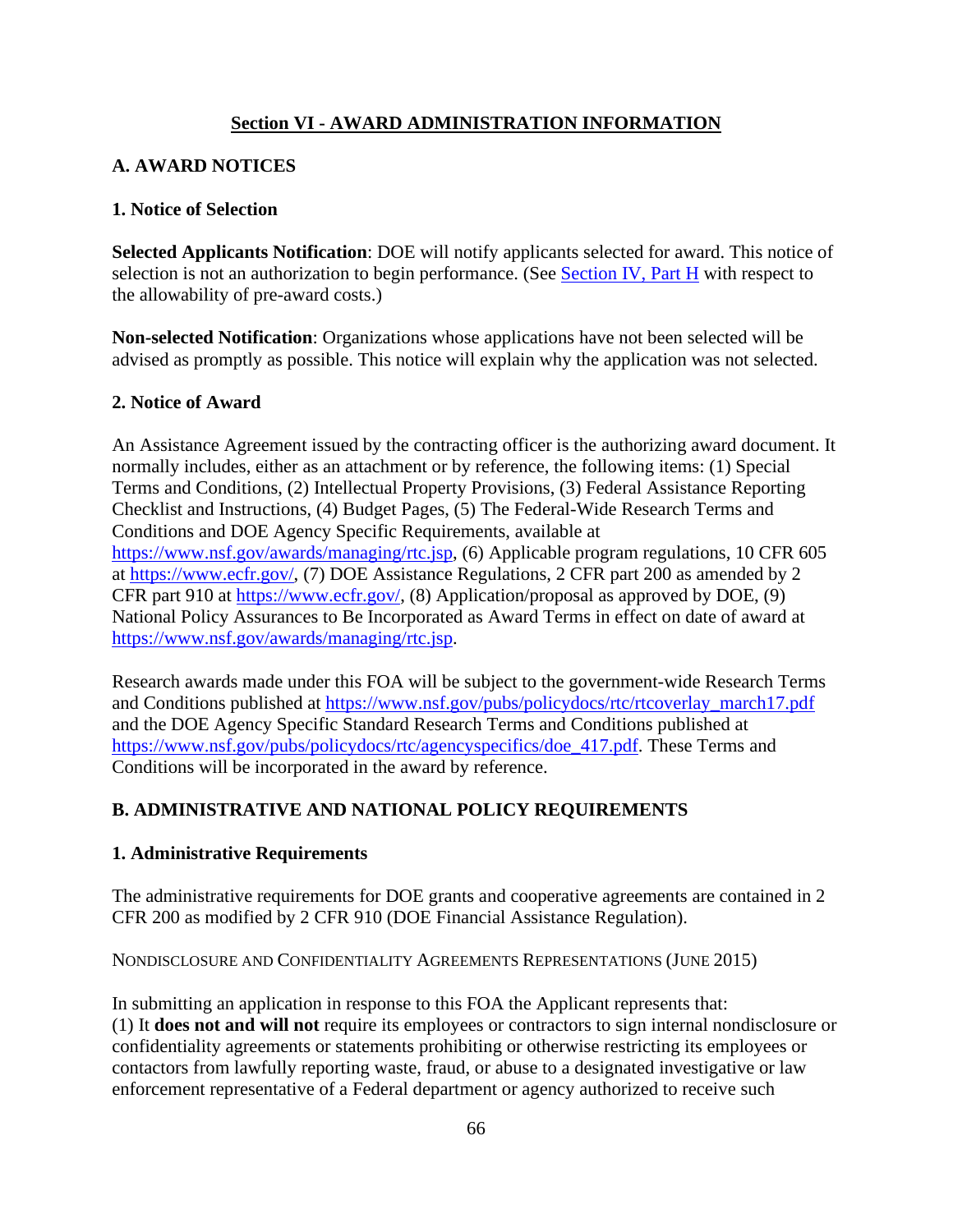## Section VI - AWARD ADMINISTRATION INFORMATION

### A. AWARD NOTICES

#### 1. Notice of Selection

**Selected Applicants Notification**: DOE will notify applicants selected for award. This notice of selection is not an authorization to begin performance. (See Section IV, Part H with respect to the allowability of pre-award costs.)

**Non-selected Notification**: Organizations whose applications have not been selected will be advised as promptly as possible. This notice will explain why the application was not selected.

#### 2. Notice of Award

An Assistance Agreement issued by the contracting officer is the authorizing award document. It normally includes, either as an attachment or by reference, the following items: (1) Special Terms and Conditions, (2) Intellectual Property Provisions, (3) Federal Assistance Reporting Checklist and Instructions, (4) Budget Pages, (5) The Federal-Wide Research Terms and Conditions and DOE Agency Specific Requirements, available at https://www.nsf.gov/awards/managing/rtc.jsp, (6) Applicable program regulations, 10 CFR 605 at https://www.ecfr.gov/, (7) DOE Assistance Regulations, 2 CFR part 200 as amended by 2 CFR part 910 at https://www.ecfr.gov/, (8) Application/proposal as approved by DOE, (9) National Policy Assurances to Be Incorporated as Award Terms in effect on date of award at https://www.nsf.gov/awards/managing/rtc.jsp.

Research awards made under this FOA will be subject to the government-wide Research Terms and Conditions published at https://www.nsf.gov/pubs/policydocs/rtc/rtcoverlay_march17.pdf and the DOE Agency Specific Standard Research Terms and Conditions published at https://www.nsf.gov/pubs/policydocs/rtc/agencyspecifics/doe_417.pdf. These Terms and Conditions will be incorporated in the award by reference.

### B. ADMINISTRATIVE AND NATIONAL POLICY REQUIREMENTS

#### 1. Administrative Requirements

The administrative requirements for DOE grants and cooperative agreements are contained in 2 CFR 200 as modified by 2 CFR 910 (DOE Financial Assistance Regulation).

NONDISCLOSURE AND CONFIDENTIALITY AGREEMENTS REPRESENTATIONS (JUNE 2015)

In submitting an application in response to this FOA the Applicant represents that:
(1) It **does not and will not** require its employees or contractors to sign internal nondisclosure or confidentiality agreements or statements prohibiting or otherwise restricting its employees or contactors from lawfully reporting waste, fraud, or abuse to a designated investigative or law enforcement representative of a Federal department or agency authorized to receive such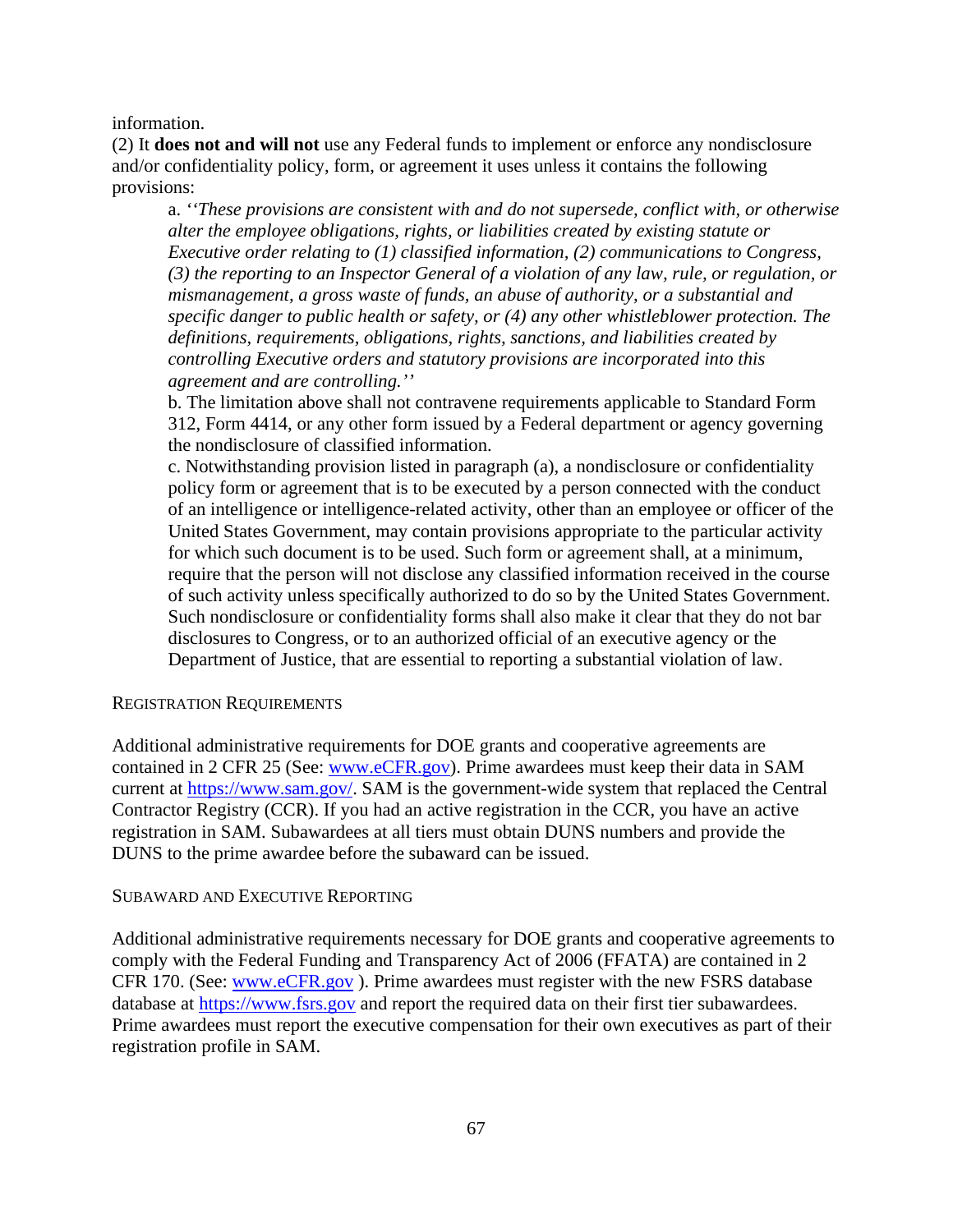information.

(2) It **does not and will not** use any Federal funds to implement or enforce any nondisclosure and/or confidentiality policy, form, or agreement it uses unless it contains the following provisions:

> a. *''These provisions are consistent with and do not supersede, conflict with, or otherwise alter the employee obligations, rights, or liabilities created by existing statute or Executive order relating to (1) classified information, (2) communications to Congress, (3) the reporting to an Inspector General of a violation of any law, rule, or regulation, or mismanagement, a gross waste of funds, an abuse of authority, or a substantial and specific danger to public health or safety, or (4) any other whistleblower protection. The definitions, requirements, obligations, rights, sanctions, and liabilities created by controlling Executive orders and statutory provisions are incorporated into this agreement and are controlling.''*
>
> b. The limitation above shall not contravene requirements applicable to Standard Form 312, Form 4414, or any other form issued by a Federal department or agency governing the nondisclosure of classified information.
>
> c. Notwithstanding provision listed in paragraph (a), a nondisclosure or confidentiality policy form or agreement that is to be executed by a person connected with the conduct of an intelligence or intelligence-related activity, other than an employee or officer of the United States Government, may contain provisions appropriate to the particular activity for which such document is to be used. Such form or agreement shall, at a minimum, require that the person will not disclose any classified information received in the course of such activity unless specifically authorized to do so by the United States Government. Such nondisclosure or confidentiality forms shall also make it clear that they do not bar disclosures to Congress, or to an authorized official of an executive agency or the Department of Justice, that are essential to reporting a substantial violation of law.

### Registration Requirements

Additional administrative requirements for DOE grants and cooperative agreements are contained in 2 CFR 25 (See: www.eCFR.gov). Prime awardees must keep their data in SAM current at https://www.sam.gov/. SAM is the government-wide system that replaced the Central Contractor Registry (CCR). If you had an active registration in the CCR, you have an active registration in SAM. Subawardees at all tiers must obtain DUNS numbers and provide the DUNS to the prime awardee before the subaward can be issued.

### Subaward and Executive Reporting

Additional administrative requirements necessary for DOE grants and cooperative agreements to comply with the Federal Funding and Transparency Act of 2006 (FFATA) are contained in 2 CFR 170. (See: www.eCFR.gov ). Prime awardees must register with the new FSRS database database at https://www.fsrs.gov and report the required data on their first tier subawardees. Prime awardees must report the executive compensation for their own executives as part of their registration profile in SAM.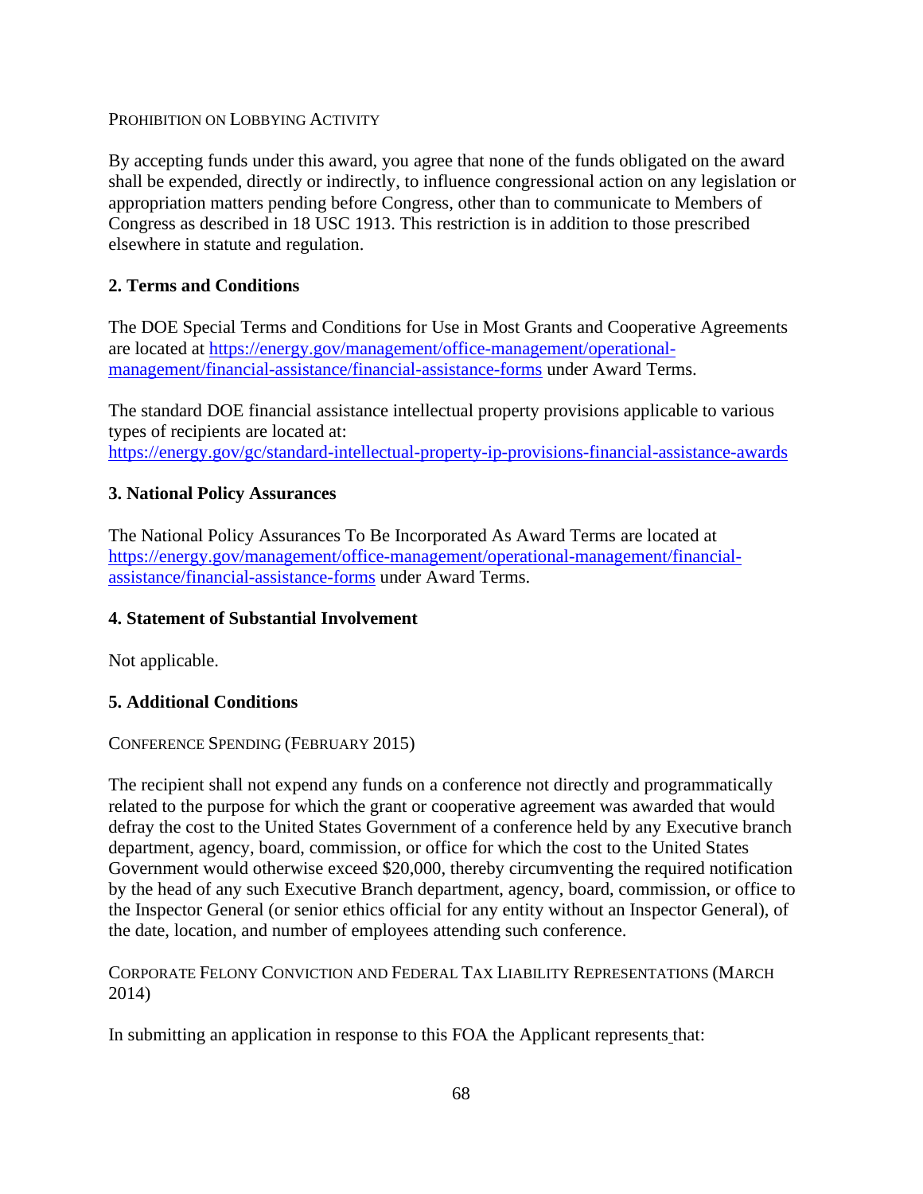PROHIBITION ON LOBBYING ACTIVITY

By accepting funds under this award, you agree that none of the funds obligated on the award shall be expended, directly or indirectly, to influence congressional action on any legislation or appropriation matters pending before Congress, other than to communicate to Members of Congress as described in 18 USC 1913. This restriction is in addition to those prescribed elsewhere in statute and regulation.

## 2. Terms and Conditions

The DOE Special Terms and Conditions for Use in Most Grants and Cooperative Agreements are located at https://energy.gov/management/office-management/operational-management/financial-assistance/financial-assistance-forms under Award Terms.

The standard DOE financial assistance intellectual property provisions applicable to various types of recipients are located at: https://energy.gov/gc/standard-intellectual-property-ip-provisions-financial-assistance-awards

## 3. National Policy Assurances

The National Policy Assurances To Be Incorporated As Award Terms are located at https://energy.gov/management/office-management/operational-management/financial-assistance/financial-assistance-forms under Award Terms.

## 4. Statement of Substantial Involvement

Not applicable.

## 5. Additional Conditions

CONFERENCE SPENDING (FEBRUARY 2015)

The recipient shall not expend any funds on a conference not directly and programmatically related to the purpose for which the grant or cooperative agreement was awarded that would defray the cost to the United States Government of a conference held by any Executive branch department, agency, board, commission, or office for which the cost to the United States Government would otherwise exceed $20,000, thereby circumventing the required notification by the head of any such Executive Branch department, agency, board, commission, or office to the Inspector General (or senior ethics official for any entity without an Inspector General), of the date, location, and number of employees attending such conference.

CORPORATE FELONY CONVICTION AND FEDERAL TAX LIABILITY REPRESENTATIONS (MARCH 2014)

In submitting an application in response to this FOA the Applicant represents that: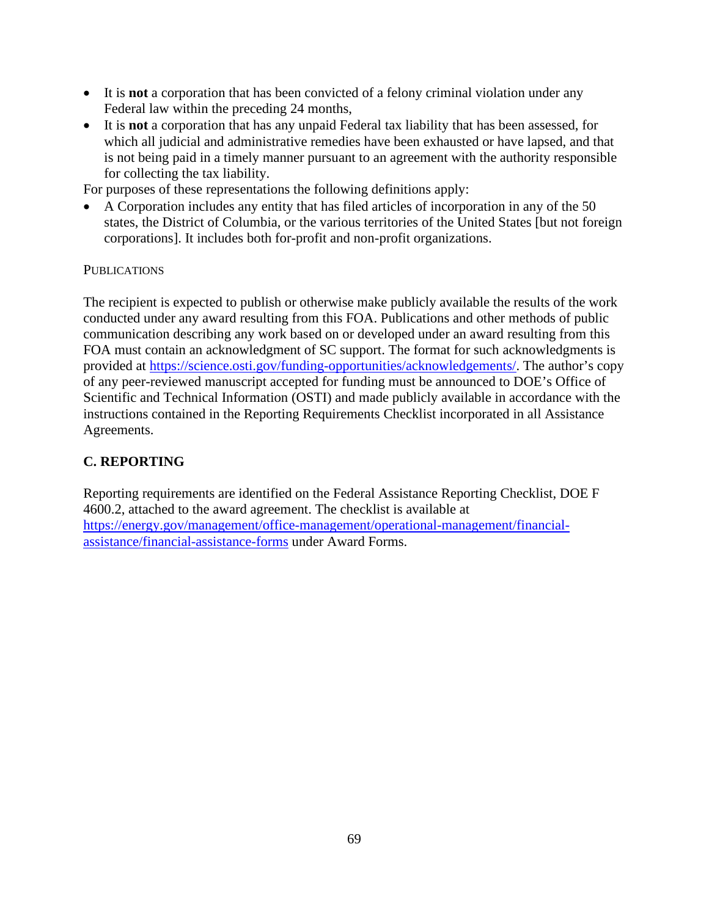- It is **not** a corporation that has been convicted of a felony criminal violation under any Federal law within the preceding 24 months,
- It is **not** a corporation that has any unpaid Federal tax liability that has been assessed, for which all judicial and administrative remedies have been exhausted or have lapsed, and that is not being paid in a timely manner pursuant to an agreement with the authority responsible for collecting the tax liability.

For purposes of these representations the following definitions apply:

- A Corporation includes any entity that has filed articles of incorporation in any of the 50 states, the District of Columbia, or the various territories of the United States [but not foreign corporations]. It includes both for-profit and non-profit organizations.

PUBLICATIONS

The recipient is expected to publish or otherwise make publicly available the results of the work conducted under any award resulting from this FOA. Publications and other methods of public communication describing any work based on or developed under an award resulting from this FOA must contain an acknowledgment of SC support. The format for such acknowledgments is provided at https://science.osti.gov/funding-opportunities/acknowledgements/. The author's copy of any peer-reviewed manuscript accepted for funding must be announced to DOE's Office of Scientific and Technical Information (OSTI) and made publicly available in accordance with the instructions contained in the Reporting Requirements Checklist incorporated in all Assistance Agreements.

## C. REPORTING

Reporting requirements are identified on the Federal Assistance Reporting Checklist, DOE F 4600.2, attached to the award agreement. The checklist is available at https://energy.gov/management/office-management/operational-management/financial-assistance/financial-assistance-forms under Award Forms.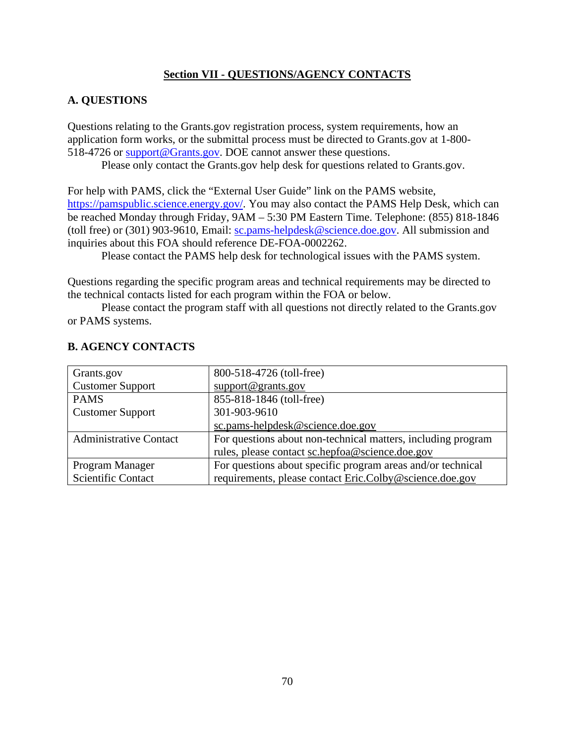## Section VII - QUESTIONS/AGENCY CONTACTS

### A. QUESTIONS

Questions relating to the Grants.gov registration process, system requirements, how an application form works, or the submittal process must be directed to Grants.gov at 1-800-518-4726 or support@Grants.gov. DOE cannot answer these questions.

Please only contact the Grants.gov help desk for questions related to Grants.gov.

For help with PAMS, click the "External User Guide" link on the PAMS website, https://pamspublic.science.energy.gov/. You may also contact the PAMS Help Desk, which can be reached Monday through Friday, 9AM – 5:30 PM Eastern Time. Telephone: (855) 818-1846 (toll free) or (301) 903-9610, Email: sc.pams-helpdesk@science.doe.gov. All submission and inquiries about this FOA should reference DE-FOA-0002262.

Please contact the PAMS help desk for technological issues with the PAMS system.

Questions regarding the specific program areas and technical requirements may be directed to the technical contacts listed for each program within the FOA or below.

Please contact the program staff with all questions not directly related to the Grants.gov or PAMS systems.

### B. AGENCY CONTACTS

| Contact | Details |
|---|---|
| Grants.gov Customer Support | 800-518-4726 (toll-free)<br>support@grants.gov |
| PAMS Customer Support | 855-818-1846 (toll-free)<br>301-903-9610<br>sc.pams-helpdesk@science.doe.gov |
| Administrative Contact | For questions about non-technical matters, including program rules, please contact sc.hepfoa@science.doe.gov |
| Program Manager Scientific Contact | For questions about specific program areas and/or technical requirements, please contact Eric.Colby@science.doe.gov |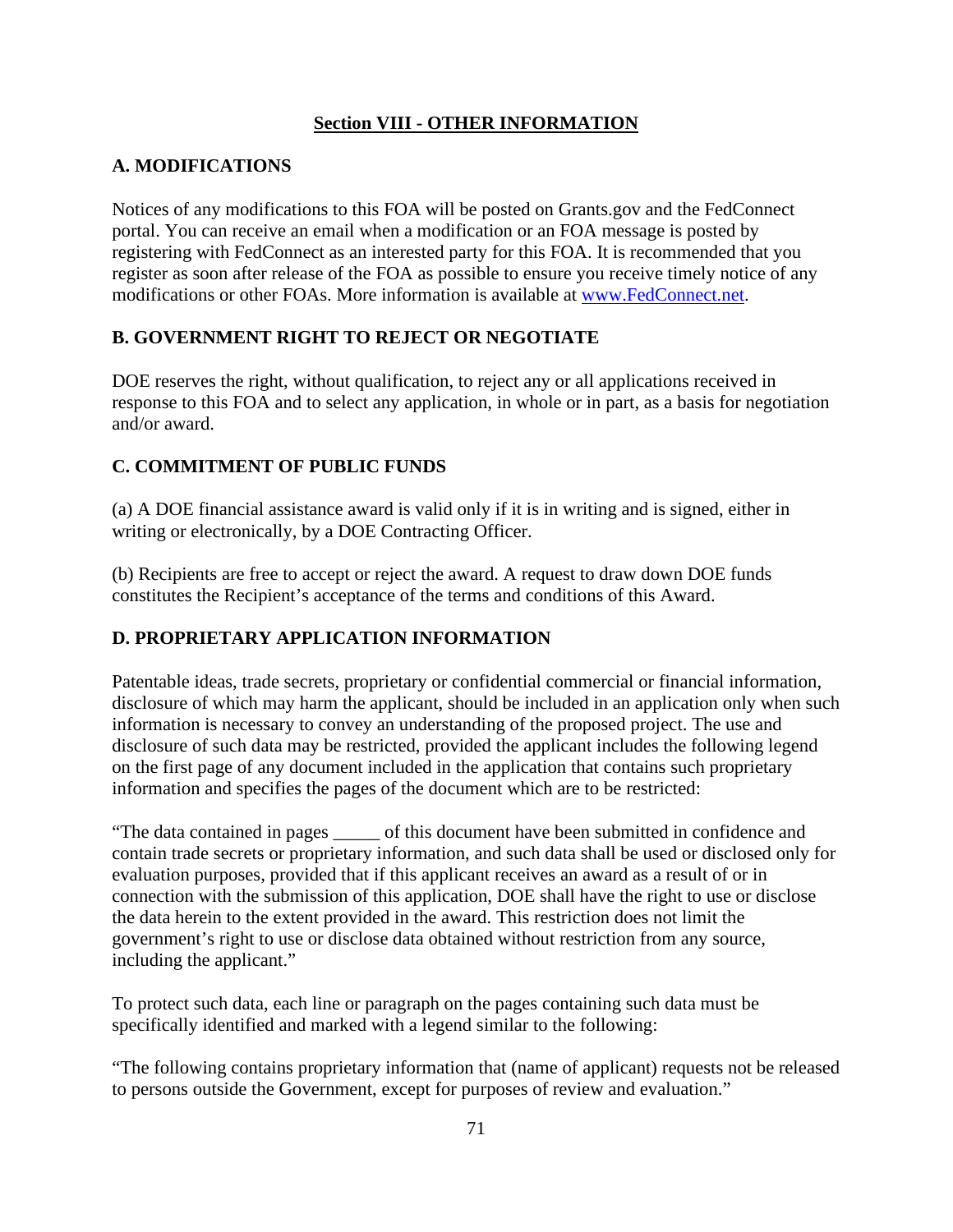## Section VIII - OTHER INFORMATION

### A. MODIFICATIONS

Notices of any modifications to this FOA will be posted on Grants.gov and the FedConnect portal. You can receive an email when a modification or an FOA message is posted by registering with FedConnect as an interested party for this FOA. It is recommended that you register as soon after release of the FOA as possible to ensure you receive timely notice of any modifications or other FOAs. More information is available at [www.FedConnect.net](http://www.FedConnect.net).

### B. GOVERNMENT RIGHT TO REJECT OR NEGOTIATE

DOE reserves the right, without qualification, to reject any or all applications received in response to this FOA and to select any application, in whole or in part, as a basis for negotiation and/or award.

### C. COMMITMENT OF PUBLIC FUNDS

(a) A DOE financial assistance award is valid only if it is in writing and is signed, either in writing or electronically, by a DOE Contracting Officer.

(b) Recipients are free to accept or reject the award. A request to draw down DOE funds constitutes the Recipient's acceptance of the terms and conditions of this Award.

### D. PROPRIETARY APPLICATION INFORMATION

Patentable ideas, trade secrets, proprietary or confidential commercial or financial information, disclosure of which may harm the applicant, should be included in an application only when such information is necessary to convey an understanding of the proposed project. The use and disclosure of such data may be restricted, provided the applicant includes the following legend on the first page of any document included in the application that contains such proprietary information and specifies the pages of the document which are to be restricted:

"The data contained in pages _____ of this document have been submitted in confidence and contain trade secrets or proprietary information, and such data shall be used or disclosed only for evaluation purposes, provided that if this applicant receives an award as a result of or in connection with the submission of this application, DOE shall have the right to use or disclose the data herein to the extent provided in the award. This restriction does not limit the government's right to use or disclose data obtained without restriction from any source, including the applicant."

To protect such data, each line or paragraph on the pages containing such data must be specifically identified and marked with a legend similar to the following:

"The following contains proprietary information that (name of applicant) requests not be released to persons outside the Government, except for purposes of review and evaluation."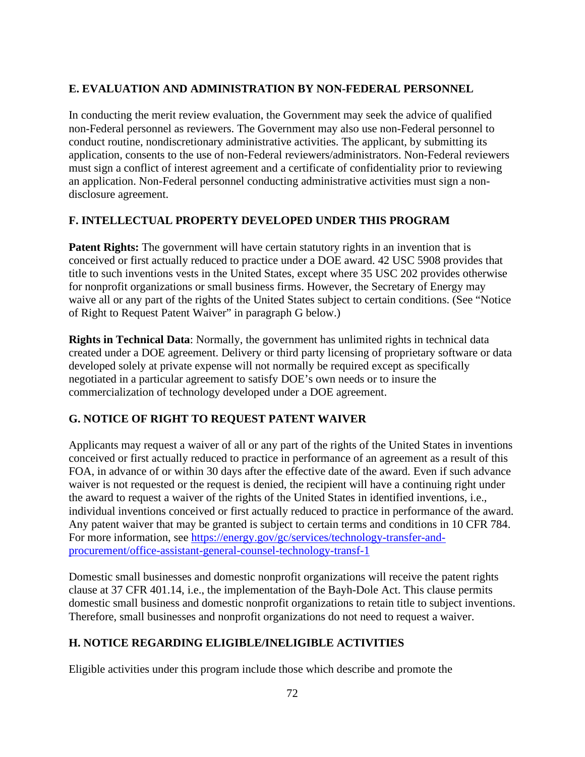## E. EVALUATION AND ADMINISTRATION BY NON-FEDERAL PERSONNEL

In conducting the merit review evaluation, the Government may seek the advice of qualified non-Federal personnel as reviewers. The Government may also use non-Federal personnel to conduct routine, nondiscretionary administrative activities. The applicant, by submitting its application, consents to the use of non-Federal reviewers/administrators. Non-Federal reviewers must sign a conflict of interest agreement and a certificate of confidentiality prior to reviewing an application. Non-Federal personnel conducting administrative activities must sign a non-disclosure agreement.

## F. INTELLECTUAL PROPERTY DEVELOPED UNDER THIS PROGRAM

**Patent Rights:** The government will have certain statutory rights in an invention that is conceived or first actually reduced to practice under a DOE award. 42 USC 5908 provides that title to such inventions vests in the United States, except where 35 USC 202 provides otherwise for nonprofit organizations or small business firms. However, the Secretary of Energy may waive all or any part of the rights of the United States subject to certain conditions. (See "Notice of Right to Request Patent Waiver" in paragraph G below.)

**Rights in Technical Data**: Normally, the government has unlimited rights in technical data created under a DOE agreement. Delivery or third party licensing of proprietary software or data developed solely at private expense will not normally be required except as specifically negotiated in a particular agreement to satisfy DOE's own needs or to insure the commercialization of technology developed under a DOE agreement.

## G. NOTICE OF RIGHT TO REQUEST PATENT WAIVER

Applicants may request a waiver of all or any part of the rights of the United States in inventions conceived or first actually reduced to practice in performance of an agreement as a result of this FOA, in advance of or within 30 days after the effective date of the award. Even if such advance waiver is not requested or the request is denied, the recipient will have a continuing right under the award to request a waiver of the rights of the United States in identified inventions, i.e., individual inventions conceived or first actually reduced to practice in performance of the award. Any patent waiver that may be granted is subject to certain terms and conditions in 10 CFR 784. For more information, see [https://energy.gov/gc/services/technology-transfer-and-procurement/office-assistant-general-counsel-technology-transf-1](https://energy.gov/gc/services/technology-transfer-and-procurement/office-assistant-general-counsel-technology-transf-1)

Domestic small businesses and domestic nonprofit organizations will receive the patent rights clause at 37 CFR 401.14, i.e., the implementation of the Bayh-Dole Act. This clause permits domestic small business and domestic nonprofit organizations to retain title to subject inventions. Therefore, small businesses and nonprofit organizations do not need to request a waiver.

## H. NOTICE REGARDING ELIGIBLE/INELIGIBLE ACTIVITIES

Eligible activities under this program include those which describe and promote the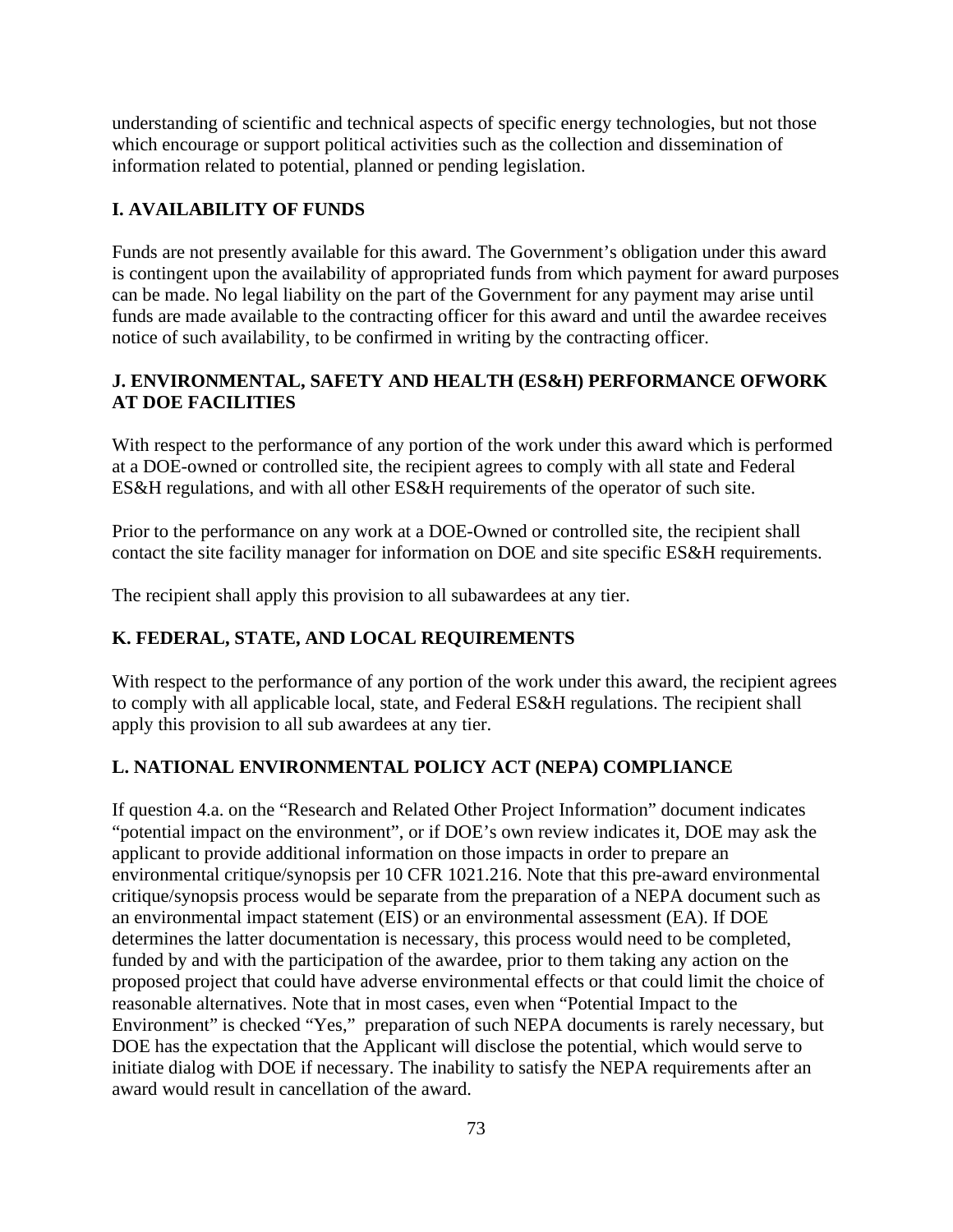understanding of scientific and technical aspects of specific energy technologies, but not those which encourage or support political activities such as the collection and dissemination of information related to potential, planned or pending legislation.

## I. AVAILABILITY OF FUNDS

Funds are not presently available for this award. The Government's obligation under this award is contingent upon the availability of appropriated funds from which payment for award purposes can be made. No legal liability on the part of the Government for any payment may arise until funds are made available to the contracting officer for this award and until the awardee receives notice of such availability, to be confirmed in writing by the contracting officer.

## J. ENVIRONMENTAL, SAFETY AND HEALTH (ES&H) PERFORMANCE OFWORK AT DOE FACILITIES

With respect to the performance of any portion of the work under this award which is performed at a DOE-owned or controlled site, the recipient agrees to comply with all state and Federal ES&H regulations, and with all other ES&H requirements of the operator of such site.

Prior to the performance on any work at a DOE-Owned or controlled site, the recipient shall contact the site facility manager for information on DOE and site specific ES&H requirements.

The recipient shall apply this provision to all subawardees at any tier.

## K. FEDERAL, STATE, AND LOCAL REQUIREMENTS

With respect to the performance of any portion of the work under this award, the recipient agrees to comply with all applicable local, state, and Federal ES&H regulations. The recipient shall apply this provision to all sub awardees at any tier.

## L. NATIONAL ENVIRONMENTAL POLICY ACT (NEPA) COMPLIANCE

If question 4.a. on the "Research and Related Other Project Information" document indicates "potential impact on the environment", or if DOE's own review indicates it, DOE may ask the applicant to provide additional information on those impacts in order to prepare an environmental critique/synopsis per 10 CFR 1021.216. Note that this pre-award environmental critique/synopsis process would be separate from the preparation of a NEPA document such as an environmental impact statement (EIS) or an environmental assessment (EA). If DOE determines the latter documentation is necessary, this process would need to be completed, funded by and with the participation of the awardee, prior to them taking any action on the proposed project that could have adverse environmental effects or that could limit the choice of reasonable alternatives. Note that in most cases, even when "Potential Impact to the Environment" is checked "Yes," preparation of such NEPA documents is rarely necessary, but DOE has the expectation that the Applicant will disclose the potential, which would serve to initiate dialog with DOE if necessary. The inability to satisfy the NEPA requirements after an award would result in cancellation of the award.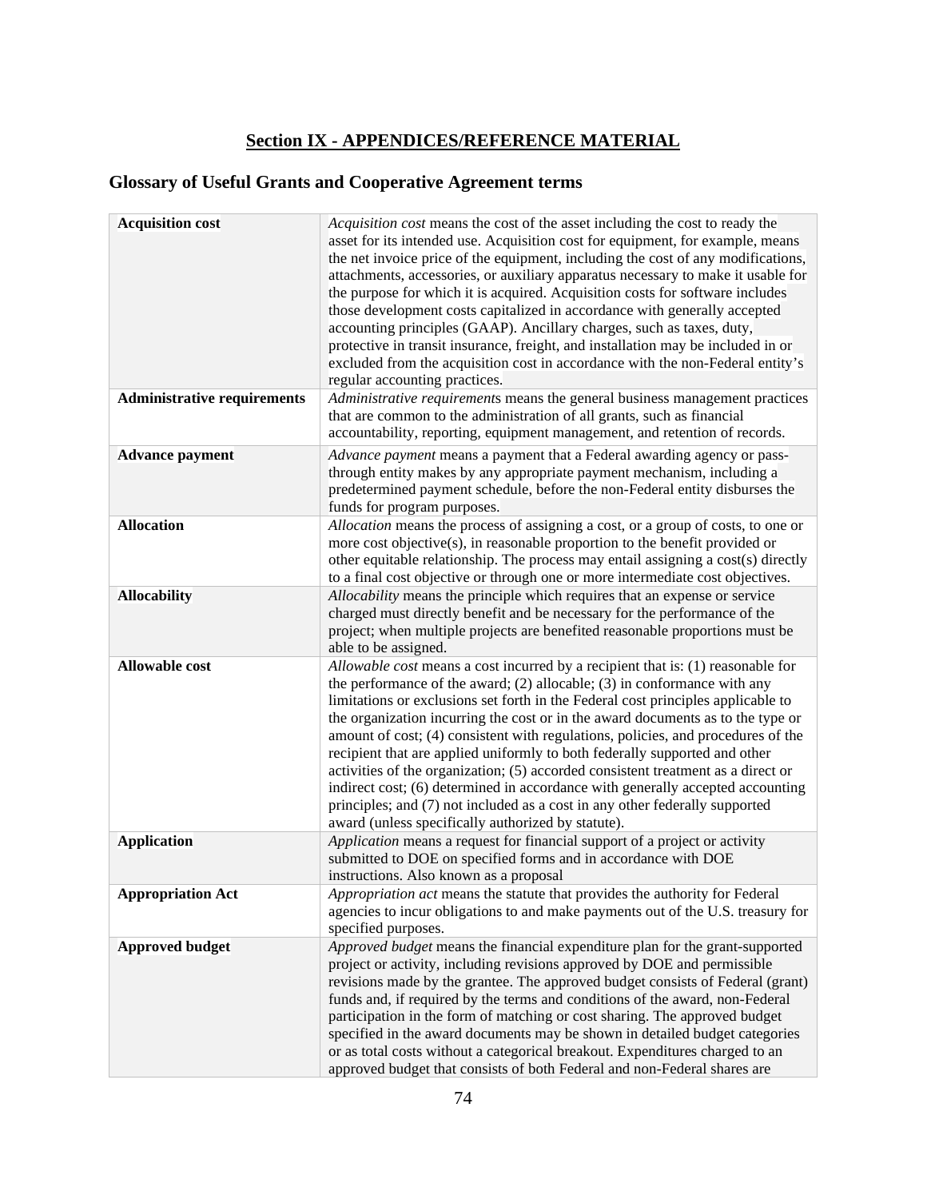## Section IX - APPENDICES/REFERENCE MATERIAL

### Glossary of Useful Grants and Cooperative Agreement terms

| Term | Definition |
|---|---|
| **Acquisition cost** | *Acquisition cost* means the cost of the asset including the cost to ready the asset for its intended use. Acquisition cost for equipment, for example, means the net invoice price of the equipment, including the cost of any modifications, attachments, accessories, or auxiliary apparatus necessary to make it usable for the purpose for which it is acquired. Acquisition costs for software includes those development costs capitalized in accordance with generally accepted accounting principles (GAAP). Ancillary charges, such as taxes, duty, protective in transit insurance, freight, and installation may be included in or excluded from the acquisition cost in accordance with the non-Federal entity's regular accounting practices. |
| **Administrative requirements** | *Administrative requirements* means the general business management practices that are common to the administration of all grants, such as financial accountability, reporting, equipment management, and retention of records. |
| **Advance payment** | *Advance payment* means a payment that a Federal awarding agency or pass-through entity makes by any appropriate payment mechanism, including a predetermined payment schedule, before the non-Federal entity disburses the funds for program purposes. |
| **Allocation** | *Allocation* means the process of assigning a cost, or a group of costs, to one or more cost objective(s), in reasonable proportion to the benefit provided or other equitable relationship. The process may entail assigning a cost(s) directly to a final cost objective or through one or more intermediate cost objectives. |
| **Allocability** | *Allocability* means the principle which requires that an expense or service charged must directly benefit and be necessary for the performance of the project; when multiple projects are benefited reasonable proportions must be able to be assigned. |
| **Allowable cost** | *Allowable cost* means a cost incurred by a recipient that is: (1) reasonable for the performance of the award; (2) allocable; (3) in conformance with any limitations or exclusions set forth in the Federal cost principles applicable to the organization incurring the cost or in the award documents as to the type or amount of cost; (4) consistent with regulations, policies, and procedures of the recipient that are applied uniformly to both federally supported and other activities of the organization; (5) accorded consistent treatment as a direct or indirect cost; (6) determined in accordance with generally accepted accounting principles; and (7) not included as a cost in any other federally supported award (unless specifically authorized by statute). |
| **Application** | *Application* means a request for financial support of a project or activity submitted to DOE on specified forms and in accordance with DOE instructions. Also known as a proposal |
| **Appropriation Act** | *Appropriation act* means the statute that provides the authority for Federal agencies to incur obligations to and make payments out of the U.S. treasury for specified purposes. |
| **Approved budget** | *Approved budget* means the financial expenditure plan for the grant-supported project or activity, including revisions approved by DOE and permissible revisions made by the grantee. The approved budget consists of Federal (grant) funds and, if required by the terms and conditions of the award, non-Federal participation in the form of matching or cost sharing. The approved budget specified in the award documents may be shown in detailed budget categories or as total costs without a categorical breakout. Expenditures charged to an approved budget that consists of both Federal and non-Federal shares are |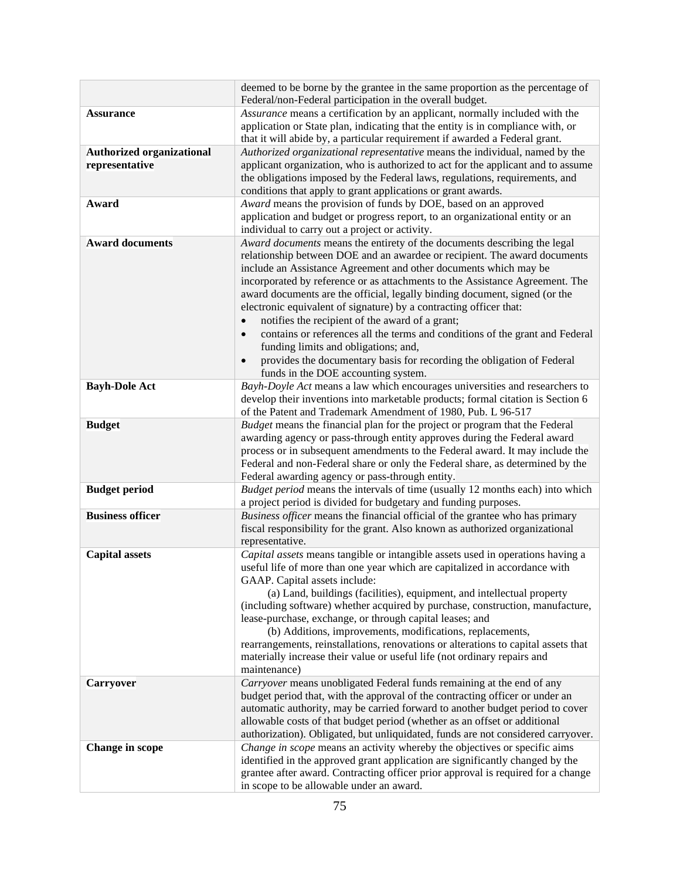| | |
|---|---|
| | deemed to be borne by the grantee in the same proportion as the percentage of Federal/non-Federal participation in the overall budget. |
| **Assurance** | *Assurance* means a certification by an applicant, normally included with the application or State plan, indicating that the entity is in compliance with, or that it will abide by, a particular requirement if awarded a Federal grant. |
| **Authorized organizational representative** | *Authorized organizational representative* means the individual, named by the applicant organization, who is authorized to act for the applicant and to assume the obligations imposed by the Federal laws, regulations, requirements, and conditions that apply to grant applications or grant awards. |
| **Award** | *Award* means the provision of funds by DOE, based on an approved application and budget or progress report, to an organizational entity or an individual to carry out a project or activity. |
| **Award documents** | *Award documents* means the entirety of the documents describing the legal relationship between DOE and an awardee or recipient. The award documents include an Assistance Agreement and other documents which may be incorporated by reference or as attachments to the Assistance Agreement. The award documents are the official, legally binding document, signed (or the electronic equivalent of signature) by a contracting officer that: <br>• notifies the recipient of the award of a grant; <br>• contains or references all the terms and conditions of the grant and Federal funding limits and obligations; and, <br>• provides the documentary basis for recording the obligation of Federal funds in the DOE accounting system. |
| **Bayh-Dole Act** | *Bayh-Doyle Act* means a law which encourages universities and researchers to develop their inventions into marketable products; formal citation is Section 6 of the Patent and Trademark Amendment of 1980, Pub. L 96-517 |
| **Budget** | *Budget* means the financial plan for the project or program that the Federal awarding agency or pass-through entity approves during the Federal award process or in subsequent amendments to the Federal award. It may include the Federal and non-Federal share or only the Federal share, as determined by the Federal awarding agency or pass-through entity. |
| **Budget period** | *Budget period* means the intervals of time (usually 12 months each) into which a project period is divided for budgetary and funding purposes. |
| **Business officer** | *Business officer* means the financial official of the grantee who has primary fiscal responsibility for the grant. Also known as authorized organizational representative. |
| **Capital assets** | *Capital assets* means tangible or intangible assets used in operations having a useful life of more than one year which are capitalized in accordance with GAAP. Capital assets include: <br>(a) Land, buildings (facilities), equipment, and intellectual property (including software) whether acquired by purchase, construction, manufacture, lease-purchase, exchange, or through capital leases; and <br>(b) Additions, improvements, modifications, replacements, rearrangements, reinstallations, renovations or alterations to capital assets that materially increase their value or useful life (not ordinary repairs and maintenance) |
| **Carryover** | *Carryover* means unobligated Federal funds remaining at the end of any budget period that, with the approval of the contracting officer or under an automatic authority, may be carried forward to another budget period to cover allowable costs of that budget period (whether as an offset or additional authorization). Obligated, but unliquidated, funds are not considered carryover. |
| **Change in scope** | *Change in scope* means an activity whereby the objectives or specific aims identified in the approved grant application are significantly changed by the grantee after award. Contracting officer prior approval is required for a change in scope to be allowable under an award. |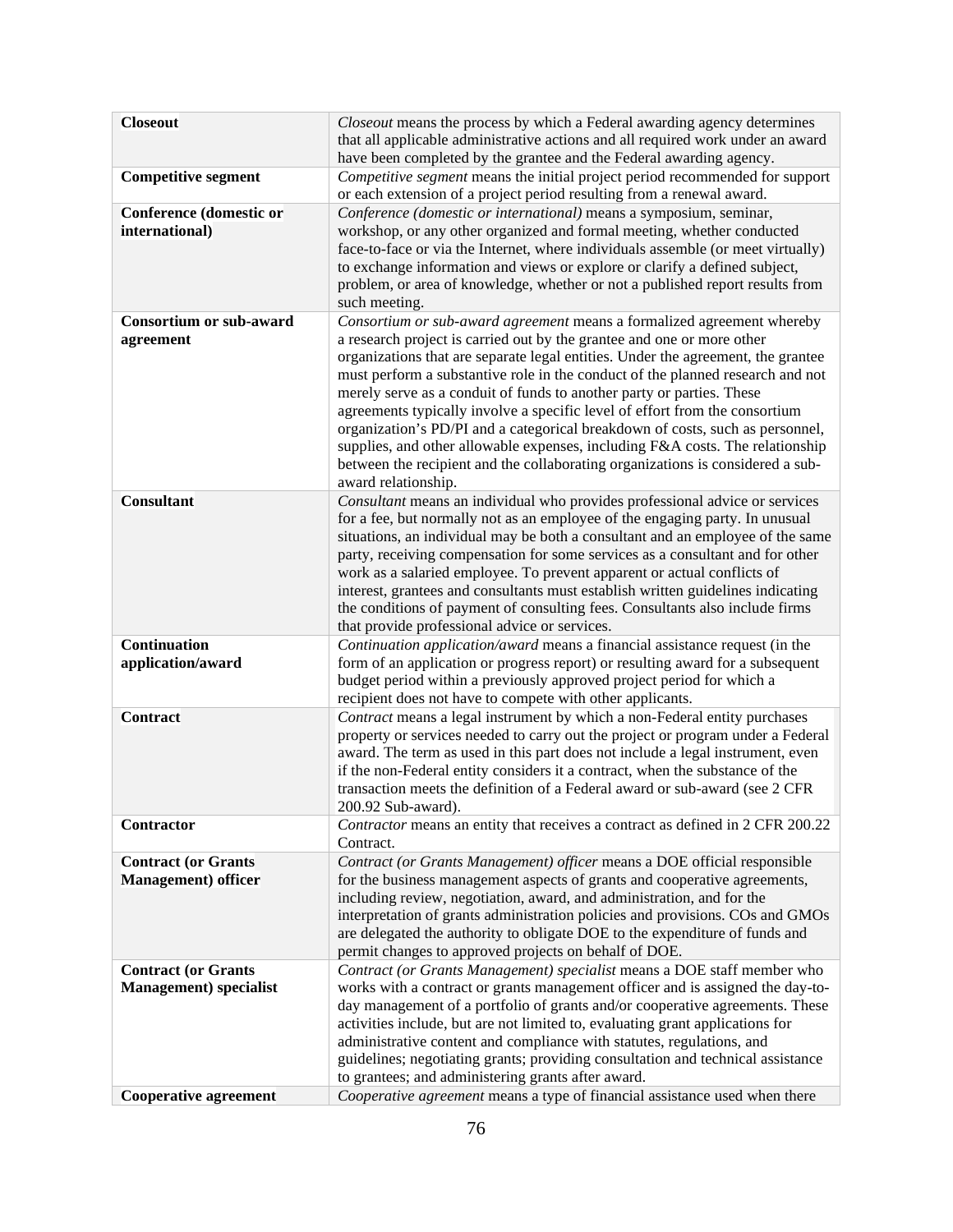| **Closeout** | *Closeout* means the process by which a Federal awarding agency determines that all applicable administrative actions and all required work under an award have been completed by the grantee and the Federal awarding agency. |
|---|---|
| **Competitive segment** | *Competitive segment* means the initial project period recommended for support or each extension of a project period resulting from a renewal award. |
| **Conference (domestic or international)** | *Conference (domestic or international)* means a symposium, seminar, workshop, or any other organized and formal meeting, whether conducted face-to-face or via the Internet, where individuals assemble (or meet virtually) to exchange information and views or explore or clarify a defined subject, problem, or area of knowledge, whether or not a published report results from such meeting. |
| **Consortium or sub-award agreement** | *Consortium or sub-award agreement* means a formalized agreement whereby a research project is carried out by the grantee and one or more other organizations that are separate legal entities. Under the agreement, the grantee must perform a substantive role in the conduct of the planned research and not merely serve as a conduit of funds to another party or parties. These agreements typically involve a specific level of effort from the consortium organization's PD/PI and a categorical breakdown of costs, such as personnel, supplies, and other allowable expenses, including F&A costs. The relationship between the recipient and the collaborating organizations is considered a sub-award relationship. |
| **Consultant** | *Consultant* means an individual who provides professional advice or services for a fee, but normally not as an employee of the engaging party. In unusual situations, an individual may be both a consultant and an employee of the same party, receiving compensation for some services as a consultant and for other work as a salaried employee. To prevent apparent or actual conflicts of interest, grantees and consultants must establish written guidelines indicating the conditions of payment of consulting fees. Consultants also include firms that provide professional advice or services. |
| **Continuation application/award** | *Continuation application/award* means a financial assistance request (in the form of an application or progress report) or resulting award for a subsequent budget period within a previously approved project period for which a recipient does not have to compete with other applicants. |
| **Contract** | *Contract* means a legal instrument by which a non-Federal entity purchases property or services needed to carry out the project or program under a Federal award. The term as used in this part does not include a legal instrument, even if the non-Federal entity considers it a contract, when the substance of the transaction meets the definition of a Federal award or sub-award (see 2 CFR 200.92 Sub-award). |
| **Contractor** | *Contractor* means an entity that receives a contract as defined in 2 CFR 200.22 Contract. |
| **Contract (or Grants Management) officer** | *Contract (or Grants Management) officer* means a DOE official responsible for the business management aspects of grants and cooperative agreements, including review, negotiation, award, and administration, and for the interpretation of grants administration policies and provisions. COs and GMOs are delegated the authority to obligate DOE to the expenditure of funds and permit changes to approved projects on behalf of DOE. |
| **Contract (or Grants Management) specialist** | *Contract (or Grants Management) specialist* means a DOE staff member who works with a contract or grants management officer and is assigned the day-to-day management of a portfolio of grants and/or cooperative agreements. These activities include, but are not limited to, evaluating grant applications for administrative content and compliance with statutes, regulations, and guidelines; negotiating grants; providing consultation and technical assistance to grantees; and administering grants after award. |
| **Cooperative agreement** | *Cooperative agreement* means a type of financial assistance used when there |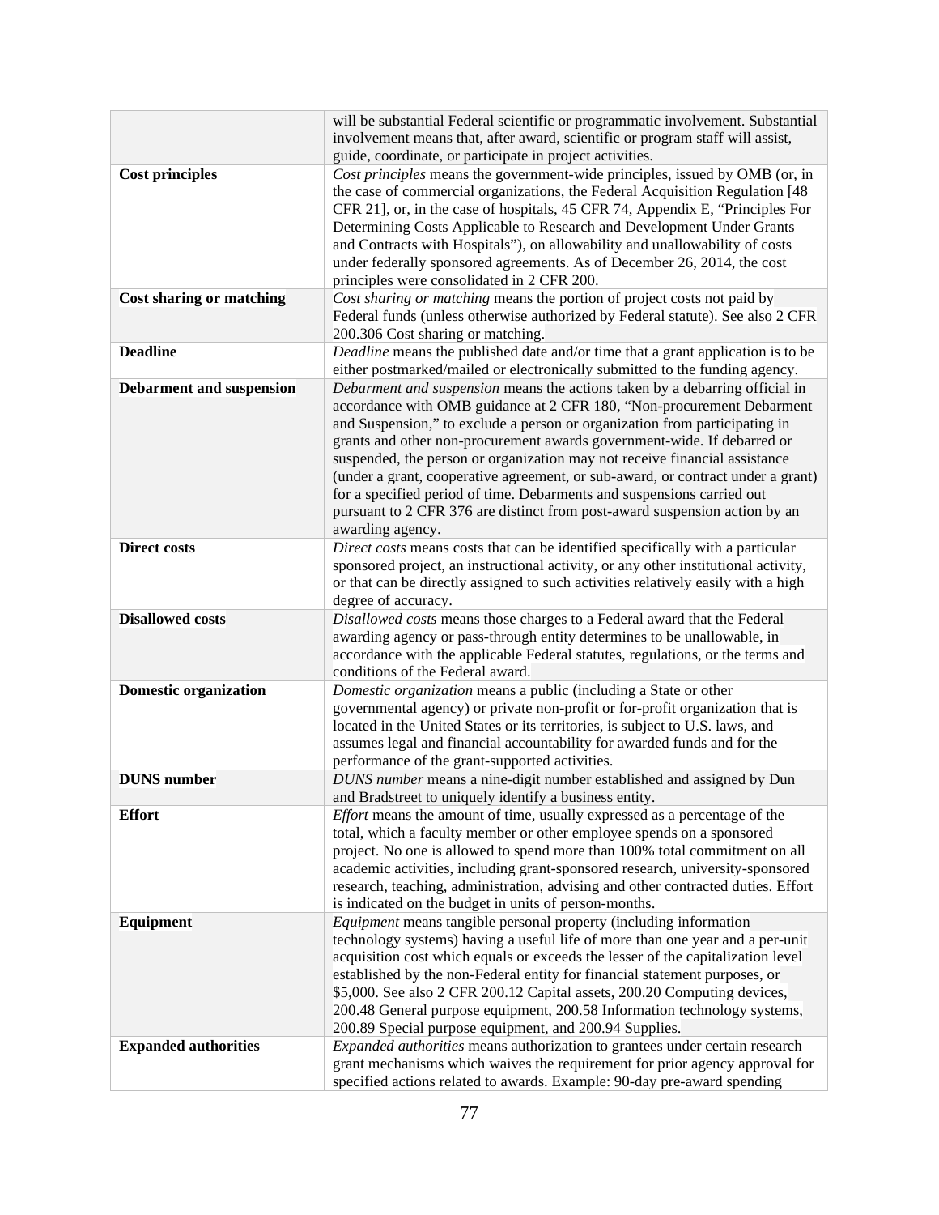| | |
|---|---|
| | will be substantial Federal scientific or programmatic involvement. Substantial involvement means that, after award, scientific or program staff will assist, guide, coordinate, or participate in project activities. |
| **Cost principles** | *Cost principles* means the government-wide principles, issued by OMB (or, in the case of commercial organizations, the Federal Acquisition Regulation [48 CFR 21], or, in the case of hospitals, 45 CFR 74, Appendix E, "Principles For Determining Costs Applicable to Research and Development Under Grants and Contracts with Hospitals"), on allowability and unallowability of costs under federally sponsored agreements. As of December 26, 2014, the cost principles were consolidated in 2 CFR 200. |
| **Cost sharing or matching** | *Cost sharing or matching* means the portion of project costs not paid by Federal funds (unless otherwise authorized by Federal statute). See also 2 CFR 200.306 Cost sharing or matching. |
| **Deadline** | *Deadline* means the published date and/or time that a grant application is to be either postmarked/mailed or electronically submitted to the funding agency. |
| **Debarment and suspension** | *Debarment and suspension* means the actions taken by a debarring official in accordance with OMB guidance at 2 CFR 180, "Non-procurement Debarment and Suspension," to exclude a person or organization from participating in grants and other non-procurement awards government-wide. If debarred or suspended, the person or organization may not receive financial assistance (under a grant, cooperative agreement, or sub-award, or contract under a grant) for a specified period of time. Debarments and suspensions carried out pursuant to 2 CFR 376 are distinct from post-award suspension action by an awarding agency. |
| **Direct costs** | *Direct costs* means costs that can be identified specifically with a particular sponsored project, an instructional activity, or any other institutional activity, or that can be directly assigned to such activities relatively easily with a high degree of accuracy. |
| **Disallowed costs** | *Disallowed costs* means those charges to a Federal award that the Federal awarding agency or pass-through entity determines to be unallowable, in accordance with the applicable Federal statutes, regulations, or the terms and conditions of the Federal award. |
| **Domestic organization** | *Domestic organization* means a public (including a State or other governmental agency) or private non-profit or for-profit organization that is located in the United States or its territories, is subject to U.S. laws, and assumes legal and financial accountability for awarded funds and for the performance of the grant-supported activities. |
| **DUNS number** | *DUNS number* means a nine-digit number established and assigned by Dun and Bradstreet to uniquely identify a business entity. |
| **Effort** | *Effort* means the amount of time, usually expressed as a percentage of the total, which a faculty member or other employee spends on a sponsored project. No one is allowed to spend more than 100% total commitment on all academic activities, including grant-sponsored research, university-sponsored research, teaching, administration, advising and other contracted duties. Effort is indicated on the budget in units of person-months. |
| **Equipment** | *Equipment* means tangible personal property (including information technology systems) having a useful life of more than one year and a per-unit acquisition cost which equals or exceeds the lesser of the capitalization level established by the non-Federal entity for financial statement purposes, or $5,000. See also 2 CFR 200.12 Capital assets, 200.20 Computing devices, 200.48 General purpose equipment, 200.58 Information technology systems, 200.89 Special purpose equipment, and 200.94 Supplies. |
| **Expanded authorities** | *Expanded authorities* means authorization to grantees under certain research grant mechanisms which waives the requirement for prior agency approval for specified actions related to awards. Example: 90-day pre-award spending |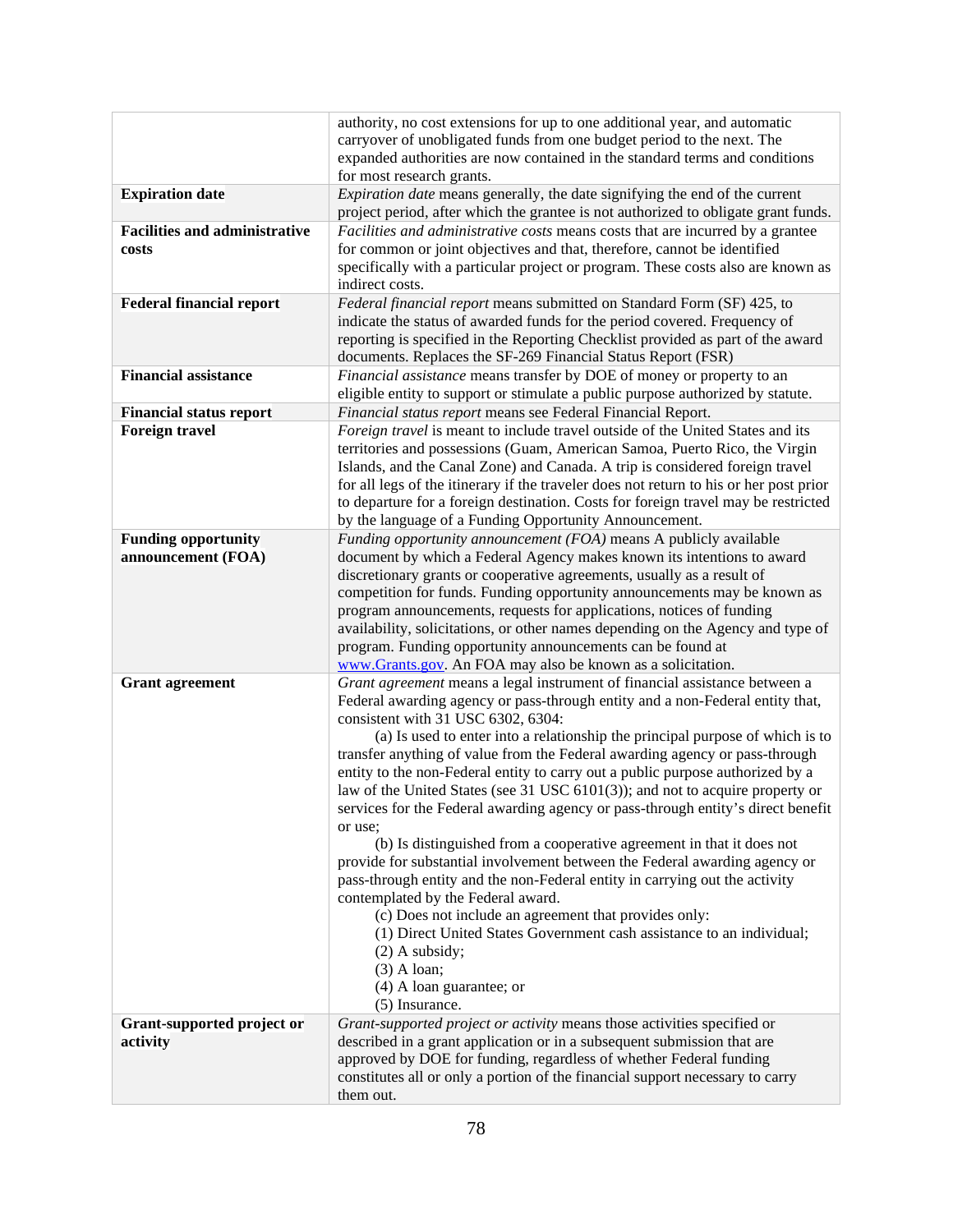| | |
|---|---|
| | authority, no cost extensions for up to one additional year, and automatic carryover of unobligated funds from one budget period to the next. The expanded authorities are now contained in the standard terms and conditions for most research grants. |
| **Expiration date** | *Expiration date* means generally, the date signifying the end of the current project period, after which the grantee is not authorized to obligate grant funds. |
| **Facilities and administrative costs** | *Facilities and administrative costs* means costs that are incurred by a grantee for common or joint objectives and that, therefore, cannot be identified specifically with a particular project or program. These costs also are known as indirect costs. |
| **Federal financial report** | *Federal financial report* means submitted on Standard Form (SF) 425, to indicate the status of awarded funds for the period covered. Frequency of reporting is specified in the Reporting Checklist provided as part of the award documents. Replaces the SF-269 Financial Status Report (FSR) |
| **Financial assistance** | *Financial assistance* means transfer by DOE of money or property to an eligible entity to support or stimulate a public purpose authorized by statute. |
| **Financial status report** | *Financial status report* means see Federal Financial Report. |
| **Foreign travel** | *Foreign travel* is meant to include travel outside of the United States and its territories and possessions (Guam, American Samoa, Puerto Rico, the Virgin Islands, and the Canal Zone) and Canada. A trip is considered foreign travel for all legs of the itinerary if the traveler does not return to his or her post prior to departure for a foreign destination. Costs for foreign travel may be restricted by the language of a Funding Opportunity Announcement. |
| **Funding opportunity announcement (FOA)** | *Funding opportunity announcement (FOA)* means A publicly available document by which a Federal Agency makes known its intentions to award discretionary grants or cooperative agreements, usually as a result of competition for funds. Funding opportunity announcements may be known as program announcements, requests for applications, notices of funding availability, solicitations, or other names depending on the Agency and type of program. Funding opportunity announcements can be found at www.Grants.gov. An FOA may also be known as a solicitation. |
| **Grant agreement** | *Grant agreement* means a legal instrument of financial assistance between a Federal awarding agency or pass-through entity and a non-Federal entity that, consistent with 31 USC 6302, 6304:<br>(a) Is used to enter into a relationship the principal purpose of which is to transfer anything of value from the Federal awarding agency or pass-through entity to the non-Federal entity to carry out a public purpose authorized by a law of the United States (see 31 USC 6101(3)); and not to acquire property or services for the Federal awarding agency or pass-through entity's direct benefit or use;<br>(b) Is distinguished from a cooperative agreement in that it does not provide for substantial involvement between the Federal awarding agency or pass-through entity and the non-Federal entity in carrying out the activity contemplated by the Federal award.<br>(c) Does not include an agreement that provides only:<br>(1) Direct United States Government cash assistance to an individual;<br>(2) A subsidy;<br>(3) A loan;<br>(4) A loan guarantee; or<br>(5) Insurance. |
| **Grant-supported project or activity** | *Grant-supported project or activity* means those activities specified or described in a grant application or in a subsequent submission that are approved by DOE for funding, regardless of whether Federal funding constitutes all or only a portion of the financial support necessary to carry them out. |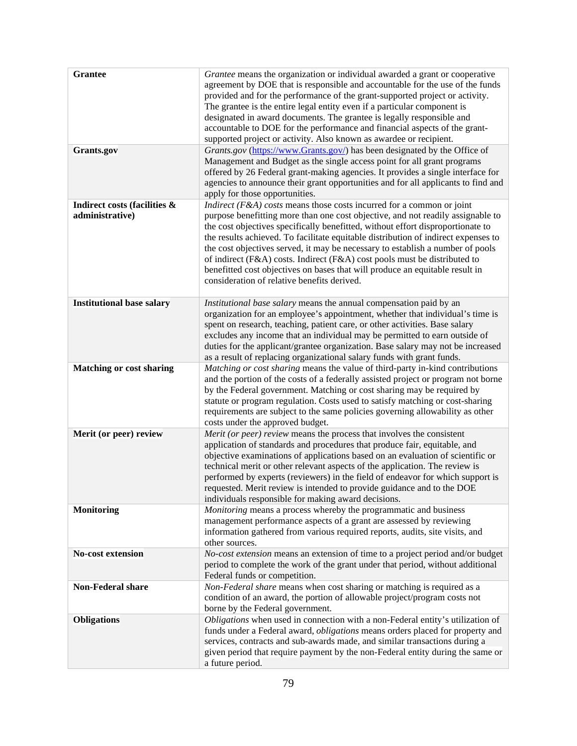| | |
|---|---|
| **Grantee** | *Grantee* means the organization or individual awarded a grant or cooperative agreement by DOE that is responsible and accountable for the use of the funds provided and for the performance of the grant-supported project or activity. The grantee is the entire legal entity even if a particular component is designated in award documents. The grantee is legally responsible and accountable to DOE for the performance and financial aspects of the grant-supported project or activity. Also known as awardee or recipient. |
| **Grants.gov** | *Grants.gov* (https://www.Grants.gov/) has been designated by the Office of Management and Budget as the single access point for all grant programs offered by 26 Federal grant-making agencies. It provides a single interface for agencies to announce their grant opportunities and for all applicants to find and apply for those opportunities. |
| **Indirect costs (facilities & administrative)** | *Indirect (F&A) costs* means those costs incurred for a common or joint purpose benefitting more than one cost objective, and not readily assignable to the cost objectives specifically benefitted, without effort disproportionate to the results achieved. To facilitate equitable distribution of indirect expenses to the cost objectives served, it may be necessary to establish a number of pools of indirect (F&A) costs. Indirect (F&A) cost pools must be distributed to benefitted cost objectives on bases that will produce an equitable result in consideration of relative benefits derived. |
| **Institutional base salary** | *Institutional base salary* means the annual compensation paid by an organization for an employee's appointment, whether that individual's time is spent on research, teaching, patient care, or other activities. Base salary excludes any income that an individual may be permitted to earn outside of duties for the applicant/grantee organization. Base salary may not be increased as a result of replacing organizational salary funds with grant funds. |
| **Matching or cost sharing** | *Matching or cost sharing* means the value of third-party in-kind contributions and the portion of the costs of a federally assisted project or program not borne by the Federal government. Matching or cost sharing may be required by statute or program regulation. Costs used to satisfy matching or cost-sharing requirements are subject to the same policies governing allowability as other costs under the approved budget. |
| **Merit (or peer) review** | *Merit (or peer) review* means the process that involves the consistent application of standards and procedures that produce fair, equitable, and objective examinations of applications based on an evaluation of scientific or technical merit or other relevant aspects of the application. The review is performed by experts (reviewers) in the field of endeavor for which support is requested. Merit review is intended to provide guidance and to the DOE individuals responsible for making award decisions. |
| **Monitoring** | *Monitoring* means a process whereby the programmatic and business management performance aspects of a grant are assessed by reviewing information gathered from various required reports, audits, site visits, and other sources. |
| **No-cost extension** | *No-cost extension* means an extension of time to a project period and/or budget period to complete the work of the grant under that period, without additional Federal funds or competition. |
| **Non-Federal share** | *Non-Federal share* means when cost sharing or matching is required as a condition of an award, the portion of allowable project/program costs not borne by the Federal government. |
| **Obligations** | *Obligations* when used in connection with a non-Federal entity's utilization of funds under a Federal award, *obligations* means orders placed for property and services, contracts and sub-awards made, and similar transactions during a given period that require payment by the non-Federal entity during the same or a future period. |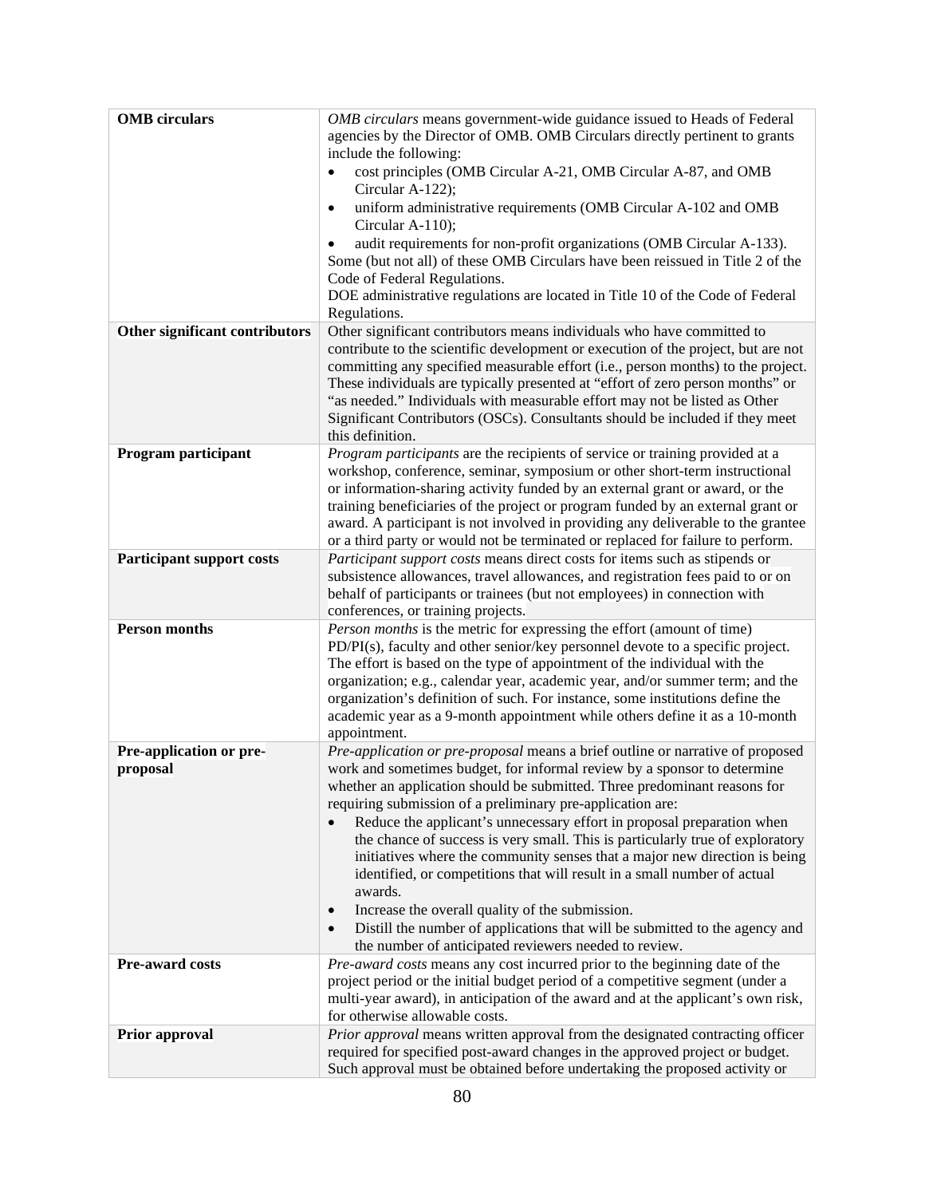| | |
|---|---|
| **OMB circulars** | *OMB circulars* means government-wide guidance issued to Heads of Federal agencies by the Director of OMB. OMB Circulars directly pertinent to grants include the following:<br>• cost principles (OMB Circular A-21, OMB Circular A-87, and OMB Circular A-122);<br>• uniform administrative requirements (OMB Circular A-102 and OMB Circular A-110);<br>• audit requirements for non-profit organizations (OMB Circular A-133).<br>Some (but not all) of these OMB Circulars have been reissued in Title 2 of the Code of Federal Regulations.<br>DOE administrative regulations are located in Title 10 of the Code of Federal Regulations. |
| **Other significant contributors** | Other significant contributors means individuals who have committed to contribute to the scientific development or execution of the project, but are not committing any specified measurable effort (i.e., person months) to the project. These individuals are typically presented at "effort of zero person months" or "as needed." Individuals with measurable effort may not be listed as Other Significant Contributors (OSCs). Consultants should be included if they meet this definition. |
| **Program participant** | *Program participants* are the recipients of service or training provided at a workshop, conference, seminar, symposium or other short-term instructional or information-sharing activity funded by an external grant or award, or the training beneficiaries of the project or program funded by an external grant or award. A participant is not involved in providing any deliverable to the grantee or a third party or would not be terminated or replaced for failure to perform. |
| **Participant support costs** | *Participant support costs* means direct costs for items such as stipends or subsistence allowances, travel allowances, and registration fees paid to or on behalf of participants or trainees (but not employees) in connection with conferences, or training projects. |
| **Person months** | *Person months* is the metric for expressing the effort (amount of time) PD/PI(s), faculty and other senior/key personnel devote to a specific project. The effort is based on the type of appointment of the individual with the organization; e.g., calendar year, academic year, and/or summer term; and the organization's definition of such. For instance, some institutions define the academic year as a 9-month appointment while others define it as a 10-month appointment. |
| **Pre-application or pre-proposal** | *Pre-application or pre-proposal* means a brief outline or narrative of proposed work and sometimes budget, for informal review by a sponsor to determine whether an application should be submitted. Three predominant reasons for requiring submission of a preliminary pre-application are:<br>• Reduce the applicant's unnecessary effort in proposal preparation when the chance of success is very small. This is particularly true of exploratory initiatives where the community senses that a major new direction is being identified, or competitions that will result in a small number of actual awards.<br>• Increase the overall quality of the submission.<br>• Distill the number of applications that will be submitted to the agency and the number of anticipated reviewers needed to review. |
| **Pre-award costs** | *Pre-award costs* means any cost incurred prior to the beginning date of the project period or the initial budget period of a competitive segment (under a multi-year award), in anticipation of the award and at the applicant's own risk, for otherwise allowable costs. |
| **Prior approval** | *Prior approval* means written approval from the designated contracting officer required for specified post-award changes in the approved project or budget. Such approval must be obtained before undertaking the proposed activity or |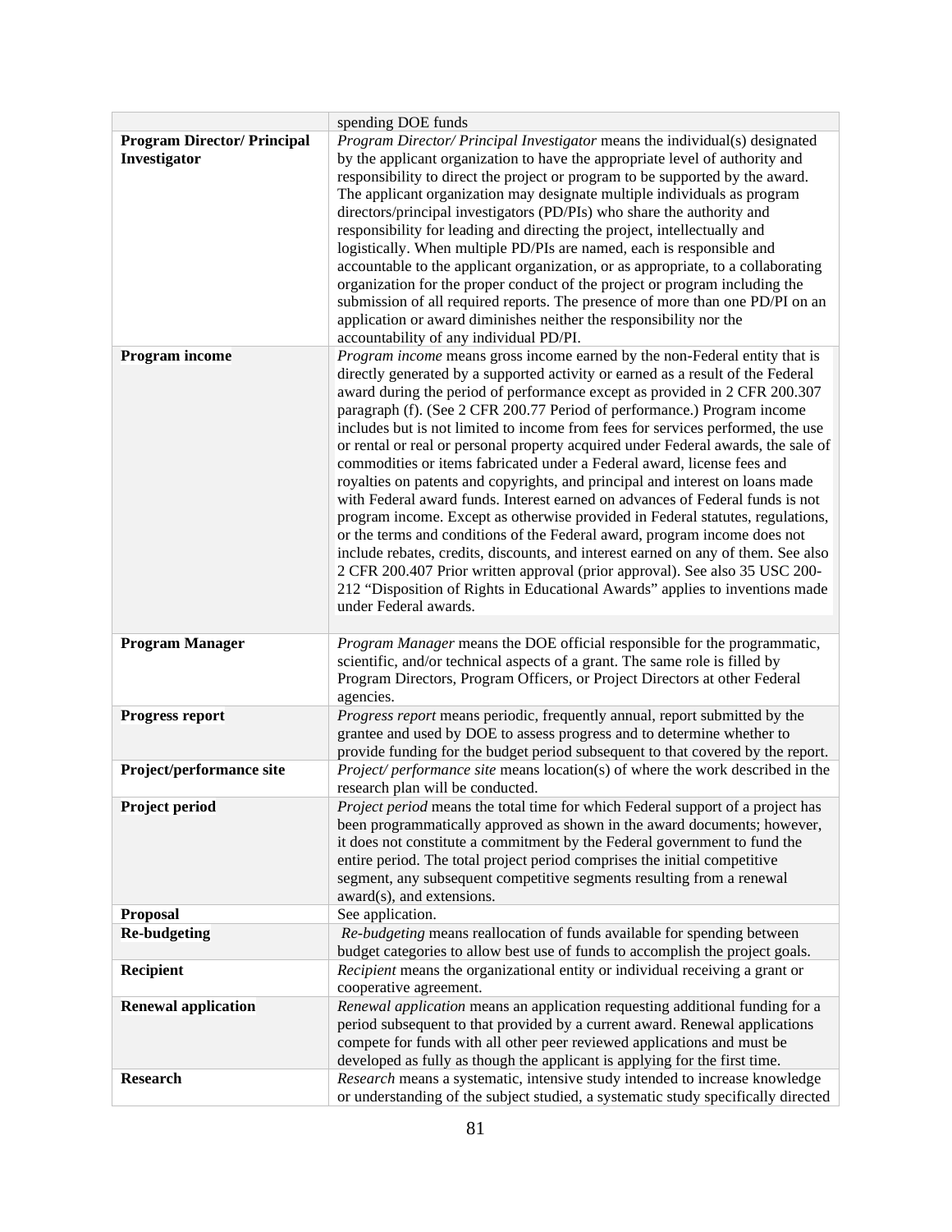|  |  |
|---|---|
|  | spending DOE funds |
| **Program Director/ Principal Investigator** | *Program Director/ Principal Investigator* means the individual(s) designated by the applicant organization to have the appropriate level of authority and responsibility to direct the project or program to be supported by the award. The applicant organization may designate multiple individuals as program directors/principal investigators (PD/PIs) who share the authority and responsibility for leading and directing the project, intellectually and logistically. When multiple PD/PIs are named, each is responsible and accountable to the applicant organization, or as appropriate, to a collaborating organization for the proper conduct of the project or program including the submission of all required reports. The presence of more than one PD/PI on an application or award diminishes neither the responsibility nor the accountability of any individual PD/PI. |
| **Program income** | *Program income* means gross income earned by the non-Federal entity that is directly generated by a supported activity or earned as a result of the Federal award during the period of performance except as provided in 2 CFR 200.307 paragraph (f). (See 2 CFR 200.77 Period of performance.) Program income includes but is not limited to income from fees for services performed, the use or rental or real or personal property acquired under Federal awards, the sale of commodities or items fabricated under a Federal award, license fees and royalties on patents and copyrights, and principal and interest on loans made with Federal award funds. Interest earned on advances of Federal funds is not program income. Except as otherwise provided in Federal statutes, regulations, or the terms and conditions of the Federal award, program income does not include rebates, credits, discounts, and interest earned on any of them. See also 2 CFR 200.407 Prior written approval (prior approval). See also 35 USC 200-212 "Disposition of Rights in Educational Awards" applies to inventions made under Federal awards. |
| **Program Manager** | *Program Manager* means the DOE official responsible for the programmatic, scientific, and/or technical aspects of a grant. The same role is filled by Program Directors, Program Officers, or Project Directors at other Federal agencies. |
| **Progress report** | *Progress report* means periodic, frequently annual, report submitted by the grantee and used by DOE to assess progress and to determine whether to provide funding for the budget period subsequent to that covered by the report. |
| **Project/performance site** | *Project/ performance site* means location(s) of where the work described in the research plan will be conducted. |
| **Project period** | *Project period* means the total time for which Federal support of a project has been programmatically approved as shown in the award documents; however, it does not constitute a commitment by the Federal government to fund the entire period. The total project period comprises the initial competitive segment, any subsequent competitive segments resulting from a renewal award(s), and extensions. |
| **Proposal** | See application. |
| **Re-budgeting** | *Re-budgeting* means reallocation of funds available for spending between budget categories to allow best use of funds to accomplish the project goals. |
| **Recipient** | *Recipient* means the organizational entity or individual receiving a grant or cooperative agreement. |
| **Renewal application** | *Renewal application* means an application requesting additional funding for a period subsequent to that provided by a current award. Renewal applications compete for funds with all other peer reviewed applications and must be developed as fully as though the applicant is applying for the first time. |
| **Research** | *Research* means a systematic, intensive study intended to increase knowledge or understanding of the subject studied, a systematic study specifically directed |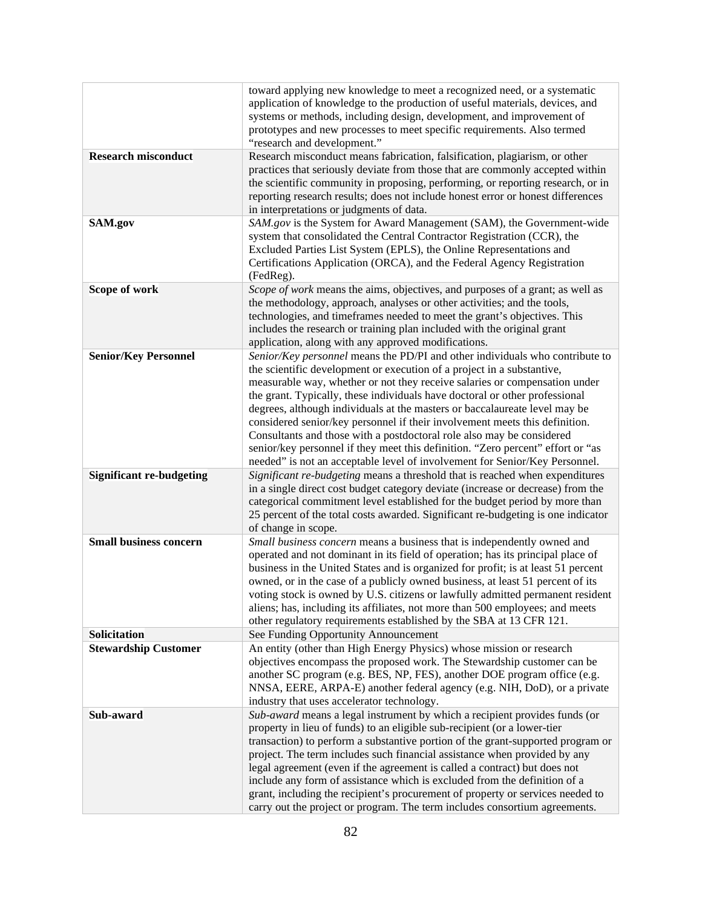| | |
|---|---|
| | toward applying new knowledge to meet a recognized need, or a systematic application of knowledge to the production of useful materials, devices, and systems or methods, including design, development, and improvement of prototypes and new processes to meet specific requirements. Also termed "research and development." |
| **Research misconduct** | Research misconduct means fabrication, falsification, plagiarism, or other practices that seriously deviate from those that are commonly accepted within the scientific community in proposing, performing, or reporting research, or in reporting research results; does not include honest error or honest differences in interpretations or judgments of data. |
| **SAM.gov** | *SAM.gov* is the System for Award Management (SAM), the Government-wide system that consolidated the Central Contractor Registration (CCR), the Excluded Parties List System (EPLS), the Online Representations and Certifications Application (ORCA), and the Federal Agency Registration (FedReg). |
| **Scope of work** | *Scope of work* means the aims, objectives, and purposes of a grant; as well as the methodology, approach, analyses or other activities; and the tools, technologies, and timeframes needed to meet the grant's objectives. This includes the research or training plan included with the original grant application, along with any approved modifications. |
| **Senior/Key Personnel** | *Senior/Key personnel* means the PD/PI and other individuals who contribute to the scientific development or execution of a project in a substantive, measurable way, whether or not they receive salaries or compensation under the grant. Typically, these individuals have doctoral or other professional degrees, although individuals at the masters or baccalaureate level may be considered senior/key personnel if their involvement meets this definition. Consultants and those with a postdoctoral role also may be considered senior/key personnel if they meet this definition. "Zero percent" effort or "as needed" is not an acceptable level of involvement for Senior/Key Personnel. |
| **Significant re-budgeting** | *Significant re-budgeting* means a threshold that is reached when expenditures in a single direct cost budget category deviate (increase or decrease) from the categorical commitment level established for the budget period by more than 25 percent of the total costs awarded. Significant re-budgeting is one indicator of change in scope. |
| **Small business concern** | *Small business concern* means a business that is independently owned and operated and not dominant in its field of operation; has its principal place of business in the United States and is organized for profit; is at least 51 percent owned, or in the case of a publicly owned business, at least 51 percent of its voting stock is owned by U.S. citizens or lawfully admitted permanent resident aliens; has, including its affiliates, not more than 500 employees; and meets other regulatory requirements established by the SBA at 13 CFR 121. |
| **Solicitation** | See Funding Opportunity Announcement |
| **Stewardship Customer** | An entity (other than High Energy Physics) whose mission or research objectives encompass the proposed work. The Stewardship customer can be another SC program (e.g. BES, NP, FES), another DOE program office (e.g. NNSA, EERE, ARPA-E) another federal agency (e.g. NIH, DoD), or a private industry that uses accelerator technology. |
| **Sub-award** | *Sub-award* means a legal instrument by which a recipient provides funds (or property in lieu of funds) to an eligible sub-recipient (or a lower-tier transaction) to perform a substantive portion of the grant-supported program or project. The term includes such financial assistance when provided by any legal agreement (even if the agreement is called a contract) but does not include any form of assistance which is excluded from the definition of a grant, including the recipient's procurement of property or services needed to carry out the project or program. The term includes consortium agreements. |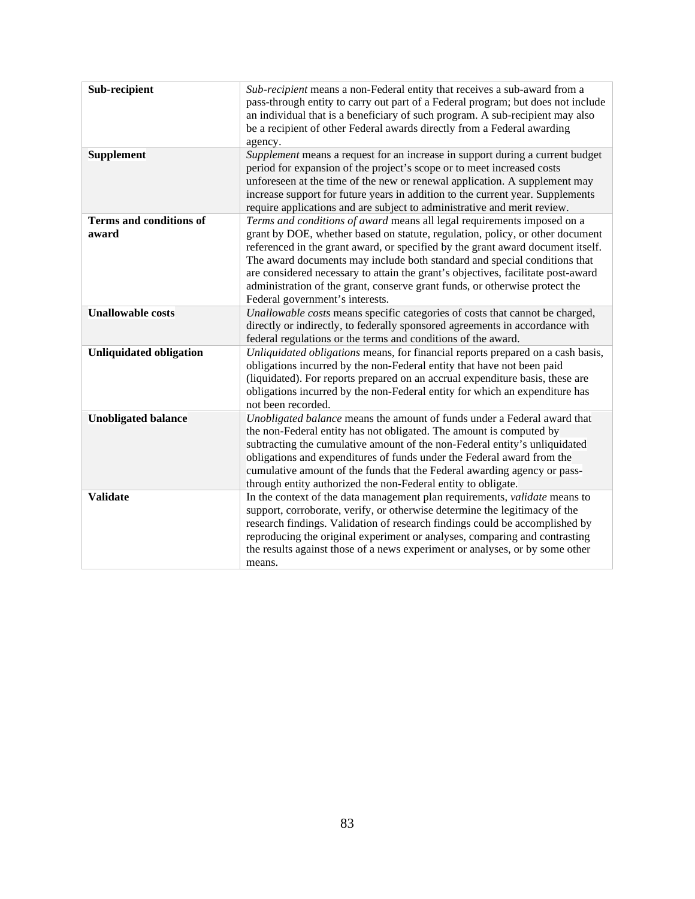| | |
|---|---|
| **Sub-recipient** | *Sub-recipient* means a non-Federal entity that receives a sub-award from a pass-through entity to carry out part of a Federal program; but does not include an individual that is a beneficiary of such program. A sub-recipient may also be a recipient of other Federal awards directly from a Federal awarding agency. |
| **Supplement** | *Supplement* means a request for an increase in support during a current budget period for expansion of the project's scope or to meet increased costs unforeseen at the time of the new or renewal application. A supplement may increase support for future years in addition to the current year. Supplements require applications and are subject to administrative and merit review. |
| **Terms and conditions of award** | *Terms and conditions of award* means all legal requirements imposed on a grant by DOE, whether based on statute, regulation, policy, or other document referenced in the grant award, or specified by the grant award document itself. The award documents may include both standard and special conditions that are considered necessary to attain the grant's objectives, facilitate post-award administration of the grant, conserve grant funds, or otherwise protect the Federal government's interests. |
| **Unallowable costs** | *Unallowable costs* means specific categories of costs that cannot be charged, directly or indirectly, to federally sponsored agreements in accordance with federal regulations or the terms and conditions of the award. |
| **Unliquidated obligation** | *Unliquidated obligations* means, for financial reports prepared on a cash basis, obligations incurred by the non-Federal entity that have not been paid (liquidated). For reports prepared on an accrual expenditure basis, these are obligations incurred by the non-Federal entity for which an expenditure has not been recorded. |
| **Unobligated balance** | *Unobligated balance* means the amount of funds under a Federal award that the non-Federal entity has not obligated. The amount is computed by subtracting the cumulative amount of the non-Federal entity's unliquidated obligations and expenditures of funds under the Federal award from the cumulative amount of the funds that the Federal awarding agency or pass-through entity authorized the non-Federal entity to obligate. |
| **Validate** | In the context of the data management plan requirements, *validate* means to support, corroborate, verify, or otherwise determine the legitimacy of the research findings. Validation of research findings could be accomplished by reproducing the original experiment or analyses, comparing and contrasting the results against those of a news experiment or analyses, or by some other means. |